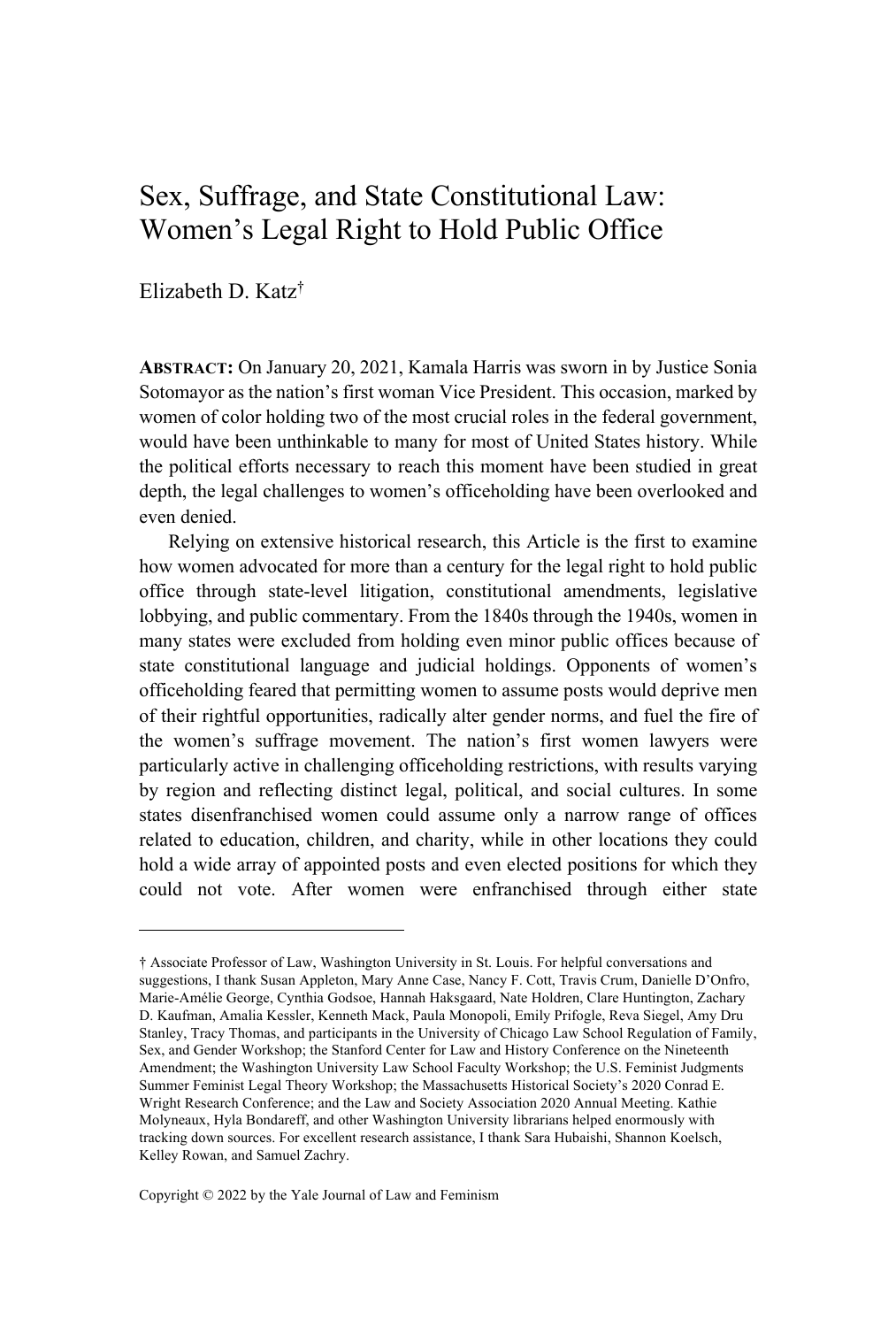# Sex, Suffrage, and State Constitutional Law: Women's Legal Right to Hold Public Office

Elizabeth D. Katz[†]

**ABSTRACT:** On January 20, 2021, Kamala Harris was sworn in by Justice Sonia Sotomayor as the nation's first woman Vice President. This occasion, marked by women of color holding two of the most crucial roles in the federal government, would have been unthinkable to many for most of United States history. While the political efforts necessary to reach this moment have been studied in great depth, the legal challenges to women's officeholding have been overlooked and even denied.

Relying on extensive historical research, this Article is the first to examine how women advocated for more than a century for the legal right to hold public office through state-level litigation, constitutional amendments, legislative lobbying, and public commentary. From the 1840s through the 1940s, women in many states were excluded from holding even minor public offices because of state constitutional language and judicial holdings. Opponents of women's officeholding feared that permitting women to assume posts would deprive men of their rightful opportunities, radically alter gender norms, and fuel the fire of the women's suffrage movement. The nation's first women lawyers were particularly active in challenging officeholding restrictions, with results varying by region and reflecting distinct legal, political, and social cultures. In some states disenfranchised women could assume only a narrow range of offices related to education, children, and charity, while in other locations they could hold a wide array of appointed posts and even elected positions for which they could not vote. After women were enfranchised through either state

---

[†] Associate Professor of Law, Washington University in St. Louis. For helpful conversations and suggestions, I thank Susan Appleton, Mary Anne Case, Nancy F. Cott, Travis Crum, Danielle D'Onfro, Marie-Amélie George, Cynthia Godsoe, Hannah Haksgaard, Nate Holdren, Clare Huntington, Zachary D. Kaufman, Amalia Kessler, Kenneth Mack, Paula Monopoli, Emily Prifogle, Reva Siegel, Amy Dru Stanley, Tracy Thomas, and participants in the University of Chicago Law School Regulation of Family, Sex, and Gender Workshop; the Stanford Center for Law and History Conference on the Nineteenth Amendment; the Washington University Law School Faculty Workshop; the U.S. Feminist Judgments Summer Feminist Legal Theory Workshop; the Massachusetts Historical Society's 2020 Conrad E. Wright Research Conference; and the Law and Society Association 2020 Annual Meeting. Kathie Molyneaux, Hyla Bondareff, and other Washington University librarians helped enormously with tracking down sources. For excellent research assistance, I thank Sara Hubaishi, Shannon Koelsch, Kelley Rowan, and Samuel Zachry.

Copyright © 2022 by the Yale Journal of Law and Feminism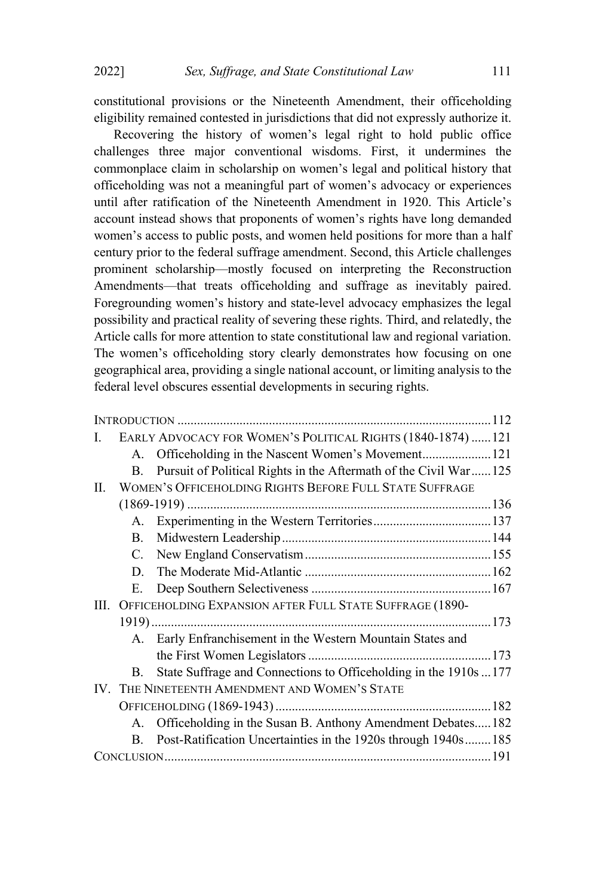constitutional provisions or the Nineteenth Amendment, their officeholding eligibility remained contested in jurisdictions that did not expressly authorize it.

Recovering the history of women's legal right to hold public office challenges three major conventional wisdoms. First, it undermines the commonplace claim in scholarship on women's legal and political history that officeholding was not a meaningful part of women's advocacy or experiences until after ratification of the Nineteenth Amendment in 1920. This Article's account instead shows that proponents of women's rights have long demanded women's access to public posts, and women held positions for more than a half century prior to the federal suffrage amendment. Second, this Article challenges prominent scholarship—mostly focused on interpreting the Reconstruction Amendments—that treats officeholding and suffrage as inevitably paired. Foregrounding women's history and state-level advocacy emphasizes the legal possibility and practical reality of severing these rights. Third, and relatedly, the Article calls for more attention to state constitutional law and regional variation. The women's officeholding story clearly demonstrates how focusing on one geographical area, providing a single national account, or limiting analysis to the federal level obscures essential developments in securing rights.

- INTRODUCTION .......... 112
- I. EARLY ADVOCACY FOR WOMEN'S POLITICAL RIGHTS (1840-1874) .......... 121
  - A. Officeholding in the Nascent Women's Movement .......... 121
  - B. Pursuit of Political Rights in the Aftermath of the Civil War .......... 125
- II. WOMEN'S OFFICEHOLDING RIGHTS BEFORE FULL STATE SUFFRAGE (1869-1919) .......... 136
  - A. Experimenting in the Western Territories .......... 137
  - B. Midwestern Leadership .......... 144
  - C. New England Conservatism .......... 155
  - D. The Moderate Mid-Atlantic .......... 162
  - E. Deep Southern Selectiveness .......... 167
- III. OFFICEHOLDING EXPANSION AFTER FULL STATE SUFFRAGE (1890-1919) .......... 173
  - A. Early Enfranchisement in the Western Mountain States and the First Women Legislators .......... 173
  - B. State Suffrage and Connections to Officeholding in the 1910s .......... 177
- IV. THE NINETEENTH AMENDMENT AND WOMEN'S STATE OFFICEHOLDING (1869-1943) .......... 182
  - A. Officeholding in the Susan B. Anthony Amendment Debates .......... 182
  - B. Post-Ratification Uncertainties in the 1920s through 1940s .......... 185
- CONCLUSION .......... 191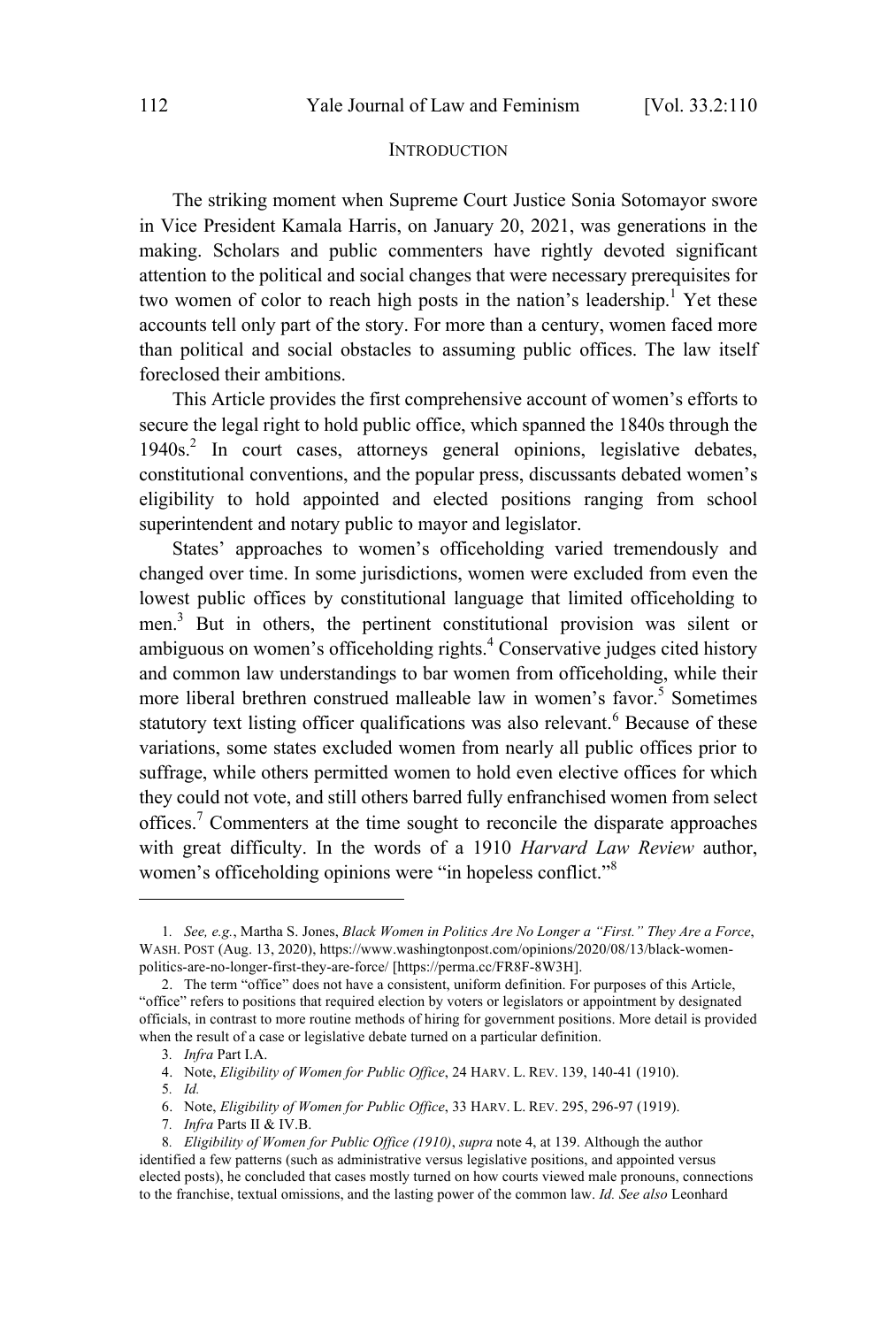## INTRODUCTION

The striking moment when Supreme Court Justice Sonia Sotomayor swore in Vice President Kamala Harris, on January 20, 2021, was generations in the making. Scholars and public commenters have rightly devoted significant attention to the political and social changes that were necessary prerequisites for two women of color to reach high posts in the nation's leadership.[1] Yet these accounts tell only part of the story. For more than a century, women faced more than political and social obstacles to assuming public offices. The law itself foreclosed their ambitions.

This Article provides the first comprehensive account of women's efforts to secure the legal right to hold public office, which spanned the 1840s through the 1940s.[2] In court cases, attorneys general opinions, legislative debates, constitutional conventions, and the popular press, discussants debated women's eligibility to hold appointed and elected positions ranging from school superintendent and notary public to mayor and legislator.

States' approaches to women's officeholding varied tremendously and changed over time. In some jurisdictions, women were excluded from even the lowest public offices by constitutional language that limited officeholding to men.[3] But in others, the pertinent constitutional provision was silent or ambiguous on women's officeholding rights.[4] Conservative judges cited history and common law understandings to bar women from officeholding, while their more liberal brethren construed malleable law in women's favor.[5] Sometimes statutory text listing officer qualifications was also relevant.[6] Because of these variations, some states excluded women from nearly all public offices prior to suffrage, while others permitted women to hold even elective offices for which they could not vote, and still others barred fully enfranchised women from select offices.[7] Commenters at the time sought to reconcile the disparate approaches with great difficulty. In the words of a 1910 *Harvard Law Review* author, women's officeholding opinions were "in hopeless conflict."[8]

---

1. *See, e.g.*, Martha S. Jones, *Black Women in Politics Are No Longer a "First." They Are a Force*, WASH. POST (Aug. 13, 2020), https://www.washingtonpost.com/opinions/2020/08/13/black-women-politics-are-no-longer-first-they-are-force/ [https://perma.cc/FR8F-8W3H].

2. The term "office" does not have a consistent, uniform definition. For purposes of this Article, "office" refers to positions that required election by voters or legislators or appointment by designated officials, in contrast to more routine methods of hiring for government positions. More detail is provided when the result of a case or legislative debate turned on a particular definition.

3. *Infra* Part I.A.

4. Note, *Eligibility of Women for Public Office*, 24 HARV. L. REV. 139, 140-41 (1910).

5. *Id.*

6. Note, *Eligibility of Women for Public Office*, 33 HARV. L. REV. 295, 296-97 (1919).

7. *Infra* Parts II & IV.B.

8. *Eligibility of Women for Public Office (1910)*, *supra* note 4, at 139. Although the author identified a few patterns (such as administrative versus legislative positions, and appointed versus elected posts), he concluded that cases mostly turned on how courts viewed male pronouns, connections to the franchise, textual omissions, and the lasting power of the common law. *Id. See also* Leonhard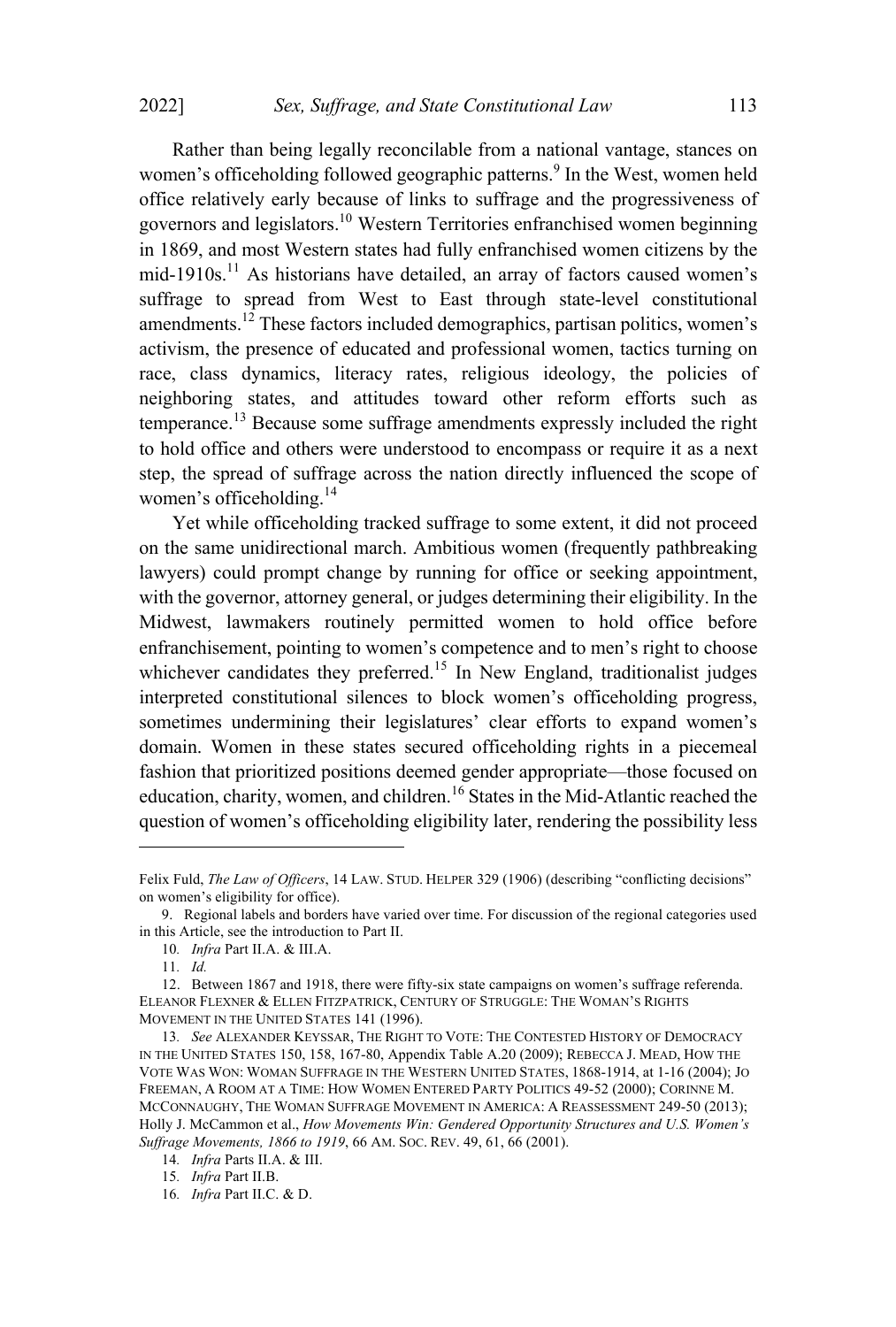Rather than being legally reconcilable from a national vantage, stances on women's officeholding followed geographic patterns.[9] In the West, women held office relatively early because of links to suffrage and the progressiveness of governors and legislators.[10] Western Territories enfranchised women beginning in 1869, and most Western states had fully enfranchised women citizens by the mid-1910s.[11] As historians have detailed, an array of factors caused women's suffrage to spread from West to East through state-level constitutional amendments.[12] These factors included demographics, partisan politics, women's activism, the presence of educated and professional women, tactics turning on race, class dynamics, literacy rates, religious ideology, the policies of neighboring states, and attitudes toward other reform efforts such as temperance.[13] Because some suffrage amendments expressly included the right to hold office and others were understood to encompass or require it as a next step, the spread of suffrage across the nation directly influenced the scope of women's officeholding.[14]

Yet while officeholding tracked suffrage to some extent, it did not proceed on the same unidirectional march. Ambitious women (frequently pathbreaking lawyers) could prompt change by running for office or seeking appointment, with the governor, attorney general, or judges determining their eligibility. In the Midwest, lawmakers routinely permitted women to hold office before enfranchisement, pointing to women's competence and to men's right to choose whichever candidates they preferred.[15] In New England, traditionalist judges interpreted constitutional silences to block women's officeholding progress, sometimes undermining their legislatures' clear efforts to expand women's domain. Women in these states secured officeholding rights in a piecemeal fashion that prioritized positions deemed gender appropriate—those focused on education, charity, women, and children.[16] States in the Mid-Atlantic reached the question of women's officeholding eligibility later, rendering the possibility less

---

Felix Fuld, *The Law of Officers*, 14 LAW. STUD. HELPER 329 (1906) (describing "conflicting decisions" on women's eligibility for office).

9. Regional labels and borders have varied over time. For discussion of the regional categories used in this Article, see the introduction to Part II.

10. *Infra* Part II.A. & III.A.

11. *Id.*

12. Between 1867 and 1918, there were fifty-six state campaigns on women's suffrage referenda. ELEANOR FLEXNER & ELLEN FITZPATRICK, CENTURY OF STRUGGLE: THE WOMAN'S RIGHTS MOVEMENT IN THE UNITED STATES 141 (1996).

13. *See* ALEXANDER KEYSSAR, THE RIGHT TO VOTE: THE CONTESTED HISTORY OF DEMOCRACY IN THE UNITED STATES 150, 158, 167-80, Appendix Table A.20 (2009); REBECCA J. MEAD, HOW THE VOTE WAS WON: WOMAN SUFFRAGE IN THE WESTERN UNITED STATES, 1868-1914, at 1-16 (2004); JO FREEMAN, A ROOM AT A TIME: HOW WOMEN ENTERED PARTY POLITICS 49-52 (2000); CORINNE M. MCCONNAUGHY, THE WOMAN SUFFRAGE MOVEMENT IN AMERICA: A REASSESSMENT 249-50 (2013); Holly J. McCammon et al., *How Movements Win: Gendered Opportunity Structures and U.S. Women's Suffrage Movements, 1866 to 1919*, 66 AM. SOC. REV. 49, 61, 66 (2001).

14. *Infra* Parts II.A. & III.

15. *Infra* Part II.B.

16. *Infra* Part II.C. & D.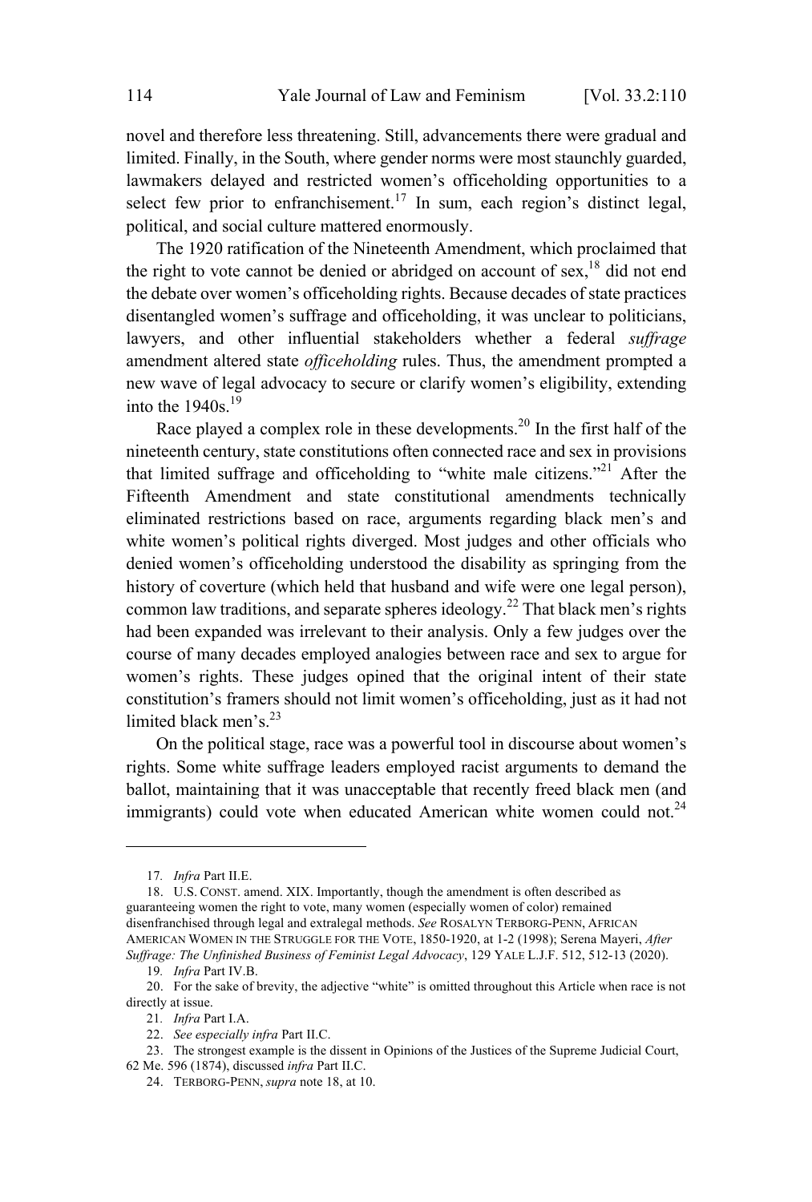novel and therefore less threatening. Still, advancements there were gradual and limited. Finally, in the South, where gender norms were most staunchly guarded, lawmakers delayed and restricted women's officeholding opportunities to a select few prior to enfranchisement.[17] In sum, each region's distinct legal, political, and social culture mattered enormously.

The 1920 ratification of the Nineteenth Amendment, which proclaimed that the right to vote cannot be denied or abridged on account of sex,[18] did not end the debate over women's officeholding rights. Because decades of state practices disentangled women's suffrage and officeholding, it was unclear to politicians, lawyers, and other influential stakeholders whether a federal *suffrage* amendment altered state *officeholding* rules. Thus, the amendment prompted a new wave of legal advocacy to secure or clarify women's eligibility, extending into the 1940s.[19]

Race played a complex role in these developments.[20] In the first half of the nineteenth century, state constitutions often connected race and sex in provisions that limited suffrage and officeholding to "white male citizens."[21] After the Fifteenth Amendment and state constitutional amendments technically eliminated restrictions based on race, arguments regarding black men's and white women's political rights diverged. Most judges and other officials who denied women's officeholding understood the disability as springing from the history of coverture (which held that husband and wife were one legal person), common law traditions, and separate spheres ideology.[22] That black men's rights had been expanded was irrelevant to their analysis. Only a few judges over the course of many decades employed analogies between race and sex to argue for women's rights. These judges opined that the original intent of their state constitution's framers should not limit women's officeholding, just as it had not limited black men's.[23]

On the political stage, race was a powerful tool in discourse about women's rights. Some white suffrage leaders employed racist arguments to demand the ballot, maintaining that it was unacceptable that recently freed black men (and immigrants) could vote when educated American white women could not.[24]

---

17. *Infra* Part II.E.

18. U.S. CONST. amend. XIX. Importantly, though the amendment is often described as guaranteeing women the right to vote, many women (especially women of color) remained disenfranchised through legal and extralegal methods. *See* ROSALYN TERBORG-PENN, AFRICAN AMERICAN WOMEN IN THE STRUGGLE FOR THE VOTE, 1850-1920, at 1-2 (1998); Serena Mayeri, *After Suffrage: The Unfinished Business of Feminist Legal Advocacy*, 129 YALE L.J.F. 512, 512-13 (2020).

19. *Infra* Part IV.B.

20. For the sake of brevity, the adjective "white" is omitted throughout this Article when race is not directly at issue.

21. *Infra* Part I.A.

22. *See especially infra* Part II.C.

23. The strongest example is the dissent in Opinions of the Justices of the Supreme Judicial Court, 62 Me. 596 (1874), discussed *infra* Part II.C.

24. TERBORG-PENN, *supra* note 18, at 10.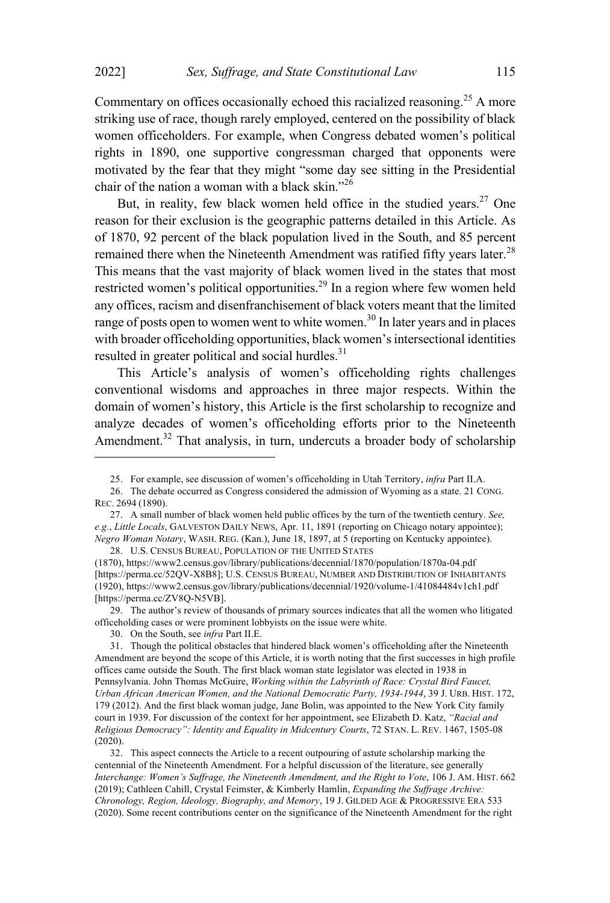Commentary on offices occasionally echoed this racialized reasoning.[25] A more striking use of race, though rarely employed, centered on the possibility of black women officeholders. For example, when Congress debated women's political rights in 1890, one supportive congressman charged that opponents were motivated by the fear that they might "some day see sitting in the Presidential chair of the nation a woman with a black skin."[26]

But, in reality, few black women held office in the studied years.[27] One reason for their exclusion is the geographic patterns detailed in this Article. As of 1870, 92 percent of the black population lived in the South, and 85 percent remained there when the Nineteenth Amendment was ratified fifty years later.[28] This means that the vast majority of black women lived in the states that most restricted women's political opportunities.[29] In a region where few women held any offices, racism and disenfranchisement of black voters meant that the limited range of posts open to women went to white women.[30] In later years and in places with broader officeholding opportunities, black women's intersectional identities resulted in greater political and social hurdles.[31]

This Article's analysis of women's officeholding rights challenges conventional wisdoms and approaches in three major respects. Within the domain of women's history, this Article is the first scholarship to recognize and analyze decades of women's officeholding efforts prior to the Nineteenth Amendment.[32] That analysis, in turn, undercuts a broader body of scholarship

---

25. For example, see discussion of women's officeholding in Utah Territory, *infra* Part II.A.

26. The debate occurred as Congress considered the admission of Wyoming as a state. 21 CONG. REC. 2694 (1890).

27. A small number of black women held public offices by the turn of the twentieth century. *See, e.g.*, *Little Locals*, GALVESTON DAILY NEWS, Apr. 11, 1891 (reporting on Chicago notary appointee); *Negro Woman Notary*, WASH. REG. (Kan.), June 18, 1897, at 5 (reporting on Kentucky appointee).

28. U.S. CENSUS BUREAU, POPULATION OF THE UNITED STATES (1870), https://www2.census.gov/library/publications/decennial/1870/population/1870a-04.pdf [https://perma.cc/52QV-X8B8]; U.S. CENSUS BUREAU, NUMBER AND DISTRIBUTION OF INHABITANTS (1920), https://www2.census.gov/library/publications/decennial/1920/volume-1/41084484v1ch1.pdf [https://perma.cc/ZV8Q-N5VB].

29. The author's review of thousands of primary sources indicates that all the women who litigated officeholding cases or were prominent lobbyists on the issue were white.

30. On the South, see *infra* Part II.E.

31. Though the political obstacles that hindered black women's officeholding after the Nineteenth Amendment are beyond the scope of this Article, it is worth noting that the first successes in high profile offices came outside the South. The first black woman state legislator was elected in 1938 in Pennsylvania. John Thomas McGuire, *Working within the Labyrinth of Race: Crystal Bird Faucet, Urban African American Women, and the National Democratic Party, 1934-1944*, 39 J. URB. HIST. 172, 179 (2012). And the first black woman judge, Jane Bolin, was appointed to the New York City family court in 1939. For discussion of the context for her appointment, see Elizabeth D. Katz, *"Racial and Religious Democracy": Identity and Equality in Midcentury Courts*, 72 STAN. L. REV. 1467, 1505-08 (2020).

32. This aspect connects the Article to a recent outpouring of astute scholarship marking the centennial of the Nineteenth Amendment. For a helpful discussion of the literature, see generally *Interchange: Women's Suffrage, the Nineteenth Amendment, and the Right to Vote*, 106 J. AM. HIST. 662 (2019); Cathleen Cahill, Crystal Feimster, & Kimberly Hamlin, *Expanding the Suffrage Archive: Chronology, Region, Ideology, Biography, and Memory*, 19 J. GILDED AGE & PROGRESSIVE ERA 533 (2020). Some recent contributions center on the significance of the Nineteenth Amendment for the right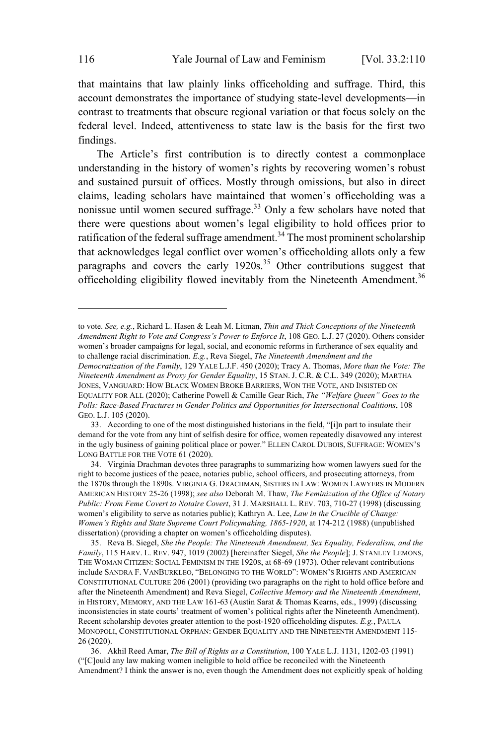that maintains that law plainly links officeholding and suffrage. Third, this account demonstrates the importance of studying state-level developments—in contrast to treatments that obscure regional variation or that focus solely on the federal level. Indeed, attentiveness to state law is the basis for the first two findings.

The Article's first contribution is to directly contest a commonplace understanding in the history of women's rights by recovering women's robust and sustained pursuit of offices. Mostly through omissions, but also in direct claims, leading scholars have maintained that women's officeholding was a nonissue until women secured suffrage.[33] Only a few scholars have noted that there were questions about women's legal eligibility to hold offices prior to ratification of the federal suffrage amendment.[34] The most prominent scholarship that acknowledges legal conflict over women's officeholding allots only a few paragraphs and covers the early 1920s.[35] Other contributions suggest that officeholding eligibility flowed inevitably from the Nineteenth Amendment.[36]

---

to vote. *See, e.g.*, Richard L. Hasen & Leah M. Litman, *Thin and Thick Conceptions of the Nineteenth Amendment Right to Vote and Congress's Power to Enforce It*, 108 GEO. L.J. 27 (2020). Others consider women's broader campaigns for legal, social, and economic reforms in furtherance of sex equality and to challenge racial discrimination. *E.g.*, Reva Siegel, *The Nineteenth Amendment and the Democratization of the Family*, 129 YALE L.J.F. 450 (2020); Tracy A. Thomas, *More than the Vote: The Nineteenth Amendment as Proxy for Gender Equality*, 15 STAN. J. C.R. & C.L. 349 (2020); MARTHA JONES, VANGUARD: HOW BLACK WOMEN BROKE BARRIERS, WON THE VOTE, AND INSISTED ON EQUALITY FOR ALL (2020); Catherine Powell & Camille Gear Rich, *The "Welfare Queen" Goes to the Polls: Race-Based Fractures in Gender Politics and Opportunities for Intersectional Coalitions*, 108 GEO. L.J. 105 (2020).

33. According to one of the most distinguished historians in the field, "[i]n part to insulate their demand for the vote from any hint of selfish desire for office, women repeatedly disavowed any interest in the ugly business of gaining political place or power." ELLEN CAROL DUBOIS, SUFFRAGE: WOMEN'S LONG BATTLE FOR THE VOTE 61 (2020).

34. Virginia Drachman devotes three paragraphs to summarizing how women lawyers sued for the right to become justices of the peace, notaries public, school officers, and prosecuting attorneys, from the 1870s through the 1890s. VIRGINIA G. DRACHMAN, SISTERS IN LAW: WOMEN LAWYERS IN MODERN AMERICAN HISTORY 25-26 (1998); *see also* Deborah M. Thaw, *The Feminization of the Office of Notary Public: From Feme Covert to Notaire Covert*, 31 J. MARSHALL L. REV. 703, 710-27 (1998) (discussing women's eligibility to serve as notaries public); Kathryn A. Lee, *Law in the Crucible of Change: Women's Rights and State Supreme Court Policymaking, 1865-1920*, at 174-212 (1988) (unpublished dissertation) (providing a chapter on women's officeholding disputes).

35. Reva B. Siegel, *She the People: The Nineteenth Amendment, Sex Equality, Federalism, and the Family*, 115 HARV. L. REV. 947, 1019 (2002) [hereinafter Siegel, *She the People*]; J. STANLEY LEMONS, THE WOMAN CITIZEN: SOCIAL FEMINISM IN THE 1920S, at 68-69 (1973). Other relevant contributions include SANDRA F. VANBURKLEO, "BELONGING TO THE WORLD": WOMEN'S RIGHTS AND AMERICAN CONSTITUTIONAL CULTURE 206 (2001) (providing two paragraphs on the right to hold office before and after the Nineteenth Amendment) and Reva Siegel, *Collective Memory and the Nineteenth Amendment*, in HISTORY, MEMORY, AND THE LAW 161-63 (Austin Sarat & Thomas Kearns, eds., 1999) (discussing inconsistencies in state courts' treatment of women's political rights after the Nineteenth Amendment). Recent scholarship devotes greater attention to the post-1920 officeholding disputes. *E.g.*, PAULA MONOPOLI, CONSTITUTIONAL ORPHAN: GENDER EQUALITY AND THE NINETEENTH AMENDMENT 115-26 (2020).

36. Akhil Reed Amar, *The Bill of Rights as a Constitution*, 100 YALE L.J. 1131, 1202-03 (1991) ("[C]ould any law making women ineligible to hold office be reconciled with the Nineteenth Amendment? I think the answer is no, even though the Amendment does not explicitly speak of holding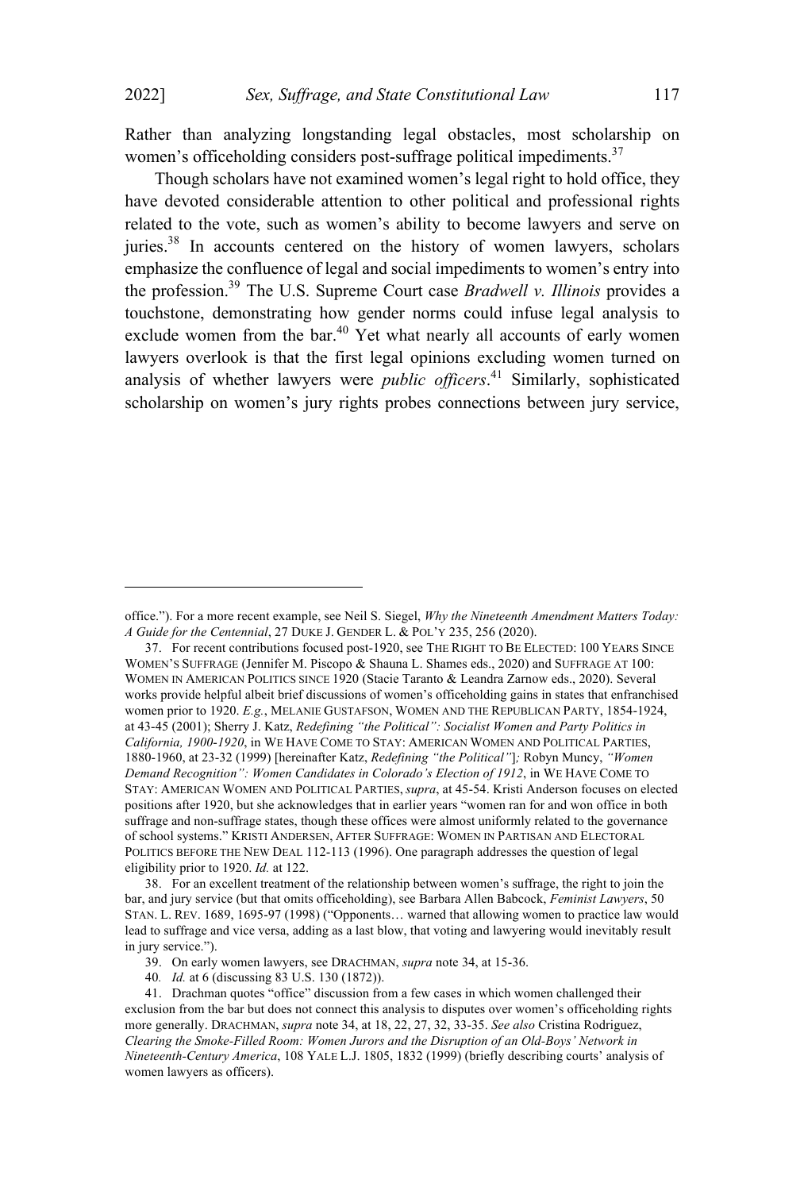Rather than analyzing longstanding legal obstacles, most scholarship on women's officeholding considers post-suffrage political impediments.[37]

Though scholars have not examined women's legal right to hold office, they have devoted considerable attention to other political and professional rights related to the vote, such as women's ability to become lawyers and serve on juries.[38] In accounts centered on the history of women lawyers, scholars emphasize the confluence of legal and social impediments to women's entry into the profession.[39] The U.S. Supreme Court case *Bradwell v. Illinois* provides a touchstone, demonstrating how gender norms could infuse legal analysis to exclude women from the bar.[40] Yet what nearly all accounts of early women lawyers overlook is that the first legal opinions excluding women turned on analysis of whether lawyers were *public officers*.[41] Similarly, sophisticated scholarship on women's jury rights probes connections between jury service,

---

office."). For a more recent example, see Neil S. Siegel, *Why the Nineteenth Amendment Matters Today: A Guide for the Centennial*, 27 DUKE J. GENDER L. & POL'Y 235, 256 (2020).

37. For recent contributions focused post-1920, see THE RIGHT TO BE ELECTED: 100 YEARS SINCE WOMEN'S SUFFRAGE (Jennifer M. Piscopo & Shauna L. Shames eds., 2020) and SUFFRAGE AT 100: WOMEN IN AMERICAN POLITICS SINCE 1920 (Stacie Taranto & Leandra Zarnow eds., 2020). Several works provide helpful albeit brief discussions of women's officeholding gains in states that enfranchised women prior to 1920. *E.g.*, MELANIE GUSTAFSON, WOMEN AND THE REPUBLICAN PARTY, 1854-1924, at 43-45 (2001); Sherry J. Katz, *Redefining "the Political": Socialist Women and Party Politics in California, 1900-1920*, in WE HAVE COME TO STAY: AMERICAN WOMEN AND POLITICAL PARTIES, 1880-1960, at 23-32 (1999) [hereinafter Katz, *Redefining "the Political"*]*;* Robyn Muncy, *"Women Demand Recognition": Women Candidates in Colorado's Election of 1912*, in WE HAVE COME TO STAY: AMERICAN WOMEN AND POLITICAL PARTIES, *supra*, at 45-54. Kristi Anderson focuses on elected positions after 1920, but she acknowledges that in earlier years "women ran for and won office in both suffrage and non-suffrage states, though these offices were almost uniformly related to the governance of school systems." KRISTI ANDERSEN, AFTER SUFFRAGE: WOMEN IN PARTISAN AND ELECTORAL POLITICS BEFORE THE NEW DEAL 112-113 (1996). One paragraph addresses the question of legal eligibility prior to 1920. *Id.* at 122.

38. For an excellent treatment of the relationship between women's suffrage, the right to join the bar, and jury service (but that omits officeholding), see Barbara Allen Babcock, *Feminist Lawyers*, 50 STAN. L. REV. 1689, 1695-97 (1998) ("Opponents… warned that allowing women to practice law would lead to suffrage and vice versa, adding as a last blow, that voting and lawyering would inevitably result in jury service.").

39. On early women lawyers, see DRACHMAN, *supra* note 34, at 15-36.

40. *Id.* at 6 (discussing 83 U.S. 130 (1872)).

41. Drachman quotes "office" discussion from a few cases in which women challenged their exclusion from the bar but does not connect this analysis to disputes over women's officeholding rights more generally. DRACHMAN, *supra* note 34, at 18, 22, 27, 32, 33-35. *See also* Cristina Rodriguez, *Clearing the Smoke-Filled Room: Women Jurors and the Disruption of an Old-Boys' Network in Nineteenth-Century America*, 108 YALE L.J. 1805, 1832 (1999) (briefly describing courts' analysis of women lawyers as officers).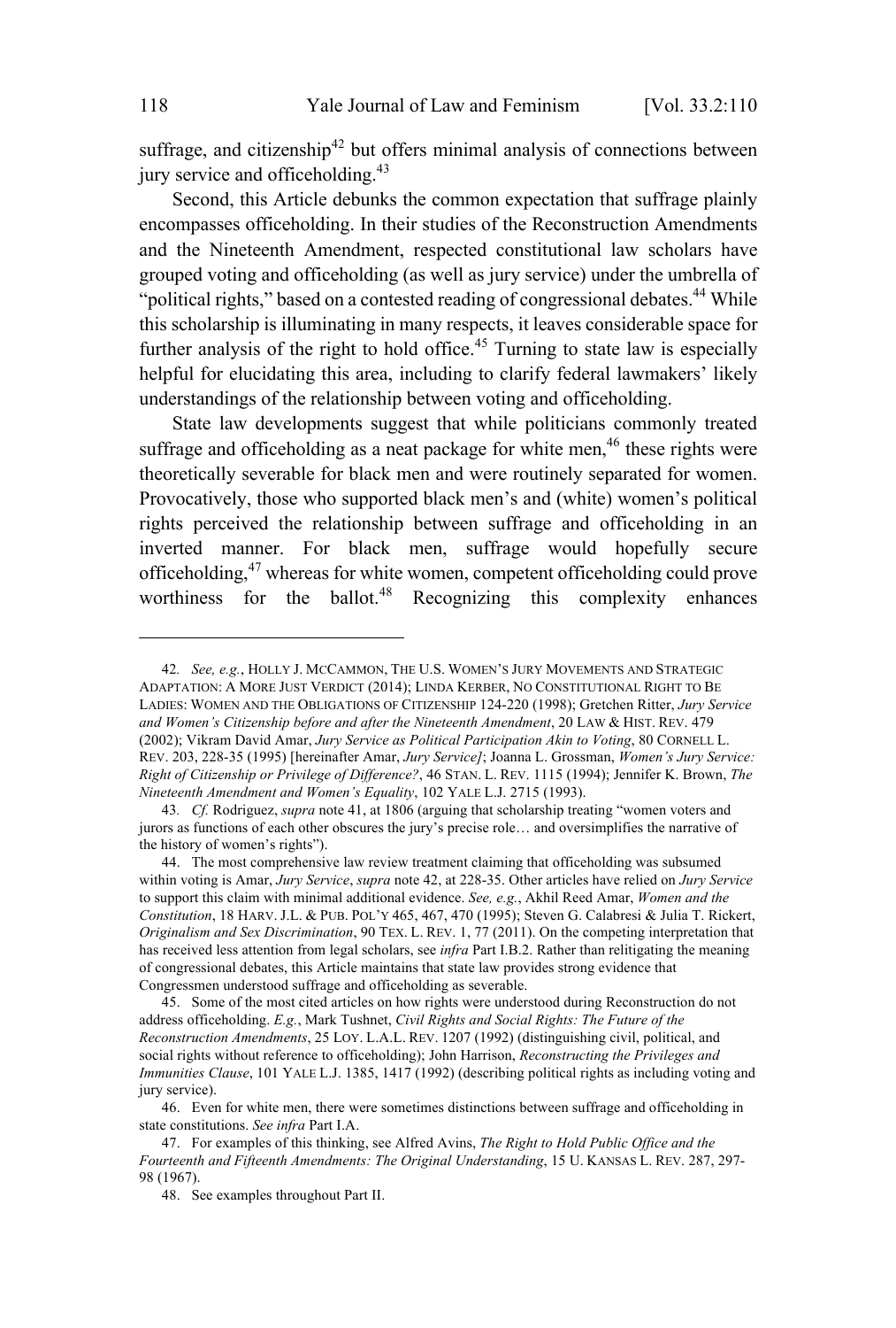suffrage, and citizenship[42] but offers minimal analysis of connections between jury service and officeholding.[43]

Second, this Article debunks the common expectation that suffrage plainly encompasses officeholding. In their studies of the Reconstruction Amendments and the Nineteenth Amendment, respected constitutional law scholars have grouped voting and officeholding (as well as jury service) under the umbrella of "political rights," based on a contested reading of congressional debates.[44] While this scholarship is illuminating in many respects, it leaves considerable space for further analysis of the right to hold office.[45] Turning to state law is especially helpful for elucidating this area, including to clarify federal lawmakers' likely understandings of the relationship between voting and officeholding.

State law developments suggest that while politicians commonly treated suffrage and officeholding as a neat package for white men,[46] these rights were theoretically severable for black men and were routinely separated for women. Provocatively, those who supported black men's and (white) women's political rights perceived the relationship between suffrage and officeholding in an inverted manner. For black men, suffrage would hopefully secure officeholding,[47] whereas for white women, competent officeholding could prove worthiness for the ballot.[48] Recognizing this complexity enhances

---

42. *See, e.g.*, HOLLY J. MCCAMMON, THE U.S. WOMEN'S JURY MOVEMENTS AND STRATEGIC ADAPTATION: A MORE JUST VERDICT (2014); LINDA KERBER, NO CONSTITUTIONAL RIGHT TO BE LADIES: WOMEN AND THE OBLIGATIONS OF CITIZENSHIP 124-220 (1998); Gretchen Ritter, *Jury Service and Women's Citizenship before and after the Nineteenth Amendment*, 20 LAW & HIST. REV. 479 (2002); Vikram David Amar, *Jury Service as Political Participation Akin to Voting*, 80 CORNELL L. REV. 203, 228-35 (1995) [hereinafter Amar, *Jury Service]*; Joanna L. Grossman, *Women's Jury Service: Right of Citizenship or Privilege of Difference?*, 46 STAN. L. REV. 1115 (1994); Jennifer K. Brown, *The Nineteenth Amendment and Women's Equality*, 102 YALE L.J. 2715 (1993).

43. *Cf.* Rodriguez, *supra* note 41, at 1806 (arguing that scholarship treating "women voters and jurors as functions of each other obscures the jury's precise role… and oversimplifies the narrative of the history of women's rights").

44. The most comprehensive law review treatment claiming that officeholding was subsumed within voting is Amar, *Jury Service*, *supra* note 42, at 228-35. Other articles have relied on *Jury Service* to support this claim with minimal additional evidence. *See, e.g.*, Akhil Reed Amar, *Women and the Constitution*, 18 HARV. J.L. & PUB. POL'Y 465, 467, 470 (1995); Steven G. Calabresi & Julia T. Rickert, *Originalism and Sex Discrimination*, 90 TEX. L. REV. 1, 77 (2011). On the competing interpretation that has received less attention from legal scholars, see *infra* Part I.B.2. Rather than relitigating the meaning of congressional debates, this Article maintains that state law provides strong evidence that Congressmen understood suffrage and officeholding as severable.

45. Some of the most cited articles on how rights were understood during Reconstruction do not address officeholding. *E.g.*, Mark Tushnet, *Civil Rights and Social Rights: The Future of the Reconstruction Amendments*, 25 LOY. L.A.L. REV. 1207 (1992) (distinguishing civil, political, and social rights without reference to officeholding); John Harrison, *Reconstructing the Privileges and Immunities Clause*, 101 YALE L.J. 1385, 1417 (1992) (describing political rights as including voting and jury service).

46. Even for white men, there were sometimes distinctions between suffrage and officeholding in state constitutions. *See infra* Part I.A.

47. For examples of this thinking, see Alfred Avins, *The Right to Hold Public Office and the Fourteenth and Fifteenth Amendments: The Original Understanding*, 15 U. KANSAS L. REV. 287, 297-98 (1967).

48. See examples throughout Part II.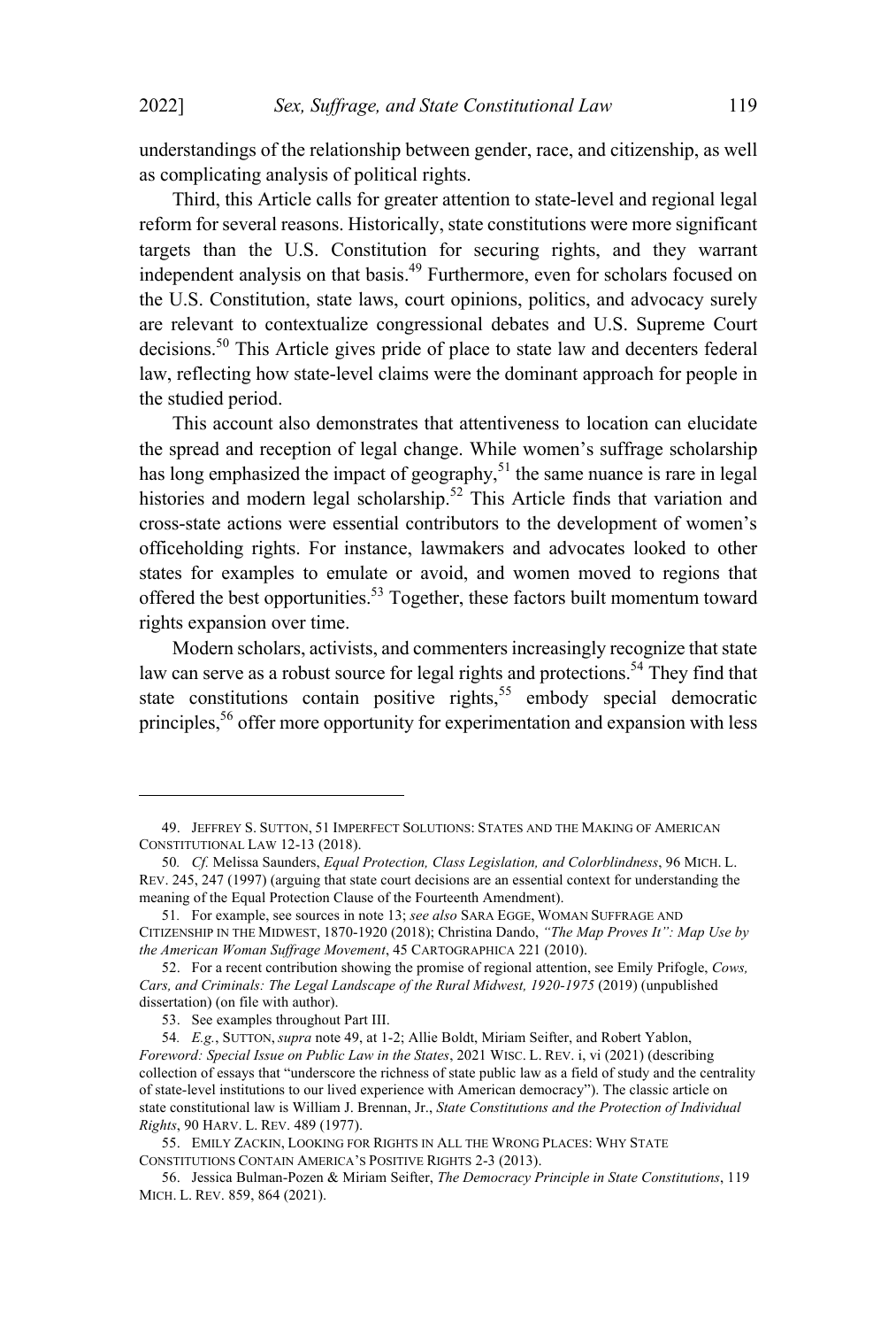understandings of the relationship between gender, race, and citizenship, as well as complicating analysis of political rights.

Third, this Article calls for greater attention to state-level and regional legal reform for several reasons. Historically, state constitutions were more significant targets than the U.S. Constitution for securing rights, and they warrant independent analysis on that basis.[49] Furthermore, even for scholars focused on the U.S. Constitution, state laws, court opinions, politics, and advocacy surely are relevant to contextualize congressional debates and U.S. Supreme Court decisions.[50] This Article gives pride of place to state law and decenters federal law, reflecting how state-level claims were the dominant approach for people in the studied period.

This account also demonstrates that attentiveness to location can elucidate the spread and reception of legal change. While women's suffrage scholarship has long emphasized the impact of geography,[51] the same nuance is rare in legal histories and modern legal scholarship.[52] This Article finds that variation and cross-state actions were essential contributors to the development of women's officeholding rights. For instance, lawmakers and advocates looked to other states for examples to emulate or avoid, and women moved to regions that offered the best opportunities.[53] Together, these factors built momentum toward rights expansion over time.

Modern scholars, activists, and commenters increasingly recognize that state law can serve as a robust source for legal rights and protections.[54] They find that state constitutions contain positive rights,[55] embody special democratic principles,[56] offer more opportunity for experimentation and expansion with less

---

49. JEFFREY S. SUTTON, 51 IMPERFECT SOLUTIONS: STATES AND THE MAKING OF AMERICAN CONSTITUTIONAL LAW 12-13 (2018).

50. *Cf.* Melissa Saunders, *Equal Protection, Class Legislation, and Colorblindness*, 96 MICH. L. REV. 245, 247 (1997) (arguing that state court decisions are an essential context for understanding the meaning of the Equal Protection Clause of the Fourteenth Amendment).

51. For example, see sources in note 13; *see also* SARA EGGE, WOMAN SUFFRAGE AND CITIZENSHIP IN THE MIDWEST, 1870-1920 (2018); Christina Dando, *"The Map Proves It": Map Use by the American Woman Suffrage Movement*, 45 CARTOGRAPHICA 221 (2010).

52. For a recent contribution showing the promise of regional attention, see Emily Prifogle, *Cows, Cars, and Criminals: The Legal Landscape of the Rural Midwest, 1920-1975* (2019) (unpublished dissertation) (on file with author).

53. See examples throughout Part III.

54. *E.g.*, SUTTON, *supra* note 49, at 1-2; Allie Boldt, Miriam Seifter, and Robert Yablon, *Foreword: Special Issue on Public Law in the States*, 2021 WISC. L. REV. i, vi (2021) (describing collection of essays that "underscore the richness of state public law as a field of study and the centrality of state-level institutions to our lived experience with American democracy"). The classic article on state constitutional law is William J. Brennan, Jr., *State Constitutions and the Protection of Individual Rights*, 90 HARV. L. REV. 489 (1977).

55. EMILY ZACKIN, LOOKING FOR RIGHTS IN ALL THE WRONG PLACES: WHY STATE CONSTITUTIONS CONTAIN AMERICA'S POSITIVE RIGHTS 2-3 (2013).

56. Jessica Bulman-Pozen & Miriam Seifter, *The Democracy Principle in State Constitutions*, 119 MICH. L. REV. 859, 864 (2021).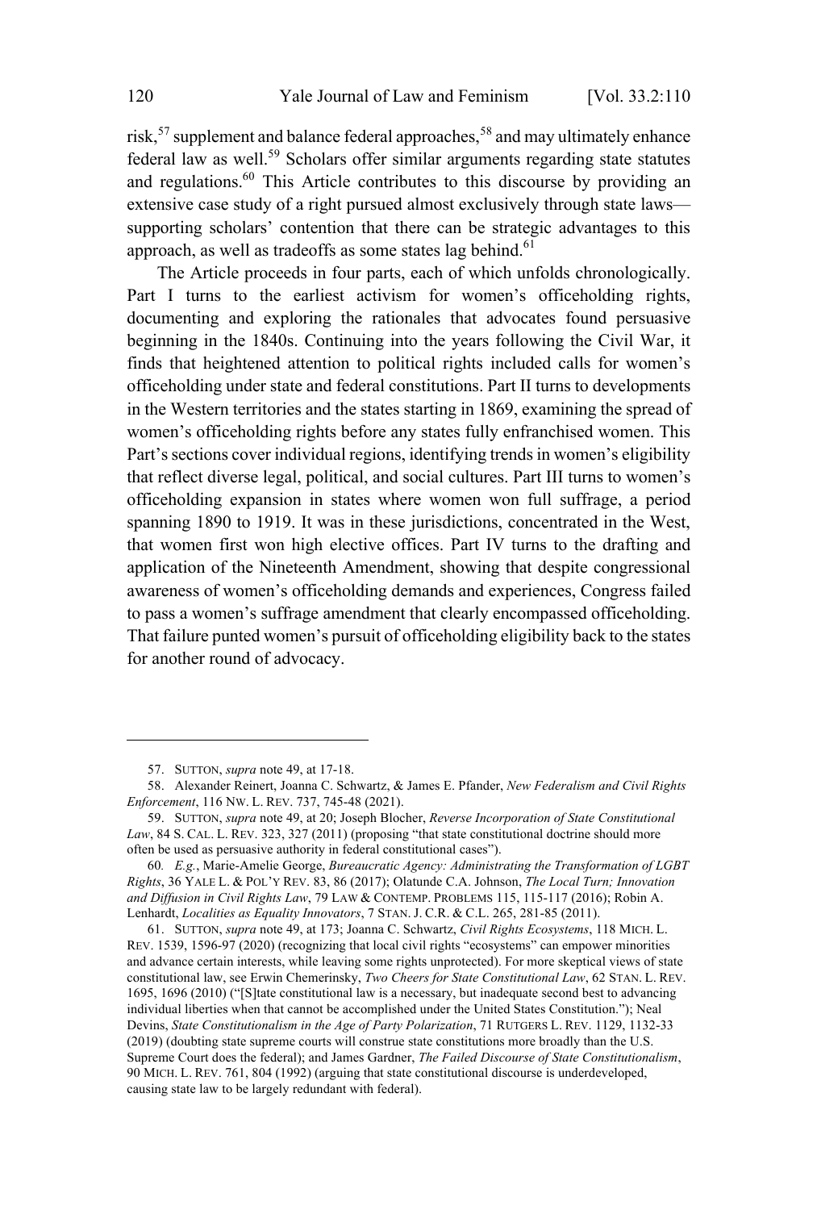risk,[57] supplement and balance federal approaches,[58] and may ultimately enhance federal law as well.[59] Scholars offer similar arguments regarding state statutes and regulations.[60] This Article contributes to this discourse by providing an extensive case study of a right pursued almost exclusively through state laws—supporting scholars' contention that there can be strategic advantages to this approach, as well as tradeoffs as some states lag behind.[61]

The Article proceeds in four parts, each of which unfolds chronologically. Part I turns to the earliest activism for women's officeholding rights, documenting and exploring the rationales that advocates found persuasive beginning in the 1840s. Continuing into the years following the Civil War, it finds that heightened attention to political rights included calls for women's officeholding under state and federal constitutions. Part II turns to developments in the Western territories and the states starting in 1869, examining the spread of women's officeholding rights before any states fully enfranchised women. This Part's sections cover individual regions, identifying trends in women's eligibility that reflect diverse legal, political, and social cultures. Part III turns to women's officeholding expansion in states where women won full suffrage, a period spanning 1890 to 1919. It was in these jurisdictions, concentrated in the West, that women first won high elective offices. Part IV turns to the drafting and application of the Nineteenth Amendment, showing that despite congressional awareness of women's officeholding demands and experiences, Congress failed to pass a women's suffrage amendment that clearly encompassed officeholding. That failure punted women's pursuit of officeholding eligibility back to the states for another round of advocacy.

---

57. SUTTON, *supra* note 49, at 17-18.

58. Alexander Reinert, Joanna C. Schwartz, & James E. Pfander, *New Federalism and Civil Rights Enforcement*, 116 NW. L. REV. 737, 745-48 (2021).

59. SUTTON, *supra* note 49, at 20; Joseph Blocher, *Reverse Incorporation of State Constitutional Law*, 84 S. CAL. L. REV. 323, 327 (2011) (proposing "that state constitutional doctrine should more often be used as persuasive authority in federal constitutional cases").

60. *E.g.*, Marie-Amelie George, *Bureaucratic Agency: Administrating the Transformation of LGBT Rights*, 36 YALE L. & POL'Y REV. 83, 86 (2017); Olatunde C.A. Johnson, *The Local Turn; Innovation and Diffusion in Civil Rights Law*, 79 LAW & CONTEMP. PROBLEMS 115, 115-117 (2016); Robin A. Lenhardt, *Localities as Equality Innovators*, 7 STAN. J. C.R. & C.L. 265, 281-85 (2011).

61. SUTTON, *supra* note 49, at 173; Joanna C. Schwartz, *Civil Rights Ecosystems*, 118 MICH. L. REV. 1539, 1596-97 (2020) (recognizing that local civil rights "ecosystems" can empower minorities and advance certain interests, while leaving some rights unprotected). For more skeptical views of state constitutional law, see Erwin Chemerinsky, *Two Cheers for State Constitutional Law*, 62 STAN. L. REV. 1695, 1696 (2010) ("[S]tate constitutional law is a necessary, but inadequate second best to advancing individual liberties when that cannot be accomplished under the United States Constitution."); Neal Devins, *State Constitutionalism in the Age of Party Polarization*, 71 RUTGERS L. REV. 1129, 1132-33 (2019) (doubting state supreme courts will construe state constitutions more broadly than the U.S. Supreme Court does the federal); and James Gardner, *The Failed Discourse of State Constitutionalism*, 90 MICH. L. REV. 761, 804 (1992) (arguing that state constitutional discourse is underdeveloped, causing state law to be largely redundant with federal).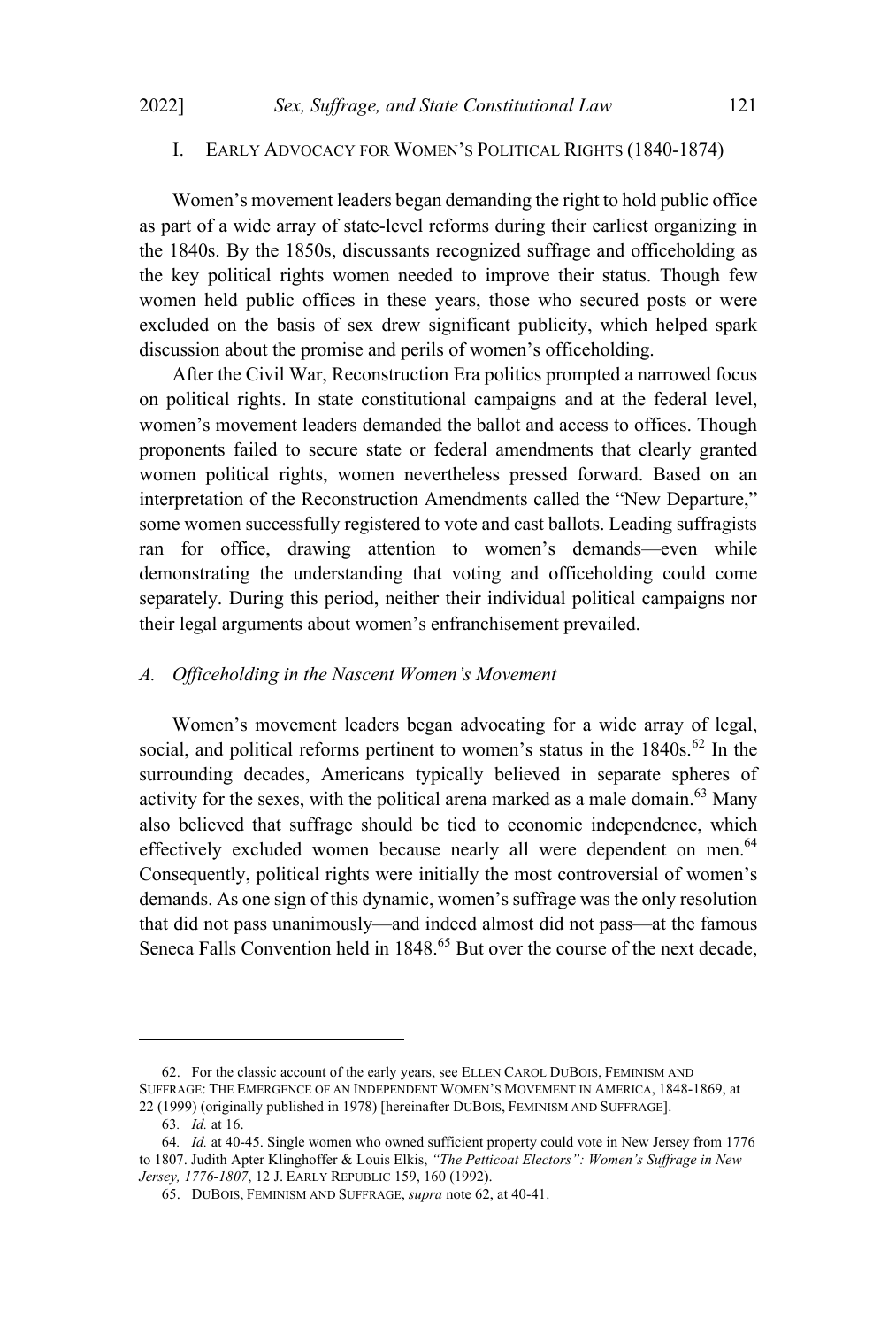## I. EARLY ADVOCACY FOR WOMEN'S POLITICAL RIGHTS (1840-1874)

Women's movement leaders began demanding the right to hold public office as part of a wide array of state-level reforms during their earliest organizing in the 1840s. By the 1850s, discussants recognized suffrage and officeholding as the key political rights women needed to improve their status. Though few women held public offices in these years, those who secured posts or were excluded on the basis of sex drew significant publicity, which helped spark discussion about the promise and perils of women's officeholding.

After the Civil War, Reconstruction Era politics prompted a narrowed focus on political rights. In state constitutional campaigns and at the federal level, women's movement leaders demanded the ballot and access to offices. Though proponents failed to secure state or federal amendments that clearly granted women political rights, women nevertheless pressed forward. Based on an interpretation of the Reconstruction Amendments called the "New Departure," some women successfully registered to vote and cast ballots. Leading suffragists ran for office, drawing attention to women's demands—even while demonstrating the understanding that voting and officeholding could come separately. During this period, neither their individual political campaigns nor their legal arguments about women's enfranchisement prevailed.

### *A. Officeholding in the Nascent Women's Movement*

Women's movement leaders began advocating for a wide array of legal, social, and political reforms pertinent to women's status in the 1840s.[62] In the surrounding decades, Americans typically believed in separate spheres of activity for the sexes, with the political arena marked as a male domain.[63] Many also believed that suffrage should be tied to economic independence, which effectively excluded women because nearly all were dependent on men.[64] Consequently, political rights were initially the most controversial of women's demands. As one sign of this dynamic, women's suffrage was the only resolution that did not pass unanimously—and indeed almost did not pass—at the famous Seneca Falls Convention held in 1848.[65] But over the course of the next decade,

---

62. For the classic account of the early years, see ELLEN CAROL DUBOIS, FEMINISM AND SUFFRAGE: THE EMERGENCE OF AN INDEPENDENT WOMEN'S MOVEMENT IN AMERICA, 1848-1869, at 22 (1999) (originally published in 1978) [hereinafter DUBOIS, FEMINISM AND SUFFRAGE].

63. *Id.* at 16.

64. *Id.* at 40-45. Single women who owned sufficient property could vote in New Jersey from 1776 to 1807. Judith Apter Klinghoffer & Louis Elkis, *"The Petticoat Electors": Women's Suffrage in New Jersey, 1776-1807*, 12 J. EARLY REPUBLIC 159, 160 (1992).

65. DUBOIS, FEMINISM AND SUFFRAGE, *supra* note 62, at 40-41.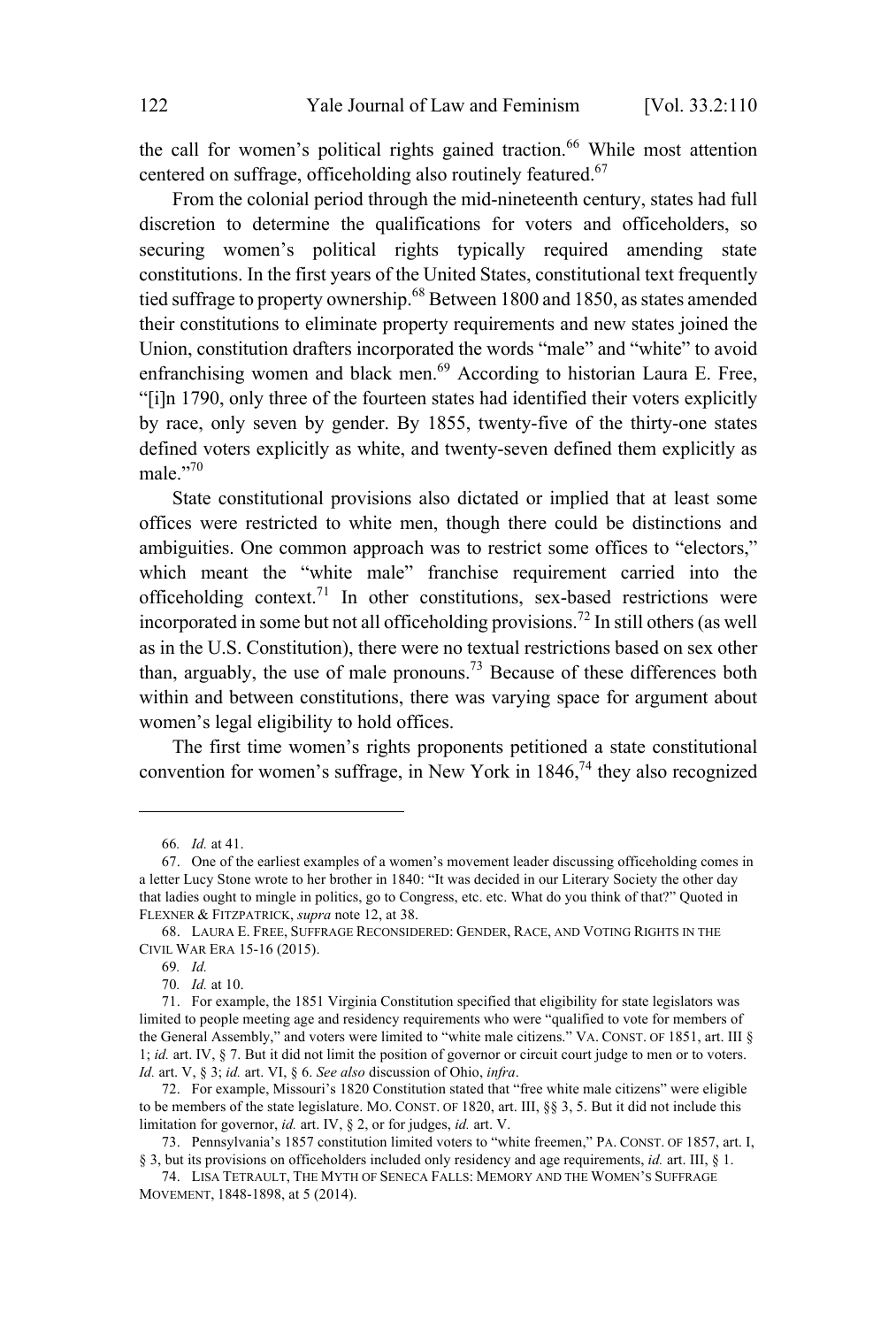the call for women's political rights gained traction.[66] While most attention centered on suffrage, officeholding also routinely featured.[67]

From the colonial period through the mid-nineteenth century, states had full discretion to determine the qualifications for voters and officeholders, so securing women's political rights typically required amending state constitutions. In the first years of the United States, constitutional text frequently tied suffrage to property ownership.[68] Between 1800 and 1850, as states amended their constitutions to eliminate property requirements and new states joined the Union, constitution drafters incorporated the words "male" and "white" to avoid enfranchising women and black men.[69] According to historian Laura E. Free, "[i]n 1790, only three of the fourteen states had identified their voters explicitly by race, only seven by gender. By 1855, twenty-five of the thirty-one states defined voters explicitly as white, and twenty-seven defined them explicitly as male."[70]

State constitutional provisions also dictated or implied that at least some offices were restricted to white men, though there could be distinctions and ambiguities. One common approach was to restrict some offices to "electors," which meant the "white male" franchise requirement carried into the officeholding context.[71] In other constitutions, sex-based restrictions were incorporated in some but not all officeholding provisions.[72] In still others (as well as in the U.S. Constitution), there were no textual restrictions based on sex other than, arguably, the use of male pronouns.[73] Because of these differences both within and between constitutions, there was varying space for argument about women's legal eligibility to hold offices.

The first time women's rights proponents petitioned a state constitutional convention for women's suffrage, in New York in 1846,[74] they also recognized

---

66. *Id.* at 41.

67. One of the earliest examples of a women's movement leader discussing officeholding comes in a letter Lucy Stone wrote to her brother in 1840: "It was decided in our Literary Society the other day that ladies ought to mingle in politics, go to Congress, etc. etc. What do you think of that?" Quoted in FLEXNER & FITZPATRICK, *supra* note 12, at 38.

68. LAURA E. FREE, SUFFRAGE RECONSIDERED: GENDER, RACE, AND VOTING RIGHTS IN THE CIVIL WAR ERA 15-16 (2015).

69. *Id.*

70. *Id.* at 10.

71. For example, the 1851 Virginia Constitution specified that eligibility for state legislators was limited to people meeting age and residency requirements who were "qualified to vote for members of the General Assembly," and voters were limited to "white male citizens." VA. CONST. OF 1851, art. III § 1; *id.* art. IV, § 7. But it did not limit the position of governor or circuit court judge to men or to voters. *Id.* art. V, § 3; *id.* art. VI, § 6. *See also* discussion of Ohio, *infra*.

72. For example, Missouri's 1820 Constitution stated that "free white male citizens" were eligible to be members of the state legislature. MO. CONST. OF 1820, art. III, §§ 3, 5. But it did not include this limitation for governor, *id.* art. IV, § 2, or for judges, *id.* art. V.

73. Pennsylvania's 1857 constitution limited voters to "white freemen," PA. CONST. OF 1857, art. I, § 3, but its provisions on officeholders included only residency and age requirements, *id.* art. III, § 1.

74. LISA TETRAULT, THE MYTH OF SENECA FALLS: MEMORY AND THE WOMEN'S SUFFRAGE MOVEMENT, 1848-1898, at 5 (2014).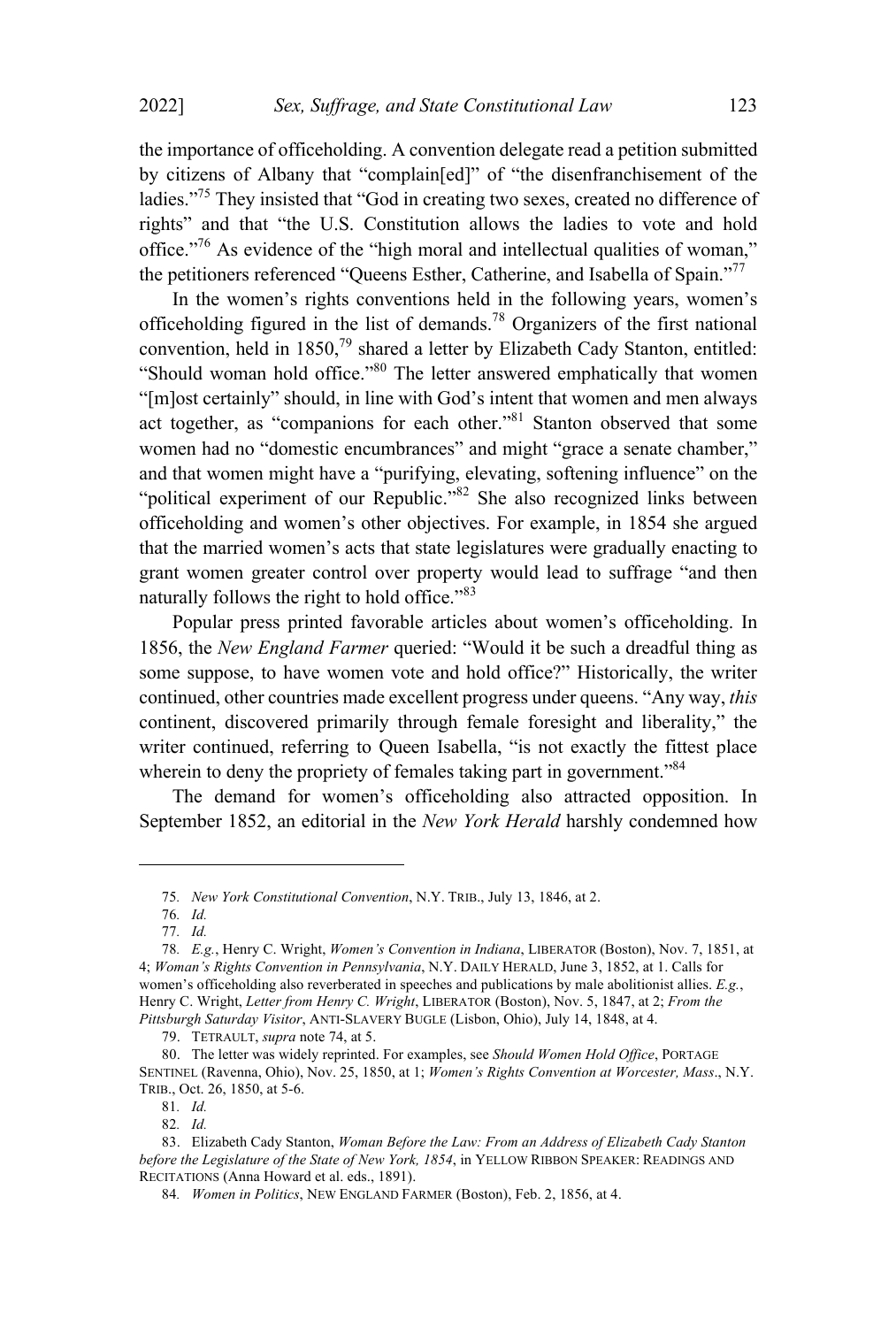the importance of officeholding. A convention delegate read a petition submitted by citizens of Albany that "complain[ed]" of "the disenfranchisement of the ladies."[75] They insisted that "God in creating two sexes, created no difference of rights" and that "the U.S. Constitution allows the ladies to vote and hold office."[76] As evidence of the "high moral and intellectual qualities of woman," the petitioners referenced "Queens Esther, Catherine, and Isabella of Spain."[77]

In the women's rights conventions held in the following years, women's officeholding figured in the list of demands.[78] Organizers of the first national convention, held in 1850,[79] shared a letter by Elizabeth Cady Stanton, entitled: "Should woman hold office."[80] The letter answered emphatically that women "[m]ost certainly" should, in line with God's intent that women and men always act together, as "companions for each other."[81] Stanton observed that some women had no "domestic encumbrances" and might "grace a senate chamber," and that women might have a "purifying, elevating, softening influence" on the "political experiment of our Republic."[82] She also recognized links between officeholding and women's other objectives. For example, in 1854 she argued that the married women's acts that state legislatures were gradually enacting to grant women greater control over property would lead to suffrage "and then naturally follows the right to hold office."[83]

Popular press printed favorable articles about women's officeholding. In 1856, the *New England Farmer* queried: "Would it be such a dreadful thing as some suppose, to have women vote and hold office?" Historically, the writer continued, other countries made excellent progress under queens. "Any way, *this* continent, discovered primarily through female foresight and liberality," the writer continued, referring to Queen Isabella, "is not exactly the fittest place wherein to deny the propriety of females taking part in government."[84]

The demand for women's officeholding also attracted opposition. In September 1852, an editorial in the *New York Herald* harshly condemned how

---

75. *New York Constitutional Convention*, N.Y. TRIB., July 13, 1846, at 2.

76. *Id.*

77. *Id.*

78. *E.g.*, Henry C. Wright, *Women's Convention in Indiana*, LIBERATOR (Boston), Nov. 7, 1851, at 4; *Woman's Rights Convention in Pennsylvania*, N.Y. DAILY HERALD, June 3, 1852, at 1. Calls for women's officeholding also reverberated in speeches and publications by male abolitionist allies. *E.g.*, Henry C. Wright, *Letter from Henry C. Wright*, LIBERATOR (Boston), Nov. 5, 1847, at 2; *From the Pittsburgh Saturday Visitor*, ANTI-SLAVERY BUGLE (Lisbon, Ohio), July 14, 1848, at 4.

79. TETRAULT, *supra* note 74, at 5.

80. The letter was widely reprinted. For examples, see *Should Women Hold Office*, PORTAGE SENTINEL (Ravenna, Ohio), Nov. 25, 1850, at 1; *Women's Rights Convention at Worcester, Mass*., N.Y. TRIB., Oct. 26, 1850, at 5-6.

81. *Id.*

82. *Id.*

83. Elizabeth Cady Stanton, *Woman Before the Law: From an Address of Elizabeth Cady Stanton before the Legislature of the State of New York, 1854*, in YELLOW RIBBON SPEAKER: READINGS AND RECITATIONS (Anna Howard et al. eds., 1891).

84. *Women in Politics*, NEW ENGLAND FARMER (Boston), Feb. 2, 1856, at 4.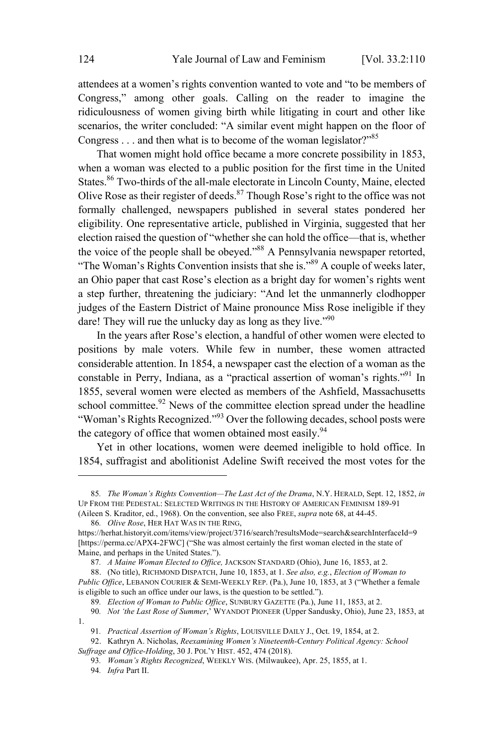attendees at a women's rights convention wanted to vote and "to be members of Congress," among other goals. Calling on the reader to imagine the ridiculousness of women giving birth while litigating in court and other like scenarios, the writer concluded: "A similar event might happen on the floor of Congress . . . and then what is to become of the woman legislator?"[85]

That women might hold office became a more concrete possibility in 1853, when a woman was elected to a public position for the first time in the United States.[86] Two-thirds of the all-male electorate in Lincoln County, Maine, elected Olive Rose as their register of deeds.[87] Though Rose's right to the office was not formally challenged, newspapers published in several states pondered her eligibility. One representative article, published in Virginia, suggested that her election raised the question of "whether she can hold the office—that is, whether the voice of the people shall be obeyed."[88] A Pennsylvania newspaper retorted, "The Woman's Rights Convention insists that she is."[89] A couple of weeks later, an Ohio paper that cast Rose's election as a bright day for women's rights went a step further, threatening the judiciary: "And let the unmannerly clodhopper judges of the Eastern District of Maine pronounce Miss Rose ineligible if they dare! They will rue the unlucky day as long as they live."[90]

In the years after Rose's election, a handful of other women were elected to positions by male voters. While few in number, these women attracted considerable attention. In 1854, a newspaper cast the election of a woman as the constable in Perry, Indiana, as a "practical assertion of woman's rights."[91] In 1855, several women were elected as members of the Ashfield, Massachusetts school committee.[92] News of the committee election spread under the headline "Woman's Rights Recognized."[93] Over the following decades, school posts were the category of office that women obtained most easily.[94]

Yet in other locations, women were deemed ineligible to hold office. In 1854, suffragist and abolitionist Adeline Swift received the most votes for the

---

85. *The Woman's Rights Convention—The Last Act of the Drama*, N.Y. HERALD, Sept. 12, 1852, *in* UP FROM THE PEDESTAL: SELECTED WRITINGS IN THE HISTORY OF AMERICAN FEMINISM 189-91 (Aileen S. Kraditor, ed., 1968). On the convention, see also FREE, *supra* note 68, at 44-45.

86. *Olive Rose*, HER HAT WAS IN THE RING, https://herhat.historyit.com/items/view/project/3716/search?resultsMode=search&searchInterfaceId=9 [https://perma.cc/APX4-2FWC] ("She was almost certainly the first woman elected in the state of Maine, and perhaps in the United States.").

87. *A Maine Woman Elected to Office,* JACKSON STANDARD (Ohio), June 16, 1853, at 2.

88. (No title), RICHMOND DISPATCH, June 10, 1853, at 1. *See also, e.g.*, *Election of Woman to Public Office*, LEBANON COURIER & SEMI-WEEKLY REP. (Pa.), June 10, 1853, at 3 ("Whether a female is eligible to such an office under our laws, is the question to be settled.").

89. *Election of Woman to Public Office*, SUNBURY GAZETTE (Pa.), June 11, 1853, at 2.

90. *Not 'the Last Rose of Summer*,' WYANDOT PIONEER (Upper Sandusky, Ohio), June 23, 1853, at 1.

91. *Practical Assertion of Woman's Rights*, LOUISVILLE DAILY J., Oct. 19, 1854, at 2.

92. Kathryn A. Nicholas, *Reexamining Women's Nineteenth-Century Political Agency: School Suffrage and Office-Holding*, 30 J. POL'Y HIST. 452, 474 (2018).

93. *Woman's Rights Recognized*, WEEKLY WIS. (Milwaukee), Apr. 25, 1855, at 1.

94. *Infra* Part II.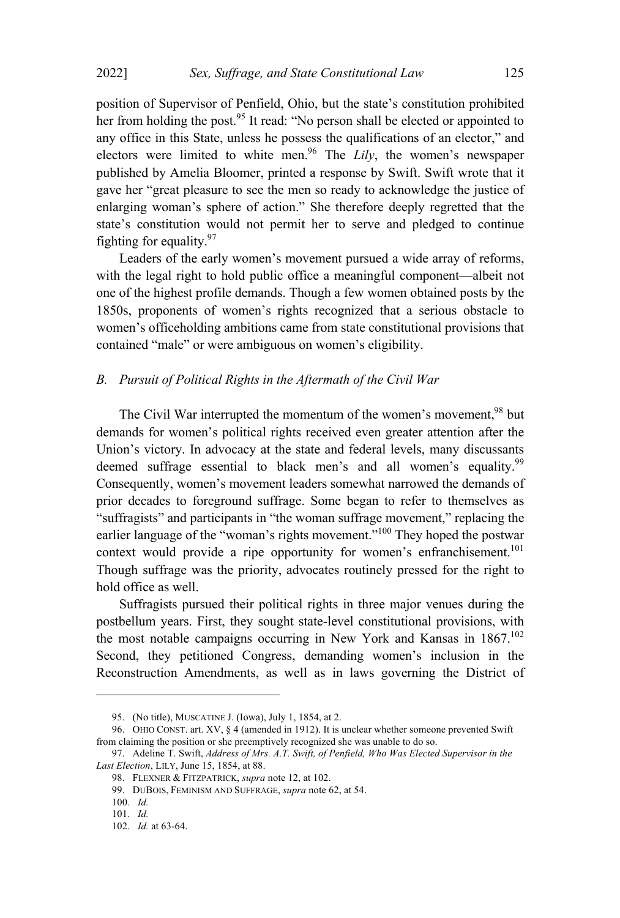position of Supervisor of Penfield, Ohio, but the state's constitution prohibited her from holding the post.[95] It read: "No person shall be elected or appointed to any office in this State, unless he possess the qualifications of an elector," and electors were limited to white men.[96] The *Lily*, the women's newspaper published by Amelia Bloomer, printed a response by Swift. Swift wrote that it gave her "great pleasure to see the men so ready to acknowledge the justice of enlarging woman's sphere of action." She therefore deeply regretted that the state's constitution would not permit her to serve and pledged to continue fighting for equality.[97]

Leaders of the early women's movement pursued a wide array of reforms, with the legal right to hold public office a meaningful component—albeit not one of the highest profile demands. Though a few women obtained posts by the 1850s, proponents of women's rights recognized that a serious obstacle to women's officeholding ambitions came from state constitutional provisions that contained "male" or were ambiguous on women's eligibility.

### *B. Pursuit of Political Rights in the Aftermath of the Civil War*

The Civil War interrupted the momentum of the women's movement,[98] but demands for women's political rights received even greater attention after the Union's victory. In advocacy at the state and federal levels, many discussants deemed suffrage essential to black men's and all women's equality.[99] Consequently, women's movement leaders somewhat narrowed the demands of prior decades to foreground suffrage. Some began to refer to themselves as "suffragists" and participants in "the woman suffrage movement," replacing the earlier language of the "woman's rights movement."[100] They hoped the postwar context would provide a ripe opportunity for women's enfranchisement.[101] Though suffrage was the priority, advocates routinely pressed for the right to hold office as well.

Suffragists pursued their political rights in three major venues during the postbellum years. First, they sought state-level constitutional provisions, with the most notable campaigns occurring in New York and Kansas in 1867.[102] Second, they petitioned Congress, demanding women's inclusion in the Reconstruction Amendments, as well as in laws governing the District of

---

95. (No title), MUSCATINE J. (Iowa), July 1, 1854, at 2.

96. OHIO CONST. art. XV, § 4 (amended in 1912). It is unclear whether someone prevented Swift from claiming the position or she preemptively recognized she was unable to do so.

97. Adeline T. Swift, *Address of Mrs. A.T. Swift, of Penfield, Who Was Elected Supervisor in the Last Election*, LILY, June 15, 1854, at 88.

98. FLEXNER & FITZPATRICK, *supra* note 12, at 102.

99. DUBOIS, FEMINISM AND SUFFRAGE, *supra* note 62, at 54.

100. *Id.*

101. *Id.*

102. *Id.* at 63-64.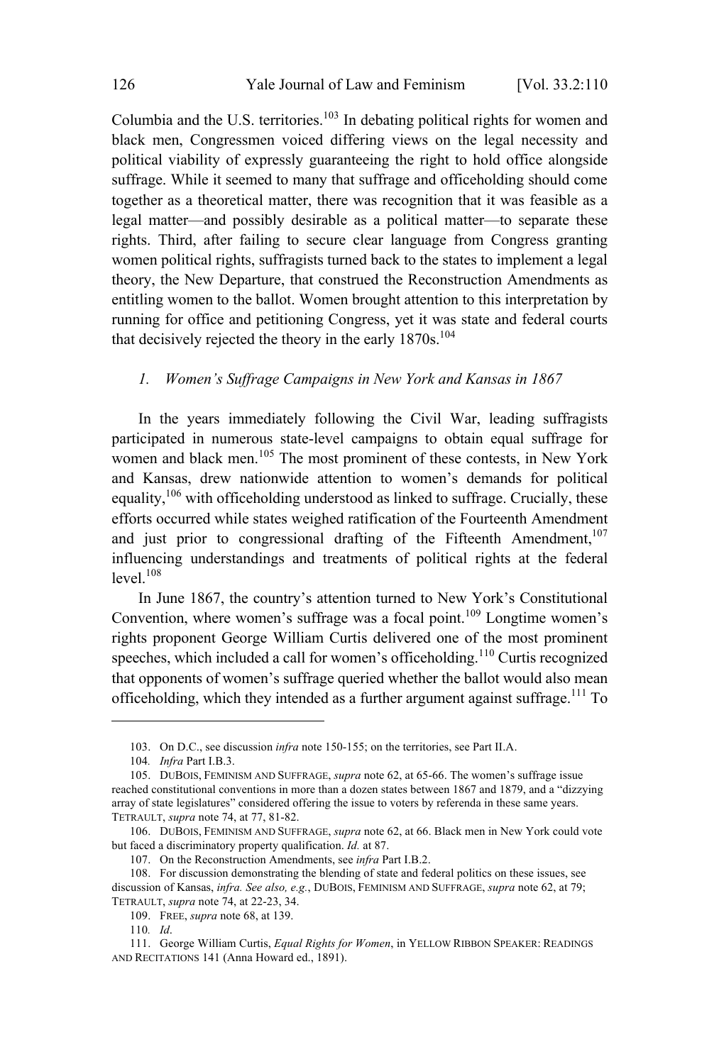Columbia and the U.S. territories.[103] In debating political rights for women and black men, Congressmen voiced differing views on the legal necessity and political viability of expressly guaranteeing the right to hold office alongside suffrage. While it seemed to many that suffrage and officeholding should come together as a theoretical matter, there was recognition that it was feasible as a legal matter—and possibly desirable as a political matter—to separate these rights. Third, after failing to secure clear language from Congress granting women political rights, suffragists turned back to the states to implement a legal theory, the New Departure, that construed the Reconstruction Amendments as entitling women to the ballot. Women brought attention to this interpretation by running for office and petitioning Congress, yet it was state and federal courts that decisively rejected the theory in the early 1870s.[104]

### *1. Women's Suffrage Campaigns in New York and Kansas in 1867*

In the years immediately following the Civil War, leading suffragists participated in numerous state-level campaigns to obtain equal suffrage for women and black men.[105] The most prominent of these contests, in New York and Kansas, drew nationwide attention to women's demands for political equality,[106] with officeholding understood as linked to suffrage. Crucially, these efforts occurred while states weighed ratification of the Fourteenth Amendment and just prior to congressional drafting of the Fifteenth Amendment,[107] influencing understandings and treatments of political rights at the federal level.[108]

In June 1867, the country's attention turned to New York's Constitutional Convention, where women's suffrage was a focal point.[109] Longtime women's rights proponent George William Curtis delivered one of the most prominent speeches, which included a call for women's officeholding.[110] Curtis recognized that opponents of women's suffrage queried whether the ballot would also mean officeholding, which they intended as a further argument against suffrage.[111] To

---

103. On D.C., see discussion *infra* note 150-155; on the territories, see Part II.A.

104. *Infra* Part I.B.3.

105. DUBOIS, FEMINISM AND SUFFRAGE, *supra* note 62, at 65-66. The women's suffrage issue reached constitutional conventions in more than a dozen states between 1867 and 1879, and a "dizzying array of state legislatures" considered offering the issue to voters by referenda in these same years. TETRAULT, *supra* note 74, at 77, 81-82.

106. DUBOIS, FEMINISM AND SUFFRAGE, *supra* note 62, at 66. Black men in New York could vote but faced a discriminatory property qualification. *Id.* at 87.

107. On the Reconstruction Amendments, see *infra* Part I.B.2.

108. For discussion demonstrating the blending of state and federal politics on these issues, see discussion of Kansas, *infra. See also, e.g.*, DUBOIS, FEMINISM AND SUFFRAGE, *supra* note 62, at 79; TETRAULT, *supra* note 74, at 22-23, 34.

109. FREE, *supra* note 68, at 139.

110. *Id*.

111. George William Curtis, *Equal Rights for Women*, in YELLOW RIBBON SPEAKER: READINGS AND RECITATIONS 141 (Anna Howard ed., 1891).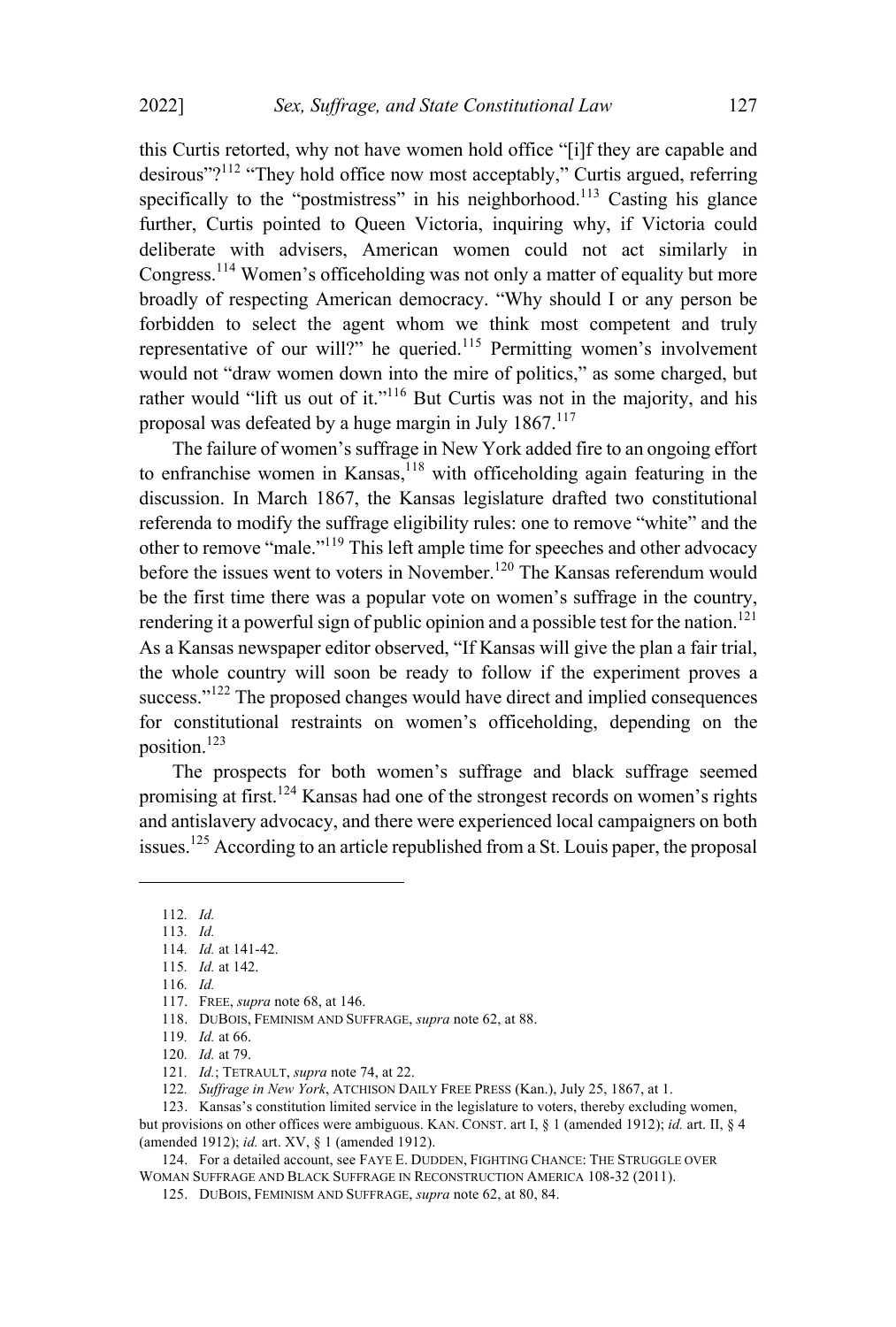this Curtis retorted, why not have women hold office "[i]f they are capable and desirous"?[112] "They hold office now most acceptably," Curtis argued, referring specifically to the "postmistress" in his neighborhood.[113] Casting his glance further, Curtis pointed to Queen Victoria, inquiring why, if Victoria could deliberate with advisers, American women could not act similarly in Congress.[114] Women's officeholding was not only a matter of equality but more broadly of respecting American democracy. "Why should I or any person be forbidden to select the agent whom we think most competent and truly representative of our will?" he queried.[115] Permitting women's involvement would not "draw women down into the mire of politics," as some charged, but rather would "lift us out of it."[116] But Curtis was not in the majority, and his proposal was defeated by a huge margin in July 1867.[117]

The failure of women's suffrage in New York added fire to an ongoing effort to enfranchise women in Kansas,[118] with officeholding again featuring in the discussion. In March 1867, the Kansas legislature drafted two constitutional referenda to modify the suffrage eligibility rules: one to remove "white" and the other to remove "male."[119] This left ample time for speeches and other advocacy before the issues went to voters in November.[120] The Kansas referendum would be the first time there was a popular vote on women's suffrage in the country, rendering it a powerful sign of public opinion and a possible test for the nation.[121] As a Kansas newspaper editor observed, "If Kansas will give the plan a fair trial, the whole country will soon be ready to follow if the experiment proves a success."[122] The proposed changes would have direct and implied consequences for constitutional restraints on women's officeholding, depending on the position.[123]

The prospects for both women's suffrage and black suffrage seemed promising at first.[124] Kansas had one of the strongest records on women's rights and antislavery advocacy, and there were experienced local campaigners on both issues.[125] According to an article republished from a St. Louis paper, the proposal

---

112. *Id.*

113. *Id.*

114. *Id.* at 141-42.

115. *Id.* at 142.

116. *Id.*

117. FREE, *supra* note 68, at 146.

118. DUBOIS, FEMINISM AND SUFFRAGE, *supra* note 62, at 88.

119. *Id.* at 66.

120. *Id.* at 79.

121. *Id.*; TETRAULT, *supra* note 74, at 22.

122. *Suffrage in New York*, ATCHISON DAILY FREE PRESS (Kan.), July 25, 1867, at 1.

123. Kansas's constitution limited service in the legislature to voters, thereby excluding women, but provisions on other offices were ambiguous. KAN. CONST. art I, § 1 (amended 1912); *id.* art. II, § 4 (amended 1912); *id.* art. XV, § 1 (amended 1912).

124. For a detailed account, see FAYE E. DUDDEN, FIGHTING CHANCE: THE STRUGGLE OVER WOMAN SUFFRAGE AND BLACK SUFFRAGE IN RECONSTRUCTION AMERICA 108-32 (2011).

125. DUBOIS, FEMINISM AND SUFFRAGE, *supra* note 62, at 80, 84.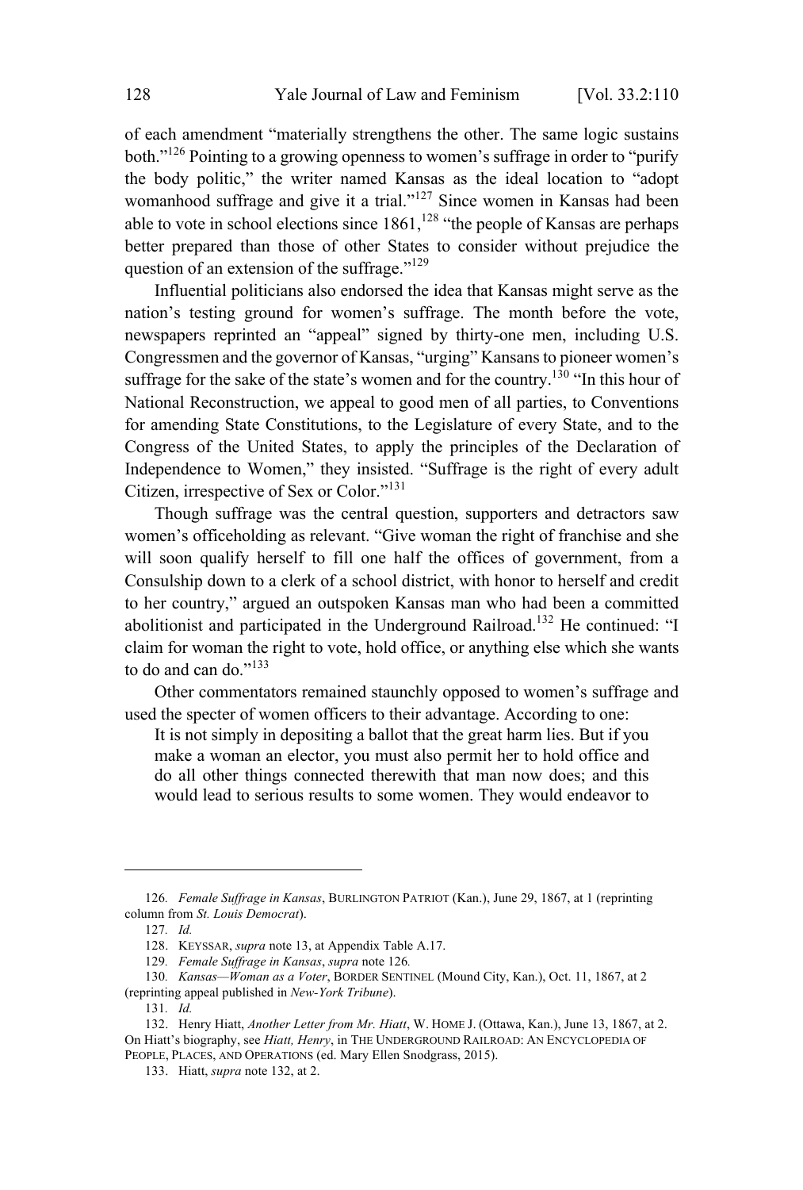of each amendment "materially strengthens the other. The same logic sustains both."[126] Pointing to a growing openness to women's suffrage in order to "purify the body politic," the writer named Kansas as the ideal location to "adopt womanhood suffrage and give it a trial."[127] Since women in Kansas had been able to vote in school elections since 1861,[128] "the people of Kansas are perhaps better prepared than those of other States to consider without prejudice the question of an extension of the suffrage."[129]

Influential politicians also endorsed the idea that Kansas might serve as the nation's testing ground for women's suffrage. The month before the vote, newspapers reprinted an "appeal" signed by thirty-one men, including U.S. Congressmen and the governor of Kansas, "urging" Kansans to pioneer women's suffrage for the sake of the state's women and for the country.[130] "In this hour of National Reconstruction, we appeal to good men of all parties, to Conventions for amending State Constitutions, to the Legislature of every State, and to the Congress of the United States, to apply the principles of the Declaration of Independence to Women," they insisted. "Suffrage is the right of every adult Citizen, irrespective of Sex or Color."[131]

Though suffrage was the central question, supporters and detractors saw women's officeholding as relevant. "Give woman the right of franchise and she will soon qualify herself to fill one half the offices of government, from a Consulship down to a clerk of a school district, with honor to herself and credit to her country," argued an outspoken Kansas man who had been a committed abolitionist and participated in the Underground Railroad.[132] He continued: "I claim for woman the right to vote, hold office, or anything else which she wants to do and can do."[133]

Other commentators remained staunchly opposed to women's suffrage and used the specter of women officers to their advantage. According to one:

> It is not simply in depositing a ballot that the great harm lies. But if you make a woman an elector, you must also permit her to hold office and do all other things connected therewith that man now does; and this would lead to serious results to some women. They would endeavor to

---

126. *Female Suffrage in Kansas*, BURLINGTON PATRIOT (Kan.), June 29, 1867, at 1 (reprinting column from *St. Louis Democrat*).

127. *Id.*

128. KEYSSAR, *supra* note 13, at Appendix Table A.17.

129. *Female Suffrage in Kansas*, *supra* note 126.

130. *Kansas—Woman as a Voter*, BORDER SENTINEL (Mound City, Kan.), Oct. 11, 1867, at 2 (reprinting appeal published in *New-York Tribune*).

131. *Id.*

132. Henry Hiatt, *Another Letter from Mr. Hiatt*, W. HOME J. (Ottawa, Kan.), June 13, 1867, at 2. On Hiatt's biography, see *Hiatt, Henry*, in THE UNDERGROUND RAILROAD: AN ENCYCLOPEDIA OF PEOPLE, PLACES, AND OPERATIONS (ed. Mary Ellen Snodgrass, 2015).

133. Hiatt, *supra* note 132, at 2.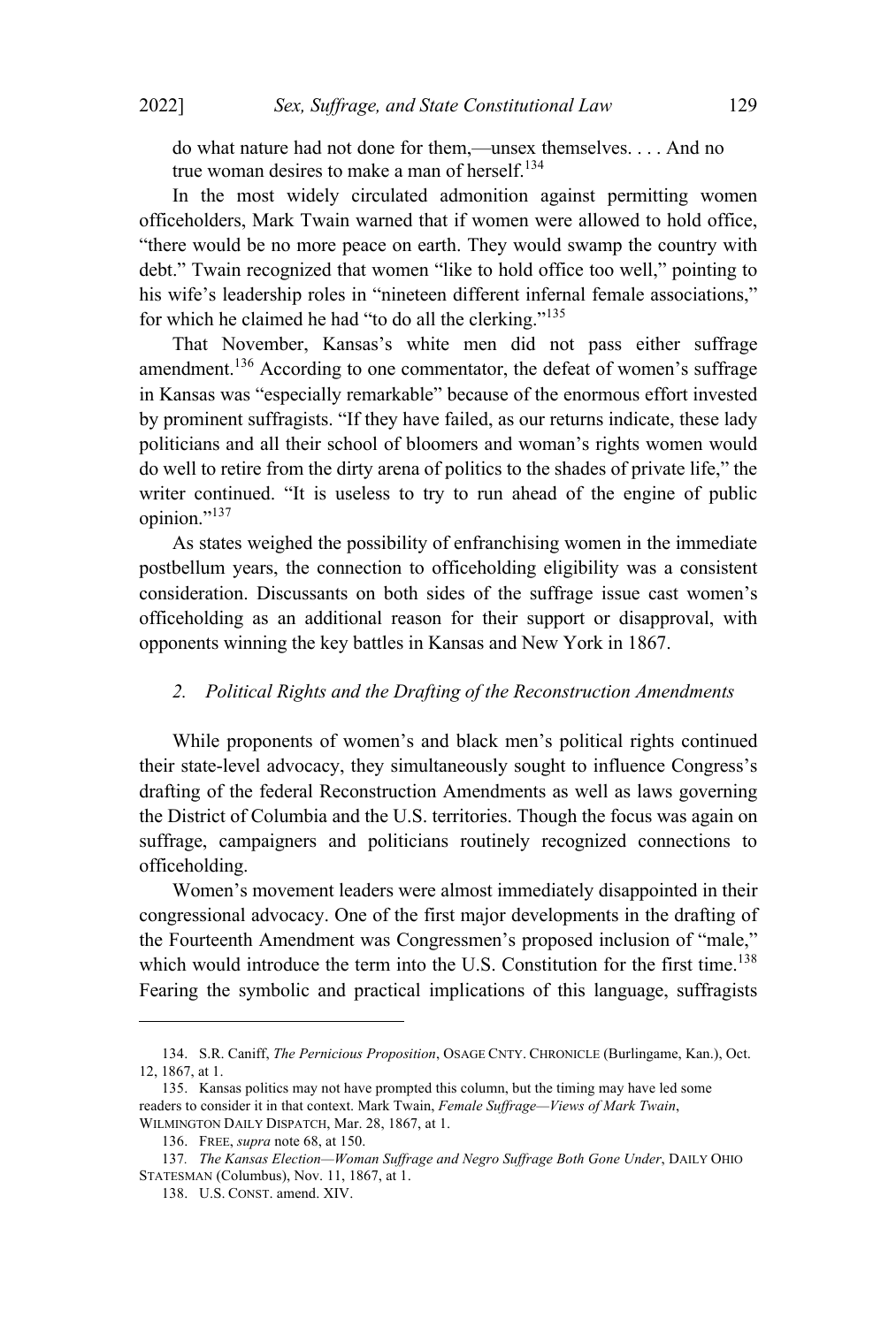do what nature had not done for them,—unsex themselves. . . . And no true woman desires to make a man of herself.[134]

In the most widely circulated admonition against permitting women officeholders, Mark Twain warned that if women were allowed to hold office, "there would be no more peace on earth. They would swamp the country with debt." Twain recognized that women "like to hold office too well," pointing to his wife's leadership roles in "nineteen different infernal female associations," for which he claimed he had "to do all the clerking."[135]

That November, Kansas's white men did not pass either suffrage amendment.[136] According to one commentator, the defeat of women's suffrage in Kansas was "especially remarkable" because of the enormous effort invested by prominent suffragists. "If they have failed, as our returns indicate, these lady politicians and all their school of bloomers and woman's rights women would do well to retire from the dirty arena of politics to the shades of private life," the writer continued. "It is useless to try to run ahead of the engine of public opinion."[137]

As states weighed the possibility of enfranchising women in the immediate postbellum years, the connection to officeholding eligibility was a consistent consideration. Discussants on both sides of the suffrage issue cast women's officeholding as an additional reason for their support or disapproval, with opponents winning the key battles in Kansas and New York in 1867.

### *2. Political Rights and the Drafting of the Reconstruction Amendments*

While proponents of women's and black men's political rights continued their state-level advocacy, they simultaneously sought to influence Congress's drafting of the federal Reconstruction Amendments as well as laws governing the District of Columbia and the U.S. territories. Though the focus was again on suffrage, campaigners and politicians routinely recognized connections to officeholding.

Women's movement leaders were almost immediately disappointed in their congressional advocacy. One of the first major developments in the drafting of the Fourteenth Amendment was Congressmen's proposed inclusion of "male," which would introduce the term into the U.S. Constitution for the first time.[138] Fearing the symbolic and practical implications of this language, suffragists

---

134. S.R. Caniff, *The Pernicious Proposition*, OSAGE CNTY. CHRONICLE (Burlingame, Kan.), Oct. 12, 1867, at 1.

135. Kansas politics may not have prompted this column, but the timing may have led some readers to consider it in that context. Mark Twain, *Female Suffrage—Views of Mark Twain*, WILMINGTON DAILY DISPATCH, Mar. 28, 1867, at 1.

136. FREE, *supra* note 68, at 150.

137. *The Kansas Election—Woman Suffrage and Negro Suffrage Both Gone Under*, DAILY OHIO STATESMAN (Columbus), Nov. 11, 1867, at 1.

138. U.S. CONST. amend. XIV.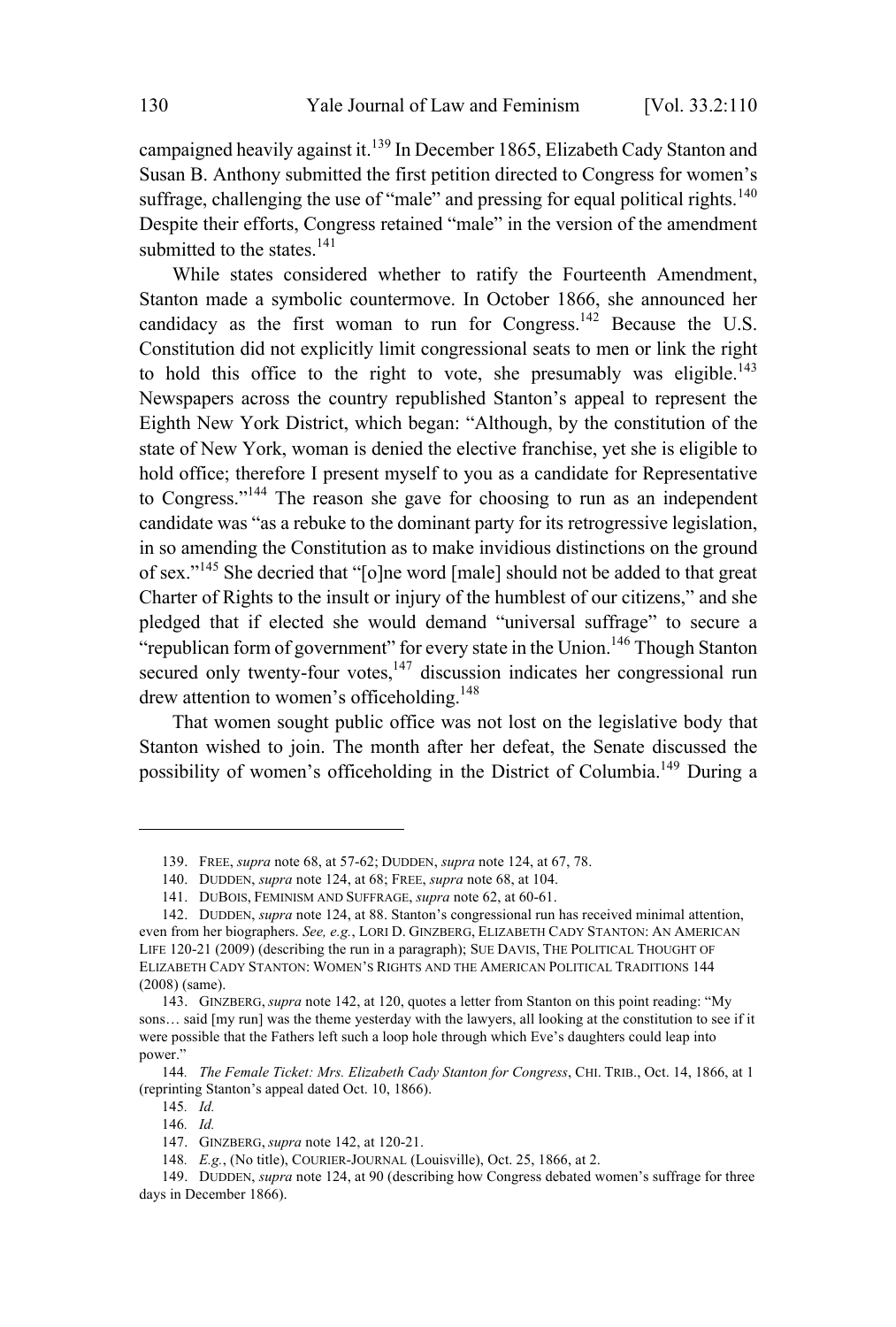campaigned heavily against it.[139] In December 1865, Elizabeth Cady Stanton and Susan B. Anthony submitted the first petition directed to Congress for women's suffrage, challenging the use of "male" and pressing for equal political rights.[140] Despite their efforts, Congress retained "male" in the version of the amendment submitted to the states.[141]

While states considered whether to ratify the Fourteenth Amendment, Stanton made a symbolic countermove. In October 1866, she announced her candidacy as the first woman to run for Congress.[142] Because the U.S. Constitution did not explicitly limit congressional seats to men or link the right to hold this office to the right to vote, she presumably was eligible.[143] Newspapers across the country republished Stanton's appeal to represent the Eighth New York District, which began: "Although, by the constitution of the state of New York, woman is denied the elective franchise, yet she is eligible to hold office; therefore I present myself to you as a candidate for Representative to Congress."[144] The reason she gave for choosing to run as an independent candidate was "as a rebuke to the dominant party for its retrogressive legislation, in so amending the Constitution as to make invidious distinctions on the ground of sex."[145] She decried that "[o]ne word [male] should not be added to that great Charter of Rights to the insult or injury of the humblest of our citizens," and she pledged that if elected she would demand "universal suffrage" to secure a "republican form of government" for every state in the Union.[146] Though Stanton secured only twenty-four votes,[147] discussion indicates her congressional run drew attention to women's officeholding.[148]

That women sought public office was not lost on the legislative body that Stanton wished to join. The month after her defeat, the Senate discussed the possibility of women's officeholding in the District of Columbia.[149] During a

---

139. FREE, *supra* note 68, at 57-62; DUDDEN, *supra* note 124, at 67, 78.

140. DUDDEN, *supra* note 124, at 68; FREE, *supra* note 68, at 104.

141. DUBOIS, FEMINISM AND SUFFRAGE, *supra* note 62, at 60-61.

142. DUDDEN, *supra* note 124, at 88. Stanton's congressional run has received minimal attention, even from her biographers. *See, e.g.*, LORI D. GINZBERG, ELIZABETH CADY STANTON: AN AMERICAN LIFE 120-21 (2009) (describing the run in a paragraph); SUE DAVIS, THE POLITICAL THOUGHT OF ELIZABETH CADY STANTON: WOMEN'S RIGHTS AND THE AMERICAN POLITICAL TRADITIONS 144 (2008) (same).

143. GINZBERG, *supra* note 142, at 120, quotes a letter from Stanton on this point reading: "My sons… said [my run] was the theme yesterday with the lawyers, all looking at the constitution to see if it were possible that the Fathers left such a loop hole through which Eve's daughters could leap into power."

144. *The Female Ticket: Mrs. Elizabeth Cady Stanton for Congress*, CHI. TRIB., Oct. 14, 1866, at 1 (reprinting Stanton's appeal dated Oct. 10, 1866).

145. *Id.*

146. *Id.*

147. GINZBERG, *supra* note 142, at 120-21.

148. *E.g.*, (No title), COURIER-JOURNAL (Louisville), Oct. 25, 1866, at 2.

149. DUDDEN, *supra* note 124, at 90 (describing how Congress debated women's suffrage for three days in December 1866).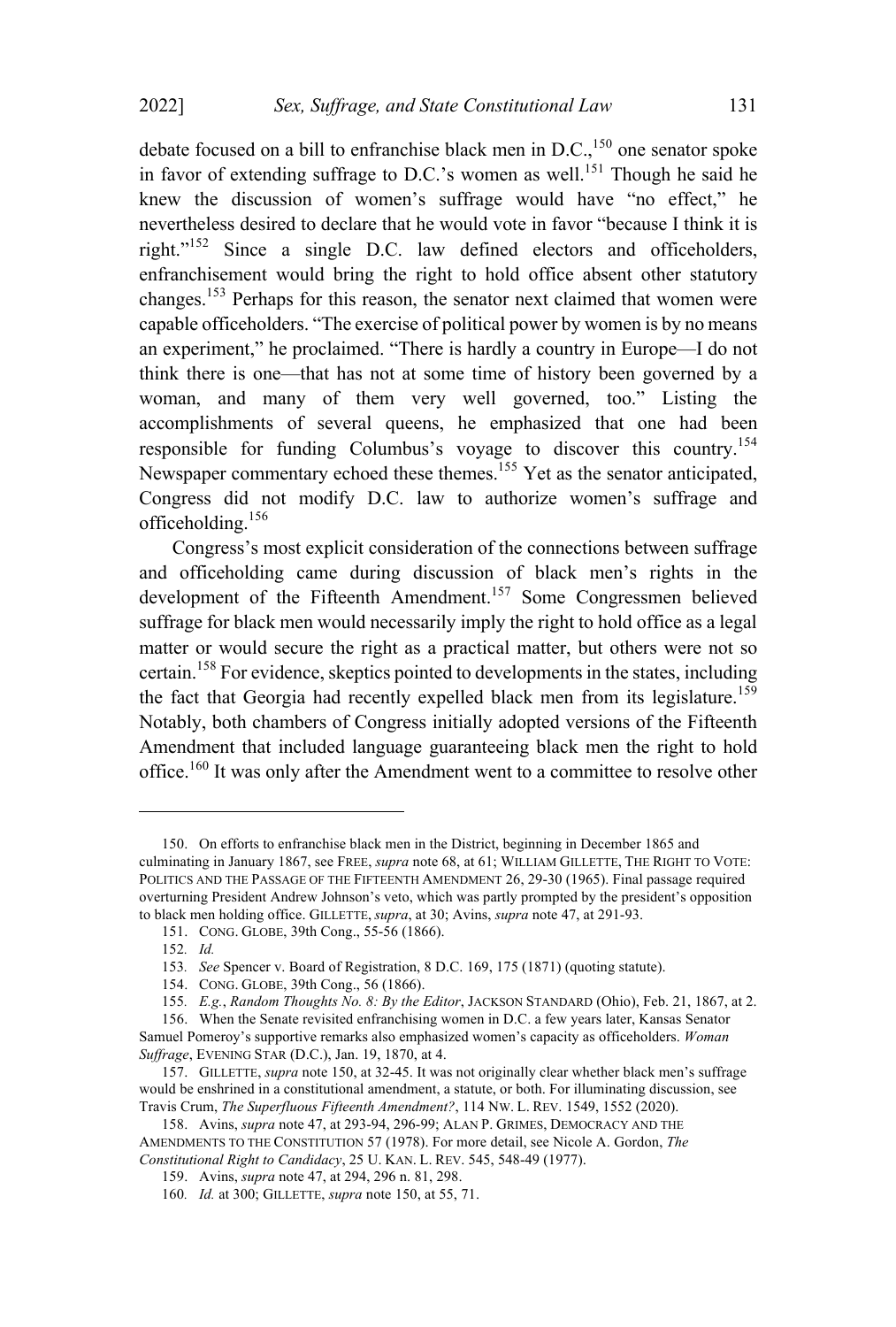debate focused on a bill to enfranchise black men in D.C.,[150] one senator spoke in favor of extending suffrage to D.C.'s women as well.[151] Though he said he knew the discussion of women's suffrage would have "no effect," he nevertheless desired to declare that he would vote in favor "because I think it is right."[152] Since a single D.C. law defined electors and officeholders, enfranchisement would bring the right to hold office absent other statutory changes.[153] Perhaps for this reason, the senator next claimed that women were capable officeholders. "The exercise of political power by women is by no means an experiment," he proclaimed. "There is hardly a country in Europe—I do not think there is one—that has not at some time of history been governed by a woman, and many of them very well governed, too." Listing the accomplishments of several queens, he emphasized that one had been responsible for funding Columbus's voyage to discover this country.[154] Newspaper commentary echoed these themes.[155] Yet as the senator anticipated, Congress did not modify D.C. law to authorize women's suffrage and officeholding.[156]

Congress's most explicit consideration of the connections between suffrage and officeholding came during discussion of black men's rights in the development of the Fifteenth Amendment.[157] Some Congressmen believed suffrage for black men would necessarily imply the right to hold office as a legal matter or would secure the right as a practical matter, but others were not so certain.[158] For evidence, skeptics pointed to developments in the states, including the fact that Georgia had recently expelled black men from its legislature.[159] Notably, both chambers of Congress initially adopted versions of the Fifteenth Amendment that included language guaranteeing black men the right to hold office.[160] It was only after the Amendment went to a committee to resolve other

---

150. On efforts to enfranchise black men in the District, beginning in December 1865 and culminating in January 1867, see FREE, *supra* note 68, at 61; WILLIAM GILLETTE, THE RIGHT TO VOTE: POLITICS AND THE PASSAGE OF THE FIFTEENTH AMENDMENT 26, 29-30 (1965). Final passage required overturning President Andrew Johnson's veto, which was partly prompted by the president's opposition to black men holding office. GILLETTE, *supra*, at 30; Avins, *supra* note 47, at 291-93.

151. CONG. GLOBE, 39th Cong., 55-56 (1866).

152. *Id.*

153. *See* Spencer v. Board of Registration, 8 D.C. 169, 175 (1871) (quoting statute).

154. CONG. GLOBE, 39th Cong., 56 (1866).

155. *E.g.*, *Random Thoughts No. 8: By the Editor*, JACKSON STANDARD (Ohio), Feb. 21, 1867, at 2.

156. When the Senate revisited enfranchising women in D.C. a few years later, Kansas Senator Samuel Pomeroy's supportive remarks also emphasized women's capacity as officeholders. *Woman Suffrage*, EVENING STAR (D.C.), Jan. 19, 1870, at 4.

157. GILLETTE, *supra* note 150, at 32-45. It was not originally clear whether black men's suffrage would be enshrined in a constitutional amendment, a statute, or both. For illuminating discussion, see Travis Crum, *The Superfluous Fifteenth Amendment?*, 114 NW. L. REV. 1549, 1552 (2020).

158. Avins, *supra* note 47, at 293-94, 296-99; ALAN P. GRIMES, DEMOCRACY AND THE AMENDMENTS TO THE CONSTITUTION 57 (1978). For more detail, see Nicole A. Gordon, *The Constitutional Right to Candidacy*, 25 U. KAN. L. REV. 545, 548-49 (1977).

159. Avins, *supra* note 47, at 294, 296 n. 81, 298.

160. *Id.* at 300; GILLETTE, *supra* note 150, at 55, 71.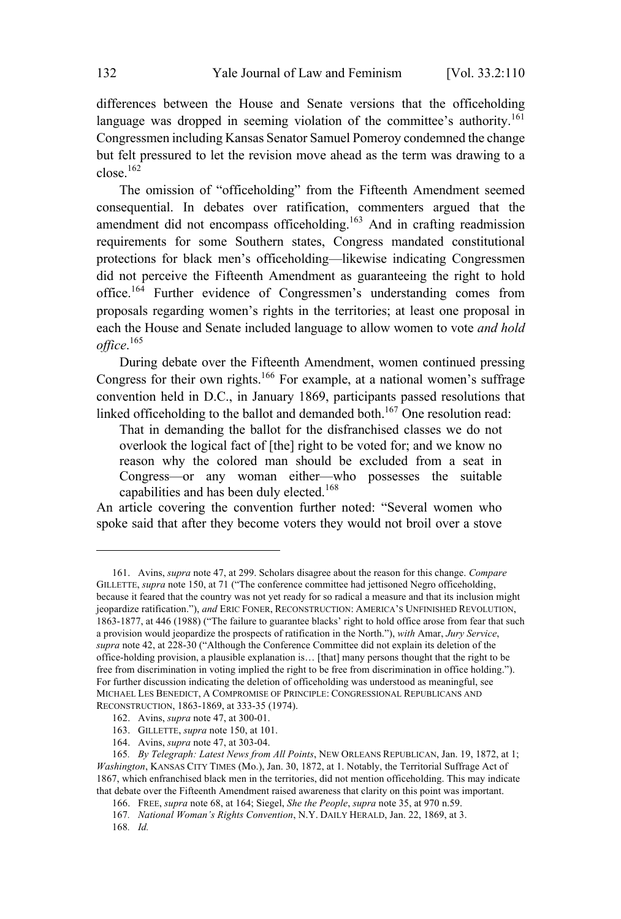differences between the House and Senate versions that the officeholding language was dropped in seeming violation of the committee's authority.[161] Congressmen including Kansas Senator Samuel Pomeroy condemned the change but felt pressured to let the revision move ahead as the term was drawing to a close.[162]

The omission of "officeholding" from the Fifteenth Amendment seemed consequential. In debates over ratification, commenters argued that the amendment did not encompass officeholding.[163] And in crafting readmission requirements for some Southern states, Congress mandated constitutional protections for black men's officeholding—likewise indicating Congressmen did not perceive the Fifteenth Amendment as guaranteeing the right to hold office.[164] Further evidence of Congressmen's understanding comes from proposals regarding women's rights in the territories; at least one proposal in each the House and Senate included language to allow women to vote *and hold office*.[165]

During debate over the Fifteenth Amendment, women continued pressing Congress for their own rights.[166] For example, at a national women's suffrage convention held in D.C., in January 1869, participants passed resolutions that linked officeholding to the ballot and demanded both.[167] One resolution read:

> That in demanding the ballot for the disfranchised classes we do not overlook the logical fact of [the] right to be voted for; and we know no reason why the colored man should be excluded from a seat in Congress—or any woman either—who possesses the suitable capabilities and has been duly elected.[168]

An article covering the convention further noted: "Several women who spoke said that after they become voters they would not broil over a stove

---

161. Avins, *supra* note 47, at 299. Scholars disagree about the reason for this change. *Compare* GILLETTE, *supra* note 150, at 71 ("The conference committee had jettisoned Negro officeholding, because it feared that the country was not yet ready for so radical a measure and that its inclusion might jeopardize ratification."), *and* ERIC FONER, RECONSTRUCTION: AMERICA'S UNFINISHED REVOLUTION, 1863-1877, at 446 (1988) ("The failure to guarantee blacks' right to hold office arose from fear that such a provision would jeopardize the prospects of ratification in the North."), *with* Amar, *Jury Service*, *supra* note 42, at 228-30 ("Although the Conference Committee did not explain its deletion of the office-holding provision, a plausible explanation is… [that] many persons thought that the right to be free from discrimination in voting implied the right to be free from discrimination in office holding."). For further discussion indicating the deletion of officeholding was understood as meaningful, see MICHAEL LES BENEDICT, A COMPROMISE OF PRINCIPLE: CONGRESSIONAL REPUBLICANS AND RECONSTRUCTION, 1863-1869, at 333-35 (1974).

162. Avins, *supra* note 47, at 300-01.

163. GILLETTE, *supra* note 150, at 101.

164. Avins, *supra* note 47, at 303-04.

165. *By Telegraph: Latest News from All Points*, NEW ORLEANS REPUBLICAN, Jan. 19, 1872, at 1; *Washington*, KANSAS CITY TIMES (Mo.), Jan. 30, 1872, at 1. Notably, the Territorial Suffrage Act of 1867, which enfranchised black men in the territories, did not mention officeholding. This may indicate that debate over the Fifteenth Amendment raised awareness that clarity on this point was important.

166. FREE, *supra* note 68, at 164; Siegel, *She the People*, *supra* note 35, at 970 n.59.

167. *National Woman's Rights Convention*, N.Y. DAILY HERALD, Jan. 22, 1869, at 3.

168. *Id.*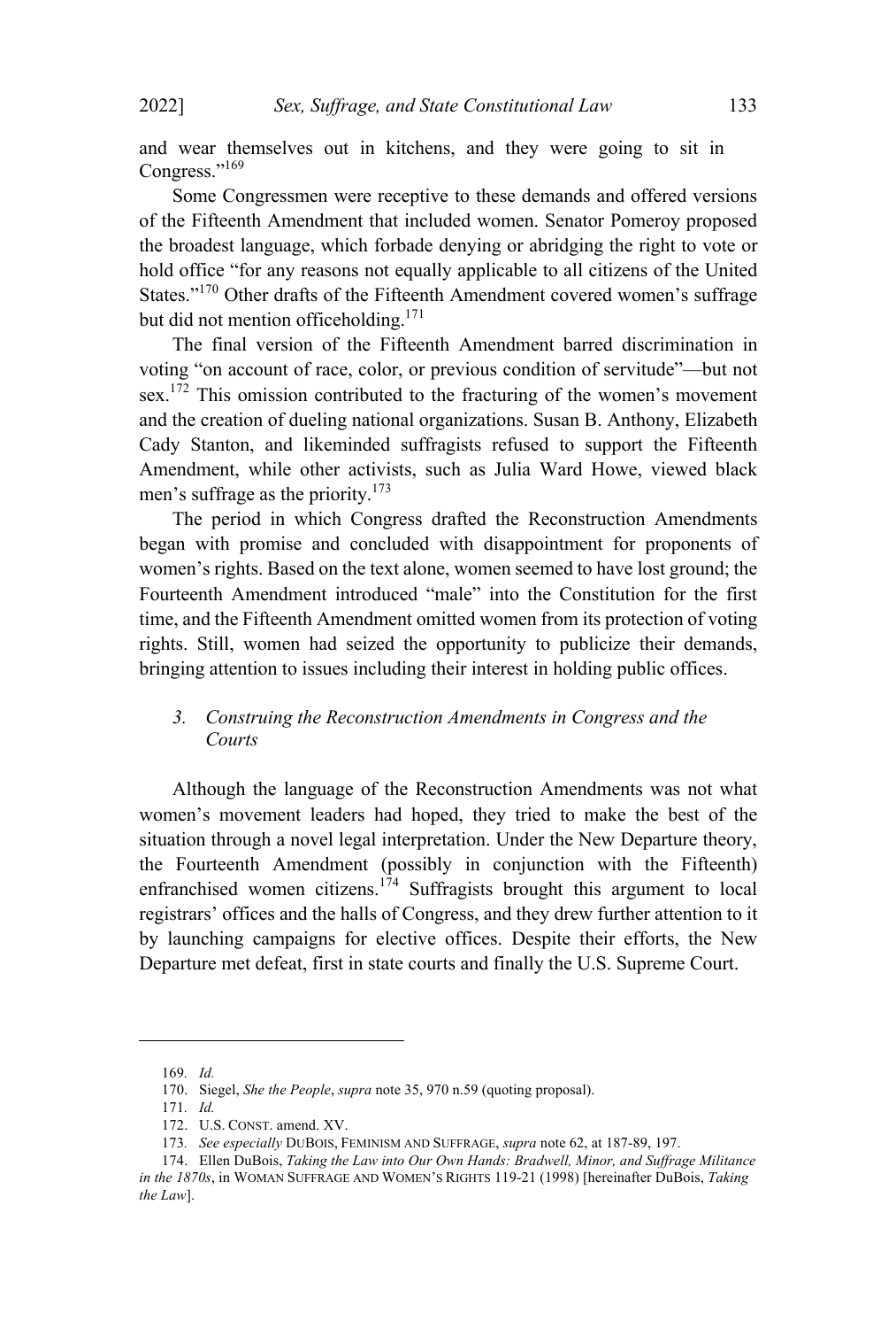and wear themselves out in kitchens, and they were going to sit in Congress."[169]

Some Congressmen were receptive to these demands and offered versions of the Fifteenth Amendment that included women. Senator Pomeroy proposed the broadest language, which forbade denying or abridging the right to vote or hold office "for any reasons not equally applicable to all citizens of the United States."[170] Other drafts of the Fifteenth Amendment covered women's suffrage but did not mention officeholding.[171]

The final version of the Fifteenth Amendment barred discrimination in voting "on account of race, color, or previous condition of servitude"—but not sex.[172] This omission contributed to the fracturing of the women's movement and the creation of dueling national organizations. Susan B. Anthony, Elizabeth Cady Stanton, and likeminded suffragists refused to support the Fifteenth Amendment, while other activists, such as Julia Ward Howe, viewed black men's suffrage as the priority.[173]

The period in which Congress drafted the Reconstruction Amendments began with promise and concluded with disappointment for proponents of women's rights. Based on the text alone, women seemed to have lost ground; the Fourteenth Amendment introduced "male" into the Constitution for the first time, and the Fifteenth Amendment omitted women from its protection of voting rights. Still, women had seized the opportunity to publicize their demands, bringing attention to issues including their interest in holding public offices.

### *3. Construing the Reconstruction Amendments in Congress and the Courts*

Although the language of the Reconstruction Amendments was not what women's movement leaders had hoped, they tried to make the best of the situation through a novel legal interpretation. Under the New Departure theory, the Fourteenth Amendment (possibly in conjunction with the Fifteenth) enfranchised women citizens.[174] Suffragists brought this argument to local registrars' offices and the halls of Congress, and they drew further attention to it by launching campaigns for elective offices. Despite their efforts, the New Departure met defeat, first in state courts and finally the U.S. Supreme Court.

---

169. *Id.*

170. Siegel, *She the People*, *supra* note 35, 970 n.59 (quoting proposal).

171. *Id.*

172. U.S. CONST. amend. XV.

173. *See especially* DUBOIS, FEMINISM AND SUFFRAGE, *supra* note 62, at 187-89, 197.

174. Ellen DuBois, *Taking the Law into Our Own Hands: Bradwell, Minor, and Suffrage Militance in the 1870s*, in WOMAN SUFFRAGE AND WOMEN'S RIGHTS 119-21 (1998) [hereinafter DuBois, *Taking the Law*].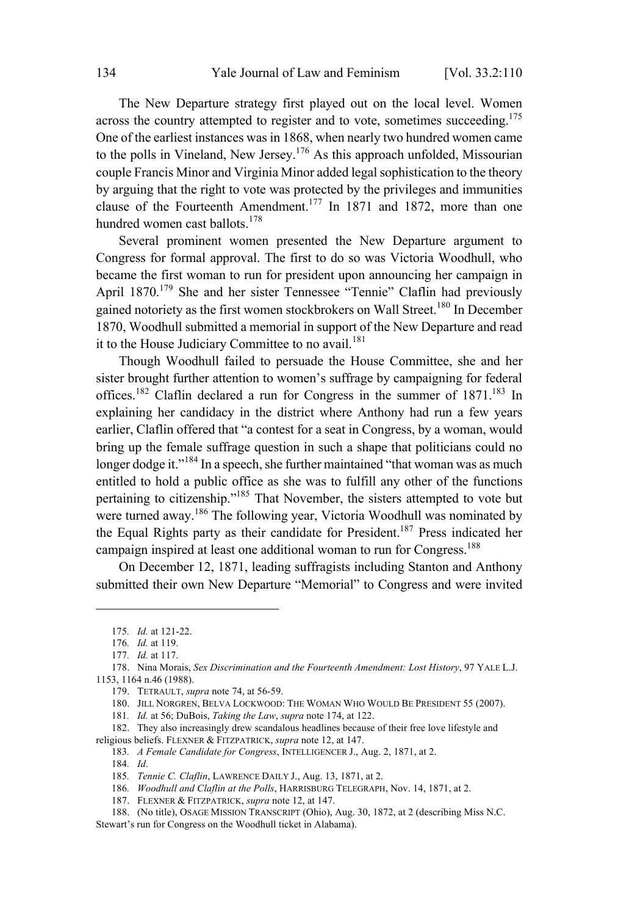The New Departure strategy first played out on the local level. Women across the country attempted to register and to vote, sometimes succeeding.[175] One of the earliest instances was in 1868, when nearly two hundred women came to the polls in Vineland, New Jersey.[176] As this approach unfolded, Missourian couple Francis Minor and Virginia Minor added legal sophistication to the theory by arguing that the right to vote was protected by the privileges and immunities clause of the Fourteenth Amendment.[177] In 1871 and 1872, more than one hundred women cast ballots.[178]

Several prominent women presented the New Departure argument to Congress for formal approval. The first to do so was Victoria Woodhull, who became the first woman to run for president upon announcing her campaign in April 1870.[179] She and her sister Tennessee "Tennie" Claflin had previously gained notoriety as the first women stockbrokers on Wall Street.[180] In December 1870, Woodhull submitted a memorial in support of the New Departure and read it to the House Judiciary Committee to no avail.[181]

Though Woodhull failed to persuade the House Committee, she and her sister brought further attention to women's suffrage by campaigning for federal offices.[182] Claflin declared a run for Congress in the summer of 1871.[183] In explaining her candidacy in the district where Anthony had run a few years earlier, Claflin offered that "a contest for a seat in Congress, by a woman, would bring up the female suffrage question in such a shape that politicians could no longer dodge it."[184] In a speech, she further maintained "that woman was as much entitled to hold a public office as she was to fulfill any other of the functions pertaining to citizenship."[185] That November, the sisters attempted to vote but were turned away.[186] The following year, Victoria Woodhull was nominated by the Equal Rights party as their candidate for President.[187] Press indicated her campaign inspired at least one additional woman to run for Congress.[188]

On December 12, 1871, leading suffragists including Stanton and Anthony submitted their own New Departure "Memorial" to Congress and were invited

---

175. *Id.* at 121-22.

176. *Id.* at 119.

177. *Id.* at 117.

178. Nina Morais, *Sex Discrimination and the Fourteenth Amendment: Lost History*, 97 YALE L.J. 1153, 1164 n.46 (1988).

179. TETRAULT, *supra* note 74, at 56-59.

180. JILL NORGREN, BELVA LOCKWOOD: THE WOMAN WHO WOULD BE PRESIDENT 55 (2007).

181. *Id.* at 56; DuBois, *Taking the Law*, *supra* note 174, at 122.

182. They also increasingly drew scandalous headlines because of their free love lifestyle and religious beliefs. FLEXNER & FITZPATRICK, *supra* note 12, at 147.

183. *A Female Candidate for Congress*, INTELLIGENCER J., Aug. 2, 1871, at 2.

184. *Id*.

185. *Tennie C. Claflin*, LAWRENCE DAILY J., Aug. 13, 1871, at 2.

186. *Woodhull and Claflin at the Polls*, HARRISBURG TELEGRAPH, Nov. 14, 1871, at 2.

187. FLEXNER & FITZPATRICK, *supra* note 12, at 147.

188. (No title), OSAGE MISSION TRANSCRIPT (Ohio), Aug. 30, 1872, at 2 (describing Miss N.C. Stewart's run for Congress on the Woodhull ticket in Alabama).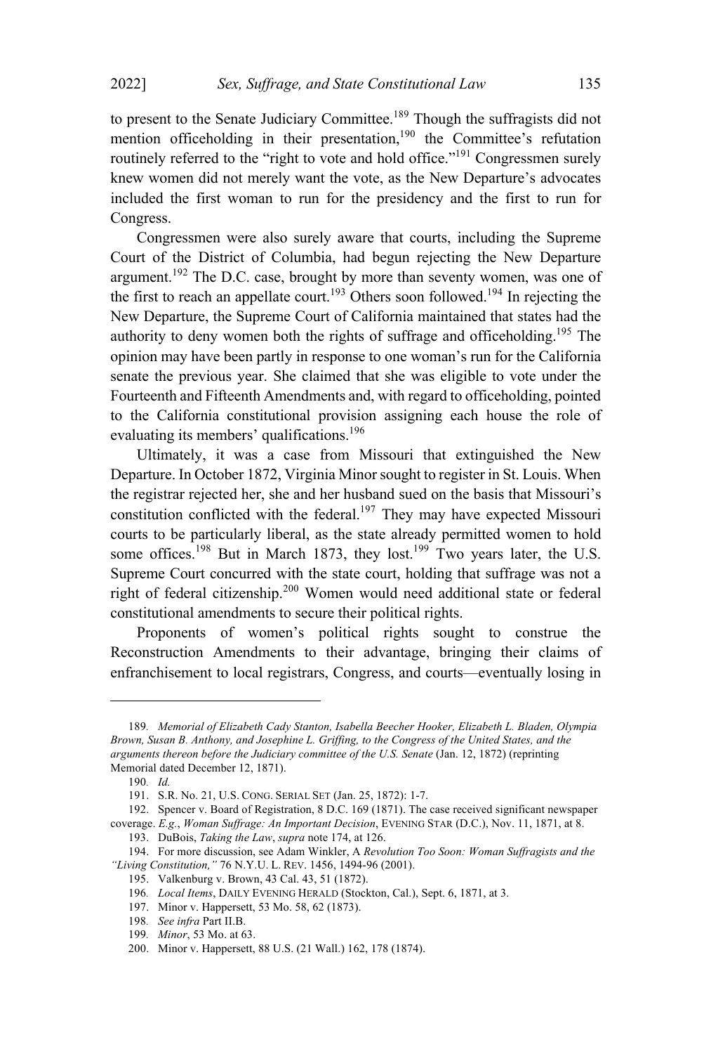to present to the Senate Judiciary Committee.[189] Though the suffragists did not mention officeholding in their presentation,[190] the Committee's refutation routinely referred to the "right to vote and hold office."[191] Congressmen surely knew women did not merely want the vote, as the New Departure's advocates included the first woman to run for the presidency and the first to run for Congress.

Congressmen were also surely aware that courts, including the Supreme Court of the District of Columbia, had begun rejecting the New Departure argument.[192] The D.C. case, brought by more than seventy women, was one of the first to reach an appellate court.[193] Others soon followed.[194] In rejecting the New Departure, the Supreme Court of California maintained that states had the authority to deny women both the rights of suffrage and officeholding.[195] The opinion may have been partly in response to one woman's run for the California senate the previous year. She claimed that she was eligible to vote under the Fourteenth and Fifteenth Amendments and, with regard to officeholding, pointed to the California constitutional provision assigning each house the role of evaluating its members' qualifications.[196]

Ultimately, it was a case from Missouri that extinguished the New Departure. In October 1872, Virginia Minor sought to register in St. Louis. When the registrar rejected her, she and her husband sued on the basis that Missouri's constitution conflicted with the federal.[197] They may have expected Missouri courts to be particularly liberal, as the state already permitted women to hold some offices.[198] But in March 1873, they lost.[199] Two years later, the U.S. Supreme Court concurred with the state court, holding that suffrage was not a right of federal citizenship.[200] Women would need additional state or federal constitutional amendments to secure their political rights.

Proponents of women's political rights sought to construe the Reconstruction Amendments to their advantage, bringing their claims of enfranchisement to local registrars, Congress, and courts—eventually losing in

---

189. *Memorial of Elizabeth Cady Stanton, Isabella Beecher Hooker, Elizabeth L. Bladen, Olympia Brown, Susan B. Anthony, and Josephine L. Griffing, to the Congress of the United States, and the arguments thereon before the Judiciary committee of the U.S. Senate* (Jan. 12, 1872) (reprinting Memorial dated December 12, 1871).

190. *Id.*

191. S.R. No. 21, U.S. CONG. SERIAL SET (Jan. 25, 1872): 1-7.

192. Spencer v. Board of Registration, 8 D.C. 169 (1871). The case received significant newspaper coverage. *E.g.*, *Woman Suffrage: An Important Decision*, EVENING STAR (D.C.), Nov. 11, 1871, at 8.

193. DuBois, *Taking the Law*, *supra* note 174, at 126.

194. For more discussion, see Adam Winkler, A *Revolution Too Soon: Woman Suffragists and the "Living Constitution,"* 76 N.Y.U. L. REV. 1456, 1494-96 (2001).

195. Valkenburg v. Brown, 43 Cal. 43, 51 (1872).

196. *Local Items*, DAILY EVENING HERALD (Stockton, Cal.), Sept. 6, 1871, at 3.

197. Minor v. Happersett, 53 Mo. 58, 62 (1873).

198. *See infra* Part II.B.

199. *Minor*, 53 Mo. at 63.

200. Minor v. Happersett, 88 U.S. (21 Wall.) 162, 178 (1874).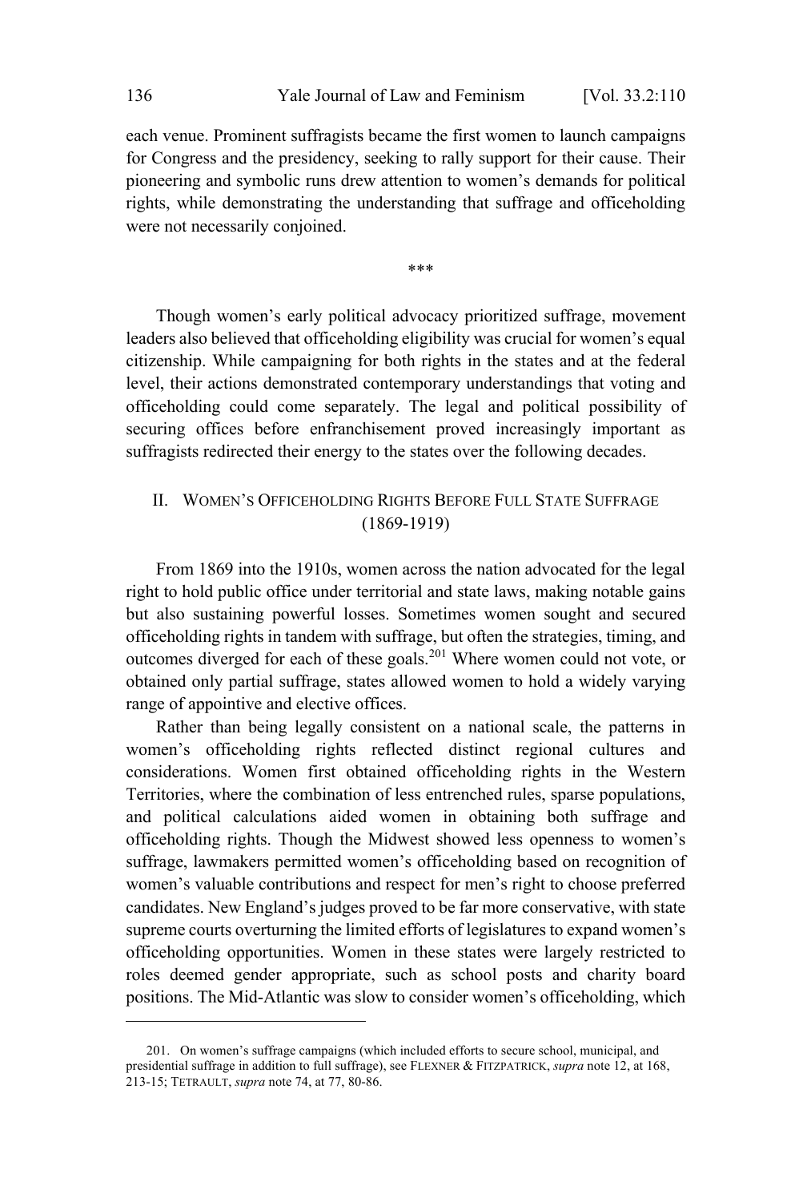each venue. Prominent suffragists became the first women to launch campaigns for Congress and the presidency, seeking to rally support for their cause. Their pioneering and symbolic runs drew attention to women's demands for political rights, while demonstrating the understanding that suffrage and officeholding were not necessarily conjoined.

***

Though women's early political advocacy prioritized suffrage, movement leaders also believed that officeholding eligibility was crucial for women's equal citizenship. While campaigning for both rights in the states and at the federal level, their actions demonstrated contemporary understandings that voting and officeholding could come separately. The legal and political possibility of securing offices before enfranchisement proved increasingly important as suffragists redirected their energy to the states over the following decades.

## II. WOMEN'S OFFICEHOLDING RIGHTS BEFORE FULL STATE SUFFRAGE (1869-1919)

From 1869 into the 1910s, women across the nation advocated for the legal right to hold public office under territorial and state laws, making notable gains but also sustaining powerful losses. Sometimes women sought and secured officeholding rights in tandem with suffrage, but often the strategies, timing, and outcomes diverged for each of these goals.[201] Where women could not vote, or obtained only partial suffrage, states allowed women to hold a widely varying range of appointive and elective offices.

Rather than being legally consistent on a national scale, the patterns in women's officeholding rights reflected distinct regional cultures and considerations. Women first obtained officeholding rights in the Western Territories, where the combination of less entrenched rules, sparse populations, and political calculations aided women in obtaining both suffrage and officeholding rights. Though the Midwest showed less openness to women's suffrage, lawmakers permitted women's officeholding based on recognition of women's valuable contributions and respect for men's right to choose preferred candidates. New England's judges proved to be far more conservative, with state supreme courts overturning the limited efforts of legislatures to expand women's officeholding opportunities. Women in these states were largely restricted to roles deemed gender appropriate, such as school posts and charity board positions. The Mid-Atlantic was slow to consider women's officeholding, which

201. On women's suffrage campaigns (which included efforts to secure school, municipal, and presidential suffrage in addition to full suffrage), see FLEXNER & FITZPATRICK, *supra* note 12, at 168, 213-15; TETRAULT, *supra* note 74, at 77, 80-86.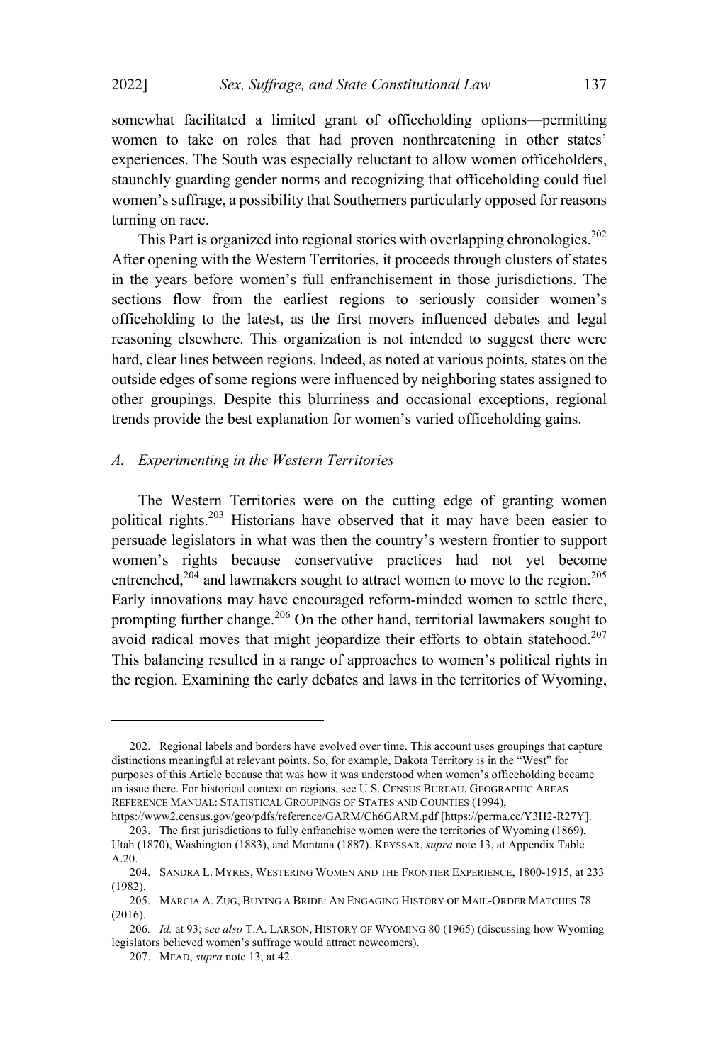somewhat facilitated a limited grant of officeholding options—permitting women to take on roles that had proven nonthreatening in other states' experiences. The South was especially reluctant to allow women officeholders, staunchly guarding gender norms and recognizing that officeholding could fuel women's suffrage, a possibility that Southerners particularly opposed for reasons turning on race.

This Part is organized into regional stories with overlapping chronologies.[202] After opening with the Western Territories, it proceeds through clusters of states in the years before women's full enfranchisement in those jurisdictions. The sections flow from the earliest regions to seriously consider women's officeholding to the latest, as the first movers influenced debates and legal reasoning elsewhere. This organization is not intended to suggest there were hard, clear lines between regions. Indeed, as noted at various points, states on the outside edges of some regions were influenced by neighboring states assigned to other groupings. Despite this blurriness and occasional exceptions, regional trends provide the best explanation for women's varied officeholding gains.

### *A. Experimenting in the Western Territories*

The Western Territories were on the cutting edge of granting women political rights.[203] Historians have observed that it may have been easier to persuade legislators in what was then the country's western frontier to support women's rights because conservative practices had not yet become entrenched,[204] and lawmakers sought to attract women to move to the region.[205] Early innovations may have encouraged reform-minded women to settle there, prompting further change.[206] On the other hand, territorial lawmakers sought to avoid radical moves that might jeopardize their efforts to obtain statehood.[207] This balancing resulted in a range of approaches to women's political rights in the region. Examining the early debates and laws in the territories of Wyoming,

---

202. Regional labels and borders have evolved over time. This account uses groupings that capture distinctions meaningful at relevant points. So, for example, Dakota Territory is in the "West" for purposes of this Article because that was how it was understood when women's officeholding became an issue there. For historical context on regions, see U.S. CENSUS BUREAU, GEOGRAPHIC AREAS REFERENCE MANUAL: STATISTICAL GROUPINGS OF STATES AND COUNTIES (1994), https://www2.census.gov/geo/pdfs/reference/GARM/Ch6GARM.pdf [https://perma.cc/Y3H2-R27Y].

203. The first jurisdictions to fully enfranchise women were the territories of Wyoming (1869), Utah (1870), Washington (1883), and Montana (1887). KEYSSAR, *supra* note 13, at Appendix Table A.20.

204. SANDRA L. MYRES, WESTERING WOMEN AND THE FRONTIER EXPERIENCE, 1800-1915, at 233 (1982).

205. MARCIA A. ZUG, BUYING A BRIDE: AN ENGAGING HISTORY OF MAIL-ORDER MATCHES 78 (2016).

206. *Id.* at 93; *see also* T.A. LARSON, HISTORY OF WYOMING 80 (1965) (discussing how Wyoming legislators believed women's suffrage would attract newcomers).

207. MEAD, *supra* note 13, at 42.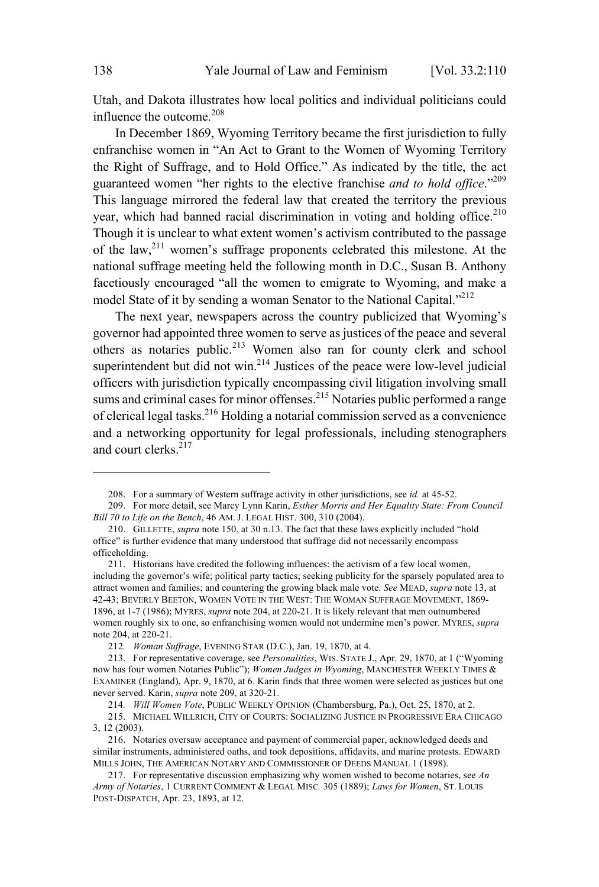Utah, and Dakota illustrates how local politics and individual politicians could influence the outcome.[208]

In December 1869, Wyoming Territory became the first jurisdiction to fully enfranchise women in "An Act to Grant to the Women of Wyoming Territory the Right of Suffrage, and to Hold Office." As indicated by the title, the act guaranteed women "her rights to the elective franchise *and to hold office*."[209] This language mirrored the federal law that created the territory the previous year, which had banned racial discrimination in voting and holding office.[210] Though it is unclear to what extent women's activism contributed to the passage of the law,[211] women's suffrage proponents celebrated this milestone. At the national suffrage meeting held the following month in D.C., Susan B. Anthony facetiously encouraged "all the women to emigrate to Wyoming, and make a model State of it by sending a woman Senator to the National Capital."[212]

The next year, newspapers across the country publicized that Wyoming's governor had appointed three women to serve as justices of the peace and several others as notaries public.[213] Women also ran for county clerk and school superintendent but did not win.[214] Justices of the peace were low-level judicial officers with jurisdiction typically encompassing civil litigation involving small sums and criminal cases for minor offenses.[215] Notaries public performed a range of clerical legal tasks.[216] Holding a notarial commission served as a convenience and a networking opportunity for legal professionals, including stenographers and court clerks.[217]

---

208. For a summary of Western suffrage activity in other jurisdictions, see *id.* at 45-52.

209. For more detail, see Marcy Lynn Karin, *Esther Morris and Her Equality State: From Council Bill 70 to Life on the Bench*, 46 AM. J. LEGAL HIST. 300, 310 (2004).

210. GILLETTE, *supra* note 150, at 30 n.13. The fact that these laws explicitly included "hold office" is further evidence that many understood that suffrage did not necessarily encompass officeholding.

211. Historians have credited the following influences: the activism of a few local women, including the governor's wife; political party tactics; seeking publicity for the sparsely populated area to attract women and families; and countering the growing black male vote. *See* MEAD, *supra* note 13, at 42-43; BEVERLY BEETON, WOMEN VOTE IN THE WEST: THE WOMAN SUFFRAGE MOVEMENT, 1869-1896, at 1-7 (1986); MYRES, *supra* note 204, at 220-21. It is likely relevant that men outnumbered women roughly six to one, so enfranchising women would not undermine men's power. MYRES, *supra* note 204, at 220-21.

212. *Woman Suffrage*, EVENING STAR (D.C.), Jan. 19, 1870, at 4.

213. For representative coverage, see *Personalities*, WIS. STATE J., Apr. 29, 1870, at 1 ("Wyoming now has four women Notaries Public"); *Women Judges in Wyoming*, MANCHESTER WEEKLY TIMES & EXAMINER (England), Apr. 9, 1870, at 6. Karin finds that three women were selected as justices but one never served. Karin, *supra* note 209, at 320-21.

214. *Will Women Vote*, PUBLIC WEEKLY OPINION (Chambersburg, Pa.), Oct. 25, 1870, at 2.

215. MICHAEL WILLRICH, CITY OF COURTS: SOCIALIZING JUSTICE IN PROGRESSIVE ERA CHICAGO 3, 12 (2003).

216. Notaries oversaw acceptance and payment of commercial paper, acknowledged deeds and similar instruments, administered oaths, and took depositions, affidavits, and marine protests. EDWARD MILLS JOHN, THE AMERICAN NOTARY AND COMMISSIONER OF DEEDS MANUAL 1 (1898).

217. For representative discussion emphasizing why women wished to become notaries, see *An Army of Notaries*, 1 CURRENT COMMENT & LEGAL MISC. 305 (1889); *Laws for Women*, ST. LOUIS POST-DISPATCH, Apr. 23, 1893, at 12.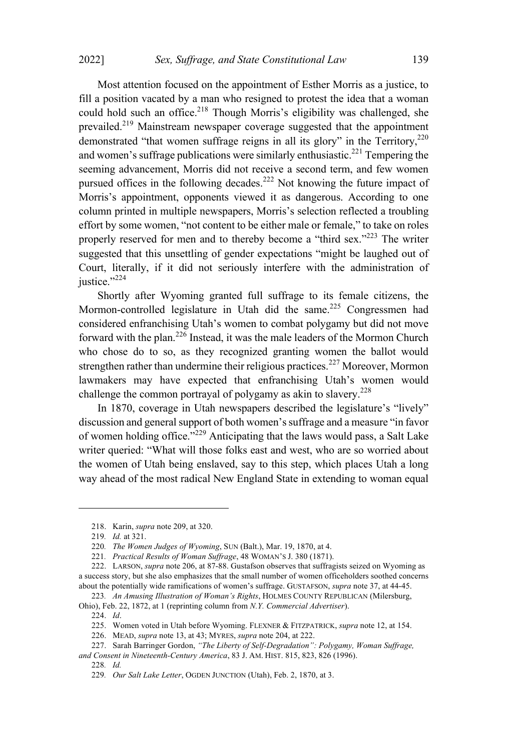Most attention focused on the appointment of Esther Morris as a justice, to fill a position vacated by a man who resigned to protest the idea that a woman could hold such an office.[218] Though Morris's eligibility was challenged, she prevailed.[219] Mainstream newspaper coverage suggested that the appointment demonstrated "that women suffrage reigns in all its glory" in the Territory,[220] and women's suffrage publications were similarly enthusiastic.[221] Tempering the seeming advancement, Morris did not receive a second term, and few women pursued offices in the following decades.[222] Not knowing the future impact of Morris's appointment, opponents viewed it as dangerous. According to one column printed in multiple newspapers, Morris's selection reflected a troubling effort by some women, "not content to be either male or female," to take on roles properly reserved for men and to thereby become a "third sex."[223] The writer suggested that this unsettling of gender expectations "might be laughed out of Court, literally, if it did not seriously interfere with the administration of justice."[224]

Shortly after Wyoming granted full suffrage to its female citizens, the Mormon-controlled legislature in Utah did the same.[225] Congressmen had considered enfranchising Utah's women to combat polygamy but did not move forward with the plan.[226] Instead, it was the male leaders of the Mormon Church who chose do to so, as they recognized granting women the ballot would strengthen rather than undermine their religious practices.[227] Moreover, Mormon lawmakers may have expected that enfranchising Utah's women would challenge the common portrayal of polygamy as akin to slavery.[228]

In 1870, coverage in Utah newspapers described the legislature's "lively" discussion and general support of both women's suffrage and a measure "in favor of women holding office."[229] Anticipating that the laws would pass, a Salt Lake writer queried: "What will those folks east and west, who are so worried about the women of Utah being enslaved, say to this step, which places Utah a long way ahead of the most radical New England State in extending to woman equal

---

218. Karin, *supra* note 209, at 320.

219. *Id.* at 321.

220. *The Women Judges of Wyoming*, SUN (Balt.), Mar. 19, 1870, at 4.

221. *Practical Results of Woman Suffrage*, 48 WOMAN'S J. 380 (1871).

222. LARSON, *supra* note 206, at 87-88. Gustafson observes that suffragists seized on Wyoming as a success story, but she also emphasizes that the small number of women officeholders soothed concerns about the potentially wide ramifications of women's suffrage. GUSTAFSON, *supra* note 37, at 44-45.

223. *An Amusing Illustration of Woman's Rights*, HOLMES COUNTY REPUBLICAN (Milersburg, Ohio), Feb. 22, 1872, at 1 (reprinting column from *N.Y. Commercial Advertiser*).

224. *Id*.

225. Women voted in Utah before Wyoming. FLEXNER & FITZPATRICK, *supra* note 12, at 154.

226. MEAD, *supra* note 13, at 43; MYRES, *supra* note 204, at 222.

227. Sarah Barringer Gordon, *"The Liberty of Self-Degradation": Polygamy, Woman Suffrage, and Consent in Nineteenth-Century America*, 83 J. AM. HIST. 815, 823, 826 (1996).

228. *Id.*

229. *Our Salt Lake Letter*, OGDEN JUNCTION (Utah), Feb. 2, 1870, at 3.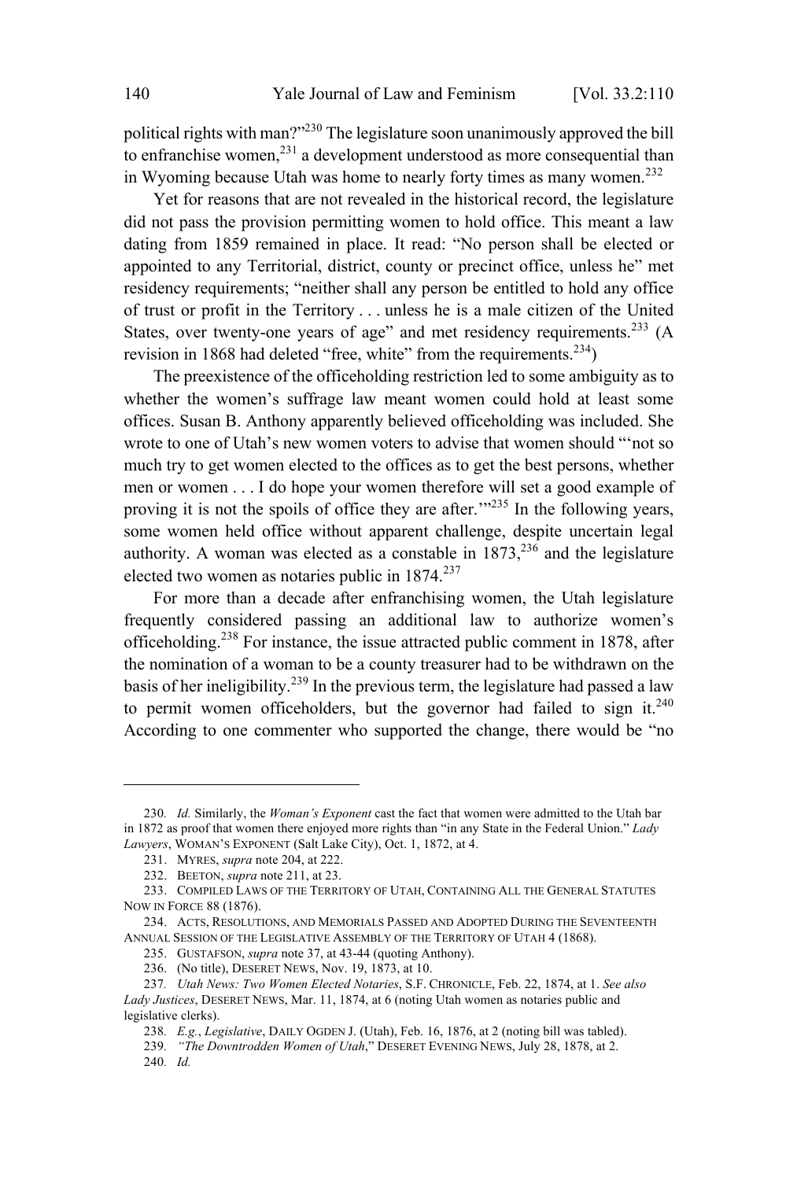political rights with man?"[230] The legislature soon unanimously approved the bill to enfranchise women,[231] a development understood as more consequential than in Wyoming because Utah was home to nearly forty times as many women.[232]

Yet for reasons that are not revealed in the historical record, the legislature did not pass the provision permitting women to hold office. This meant a law dating from 1859 remained in place. It read: "No person shall be elected or appointed to any Territorial, district, county or precinct office, unless he" met residency requirements; "neither shall any person be entitled to hold any office of trust or profit in the Territory . . . unless he is a male citizen of the United States, over twenty-one years of age" and met residency requirements.[233] (A revision in 1868 had deleted "free, white" from the requirements.[234])

The preexistence of the officeholding restriction led to some ambiguity as to whether the women's suffrage law meant women could hold at least some offices. Susan B. Anthony apparently believed officeholding was included. She wrote to one of Utah's new women voters to advise that women should "'not so much try to get women elected to the offices as to get the best persons, whether men or women . . . I do hope your women therefore will set a good example of proving it is not the spoils of office they are after.'"[235] In the following years, some women held office without apparent challenge, despite uncertain legal authority. A woman was elected as a constable in 1873,[236] and the legislature elected two women as notaries public in 1874.[237]

For more than a decade after enfranchising women, the Utah legislature frequently considered passing an additional law to authorize women's officeholding.[238] For instance, the issue attracted public comment in 1878, after the nomination of a woman to be a county treasurer had to be withdrawn on the basis of her ineligibility.[239] In the previous term, the legislature had passed a law to permit women officeholders, but the governor had failed to sign it.[240] According to one commenter who supported the change, there would be "no

---

230. *Id.* Similarly, the *Woman's Exponent* cast the fact that women were admitted to the Utah bar in 1872 as proof that women there enjoyed more rights than "in any State in the Federal Union." *Lady Lawyers*, WOMAN'S EXPONENT (Salt Lake City), Oct. 1, 1872, at 4.

231. MYRES, *supra* note 204, at 222.

232. BEETON, *supra* note 211, at 23.

233. COMPILED LAWS OF THE TERRITORY OF UTAH, CONTAINING ALL THE GENERAL STATUTES NOW IN FORCE 88 (1876).

234. ACTS, RESOLUTIONS, AND MEMORIALS PASSED AND ADOPTED DURING THE SEVENTEENTH ANNUAL SESSION OF THE LEGISLATIVE ASSEMBLY OF THE TERRITORY OF UTAH 4 (1868).

235. GUSTAFSON, *supra* note 37, at 43-44 (quoting Anthony).

236. (No title), DESERET NEWS, Nov. 19, 1873, at 10.

237. *Utah News: Two Women Elected Notaries*, S.F. CHRONICLE, Feb. 22, 1874, at 1. *See also Lady Justices*, DESERET NEWS, Mar. 11, 1874, at 6 (noting Utah women as notaries public and legislative clerks).

238. *E.g.*, *Legislative*, DAILY OGDEN J. (Utah), Feb. 16, 1876, at 2 (noting bill was tabled).

239. *"The Downtrodden Women of Utah*," DESERET EVENING NEWS, July 28, 1878, at 2.

240. *Id.*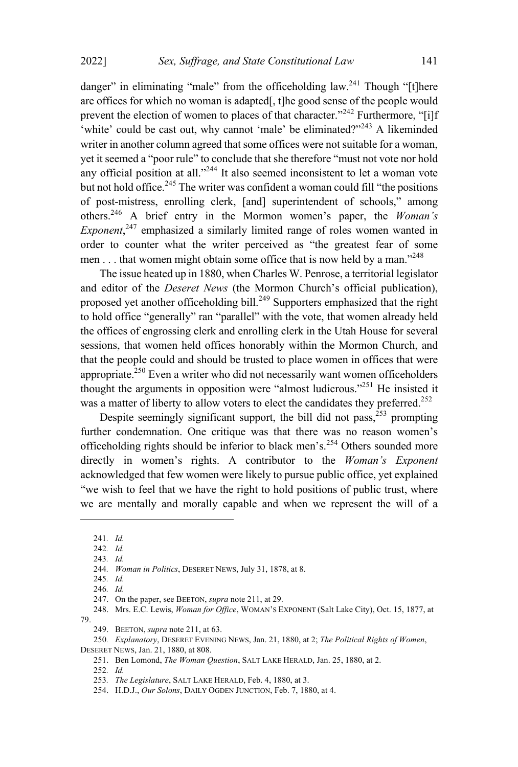danger" in eliminating "male" from the officeholding law.[241] Though "[t]here are offices for which no woman is adapted[, t]he good sense of the people would prevent the election of women to places of that character."[242] Furthermore, "[i]f 'white' could be cast out, why cannot 'male' be eliminated?"[243] A likeminded writer in another column agreed that some offices were not suitable for a woman, yet it seemed a "poor rule" to conclude that she therefore "must not vote nor hold any official position at all."[244] It also seemed inconsistent to let a woman vote but not hold office.[245] The writer was confident a woman could fill "the positions of post-mistress, enrolling clerk, [and] superintendent of schools," among others.[246] A brief entry in the Mormon women's paper, the *Woman's Exponent*,[247] emphasized a similarly limited range of roles women wanted in order to counter what the writer perceived as "the greatest fear of some men . . . that women might obtain some office that is now held by a man."[248]

The issue heated up in 1880, when Charles W. Penrose, a territorial legislator and editor of the *Deseret News* (the Mormon Church's official publication), proposed yet another officeholding bill.[249] Supporters emphasized that the right to hold office "generally" ran "parallel" with the vote, that women already held the offices of engrossing clerk and enrolling clerk in the Utah House for several sessions, that women held offices honorably within the Mormon Church, and that the people could and should be trusted to place women in offices that were appropriate.[250] Even a writer who did not necessarily want women officeholders thought the arguments in opposition were "almost ludicrous."[251] He insisted it was a matter of liberty to allow voters to elect the candidates they preferred.[252]

Despite seemingly significant support, the bill did not pass,[253] prompting further condemnation. One critique was that there was no reason women's officeholding rights should be inferior to black men's.[254] Others sounded more directly in women's rights. A contributor to the *Woman's Exponent* acknowledged that few women were likely to pursue public office, yet explained "we wish to feel that we have the right to hold positions of public trust, where we are mentally and morally capable and when we represent the will of a

---

241. *Id.*

242. *Id.*

243. *Id.*

244. *Woman in Politics*, DESERET NEWS, July 31, 1878, at 8.

245. *Id.*

246. *Id.*

247. On the paper, see BEETON, *supra* note 211, at 29.

248. Mrs. E.C. Lewis, *Woman for Office*, WOMAN'S EXPONENT (Salt Lake City), Oct. 15, 1877, at 79.

249. BEETON, *supra* note 211, at 63.

250. *Explanatory*, DESERET EVENING NEWS, Jan. 21, 1880, at 2; *The Political Rights of Women*, DESERET NEWS, Jan. 21, 1880, at 808.

251. Ben Lomond, *The Woman Question*, SALT LAKE HERALD, Jan. 25, 1880, at 2.

252. *Id.*

253. *The Legislature*, SALT LAKE HERALD, Feb. 4, 1880, at 3.

254. H.D.J., *Our Solons*, DAILY OGDEN JUNCTION, Feb. 7, 1880, at 4.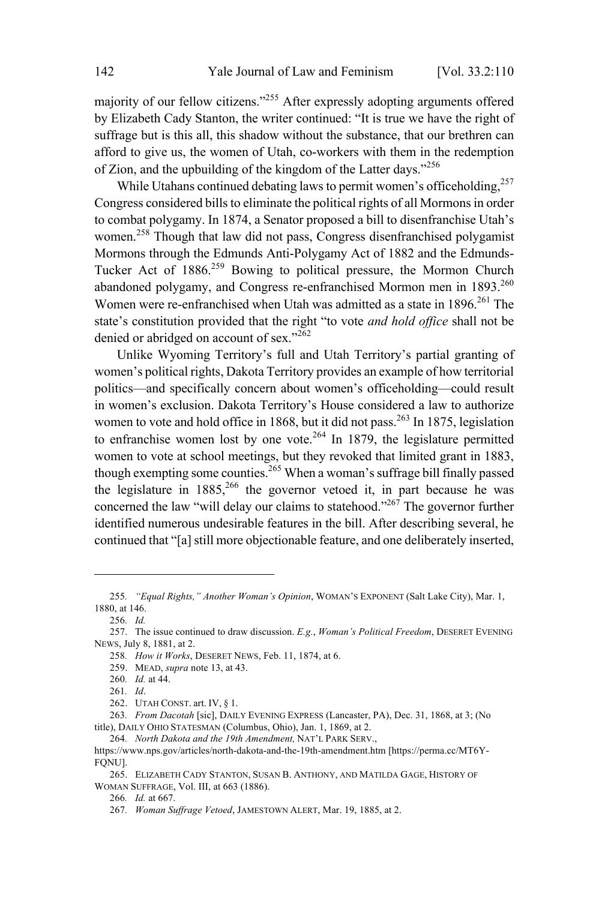majority of our fellow citizens."[255] After expressly adopting arguments offered by Elizabeth Cady Stanton, the writer continued: "It is true we have the right of suffrage but is this all, this shadow without the substance, that our brethren can afford to give us, the women of Utah, co-workers with them in the redemption of Zion, and the upbuilding of the kingdom of the Latter days."[256]

While Utahans continued debating laws to permit women's officeholding,[257] Congress considered bills to eliminate the political rights of all Mormons in order to combat polygamy. In 1874, a Senator proposed a bill to disenfranchise Utah's women.[258] Though that law did not pass, Congress disenfranchised polygamist Mormons through the Edmunds Anti-Polygamy Act of 1882 and the Edmunds-Tucker Act of 1886.[259] Bowing to political pressure, the Mormon Church abandoned polygamy, and Congress re-enfranchised Mormon men in 1893.[260] Women were re-enfranchised when Utah was admitted as a state in 1896.[261] The state's constitution provided that the right "to vote *and hold office* shall not be denied or abridged on account of sex."[262]

Unlike Wyoming Territory's full and Utah Territory's partial granting of women's political rights, Dakota Territory provides an example of how territorial politics—and specifically concern about women's officeholding—could result in women's exclusion. Dakota Territory's House considered a law to authorize women to vote and hold office in 1868, but it did not pass.[263] In 1875, legislation to enfranchise women lost by one vote.[264] In 1879, the legislature permitted women to vote at school meetings, but they revoked that limited grant in 1883, though exempting some counties.[265] When a woman's suffrage bill finally passed the legislature in 1885,[266] the governor vetoed it, in part because he was concerned the law "will delay our claims to statehood."[267] The governor further identified numerous undesirable features in the bill. After describing several, he continued that "[a] still more objectionable feature, and one deliberately inserted,

---

255. *"Equal Rights," Another Woman's Opinion*, WOMAN'S EXPONENT (Salt Lake City), Mar. 1, 1880, at 146.

256. *Id.*

257. The issue continued to draw discussion. *E.g.*, *Woman's Political Freedom*, DESERET EVENING NEWS, July 8, 1881, at 2.

258. *How it Works*, DESERET NEWS, Feb. 11, 1874, at 6.

259. MEAD, *supra* note 13, at 43.

260. *Id.* at 44.

261. *Id*.

262. UTAH CONST. art. IV, § 1.

263. *From Dacotah* [sic], DAILY EVENING EXPRESS (Lancaster, PA), Dec. 31, 1868, at 3; (No title), DAILY OHIO STATESMAN (Columbus, Ohio), Jan. 1, 1869, at 2.

264. *North Dakota and the 19th Amendment,* NAT'L PARK SERV., https://www.nps.gov/articles/north-dakota-and-the-19th-amendment.htm [https://perma.cc/MT6Y-FQNU].

265. ELIZABETH CADY STANTON, SUSAN B. ANTHONY, AND MATILDA GAGE, HISTORY OF WOMAN SUFFRAGE, Vol. III, at 663 (1886).

266. *Id.* at 667.

267. *Woman Suffrage Vetoed*, JAMESTOWN ALERT, Mar. 19, 1885, at 2.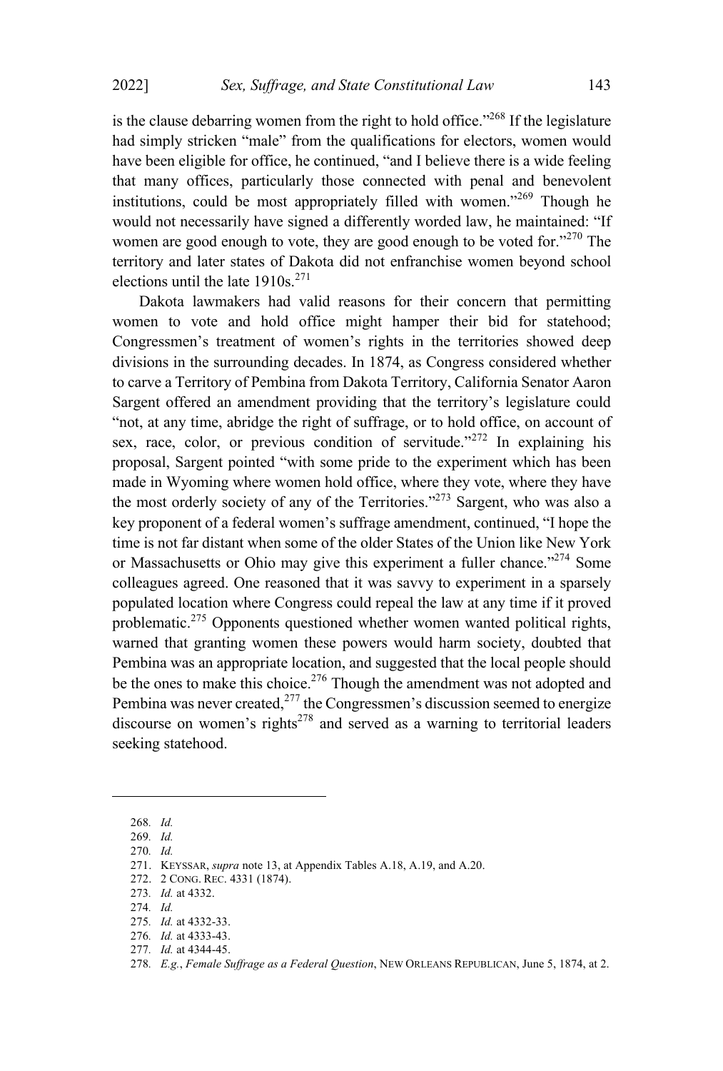is the clause debarring women from the right to hold office."[268] If the legislature had simply stricken "male" from the qualifications for electors, women would have been eligible for office, he continued, "and I believe there is a wide feeling that many offices, particularly those connected with penal and benevolent institutions, could be most appropriately filled with women."[269] Though he would not necessarily have signed a differently worded law, he maintained: "If women are good enough to vote, they are good enough to be voted for."[270] The territory and later states of Dakota did not enfranchise women beyond school elections until the late 1910s.[271]

Dakota lawmakers had valid reasons for their concern that permitting women to vote and hold office might hamper their bid for statehood; Congressmen's treatment of women's rights in the territories showed deep divisions in the surrounding decades. In 1874, as Congress considered whether to carve a Territory of Pembina from Dakota Territory, California Senator Aaron Sargent offered an amendment providing that the territory's legislature could "not, at any time, abridge the right of suffrage, or to hold office, on account of sex, race, color, or previous condition of servitude."[272] In explaining his proposal, Sargent pointed "with some pride to the experiment which has been made in Wyoming where women hold office, where they vote, where they have the most orderly society of any of the Territories."[273] Sargent, who was also a key proponent of a federal women's suffrage amendment, continued, "I hope the time is not far distant when some of the older States of the Union like New York or Massachusetts or Ohio may give this experiment a fuller chance."[274] Some colleagues agreed. One reasoned that it was savvy to experiment in a sparsely populated location where Congress could repeal the law at any time if it proved problematic.[275] Opponents questioned whether women wanted political rights, warned that granting women these powers would harm society, doubted that Pembina was an appropriate location, and suggested that the local people should be the ones to make this choice.[276] Though the amendment was not adopted and Pembina was never created,[277] the Congressmen's discussion seemed to energize discourse on women's rights[278] and served as a warning to territorial leaders seeking statehood.

---

268. *Id.*

269. *Id.*

270. *Id.*

271. KEYSSAR, *supra* note 13, at Appendix Tables A.18, A.19, and A.20.

272. 2 CONG. REC. 4331 (1874).

273. *Id.* at 4332.

274. *Id.*

275. *Id.* at 4332-33.

276. *Id.* at 4333-43.

277. *Id.* at 4344-45.

278. *E.g.*, *Female Suffrage as a Federal Question*, NEW ORLEANS REPUBLICAN, June 5, 1874, at 2.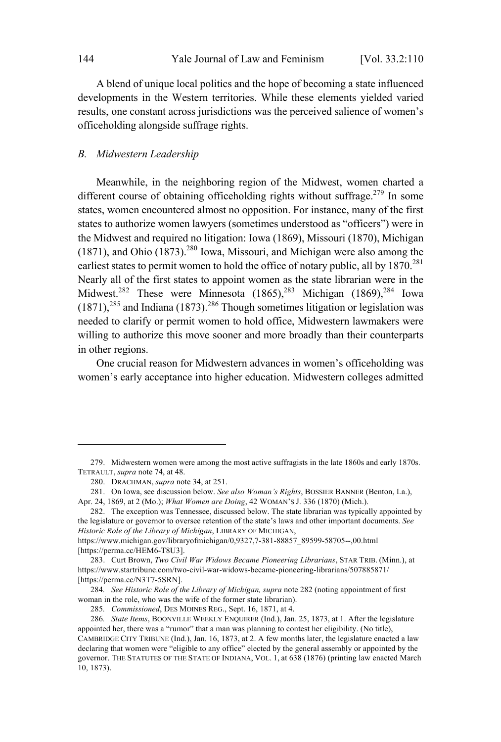A blend of unique local politics and the hope of becoming a state influenced developments in the Western territories. While these elements yielded varied results, one constant across jurisdictions was the perceived salience of women's officeholding alongside suffrage rights.

### *B. Midwestern Leadership*

Meanwhile, in the neighboring region of the Midwest, women charted a different course of obtaining officeholding rights without suffrage.[279] In some states, women encountered almost no opposition. For instance, many of the first states to authorize women lawyers (sometimes understood as "officers") were in the Midwest and required no litigation: Iowa (1869), Missouri (1870), Michigan (1871), and Ohio (1873).[280] Iowa, Missouri, and Michigan were also among the earliest states to permit women to hold the office of notary public, all by 1870.[281] Nearly all of the first states to appoint women as the state librarian were in the Midwest.[282] These were Minnesota (1865),[283] Michigan (1869),[284] Iowa (1871),[285] and Indiana (1873).[286] Though sometimes litigation or legislation was needed to clarify or permit women to hold office, Midwestern lawmakers were willing to authorize this move sooner and more broadly than their counterparts in other regions.

One crucial reason for Midwestern advances in women's officeholding was women's early acceptance into higher education. Midwestern colleges admitted

---

279. Midwestern women were among the most active suffragists in the late 1860s and early 1870s. TETRAULT, *supra* note 74, at 48.

280. DRACHMAN, *supra* note 34, at 251.

281. On Iowa, see discussion below. *See also Woman's Rights*, BOSSIER BANNER (Benton, La.), Apr. 24, 1869, at 2 (Mo.); *What Women are Doing*, 42 WOMAN'S J. 336 (1870) (Mich.).

282. The exception was Tennessee, discussed below. The state librarian was typically appointed by the legislature or governor to oversee retention of the state's laws and other important documents. *See Historic Role of the Library of Michigan*, LIBRARY OF MICHIGAN, https://www.michigan.gov/libraryofmichigan/0,9327,7-381-88857_89599-58705--,00.html [https://perma.cc/HEM6-T8U3].

283. Curt Brown, *Two Civil War Widows Became Pioneering Librarians*, STAR TRIB. (Minn.), at https://www.startribune.com/two-civil-war-widows-became-pioneering-librarians/507885871/ [https://perma.cc/N3T7-5SRN].

284. *See Historic Role of the Library of Michigan, supra* note 282 (noting appointment of first woman in the role, who was the wife of the former state librarian).

285. *Commissioned*, DES MOINES REG., Sept. 16, 1871, at 4.

286. *State Items*, BOONVILLE WEEKLY ENQUIRER (Ind.), Jan. 25, 1873, at 1. After the legislature appointed her, there was a "rumor" that a man was planning to contest her eligibility. (No title), CAMBRIDGE CITY TRIBUNE (Ind.), Jan. 16, 1873, at 2. A few months later, the legislature enacted a law declaring that women were "eligible to any office" elected by the general assembly or appointed by the governor. THE STATUTES OF THE STATE OF INDIANA, VOL. 1, at 638 (1876) (printing law enacted March 10, 1873).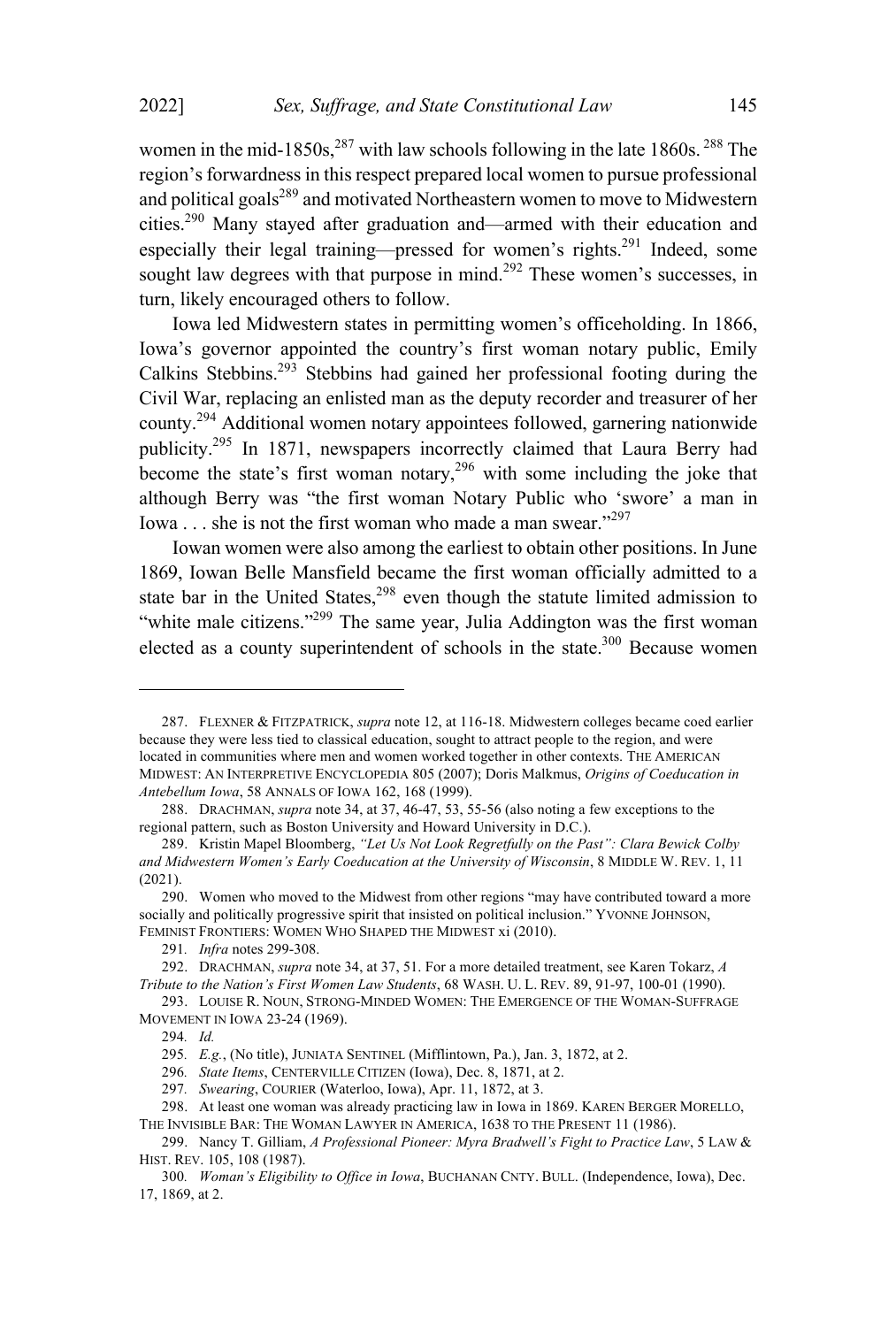women in the mid-1850s,[287] with law schools following in the late 1860s.[288] The region's forwardness in this respect prepared local women to pursue professional and political goals[289] and motivated Northeastern women to move to Midwestern cities.[290] Many stayed after graduation and—armed with their education and especially their legal training—pressed for women's rights.[291] Indeed, some sought law degrees with that purpose in mind.[292] These women's successes, in turn, likely encouraged others to follow.

Iowa led Midwestern states in permitting women's officeholding. In 1866, Iowa's governor appointed the country's first woman notary public, Emily Calkins Stebbins.[293] Stebbins had gained her professional footing during the Civil War, replacing an enlisted man as the deputy recorder and treasurer of her county.[294] Additional women notary appointees followed, garnering nationwide publicity.[295] In 1871, newspapers incorrectly claimed that Laura Berry had become the state's first woman notary,[296] with some including the joke that although Berry was "the first woman Notary Public who 'swore' a man in Iowa . . . she is not the first woman who made a man swear."[297]

Iowan women were also among the earliest to obtain other positions. In June 1869, Iowan Belle Mansfield became the first woman officially admitted to a state bar in the United States,[298] even though the statute limited admission to "white male citizens."[299] The same year, Julia Addington was the first woman elected as a county superintendent of schools in the state.[300] Because women

---

287. FLEXNER & FITZPATRICK, *supra* note 12, at 116-18. Midwestern colleges became coed earlier because they were less tied to classical education, sought to attract people to the region, and were located in communities where men and women worked together in other contexts. THE AMERICAN MIDWEST: AN INTERPRETIVE ENCYCLOPEDIA 805 (2007); Doris Malkmus, *Origins of Coeducation in Antebellum Iowa*, 58 ANNALS OF IOWA 162, 168 (1999).

288. DRACHMAN, *supra* note 34, at 37, 46-47, 53, 55-56 (also noting a few exceptions to the regional pattern, such as Boston University and Howard University in D.C.).

289. Kristin Mapel Bloomberg, *"Let Us Not Look Regretfully on the Past": Clara Bewick Colby and Midwestern Women's Early Coeducation at the University of Wisconsin*, 8 MIDDLE W. REV. 1, 11 (2021).

290. Women who moved to the Midwest from other regions "may have contributed toward a more socially and politically progressive spirit that insisted on political inclusion." YVONNE JOHNSON, FEMINIST FRONTIERS: WOMEN WHO SHAPED THE MIDWEST xi (2010).

291. *Infra* notes 299-308.

292. DRACHMAN, *supra* note 34, at 37, 51. For a more detailed treatment, see Karen Tokarz, *A Tribute to the Nation's First Women Law Students*, 68 WASH. U. L. REV. 89, 91-97, 100-01 (1990).

293. LOUISE R. NOUN, STRONG-MINDED WOMEN: THE EMERGENCE OF THE WOMAN-SUFFRAGE MOVEMENT IN IOWA 23-24 (1969).

294. *Id.*

295. *E.g.*, (No title), JUNIATA SENTINEL (Mifflintown, Pa.), Jan. 3, 1872, at 2.

296. *State Items*, CENTERVILLE CITIZEN (Iowa), Dec. 8, 1871, at 2.

297. *Swearing*, COURIER (Waterloo, Iowa), Apr. 11, 1872, at 3.

298. At least one woman was already practicing law in Iowa in 1869. KAREN BERGER MORELLO, THE INVISIBLE BAR: THE WOMAN LAWYER IN AMERICA, 1638 TO THE PRESENT 11 (1986).

299. Nancy T. Gilliam, *A Professional Pioneer: Myra Bradwell's Fight to Practice Law*, 5 LAW & HIST. REV. 105, 108 (1987).

300. *Woman's Eligibility to Office in Iowa*, BUCHANAN CNTY. BULL. (Independence, Iowa), Dec. 17, 1869, at 2.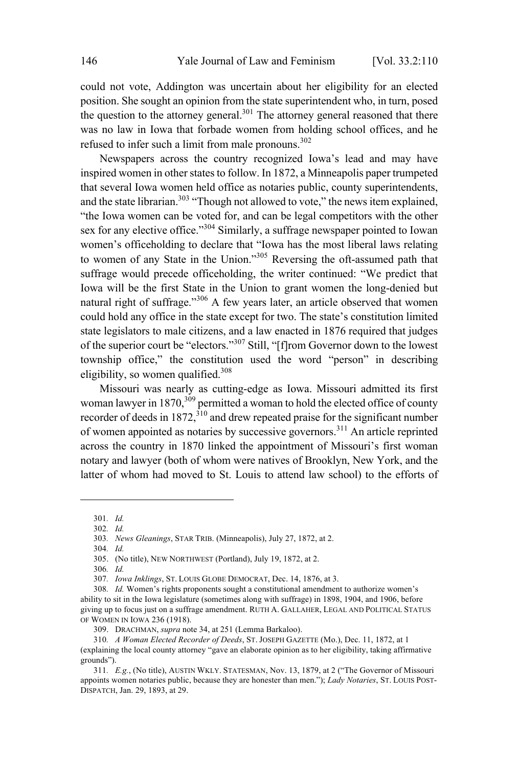could not vote, Addington was uncertain about her eligibility for an elected position. She sought an opinion from the state superintendent who, in turn, posed the question to the attorney general.[301] The attorney general reasoned that there was no law in Iowa that forbade women from holding school offices, and he refused to infer such a limit from male pronouns.[302]

Newspapers across the country recognized Iowa's lead and may have inspired women in other states to follow. In 1872, a Minneapolis paper trumpeted that several Iowa women held office as notaries public, county superintendents, and the state librarian.[303] "Though not allowed to vote," the news item explained, "the Iowa women can be voted for, and can be legal competitors with the other sex for any elective office."[304] Similarly, a suffrage newspaper pointed to Iowan women's officeholding to declare that "Iowa has the most liberal laws relating to women of any State in the Union."[305] Reversing the oft-assumed path that suffrage would precede officeholding, the writer continued: "We predict that Iowa will be the first State in the Union to grant women the long-denied but natural right of suffrage."[306] A few years later, an article observed that women could hold any office in the state except for two. The state's constitution limited state legislators to male citizens, and a law enacted in 1876 required that judges of the superior court be "electors."[307] Still, "[f]rom Governor down to the lowest township office," the constitution used the word "person" in describing eligibility, so women qualified.[308]

Missouri was nearly as cutting-edge as Iowa. Missouri admitted its first woman lawyer in 1870,[309] permitted a woman to hold the elected office of county recorder of deeds in 1872,[310] and drew repeated praise for the significant number of women appointed as notaries by successive governors.[311] An article reprinted across the country in 1870 linked the appointment of Missouri's first woman notary and lawyer (both of whom were natives of Brooklyn, New York, and the latter of whom had moved to St. Louis to attend law school) to the efforts of

---

301. *Id.*

302. *Id.*

303. *News Gleanings*, STAR TRIB. (Minneapolis), July 27, 1872, at 2.

304. *Id.*

305. (No title), NEW NORTHWEST (Portland), July 19, 1872, at 2.

306. *Id.*

307. *Iowa Inklings*, ST. LOUIS GLOBE DEMOCRAT, Dec. 14, 1876, at 3.

308. *Id.* Women's rights proponents sought a constitutional amendment to authorize women's ability to sit in the Iowa legislature (sometimes along with suffrage) in 1898, 1904, and 1906, before giving up to focus just on a suffrage amendment. RUTH A. GALLAHER, LEGAL AND POLITICAL STATUS OF WOMEN IN IOWA 236 (1918).

309. DRACHMAN, *supra* note 34, at 251 (Lemma Barkaloo).

310. *A Woman Elected Recorder of Deeds*, ST. JOSEPH GAZETTE (Mo.), Dec. 11, 1872, at 1 (explaining the local county attorney "gave an elaborate opinion as to her eligibility, taking affirmative grounds").

311. *E.g.*, (No title), AUSTIN WKLY. STATESMAN, Nov. 13, 1879, at 2 ("The Governor of Missouri appoints women notaries public, because they are honester than men."); *Lady Notaries*, ST. LOUIS POST-DISPATCH, Jan. 29, 1893, at 29.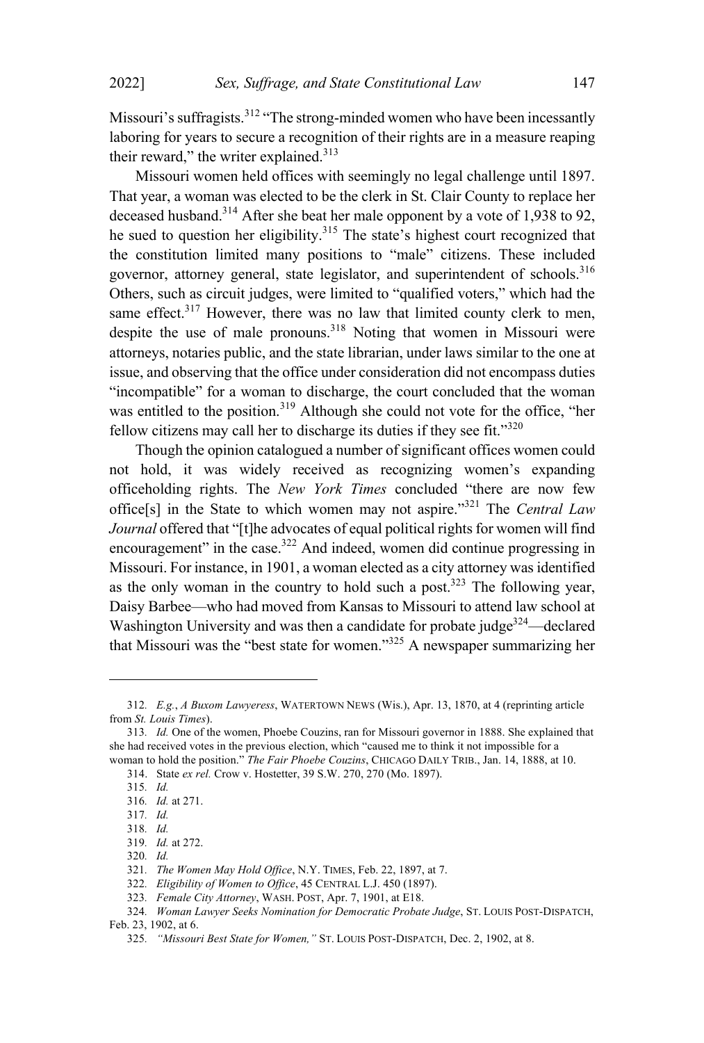Missouri's suffragists.[312] "The strong-minded women who have been incessantly laboring for years to secure a recognition of their rights are in a measure reaping their reward," the writer explained.[313]

Missouri women held offices with seemingly no legal challenge until 1897. That year, a woman was elected to be the clerk in St. Clair County to replace her deceased husband.[314] After she beat her male opponent by a vote of 1,938 to 92, he sued to question her eligibility.[315] The state's highest court recognized that the constitution limited many positions to "male" citizens. These included governor, attorney general, state legislator, and superintendent of schools.[316] Others, such as circuit judges, were limited to "qualified voters," which had the same effect.[317] However, there was no law that limited county clerk to men, despite the use of male pronouns.[318] Noting that women in Missouri were attorneys, notaries public, and the state librarian, under laws similar to the one at issue, and observing that the office under consideration did not encompass duties "incompatible" for a woman to discharge, the court concluded that the woman was entitled to the position.[319] Although she could not vote for the office, "her fellow citizens may call her to discharge its duties if they see fit."[320]

Though the opinion catalogued a number of significant offices women could not hold, it was widely received as recognizing women's expanding officeholding rights. The *New York Times* concluded "there are now few office[s] in the State to which women may not aspire."[321] The *Central Law Journal* offered that "[t]he advocates of equal political rights for women will find encouragement" in the case.[322] And indeed, women did continue progressing in Missouri. For instance, in 1901, a woman elected as a city attorney was identified as the only woman in the country to hold such a post.[323] The following year, Daisy Barbee—who had moved from Kansas to Missouri to attend law school at Washington University and was then a candidate for probate judge[324]—declared that Missouri was the "best state for women."[325] A newspaper summarizing her

---

312. *E.g.*, *A Buxom Lawyeress*, WATERTOWN NEWS (Wis.), Apr. 13, 1870, at 4 (reprinting article from *St. Louis Times*).

313. *Id.* One of the women, Phoebe Couzins, ran for Missouri governor in 1888. She explained that she had received votes in the previous election, which "caused me to think it not impossible for a woman to hold the position." *The Fair Phoebe Couzins*, CHICAGO DAILY TRIB., Jan. 14, 1888, at 10.

314. State *ex rel.* Crow v. Hostetter, 39 S.W. 270, 270 (Mo. 1897).

315. *Id.*

316. *Id.* at 271.

317. *Id.*

318. *Id.*

319. *Id.* at 272.

320. *Id.*

321. *The Women May Hold Office*, N.Y. TIMES, Feb. 22, 1897, at 7.

322. *Eligibility of Women to Office*, 45 CENTRAL L.J. 450 (1897).

323. *Female City Attorney*, WASH. POST, Apr. 7, 1901, at E18.

324. *Woman Lawyer Seeks Nomination for Democratic Probate Judge*, ST. LOUIS POST-DISPATCH, Feb. 23, 1902, at 6.

325. *"Missouri Best State for Women,"* ST. LOUIS POST-DISPATCH, Dec. 2, 1902, at 8.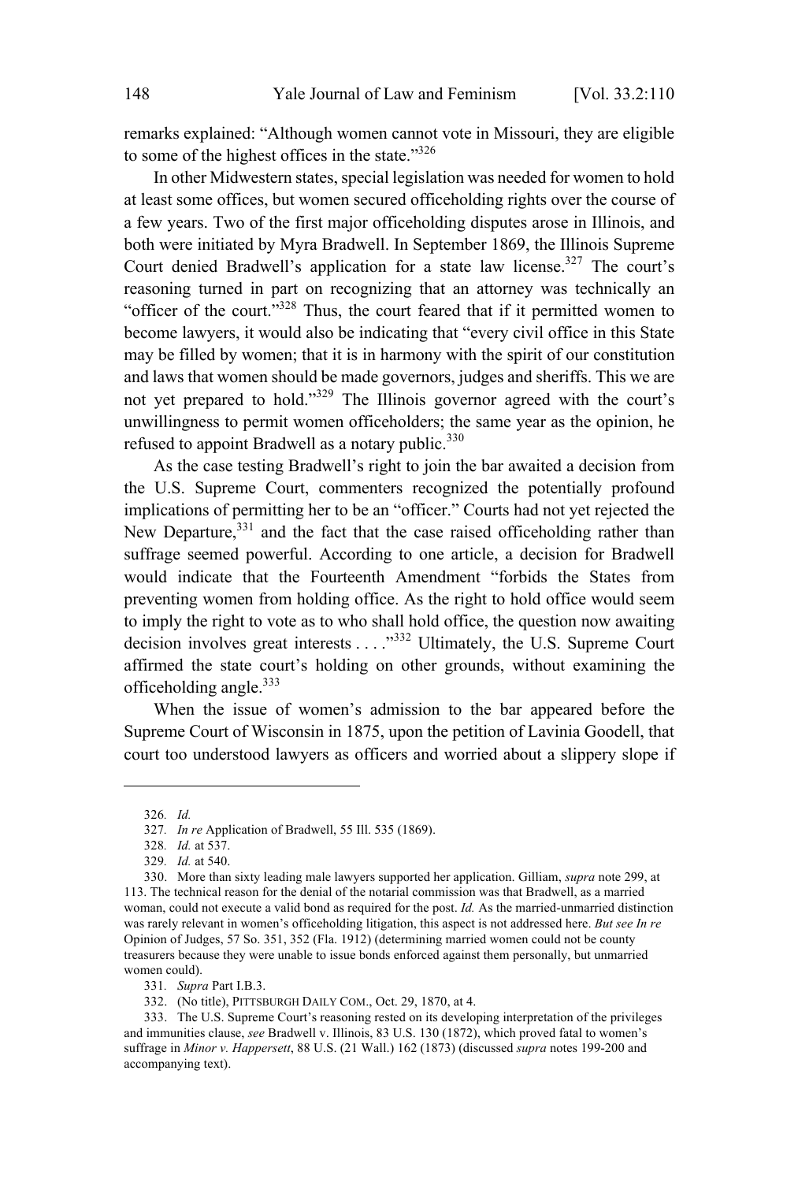remarks explained: "Although women cannot vote in Missouri, they are eligible to some of the highest offices in the state."[326]

In other Midwestern states, special legislation was needed for women to hold at least some offices, but women secured officeholding rights over the course of a few years. Two of the first major officeholding disputes arose in Illinois, and both were initiated by Myra Bradwell. In September 1869, the Illinois Supreme Court denied Bradwell's application for a state law license.[327] The court's reasoning turned in part on recognizing that an attorney was technically an "officer of the court."[328] Thus, the court feared that if it permitted women to become lawyers, it would also be indicating that "every civil office in this State may be filled by women; that it is in harmony with the spirit of our constitution and laws that women should be made governors, judges and sheriffs. This we are not yet prepared to hold."[329] The Illinois governor agreed with the court's unwillingness to permit women officeholders; the same year as the opinion, he refused to appoint Bradwell as a notary public.[330]

As the case testing Bradwell's right to join the bar awaited a decision from the U.S. Supreme Court, commenters recognized the potentially profound implications of permitting her to be an "officer." Courts had not yet rejected the New Departure,[331] and the fact that the case raised officeholding rather than suffrage seemed powerful. According to one article, a decision for Bradwell would indicate that the Fourteenth Amendment "forbids the States from preventing women from holding office. As the right to hold office would seem to imply the right to vote as to who shall hold office, the question now awaiting decision involves great interests . . . ."[332] Ultimately, the U.S. Supreme Court affirmed the state court's holding on other grounds, without examining the officeholding angle.[333]

When the issue of women's admission to the bar appeared before the Supreme Court of Wisconsin in 1875, upon the petition of Lavinia Goodell, that court too understood lawyers as officers and worried about a slippery slope if

---

326. *Id.*

327. *In re* Application of Bradwell, 55 Ill. 535 (1869).

328. *Id.* at 537.

329. *Id.* at 540.

330. More than sixty leading male lawyers supported her application. Gilliam, *supra* note 299, at 113. The technical reason for the denial of the notarial commission was that Bradwell, as a married woman, could not execute a valid bond as required for the post. *Id.* As the married-unmarried distinction was rarely relevant in women's officeholding litigation, this aspect is not addressed here. *But see In re* Opinion of Judges, 57 So. 351, 352 (Fla. 1912) (determining married women could not be county treasurers because they were unable to issue bonds enforced against them personally, but unmarried women could).

331. *Supra* Part I.B.3.

332. (No title), PITTSBURGH DAILY COM., Oct. 29, 1870, at 4.

333. The U.S. Supreme Court's reasoning rested on its developing interpretation of the privileges and immunities clause, *see* Bradwell v. Illinois, 83 U.S. 130 (1872), which proved fatal to women's suffrage in *Minor v. Happersett*, 88 U.S. (21 Wall.) 162 (1873) (discussed *supra* notes 199-200 and accompanying text).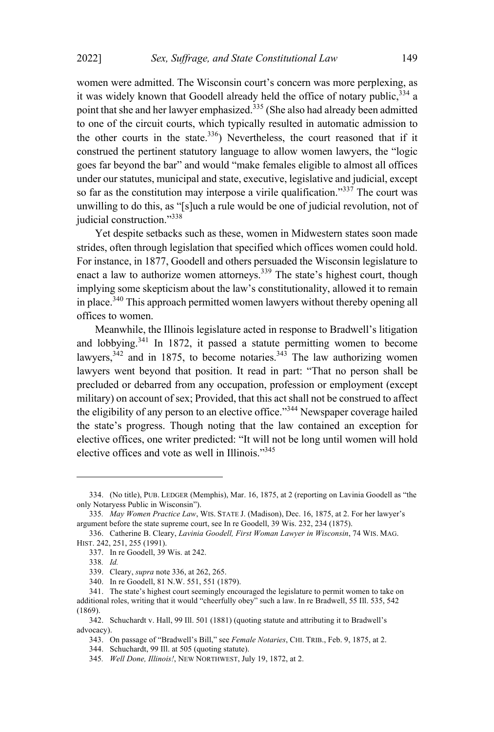women were admitted. The Wisconsin court's concern was more perplexing, as it was widely known that Goodell already held the office of notary public,[334] a point that she and her lawyer emphasized.[335] (She also had already been admitted to one of the circuit courts, which typically resulted in automatic admission to the other courts in the state.[336]) Nevertheless, the court reasoned that if it construed the pertinent statutory language to allow women lawyers, the "logic goes far beyond the bar" and would "make females eligible to almost all offices under our statutes, municipal and state, executive, legislative and judicial, except so far as the constitution may interpose a virile qualification."[337] The court was unwilling to do this, as "[s]uch a rule would be one of judicial revolution, not of judicial construction."[338]

Yet despite setbacks such as these, women in Midwestern states soon made strides, often through legislation that specified which offices women could hold. For instance, in 1877, Goodell and others persuaded the Wisconsin legislature to enact a law to authorize women attorneys.[339] The state's highest court, though implying some skepticism about the law's constitutionality, allowed it to remain in place.[340] This approach permitted women lawyers without thereby opening all offices to women.

Meanwhile, the Illinois legislature acted in response to Bradwell's litigation and lobbying.[341] In 1872, it passed a statute permitting women to become lawyers,[342] and in 1875, to become notaries.[343] The law authorizing women lawyers went beyond that position. It read in part: "That no person shall be precluded or debarred from any occupation, profession or employment (except military) on account of sex; Provided, that this act shall not be construed to affect the eligibility of any person to an elective office."[344] Newspaper coverage hailed the state's progress. Though noting that the law contained an exception for elective offices, one writer predicted: "It will not be long until women will hold elective offices and vote as well in Illinois."[345]

---

334. (No title), PUB. LEDGER (Memphis), Mar. 16, 1875, at 2 (reporting on Lavinia Goodell as "the only Notaryess Public in Wisconsin").

335. *May Women Practice Law*, WIS. STATE J. (Madison), Dec. 16, 1875, at 2. For her lawyer's argument before the state supreme court, see In re Goodell, 39 Wis. 232, 234 (1875).

336. Catherine B. Cleary, *Lavinia Goodell, First Woman Lawyer in Wisconsin*, 74 WIS. MAG. HIST. 242, 251, 255 (1991).

337. In re Goodell, 39 Wis. at 242.

338. *Id.*

339. Cleary, *supra* note 336, at 262, 265.

340. In re Goodell, 81 N.W. 551, 551 (1879).

341. The state's highest court seemingly encouraged the legislature to permit women to take on additional roles, writing that it would "cheerfully obey" such a law. In re Bradwell, 55 Ill. 535, 542 (1869).

342. Schuchardt v. Hall, 99 Ill. 501 (1881) (quoting statute and attributing it to Bradwell's advocacy).

343. On passage of "Bradwell's Bill," see *Female Notaries*, CHI. TRIB., Feb. 9, 1875, at 2.

344. Schuchardt, 99 Ill. at 505 (quoting statute).

345. *Well Done, Illinois!*, NEW NORTHWEST, July 19, 1872, at 2.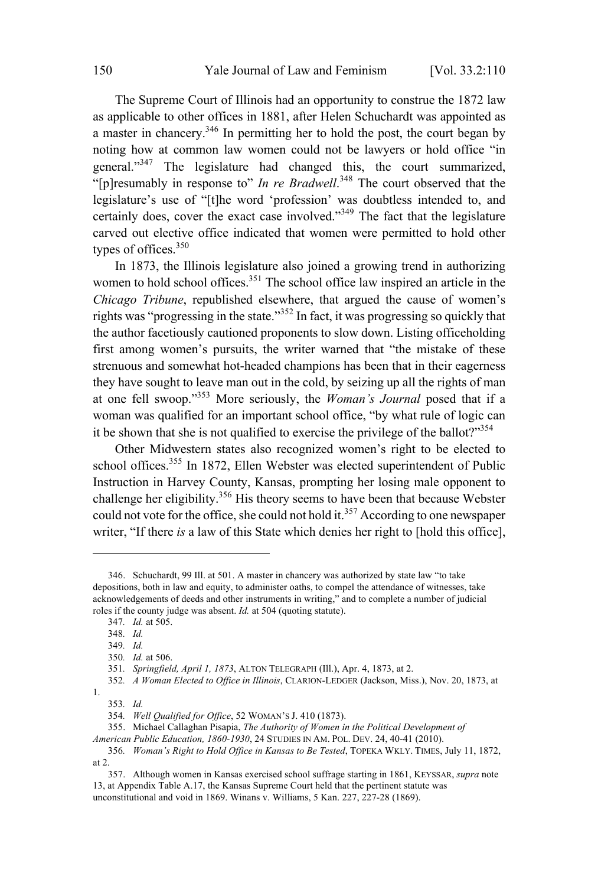The Supreme Court of Illinois had an opportunity to construe the 1872 law as applicable to other offices in 1881, after Helen Schuchardt was appointed as a master in chancery.[346] In permitting her to hold the post, the court began by noting how at common law women could not be lawyers or hold office "in general."[347] The legislature had changed this, the court summarized, "[p]resumably in response to" *In re Bradwell*.[348] The court observed that the legislature's use of "[t]he word 'profession' was doubtless intended to, and certainly does, cover the exact case involved."[349] The fact that the legislature carved out elective office indicated that women were permitted to hold other types of offices.[350]

In 1873, the Illinois legislature also joined a growing trend in authorizing women to hold school offices.[351] The school office law inspired an article in the *Chicago Tribune*, republished elsewhere, that argued the cause of women's rights was "progressing in the state."[352] In fact, it was progressing so quickly that the author facetiously cautioned proponents to slow down. Listing officeholding first among women's pursuits, the writer warned that "the mistake of these strenuous and somewhat hot-headed champions has been that in their eagerness they have sought to leave man out in the cold, by seizing up all the rights of man at one fell swoop."[353] More seriously, the *Woman's Journal* posed that if a woman was qualified for an important school office, "by what rule of logic can it be shown that she is not qualified to exercise the privilege of the ballot?"[354]

Other Midwestern states also recognized women's right to be elected to school offices.[355] In 1872, Ellen Webster was elected superintendent of Public Instruction in Harvey County, Kansas, prompting her losing male opponent to challenge her eligibility.[356] His theory seems to have been that because Webster could not vote for the office, she could not hold it.[357] According to one newspaper writer, "If there *is* a law of this State which denies her right to [hold this office],

---

346. Schuchardt, 99 Ill. at 501. A master in chancery was authorized by state law "to take depositions, both in law and equity, to administer oaths, to compel the attendance of witnesses, take acknowledgements of deeds and other instruments in writing," and to complete a number of judicial roles if the county judge was absent. *Id.* at 504 (quoting statute).

347. *Id.* at 505.

348. *Id.*

349. *Id.*

350. *Id.* at 506.

351. *Springfield, April 1, 1873*, ALTON TELEGRAPH (Ill.), Apr. 4, 1873, at 2.

352. *A Woman Elected to Office in Illinois*, CLARION-LEDGER (Jackson, Miss.), Nov. 20, 1873, at 1.

353. *Id.*

354. *Well Qualified for Office*, 52 WOMAN'S J. 410 (1873).

355. Michael Callaghan Pisapia, *The Authority of Women in the Political Development of American Public Education, 1860-1930*, 24 STUDIES IN AM. POL. DEV. 24, 40-41 (2010).

356. *Woman's Right to Hold Office in Kansas to Be Tested*, TOPEKA WKLY. TIMES, July 11, 1872, at 2.

357. Although women in Kansas exercised school suffrage starting in 1861, KEYSSAR, *supra* note 13, at Appendix Table A.17, the Kansas Supreme Court held that the pertinent statute was unconstitutional and void in 1869. Winans v. Williams, 5 Kan. 227, 227-28 (1869).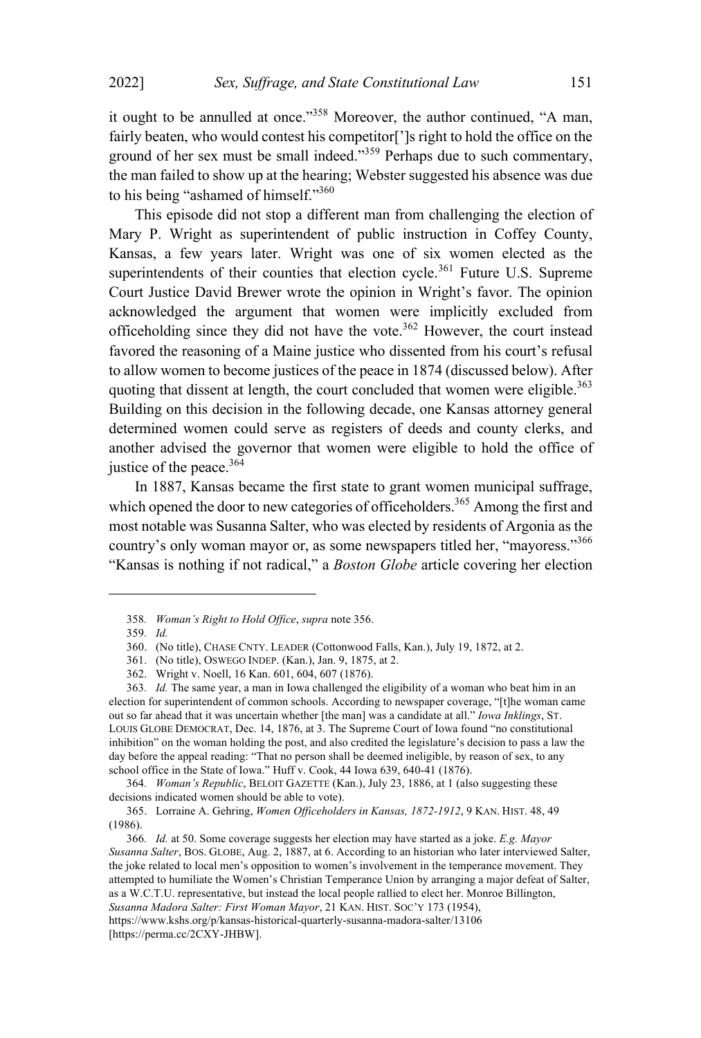it ought to be annulled at once."[358] Moreover, the author continued, "A man, fairly beaten, who would contest his competitor[']s right to hold the office on the ground of her sex must be small indeed."[359] Perhaps due to such commentary, the man failed to show up at the hearing; Webster suggested his absence was due to his being "ashamed of himself."[360]

This episode did not stop a different man from challenging the election of Mary P. Wright as superintendent of public instruction in Coffey County, Kansas, a few years later. Wright was one of six women elected as the superintendents of their counties that election cycle.[361] Future U.S. Supreme Court Justice David Brewer wrote the opinion in Wright's favor. The opinion acknowledged the argument that women were implicitly excluded from officeholding since they did not have the vote.[362] However, the court instead favored the reasoning of a Maine justice who dissented from his court's refusal to allow women to become justices of the peace in 1874 (discussed below). After quoting that dissent at length, the court concluded that women were eligible.[363] Building on this decision in the following decade, one Kansas attorney general determined women could serve as registers of deeds and county clerks, and another advised the governor that women were eligible to hold the office of justice of the peace.[364]

In 1887, Kansas became the first state to grant women municipal suffrage, which opened the door to new categories of officeholders.[365] Among the first and most notable was Susanna Salter, who was elected by residents of Argonia as the country's only woman mayor or, as some newspapers titled her, "mayoress."[366] "Kansas is nothing if not radical," a *Boston Globe* article covering her election

---

358. *Woman's Right to Hold Office*, *supra* note 356.

359. *Id.*

360. (No title), CHASE CNTY. LEADER (Cottonwood Falls, Kan.), July 19, 1872, at 2.

361. (No title), OSWEGO INDEP. (Kan.), Jan. 9, 1875, at 2.

362. Wright v. Noell, 16 Kan. 601, 604, 607 (1876).

363. *Id.* The same year, a man in Iowa challenged the eligibility of a woman who beat him in an election for superintendent of common schools. According to newspaper coverage, "[t]he woman came out so far ahead that it was uncertain whether [the man] was a candidate at all." *Iowa Inklings*, ST. LOUIS GLOBE DEMOCRAT, Dec. 14, 1876, at 3. The Supreme Court of Iowa found "no constitutional inhibition" on the woman holding the post, and also credited the legislature's decision to pass a law the day before the appeal reading: "That no person shall be deemed ineligible, by reason of sex, to any school office in the State of Iowa." Huff v. Cook, 44 Iowa 639, 640-41 (1876).

364. *Woman's Republic*, BELOIT GAZETTE (Kan.), July 23, 1886, at 1 (also suggesting these decisions indicated women should be able to vote).

365. Lorraine A. Gehring, *Women Officeholders in Kansas, 1872-1912*, 9 KAN. HIST. 48, 49 (1986).

366. *Id.* at 50. Some coverage suggests her election may have started as a joke. *E.g. Mayor Susanna Salter*, BOS. GLOBE, Aug. 2, 1887, at 6. According to an historian who later interviewed Salter, the joke related to local men's opposition to women's involvement in the temperance movement. They attempted to humiliate the Women's Christian Temperance Union by arranging a major defeat of Salter, as a W.C.T.U. representative, but instead the local people rallied to elect her. Monroe Billington, *Susanna Madora Salter: First Woman Mayor*, 21 KAN. HIST. SOC'Y 173 (1954), https://www.kshs.org/p/kansas-historical-quarterly-susanna-madora-salter/13106 [https://perma.cc/2CXY-JHBW].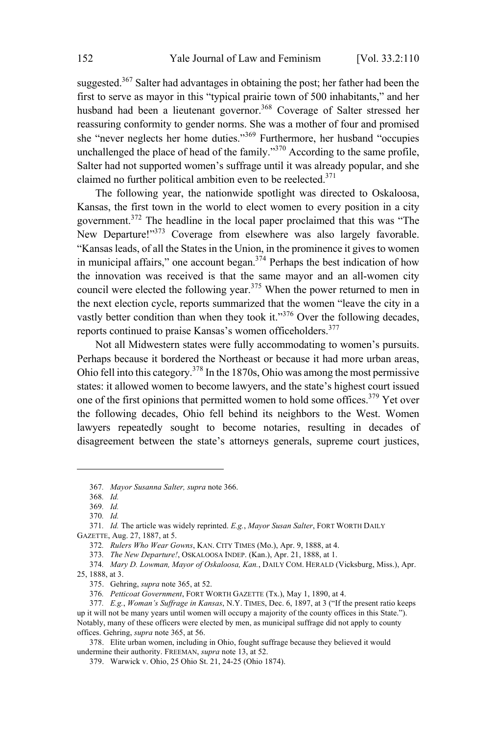suggested.[367] Salter had advantages in obtaining the post; her father had been the first to serve as mayor in this "typical prairie town of 500 inhabitants," and her husband had been a lieutenant governor.[368] Coverage of Salter stressed her reassuring conformity to gender norms. She was a mother of four and promised she "never neglects her home duties."[369] Furthermore, her husband "occupies unchallenged the place of head of the family."[370] According to the same profile, Salter had not supported women's suffrage until it was already popular, and she claimed no further political ambition even to be reelected.[371]

The following year, the nationwide spotlight was directed to Oskaloosa, Kansas, the first town in the world to elect women to every position in a city government.[372] The headline in the local paper proclaimed that this was "The New Departure!"[373] Coverage from elsewhere was also largely favorable. "Kansas leads, of all the States in the Union, in the prominence it gives to women in municipal affairs," one account began.[374] Perhaps the best indication of how the innovation was received is that the same mayor and an all-women city council were elected the following year.[375] When the power returned to men in the next election cycle, reports summarized that the women "leave the city in a vastly better condition than when they took it."[376] Over the following decades, reports continued to praise Kansas's women officeholders.[377]

Not all Midwestern states were fully accommodating to women's pursuits. Perhaps because it bordered the Northeast or because it had more urban areas, Ohio fell into this category.[378] In the 1870s, Ohio was among the most permissive states: it allowed women to become lawyers, and the state's highest court issued one of the first opinions that permitted women to hold some offices.[379] Yet over the following decades, Ohio fell behind its neighbors to the West. Women lawyers repeatedly sought to become notaries, resulting in decades of disagreement between the state's attorneys generals, supreme court justices,

---

367. *Mayor Susanna Salter, supra* note 366.

368. *Id.*

369. *Id.*

370. *Id.*

371. *Id.* The article was widely reprinted. *E.g.*, *Mayor Susan Salter*, FORT WORTH DAILY GAZETTE, Aug. 27, 1887, at 5.

372. *Rulers Who Wear Gowns*, KAN. CITY TIMES (Mo.), Apr. 9, 1888, at 4.

373. *The New Departure!*, OSKALOOSA INDEP. (Kan.), Apr. 21, 1888, at 1.

374. *Mary D. Lowman, Mayor of Oskaloosa, Kan.*, DAILY COM. HERALD (Vicksburg, Miss.), Apr. 25, 1888, at 3.

375. Gehring, *supra* note 365, at 52.

376. *Petticoat Government*, FORT WORTH GAZETTE (Tx.), May 1, 1890, at 4.

377. *E.g.*, *Woman's Suffrage in Kansas*, N.Y. TIMES, Dec. 6, 1897, at 3 ("If the present ratio keeps up it will not be many years until women will occupy a majority of the county offices in this State."). Notably, many of these officers were elected by men, as municipal suffrage did not apply to county offices. Gehring, *supra* note 365, at 56.

378. Elite urban women, including in Ohio, fought suffrage because they believed it would undermine their authority. FREEMAN, *supra* note 13, at 52.

379. Warwick v. Ohio, 25 Ohio St. 21, 24-25 (Ohio 1874).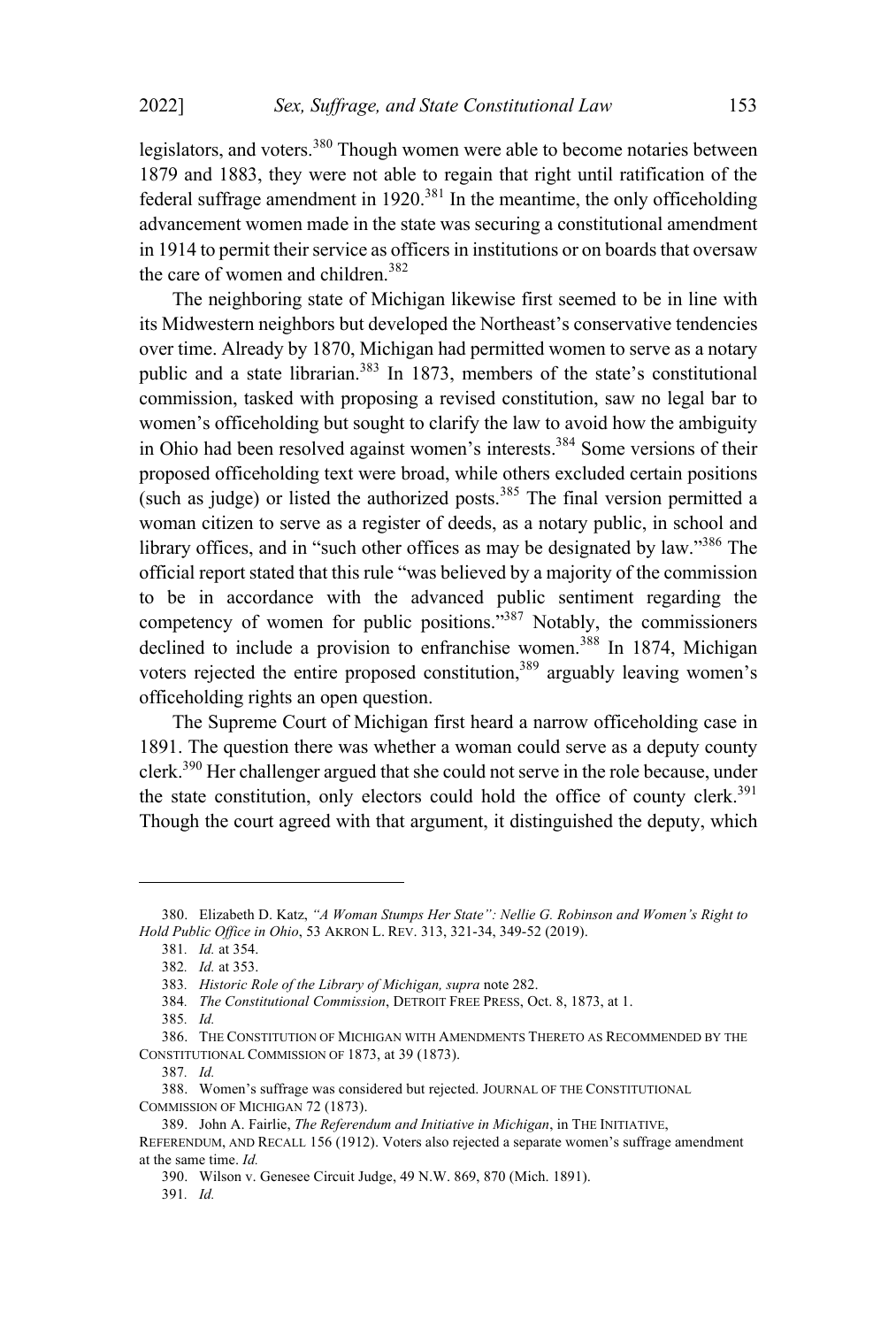legislators, and voters.[380] Though women were able to become notaries between 1879 and 1883, they were not able to regain that right until ratification of the federal suffrage amendment in 1920.[381] In the meantime, the only officeholding advancement women made in the state was securing a constitutional amendment in 1914 to permit their service as officers in institutions or on boards that oversaw the care of women and children.[382]

The neighboring state of Michigan likewise first seemed to be in line with its Midwestern neighbors but developed the Northeast's conservative tendencies over time. Already by 1870, Michigan had permitted women to serve as a notary public and a state librarian.[383] In 1873, members of the state's constitutional commission, tasked with proposing a revised constitution, saw no legal bar to women's officeholding but sought to clarify the law to avoid how the ambiguity in Ohio had been resolved against women's interests.[384] Some versions of their proposed officeholding text were broad, while others excluded certain positions (such as judge) or listed the authorized posts.[385] The final version permitted a woman citizen to serve as a register of deeds, as a notary public, in school and library offices, and in "such other offices as may be designated by law."[386] The official report stated that this rule "was believed by a majority of the commission to be in accordance with the advanced public sentiment regarding the competency of women for public positions."[387] Notably, the commissioners declined to include a provision to enfranchise women.[388] In 1874, Michigan voters rejected the entire proposed constitution,[389] arguably leaving women's officeholding rights an open question.

The Supreme Court of Michigan first heard a narrow officeholding case in 1891. The question there was whether a woman could serve as a deputy county clerk.[390] Her challenger argued that she could not serve in the role because, under the state constitution, only electors could hold the office of county clerk.[391] Though the court agreed with that argument, it distinguished the deputy, which

---

380. Elizabeth D. Katz, *"A Woman Stumps Her State": Nellie G. Robinson and Women's Right to Hold Public Office in Ohio*, 53 AKRON L. REV. 313, 321-34, 349-52 (2019).

381. *Id.* at 354.

382. *Id.* at 353.

383. *Historic Role of the Library of Michigan, supra* note 282.

384. *The Constitutional Commission*, DETROIT FREE PRESS, Oct. 8, 1873, at 1.

385. *Id.*

386. THE CONSTITUTION OF MICHIGAN WITH AMENDMENTS THERETO AS RECOMMENDED BY THE CONSTITUTIONAL COMMISSION OF 1873, at 39 (1873).

387. *Id.*

388. Women's suffrage was considered but rejected. JOURNAL OF THE CONSTITUTIONAL COMMISSION OF MICHIGAN 72 (1873).

389. John A. Fairlie, *The Referendum and Initiative in Michigan*, in THE INITIATIVE, REFERENDUM, AND RECALL 156 (1912). Voters also rejected a separate women's suffrage amendment at the same time. *Id.*

390. Wilson v. Genesee Circuit Judge, 49 N.W. 869, 870 (Mich. 1891).

391. *Id.*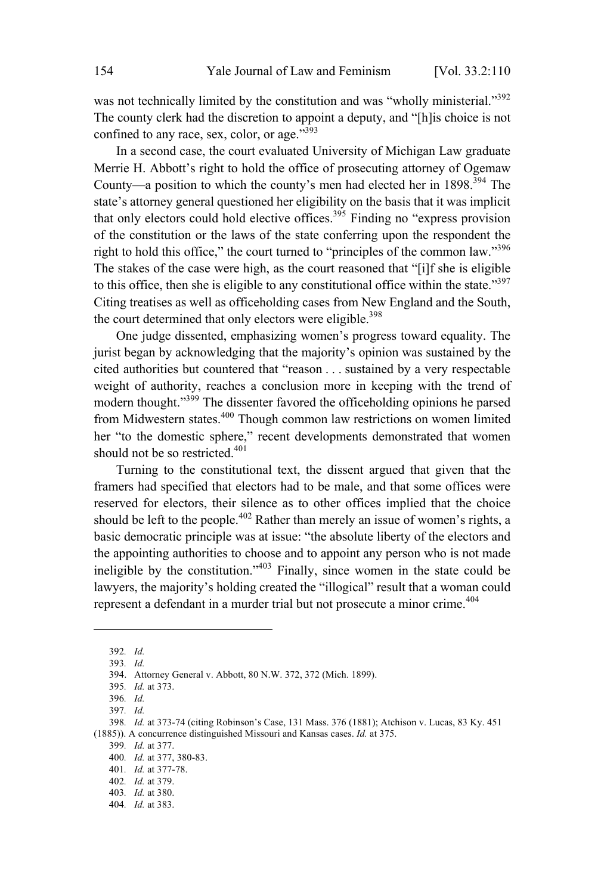was not technically limited by the constitution and was "wholly ministerial."[392] The county clerk had the discretion to appoint a deputy, and "[h]is choice is not confined to any race, sex, color, or age."[393]

In a second case, the court evaluated University of Michigan Law graduate Merrie H. Abbott's right to hold the office of prosecuting attorney of Ogemaw County—a position to which the county's men had elected her in 1898.[394] The state's attorney general questioned her eligibility on the basis that it was implicit that only electors could hold elective offices.[395] Finding no "express provision of the constitution or the laws of the state conferring upon the respondent the right to hold this office," the court turned to "principles of the common law."[396] The stakes of the case were high, as the court reasoned that "[i]f she is eligible to this office, then she is eligible to any constitutional office within the state."[397] Citing treatises as well as officeholding cases from New England and the South, the court determined that only electors were eligible.[398]

One judge dissented, emphasizing women's progress toward equality. The jurist began by acknowledging that the majority's opinion was sustained by the cited authorities but countered that "reason . . . sustained by a very respectable weight of authority, reaches a conclusion more in keeping with the trend of modern thought."[399] The dissenter favored the officeholding opinions he parsed from Midwestern states.[400] Though common law restrictions on women limited her "to the domestic sphere," recent developments demonstrated that women should not be so restricted.[401]

Turning to the constitutional text, the dissent argued that given that the framers had specified that electors had to be male, and that some offices were reserved for electors, their silence as to other offices implied that the choice should be left to the people.[402] Rather than merely an issue of women's rights, a basic democratic principle was at issue: "the absolute liberty of the electors and the appointing authorities to choose and to appoint any person who is not made ineligible by the constitution."[403] Finally, since women in the state could be lawyers, the majority's holding created the "illogical" result that a woman could represent a defendant in a murder trial but not prosecute a minor crime.[404]

---

392. *Id.*

393. *Id.*

394. Attorney General v. Abbott, 80 N.W. 372, 372 (Mich. 1899).

395. *Id.* at 373.

396. *Id.*

397. *Id.*

398. *Id.* at 373-74 (citing Robinson's Case, 131 Mass. 376 (1881); Atchison v. Lucas, 83 Ky. 451 (1885)). A concurrence distinguished Missouri and Kansas cases. *Id.* at 375.

399. *Id.* at 377.

400. *Id.* at 377, 380-83.

401. *Id.* at 377-78.

402. *Id.* at 379.

403. *Id.* at 380.

404. *Id.* at 383.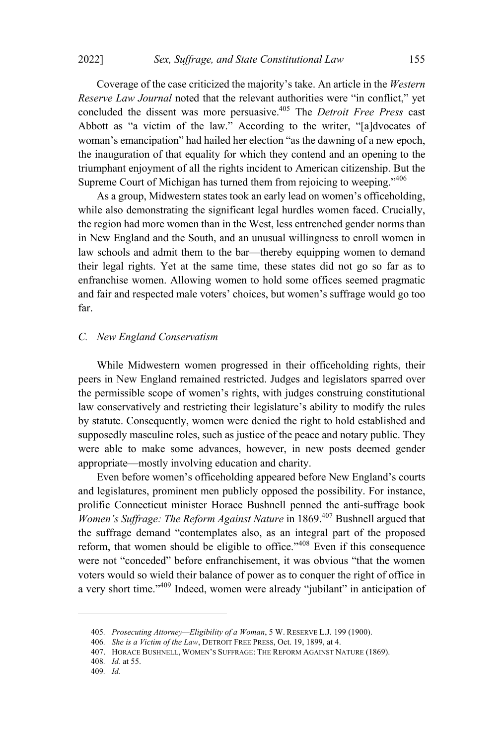Coverage of the case criticized the majority's take. An article in the *Western Reserve Law Journal* noted that the relevant authorities were "in conflict," yet concluded the dissent was more persuasive.[405] The *Detroit Free Press* cast Abbott as "a victim of the law." According to the writer, "[a]dvocates of woman's emancipation" had hailed her election "as the dawning of a new epoch, the inauguration of that equality for which they contend and an opening to the triumphant enjoyment of all the rights incident to American citizenship. But the Supreme Court of Michigan has turned them from rejoicing to weeping."[406]

As a group, Midwestern states took an early lead on women's officeholding, while also demonstrating the significant legal hurdles women faced. Crucially, the region had more women than in the West, less entrenched gender norms than in New England and the South, and an unusual willingness to enroll women in law schools and admit them to the bar—thereby equipping women to demand their legal rights. Yet at the same time, these states did not go so far as to enfranchise women. Allowing women to hold some offices seemed pragmatic and fair and respected male voters' choices, but women's suffrage would go too far.

### C. *New England Conservatism*

While Midwestern women progressed in their officeholding rights, their peers in New England remained restricted. Judges and legislators sparred over the permissible scope of women's rights, with judges construing constitutional law conservatively and restricting their legislature's ability to modify the rules by statute. Consequently, women were denied the right to hold established and supposedly masculine roles, such as justice of the peace and notary public. They were able to make some advances, however, in new posts deemed gender appropriate—mostly involving education and charity.

Even before women's officeholding appeared before New England's courts and legislatures, prominent men publicly opposed the possibility. For instance, prolific Connecticut minister Horace Bushnell penned the anti-suffrage book *Women's Suffrage: The Reform Against Nature* in 1869.[407] Bushnell argued that the suffrage demand "contemplates also, as an integral part of the proposed reform, that women should be eligible to office."[408] Even if this consequence were not "conceded" before enfranchisement, it was obvious "that the women voters would so wield their balance of power as to conquer the right of office in a very short time."[409] Indeed, women were already "jubilant" in anticipation of

---

405. *Prosecuting Attorney—Eligibility of a Woman*, 5 W. RESERVE L.J. 199 (1900).

406. *She is a Victim of the Law*, DETROIT FREE PRESS, Oct. 19, 1899, at 4.

407. HORACE BUSHNELL, WOMEN'S SUFFRAGE: THE REFORM AGAINST NATURE (1869).

408. *Id.* at 55.

409. *Id.*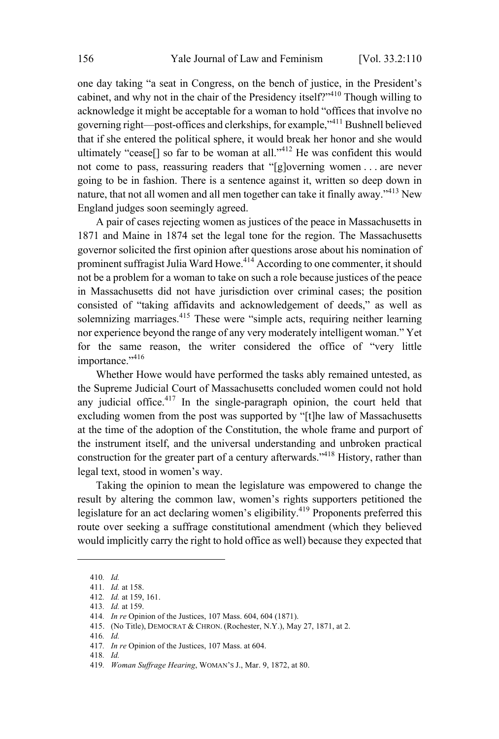one day taking "a seat in Congress, on the bench of justice, in the President's cabinet, and why not in the chair of the Presidency itself?"[410] Though willing to acknowledge it might be acceptable for a woman to hold "offices that involve no governing right—post-offices and clerkships, for example,"[411] Bushnell believed that if she entered the political sphere, it would break her honor and she would ultimately "cease[] so far to be woman at all."[412] He was confident this would not come to pass, reassuring readers that "[g]overning women . . . are never going to be in fashion. There is a sentence against it, written so deep down in nature, that not all women and all men together can take it finally away."[413] New England judges soon seemingly agreed.

A pair of cases rejecting women as justices of the peace in Massachusetts in 1871 and Maine in 1874 set the legal tone for the region. The Massachusetts governor solicited the first opinion after questions arose about his nomination of prominent suffragist Julia Ward Howe.[414] According to one commenter, it should not be a problem for a woman to take on such a role because justices of the peace in Massachusetts did not have jurisdiction over criminal cases; the position consisted of "taking affidavits and acknowledgement of deeds," as well as solemnizing marriages.[415] These were "simple acts, requiring neither learning nor experience beyond the range of any very moderately intelligent woman." Yet for the same reason, the writer considered the office of "very little importance."[416]

Whether Howe would have performed the tasks ably remained untested, as the Supreme Judicial Court of Massachusetts concluded women could not hold any judicial office.[417] In the single-paragraph opinion, the court held that excluding women from the post was supported by "[t]he law of Massachusetts at the time of the adoption of the Constitution, the whole frame and purport of the instrument itself, and the universal understanding and unbroken practical construction for the greater part of a century afterwards."[418] History, rather than legal text, stood in women's way.

Taking the opinion to mean the legislature was empowered to change the result by altering the common law, women's rights supporters petitioned the legislature for an act declaring women's eligibility.[419] Proponents preferred this route over seeking a suffrage constitutional amendment (which they believed would implicitly carry the right to hold office as well) because they expected that

---

410. *Id.*

411. *Id.* at 158.

412. *Id.* at 159, 161.

413. *Id.* at 159.

414. *In re* Opinion of the Justices, 107 Mass. 604, 604 (1871).

415. (No Title), DEMOCRAT & CHRON. (Rochester, N.Y.), May 27, 1871, at 2.

416. *Id.*

417. *In re* Opinion of the Justices, 107 Mass. at 604.

418. *Id.*

419. *Woman Suffrage Hearing*, WOMAN'S J., Mar. 9, 1872, at 80.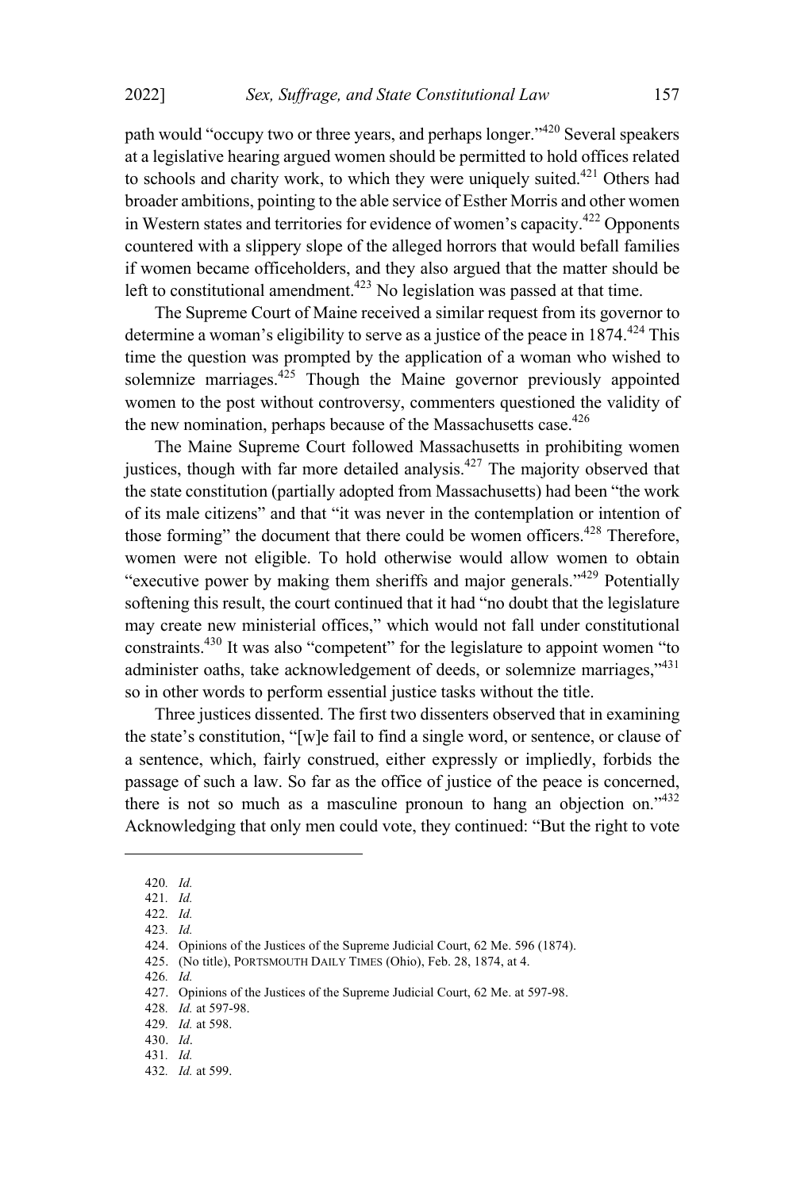path would "occupy two or three years, and perhaps longer."[420] Several speakers at a legislative hearing argued women should be permitted to hold offices related to schools and charity work, to which they were uniquely suited.[421] Others had broader ambitions, pointing to the able service of Esther Morris and other women in Western states and territories for evidence of women's capacity.[422] Opponents countered with a slippery slope of the alleged horrors that would befall families if women became officeholders, and they also argued that the matter should be left to constitutional amendment.[423] No legislation was passed at that time.

The Supreme Court of Maine received a similar request from its governor to determine a woman's eligibility to serve as a justice of the peace in 1874.[424] This time the question was prompted by the application of a woman who wished to solemnize marriages.[425] Though the Maine governor previously appointed women to the post without controversy, commenters questioned the validity of the new nomination, perhaps because of the Massachusetts case.[426]

The Maine Supreme Court followed Massachusetts in prohibiting women justices, though with far more detailed analysis.[427] The majority observed that the state constitution (partially adopted from Massachusetts) had been "the work of its male citizens" and that "it was never in the contemplation or intention of those forming" the document that there could be women officers.[428] Therefore, women were not eligible. To hold otherwise would allow women to obtain "executive power by making them sheriffs and major generals."[429] Potentially softening this result, the court continued that it had "no doubt that the legislature may create new ministerial offices," which would not fall under constitutional constraints.[430] It was also "competent" for the legislature to appoint women "to administer oaths, take acknowledgement of deeds, or solemnize marriages,"[431] so in other words to perform essential justice tasks without the title.

Three justices dissented. The first two dissenters observed that in examining the state's constitution, "[w]e fail to find a single word, or sentence, or clause of a sentence, which, fairly construed, either expressly or impliedly, forbids the passage of such a law. So far as the office of justice of the peace is concerned, there is not so much as a masculine pronoun to hang an objection on."[432] Acknowledging that only men could vote, they continued: "But the right to vote

---

420. *Id.*
421. *Id.*
422. *Id.*
423. *Id.*
424. Opinions of the Justices of the Supreme Judicial Court, 62 Me. 596 (1874).
425. (No title), PORTSMOUTH DAILY TIMES (Ohio), Feb. 28, 1874, at 4.
426. *Id.*
427. Opinions of the Justices of the Supreme Judicial Court, 62 Me. at 597-98.
428. *Id.* at 597-98.
429. *Id.* at 598.
430. *Id*.
431. *Id.*
432. *Id.* at 599.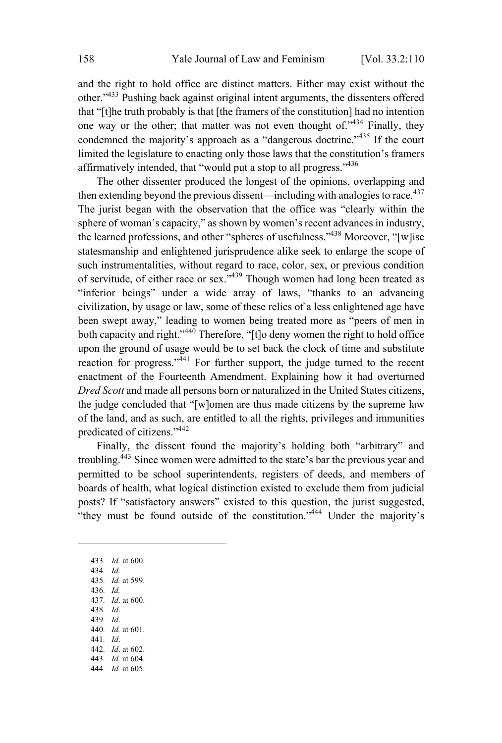and the right to hold office are distinct matters. Either may exist without the other."[433] Pushing back against original intent arguments, the dissenters offered that "[t]he truth probably is that [the framers of the constitution] had no intention one way or the other; that matter was not even thought of."[434] Finally, they condemned the majority's approach as a "dangerous doctrine."[435] If the court limited the legislature to enacting only those laws that the constitution's framers affirmatively intended, that "would put a stop to all progress."[436]

The other dissenter produced the longest of the opinions, overlapping and then extending beyond the previous dissent—including with analogies to race.[437] The jurist began with the observation that the office was "clearly within the sphere of woman's capacity," as shown by women's recent advances in industry, the learned professions, and other "spheres of usefulness."[438] Moreover, "[w]ise statesmanship and enlightened jurisprudence alike seek to enlarge the scope of such instrumentalities, without regard to race, color, sex, or previous condition of servitude, of either race or sex."[439] Though women had long been treated as "inferior beings" under a wide array of laws, "thanks to an advancing civilization, by usage or law, some of these relics of a less enlightened age have been swept away," leading to women being treated more as "peers of men in both capacity and right."[440] Therefore, "[t]o deny women the right to hold office upon the ground of usage would be to set back the clock of time and substitute reaction for progress."[441] For further support, the judge turned to the recent enactment of the Fourteenth Amendment. Explaining how it had overturned *Dred Scott* and made all persons born or naturalized in the United States citizens, the judge concluded that "[w]omen are thus made citizens by the supreme law of the land, and as such, are entitled to all the rights, privileges and immunities predicated of citizens."[442]

Finally, the dissent found the majority's holding both "arbitrary" and troubling.[443] Since women were admitted to the state's bar the previous year and permitted to be school superintendents, registers of deeds, and members of boards of health, what logical distinction existed to exclude them from judicial posts? If "satisfactory answers" existed to this question, the jurist suggested, "they must be found outside of the constitution."[444] Under the majority's

---

433. *Id.* at 600.
434. *Id.*
435. *Id.* at 599.
436. *Id.*
437. *Id*. at 600.
438. *Id*.
439. *Id*.
440. *Id.* at 601.
441. *Id*.
442. *Id*. at 602.
443. *Id.* at 604.
444. *Id.* at 605.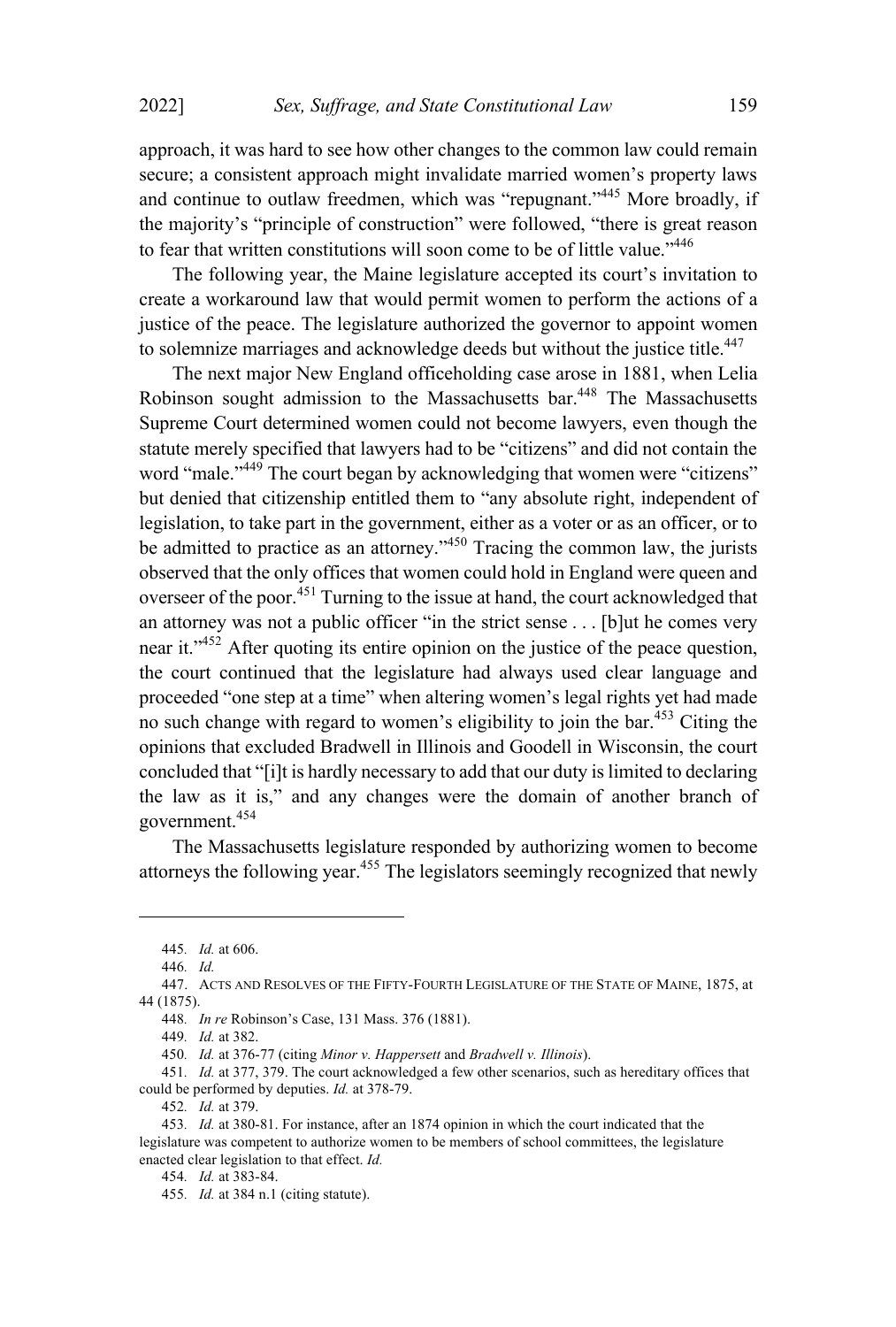approach, it was hard to see how other changes to the common law could remain secure; a consistent approach might invalidate married women's property laws and continue to outlaw freedmen, which was "repugnant."[445] More broadly, if the majority's "principle of construction" were followed, "there is great reason to fear that written constitutions will soon come to be of little value."[446]

The following year, the Maine legislature accepted its court's invitation to create a workaround law that would permit women to perform the actions of a justice of the peace. The legislature authorized the governor to appoint women to solemnize marriages and acknowledge deeds but without the justice title.[447]

The next major New England officeholding case arose in 1881, when Lelia Robinson sought admission to the Massachusetts bar.[448] The Massachusetts Supreme Court determined women could not become lawyers, even though the statute merely specified that lawyers had to be "citizens" and did not contain the word "male."[449] The court began by acknowledging that women were "citizens" but denied that citizenship entitled them to "any absolute right, independent of legislation, to take part in the government, either as a voter or as an officer, or to be admitted to practice as an attorney."[450] Tracing the common law, the jurists observed that the only offices that women could hold in England were queen and overseer of the poor.[451] Turning to the issue at hand, the court acknowledged that an attorney was not a public officer "in the strict sense . . . [b]ut he comes very near it."[452] After quoting its entire opinion on the justice of the peace question, the court continued that the legislature had always used clear language and proceeded "one step at a time" when altering women's legal rights yet had made no such change with regard to women's eligibility to join the bar.[453] Citing the opinions that excluded Bradwell in Illinois and Goodell in Wisconsin, the court concluded that "[i]t is hardly necessary to add that our duty is limited to declaring the law as it is," and any changes were the domain of another branch of government.[454]

The Massachusetts legislature responded by authorizing women to become attorneys the following year.[455] The legislators seemingly recognized that newly

---

445. *Id.* at 606.

446. *Id.*

447. ACTS AND RESOLVES OF THE FIFTY-FOURTH LEGISLATURE OF THE STATE OF MAINE, 1875, at 44 (1875).

448. *In re* Robinson's Case, 131 Mass. 376 (1881).

449. *Id.* at 382.

450. *Id.* at 376-77 (citing *Minor v. Happersett* and *Bradwell v. Illinois*).

451. *Id.* at 377, 379. The court acknowledged a few other scenarios, such as hereditary offices that could be performed by deputies. *Id.* at 378-79.

452. *Id.* at 379.

453. *Id.* at 380-81. For instance, after an 1874 opinion in which the court indicated that the legislature was competent to authorize women to be members of school committees, the legislature enacted clear legislation to that effect. *Id.*

454. *Id.* at 383-84.

455. *Id.* at 384 n.1 (citing statute).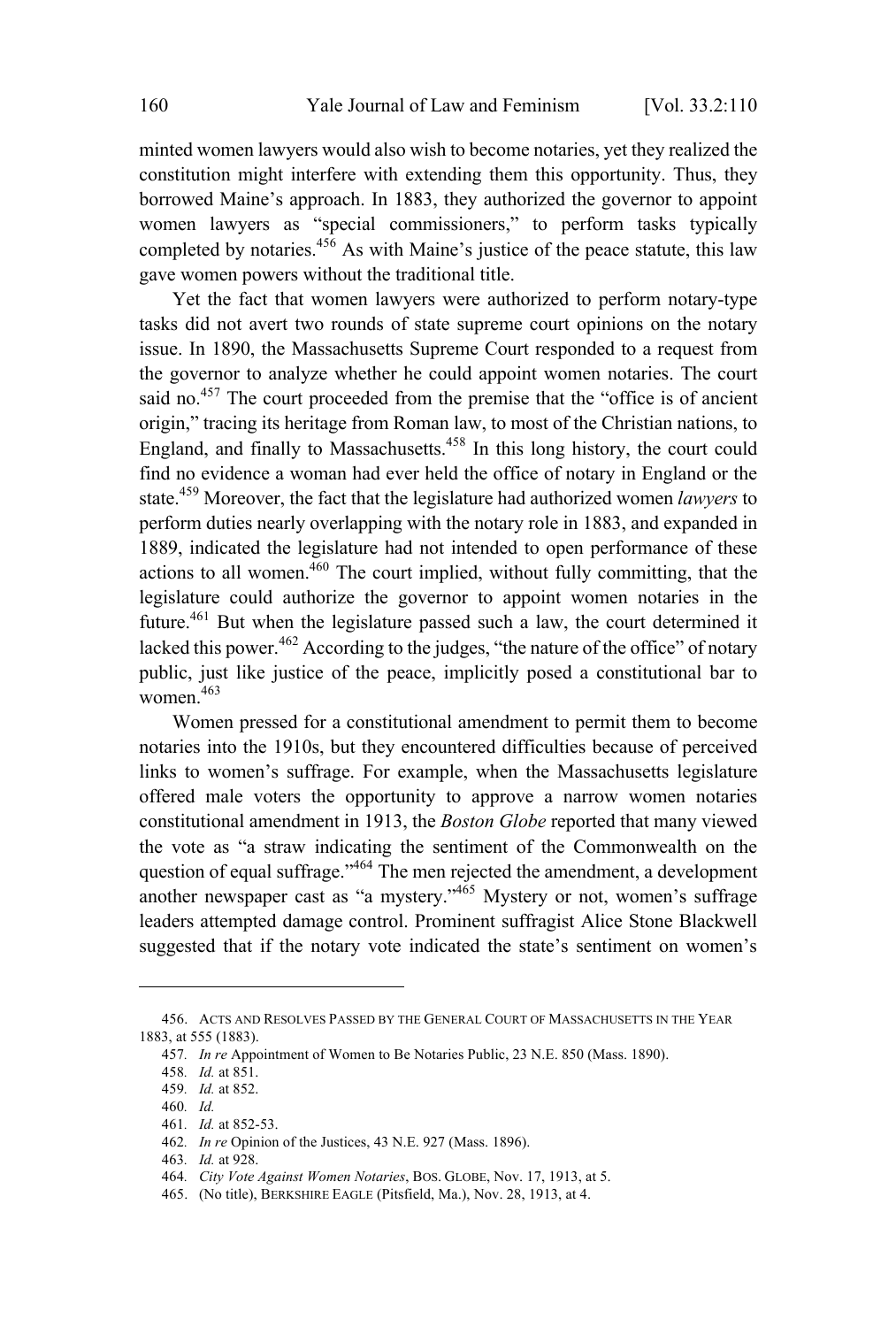minted women lawyers would also wish to become notaries, yet they realized the constitution might interfere with extending them this opportunity. Thus, they borrowed Maine's approach. In 1883, they authorized the governor to appoint women lawyers as "special commissioners," to perform tasks typically completed by notaries.[456] As with Maine's justice of the peace statute, this law gave women powers without the traditional title.

Yet the fact that women lawyers were authorized to perform notary-type tasks did not avert two rounds of state supreme court opinions on the notary issue. In 1890, the Massachusetts Supreme Court responded to a request from the governor to analyze whether he could appoint women notaries. The court said no.[457] The court proceeded from the premise that the "office is of ancient origin," tracing its heritage from Roman law, to most of the Christian nations, to England, and finally to Massachusetts.[458] In this long history, the court could find no evidence a woman had ever held the office of notary in England or the state.[459] Moreover, the fact that the legislature had authorized women *lawyers* to perform duties nearly overlapping with the notary role in 1883, and expanded in 1889, indicated the legislature had not intended to open performance of these actions to all women.[460] The court implied, without fully committing, that the legislature could authorize the governor to appoint women notaries in the future.[461] But when the legislature passed such a law, the court determined it lacked this power.[462] According to the judges, "the nature of the office" of notary public, just like justice of the peace, implicitly posed a constitutional bar to women.[463]

Women pressed for a constitutional amendment to permit them to become notaries into the 1910s, but they encountered difficulties because of perceived links to women's suffrage. For example, when the Massachusetts legislature offered male voters the opportunity to approve a narrow women notaries constitutional amendment in 1913, the *Boston Globe* reported that many viewed the vote as "a straw indicating the sentiment of the Commonwealth on the question of equal suffrage."[464] The men rejected the amendment, a development another newspaper cast as "a mystery."[465] Mystery or not, women's suffrage leaders attempted damage control. Prominent suffragist Alice Stone Blackwell suggested that if the notary vote indicated the state's sentiment on women's

---

456. ACTS AND RESOLVES PASSED BY THE GENERAL COURT OF MASSACHUSETTS IN THE YEAR 1883, at 555 (1883).

457. *In re* Appointment of Women to Be Notaries Public, 23 N.E. 850 (Mass. 1890).

458. *Id.* at 851.

459. *Id.* at 852.

460. *Id.*

461. *Id.* at 852-53.

462. *In re* Opinion of the Justices, 43 N.E. 927 (Mass. 1896).

463. *Id.* at 928.

464. *City Vote Against Women Notaries*, BOS. GLOBE, Nov. 17, 1913, at 5.

465. (No title), BERKSHIRE EAGLE (Pittsfield, Ma.), Nov. 28, 1913, at 4.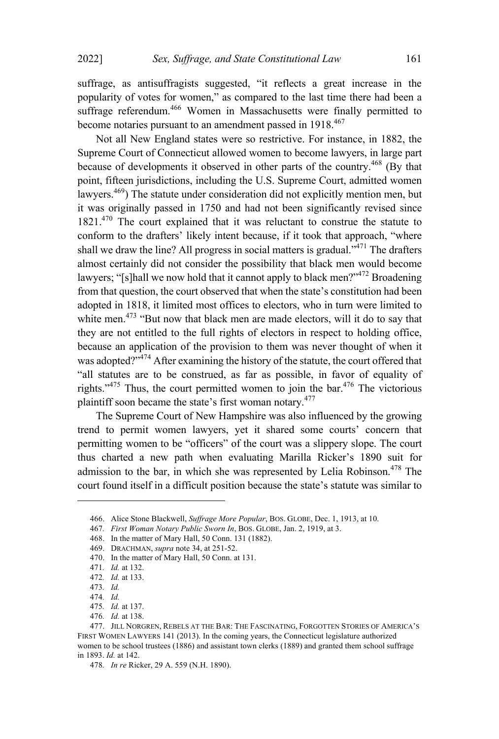suffrage, as antisuffragists suggested, "it reflects a great increase in the popularity of votes for women," as compared to the last time there had been a suffrage referendum.[466] Women in Massachusetts were finally permitted to become notaries pursuant to an amendment passed in 1918.[467]

Not all New England states were so restrictive. For instance, in 1882, the Supreme Court of Connecticut allowed women to become lawyers, in large part because of developments it observed in other parts of the country.[468] (By that point, fifteen jurisdictions, including the U.S. Supreme Court, admitted women lawyers.[469]) The statute under consideration did not explicitly mention men, but it was originally passed in 1750 and had not been significantly revised since 1821.[470] The court explained that it was reluctant to construe the statute to conform to the drafters' likely intent because, if it took that approach, "where shall we draw the line? All progress in social matters is gradual."[471] The drafters almost certainly did not consider the possibility that black men would become lawyers; "[s]hall we now hold that it cannot apply to black men?"[472] Broadening from that question, the court observed that when the state's constitution had been adopted in 1818, it limited most offices to electors, who in turn were limited to white men.[473] "But now that black men are made electors, will it do to say that they are not entitled to the full rights of electors in respect to holding office, because an application of the provision to them was never thought of when it was adopted?"[474] After examining the history of the statute, the court offered that "all statutes are to be construed, as far as possible, in favor of equality of rights."[475] Thus, the court permitted women to join the bar.[476] The victorious plaintiff soon became the state's first woman notary.[477]

The Supreme Court of New Hampshire was also influenced by the growing trend to permit women lawyers, yet it shared some courts' concern that permitting women to be "officers" of the court was a slippery slope. The court thus charted a new path when evaluating Marilla Ricker's 1890 suit for admission to the bar, in which she was represented by Lelia Robinson.[478] The court found itself in a difficult position because the state's statute was similar to

---

466. Alice Stone Blackwell, *Suffrage More Popular*, BOS. GLOBE, Dec. 1, 1913, at 10.

467. *First Woman Notary Public Sworn In*, BOS. GLOBE, Jan. 2, 1919, at 3.

468. In the matter of Mary Hall, 50 Conn. 131 (1882).

469. DRACHMAN, *supra* note 34, at 251-52.

470. In the matter of Mary Hall, 50 Conn. at 131.

471. *Id.* at 132.

472. *Id.* at 133.

473. *Id.*

474. *Id.*

475. *Id.* at 137.

476. *Id.* at 138.

477. JILL NORGREN, REBELS AT THE BAR: THE FASCINATING, FORGOTTEN STORIES OF AMERICA'S FIRST WOMEN LAWYERS 141 (2013). In the coming years, the Connecticut legislature authorized women to be school trustees (1886) and assistant town clerks (1889) and granted them school suffrage in 1893. *Id.* at 142.

478. *In re* Ricker, 29 A. 559 (N.H. 1890).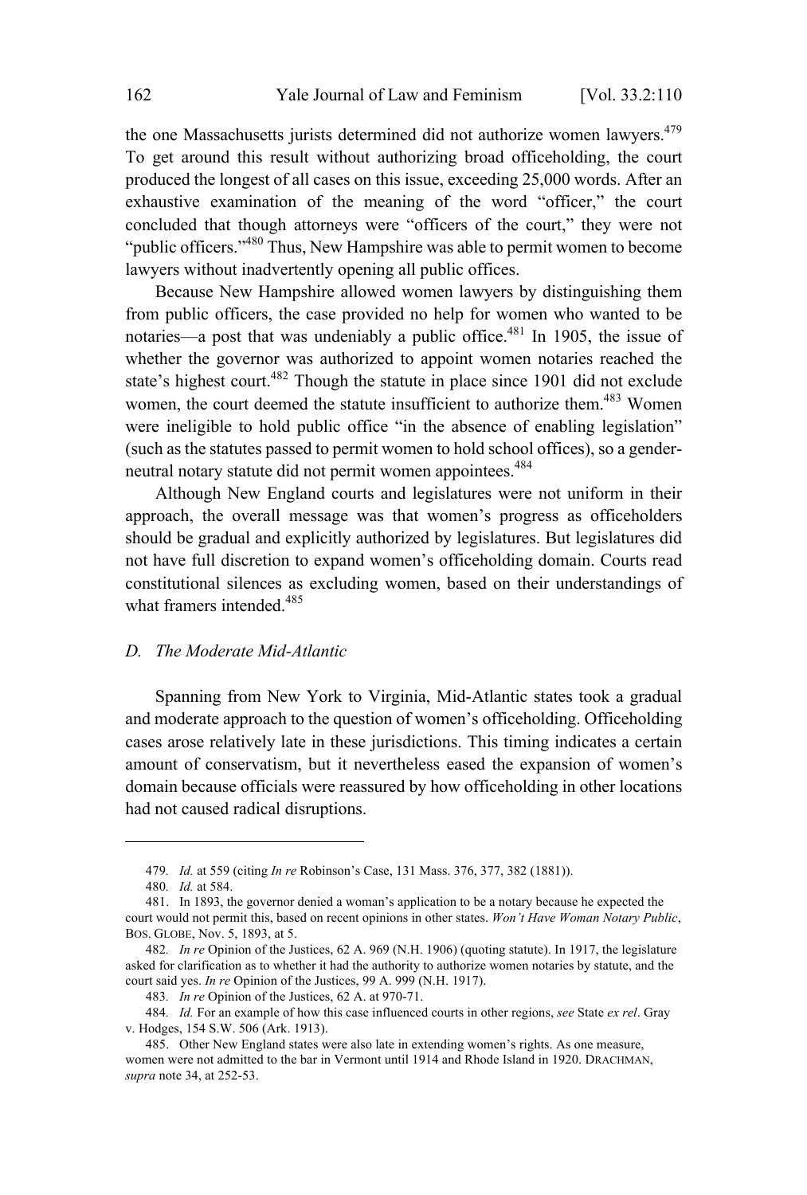the one Massachusetts jurists determined did not authorize women lawyers.[479] To get around this result without authorizing broad officeholding, the court produced the longest of all cases on this issue, exceeding 25,000 words. After an exhaustive examination of the meaning of the word "officer," the court concluded that though attorneys were "officers of the court," they were not "public officers."[480] Thus, New Hampshire was able to permit women to become lawyers without inadvertently opening all public offices.

Because New Hampshire allowed women lawyers by distinguishing them from public officers, the case provided no help for women who wanted to be notaries—a post that was undeniably a public office.[481] In 1905, the issue of whether the governor was authorized to appoint women notaries reached the state's highest court.[482] Though the statute in place since 1901 did not exclude women, the court deemed the statute insufficient to authorize them.[483] Women were ineligible to hold public office "in the absence of enabling legislation" (such as the statutes passed to permit women to hold school offices), so a gender-neutral notary statute did not permit women appointees.[484]

Although New England courts and legislatures were not uniform in their approach, the overall message was that women's progress as officeholders should be gradual and explicitly authorized by legislatures. But legislatures did not have full discretion to expand women's officeholding domain. Courts read constitutional silences as excluding women, based on their understandings of what framers intended.[485]

### *D. The Moderate Mid-Atlantic*

Spanning from New York to Virginia, Mid-Atlantic states took a gradual and moderate approach to the question of women's officeholding. Officeholding cases arose relatively late in these jurisdictions. This timing indicates a certain amount of conservatism, but it nevertheless eased the expansion of women's domain because officials were reassured by how officeholding in other locations had not caused radical disruptions.

---

479. *Id.* at 559 (citing *In re* Robinson's Case, 131 Mass. 376, 377, 382 (1881)).

480. *Id.* at 584.

481. In 1893, the governor denied a woman's application to be a notary because he expected the court would not permit this, based on recent opinions in other states. *Won't Have Woman Notary Public*, BOS. GLOBE, Nov. 5, 1893, at 5.

482. *In re* Opinion of the Justices, 62 A. 969 (N.H. 1906) (quoting statute). In 1917, the legislature asked for clarification as to whether it had the authority to authorize women notaries by statute, and the court said yes. *In re* Opinion of the Justices, 99 A. 999 (N.H. 1917).

483. *In re* Opinion of the Justices, 62 A. at 970-71.

484. *Id.* For an example of how this case influenced courts in other regions, *see* State *ex rel*. Gray v. Hodges, 154 S.W. 506 (Ark. 1913).

485. Other New England states were also late in extending women's rights. As one measure, women were not admitted to the bar in Vermont until 1914 and Rhode Island in 1920. DRACHMAN, *supra* note 34, at 252-53.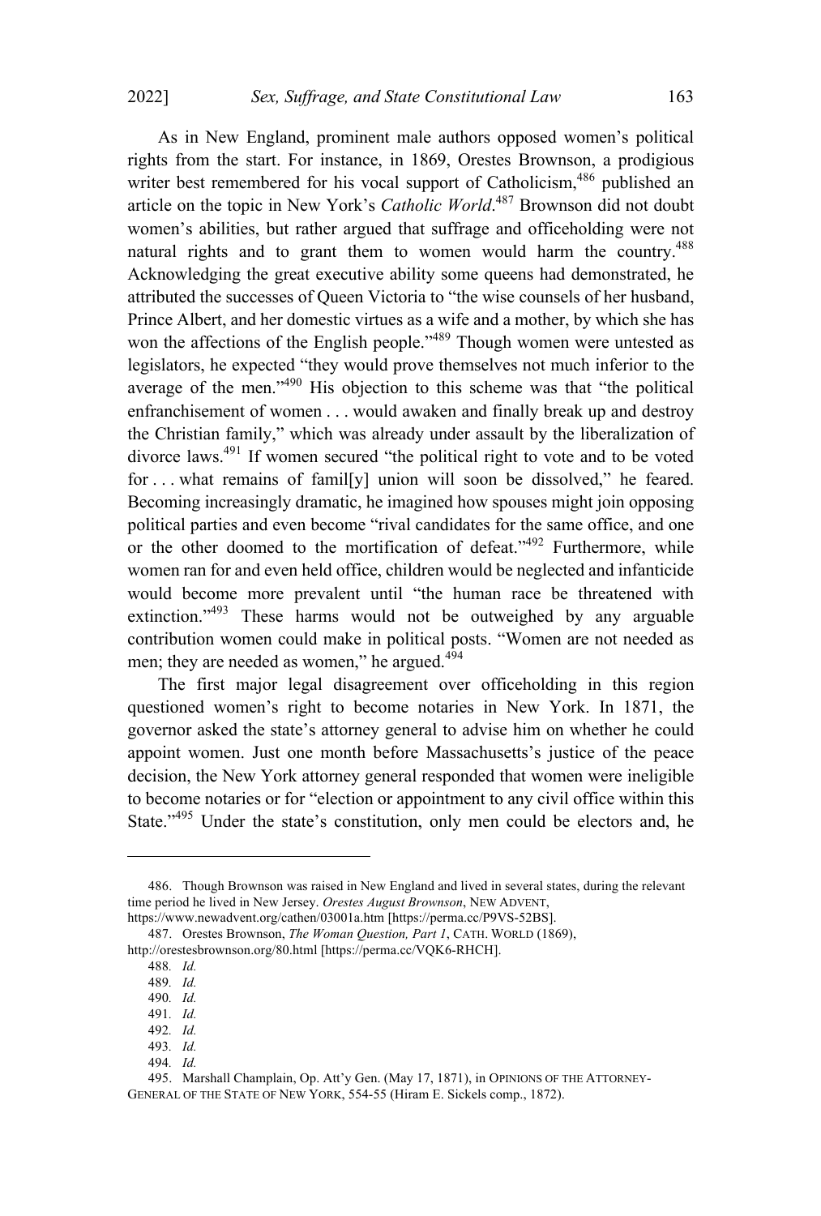As in New England, prominent male authors opposed women's political rights from the start. For instance, in 1869, Orestes Brownson, a prodigious writer best remembered for his vocal support of Catholicism,[486] published an article on the topic in New York's *Catholic World*.[487] Brownson did not doubt women's abilities, but rather argued that suffrage and officeholding were not natural rights and to grant them to women would harm the country.[488] Acknowledging the great executive ability some queens had demonstrated, he attributed the successes of Queen Victoria to "the wise counsels of her husband, Prince Albert, and her domestic virtues as a wife and a mother, by which she has won the affections of the English people."[489] Though women were untested as legislators, he expected "they would prove themselves not much inferior to the average of the men."[490] His objection to this scheme was that "the political enfranchisement of women . . . would awaken and finally break up and destroy the Christian family," which was already under assault by the liberalization of divorce laws.[491] If women secured "the political right to vote and to be voted for . . . what remains of famil[y] union will soon be dissolved," he feared. Becoming increasingly dramatic, he imagined how spouses might join opposing political parties and even become "rival candidates for the same office, and one or the other doomed to the mortification of defeat."[492] Furthermore, while women ran for and even held office, children would be neglected and infanticide would become more prevalent until "the human race be threatened with extinction."[493] These harms would not be outweighed by any arguable contribution women could make in political posts. "Women are not needed as men; they are needed as women," he argued.[494]

The first major legal disagreement over officeholding in this region questioned women's right to become notaries in New York. In 1871, the governor asked the state's attorney general to advise him on whether he could appoint women. Just one month before Massachusetts's justice of the peace decision, the New York attorney general responded that women were ineligible to become notaries or for "election or appointment to any civil office within this State."[495] Under the state's constitution, only men could be electors and, he

---

486. Though Brownson was raised in New England and lived in several states, during the relevant time period he lived in New Jersey. *Orestes August Brownson*, NEW ADVENT, https://www.newadvent.org/cathen/03001a.htm [https://perma.cc/P9VS-52BS].

487. Orestes Brownson, *The Woman Question, Part 1*, CATH. WORLD (1869), http://orestesbrownson.org/80.html [https://perma.cc/VQK6-RHCH].

488. *Id.*

489. *Id.*

490. *Id.*

491. *Id.*

492. *Id.*

493. *Id.*

494. *Id.*

495. Marshall Champlain, Op. Att'y Gen. (May 17, 1871), in OPINIONS OF THE ATTORNEY-GENERAL OF THE STATE OF NEW YORK, 554-55 (Hiram E. Sickels comp., 1872).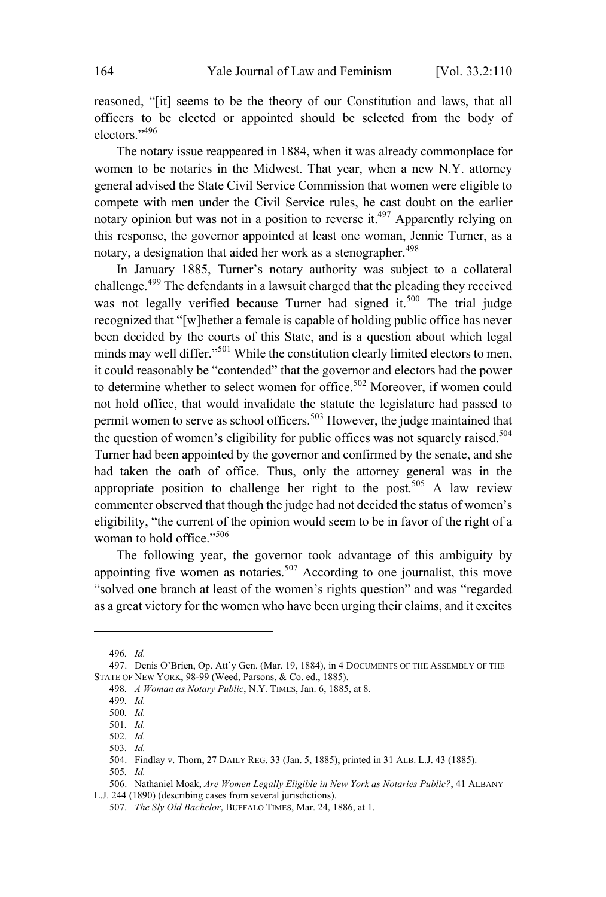reasoned, "[it] seems to be the theory of our Constitution and laws, that all officers to be elected or appointed should be selected from the body of electors."[496]

The notary issue reappeared in 1884, when it was already commonplace for women to be notaries in the Midwest. That year, when a new N.Y. attorney general advised the State Civil Service Commission that women were eligible to compete with men under the Civil Service rules, he cast doubt on the earlier notary opinion but was not in a position to reverse it.[497] Apparently relying on this response, the governor appointed at least one woman, Jennie Turner, as a notary, a designation that aided her work as a stenographer.[498]

In January 1885, Turner's notary authority was subject to a collateral challenge.[499] The defendants in a lawsuit charged that the pleading they received was not legally verified because Turner had signed it.[500] The trial judge recognized that "[w]hether a female is capable of holding public office has never been decided by the courts of this State, and is a question about which legal minds may well differ."[501] While the constitution clearly limited electors to men, it could reasonably be "contended" that the governor and electors had the power to determine whether to select women for office.[502] Moreover, if women could not hold office, that would invalidate the statute the legislature had passed to permit women to serve as school officers.[503] However, the judge maintained that the question of women's eligibility for public offices was not squarely raised.[504] Turner had been appointed by the governor and confirmed by the senate, and she had taken the oath of office. Thus, only the attorney general was in the appropriate position to challenge her right to the post.[505] A law review commenter observed that though the judge had not decided the status of women's eligibility, "the current of the opinion would seem to be in favor of the right of a woman to hold office."[506]

The following year, the governor took advantage of this ambiguity by appointing five women as notaries.[507] According to one journalist, this move "solved one branch at least of the women's rights question" and was "regarded as a great victory for the women who have been urging their claims, and it excites

---

496. *Id.*

497. Denis O'Brien, Op. Att'y Gen. (Mar. 19, 1884), in 4 DOCUMENTS OF THE ASSEMBLY OF THE STATE OF NEW YORK, 98-99 (Weed, Parsons, & Co. ed., 1885).

498. *A Woman as Notary Public*, N.Y. TIMES, Jan. 6, 1885, at 8.

499. *Id.*

500. *Id.*

501. *Id.*

502. *Id.*

503. *Id.*

504. Findlay v. Thorn, 27 DAILY REG. 33 (Jan. 5, 1885), printed in 31 ALB. L.J. 43 (1885).

505. *Id.*

506. Nathaniel Moak, *Are Women Legally Eligible in New York as Notaries Public?*, 41 ALBANY L.J. 244 (1890) (describing cases from several jurisdictions).

507. *The Sly Old Bachelor*, BUFFALO TIMES, Mar. 24, 1886, at 1.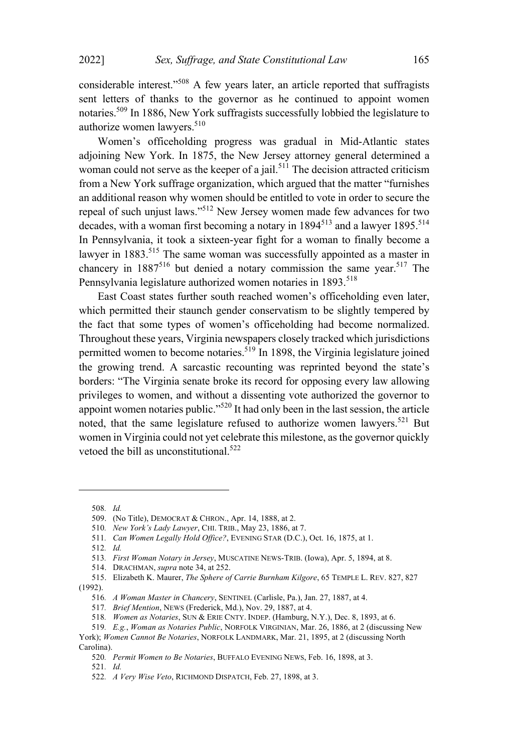considerable interest."[508] A few years later, an article reported that suffragists sent letters of thanks to the governor as he continued to appoint women notaries.[509] In 1886, New York suffragists successfully lobbied the legislature to authorize women lawyers.[510]

Women's officeholding progress was gradual in Mid-Atlantic states adjoining New York. In 1875, the New Jersey attorney general determined a woman could not serve as the keeper of a jail.[511] The decision attracted criticism from a New York suffrage organization, which argued that the matter "furnishes an additional reason why women should be entitled to vote in order to secure the repeal of such unjust laws."[512] New Jersey women made few advances for two decades, with a woman first becoming a notary in 1894[513] and a lawyer 1895.[514] In Pennsylvania, it took a sixteen-year fight for a woman to finally become a lawyer in 1883.[515] The same woman was successfully appointed as a master in chancery in 1887[516] but denied a notary commission the same year.[517] The Pennsylvania legislature authorized women notaries in 1893.[518]

East Coast states further south reached women's officeholding even later, which permitted their staunch gender conservatism to be slightly tempered by the fact that some types of women's officeholding had become normalized. Throughout these years, Virginia newspapers closely tracked which jurisdictions permitted women to become notaries.[519] In 1898, the Virginia legislature joined the growing trend. A sarcastic recounting was reprinted beyond the state's borders: "The Virginia senate broke its record for opposing every law allowing privileges to women, and without a dissenting vote authorized the governor to appoint women notaries public."[520] It had only been in the last session, the article noted, that the same legislature refused to authorize women lawyers.[521] But women in Virginia could not yet celebrate this milestone, as the governor quickly vetoed the bill as unconstitutional.[522]

---

508. *Id.*

509. (No Title), DEMOCRAT & CHRON., Apr. 14, 1888, at 2.

510. *New York's Lady Lawyer*, CHI. TRIB., May 23, 1886, at 7.

511. *Can Women Legally Hold Office?*, EVENING STAR (D.C.), Oct. 16, 1875, at 1.

512. *Id.*

513. *First Woman Notary in Jersey*, MUSCATINE NEWS-TRIB. (Iowa), Apr. 5, 1894, at 8.

514. DRACHMAN, *supra* note 34, at 252.

515. Elizabeth K. Maurer, *The Sphere of Carrie Burnham Kilgore*, 65 TEMPLE L. REV. 827, 827 (1992).

516. *A Woman Master in Chancery*, SENTINEL (Carlisle, Pa.), Jan. 27, 1887, at 4.

517. *Brief Mention*, NEWS (Frederick, Md.), Nov. 29, 1887, at 4.

518. *Women as Notaries*, SUN & ERIE CNTY. INDEP. (Hamburg, N.Y.), Dec. 8, 1893, at 6.

519. *E.g.*, *Woman as Notaries Public*, NORFOLK VIRGINIAN, Mar. 26, 1886, at 2 (discussing New York); *Women Cannot Be Notaries*, NORFOLK LANDMARK, Mar. 21, 1895, at 2 (discussing North Carolina).

520. *Permit Women to Be Notaries*, BUFFALO EVENING NEWS, Feb. 16, 1898, at 3.

521. *Id.*

522. *A Very Wise Veto*, RICHMOND DISPATCH, Feb. 27, 1898, at 3.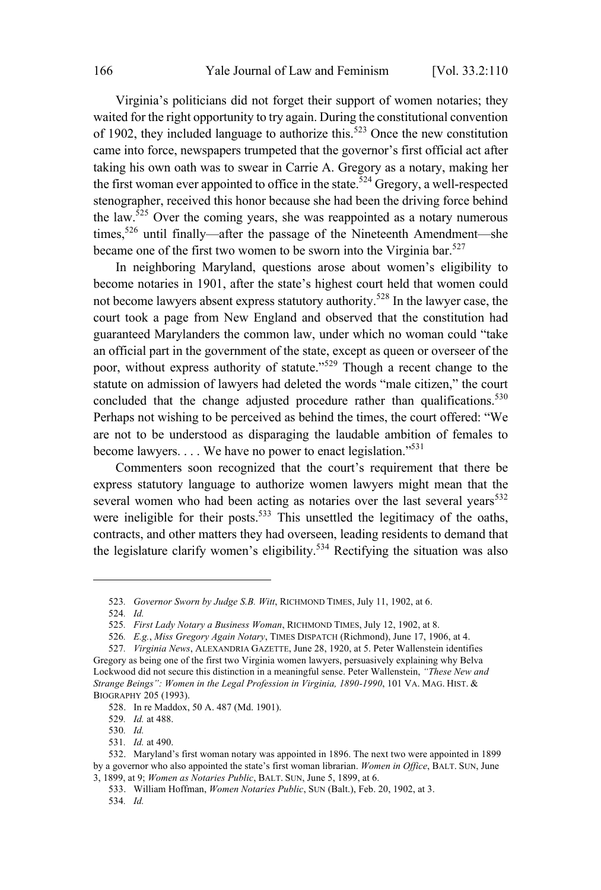Virginia's politicians did not forget their support of women notaries; they waited for the right opportunity to try again. During the constitutional convention of 1902, they included language to authorize this.[523] Once the new constitution came into force, newspapers trumpeted that the governor's first official act after taking his own oath was to swear in Carrie A. Gregory as a notary, making her the first woman ever appointed to office in the state.[524] Gregory, a well-respected stenographer, received this honor because she had been the driving force behind the law.[525] Over the coming years, she was reappointed as a notary numerous times,[526] until finally—after the passage of the Nineteenth Amendment—she became one of the first two women to be sworn into the Virginia bar.[527]

In neighboring Maryland, questions arose about women's eligibility to become notaries in 1901, after the state's highest court held that women could not become lawyers absent express statutory authority.[528] In the lawyer case, the court took a page from New England and observed that the constitution had guaranteed Marylanders the common law, under which no woman could "take an official part in the government of the state, except as queen or overseer of the poor, without express authority of statute."[529] Though a recent change to the statute on admission of lawyers had deleted the words "male citizen," the court concluded that the change adjusted procedure rather than qualifications.[530] Perhaps not wishing to be perceived as behind the times, the court offered: "We are not to be understood as disparaging the laudable ambition of females to become lawyers. . . . We have no power to enact legislation."[531]

Commenters soon recognized that the court's requirement that there be express statutory language to authorize women lawyers might mean that the several women who had been acting as notaries over the last several years[532] were ineligible for their posts.[533] This unsettled the legitimacy of the oaths, contracts, and other matters they had overseen, leading residents to demand that the legislature clarify women's eligibility.[534] Rectifying the situation was also

---

523. *Governor Sworn by Judge S.B. Witt*, RICHMOND TIMES, July 11, 1902, at 6.

524. *Id.*

525. *First Lady Notary a Business Woman*, RICHMOND TIMES, July 12, 1902, at 8.

526. *E.g.*, *Miss Gregory Again Notary*, TIMES DISPATCH (Richmond), June 17, 1906, at 4.

527. *Virginia News*, ALEXANDRIA GAZETTE, June 28, 1920, at 5. Peter Wallenstein identifies Gregory as being one of the first two Virginia women lawyers, persuasively explaining why Belva Lockwood did not secure this distinction in a meaningful sense. Peter Wallenstein, *"These New and Strange Beings": Women in the Legal Profession in Virginia, 1890-1990*, 101 VA. MAG. HIST. & BIOGRAPHY 205 (1993).

528. In re Maddox, 50 A. 487 (Md. 1901).

529. *Id.* at 488.

530. *Id.*

531. *Id.* at 490.

532. Maryland's first woman notary was appointed in 1896. The next two were appointed in 1899 by a governor who also appointed the state's first woman librarian. *Women in Office*, BALT. SUN, June 3, 1899, at 9; *Women as Notaries Public*, BALT. SUN, June 5, 1899, at 6.

533. William Hoffman, *Women Notaries Public*, SUN (Balt.), Feb. 20, 1902, at 3.

534. *Id.*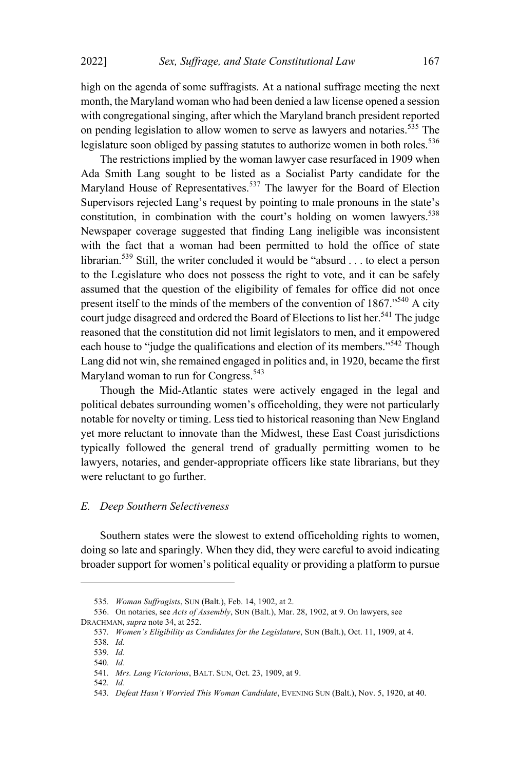high on the agenda of some suffragists. At a national suffrage meeting the next month, the Maryland woman who had been denied a law license opened a session with congregational singing, after which the Maryland branch president reported on pending legislation to allow women to serve as lawyers and notaries.[535] The legislature soon obliged by passing statutes to authorize women in both roles.[536]

The restrictions implied by the woman lawyer case resurfaced in 1909 when Ada Smith Lang sought to be listed as a Socialist Party candidate for the Maryland House of Representatives.[537] The lawyer for the Board of Election Supervisors rejected Lang's request by pointing to male pronouns in the state's constitution, in combination with the court's holding on women lawyers.[538] Newspaper coverage suggested that finding Lang ineligible was inconsistent with the fact that a woman had been permitted to hold the office of state librarian.[539] Still, the writer concluded it would be "absurd . . . to elect a person to the Legislature who does not possess the right to vote, and it can be safely assumed that the question of the eligibility of females for office did not once present itself to the minds of the members of the convention of 1867."[540] A city court judge disagreed and ordered the Board of Elections to list her.[541] The judge reasoned that the constitution did not limit legislators to men, and it empowered each house to "judge the qualifications and election of its members."[542] Though Lang did not win, she remained engaged in politics and, in 1920, became the first Maryland woman to run for Congress.[543]

Though the Mid-Atlantic states were actively engaged in the legal and political debates surrounding women's officeholding, they were not particularly notable for novelty or timing. Less tied to historical reasoning than New England yet more reluctant to innovate than the Midwest, these East Coast jurisdictions typically followed the general trend of gradually permitting women to be lawyers, notaries, and gender-appropriate officers like state librarians, but they were reluctant to go further.

### *E. Deep Southern Selectiveness*

Southern states were the slowest to extend officeholding rights to women, doing so late and sparingly. When they did, they were careful to avoid indicating broader support for women's political equality or providing a platform to pursue

---

535. *Woman Suffragists*, SUN (Balt.), Feb. 14, 1902, at 2.

536. On notaries, see *Acts of Assembly*, SUN (Balt.), Mar. 28, 1902, at 9. On lawyers, see DRACHMAN, *supra* note 34, at 252.

537. *Women's Eligibility as Candidates for the Legislature*, SUN (Balt.), Oct. 11, 1909, at 4.

538. *Id.*

539. *Id.*

540. *Id.*

541. *Mrs. Lang Victorious*, BALT. SUN, Oct. 23, 1909, at 9.

542. *Id.*

543. *Defeat Hasn't Worried This Woman Candidate*, EVENING SUN (Balt.), Nov. 5, 1920, at 40.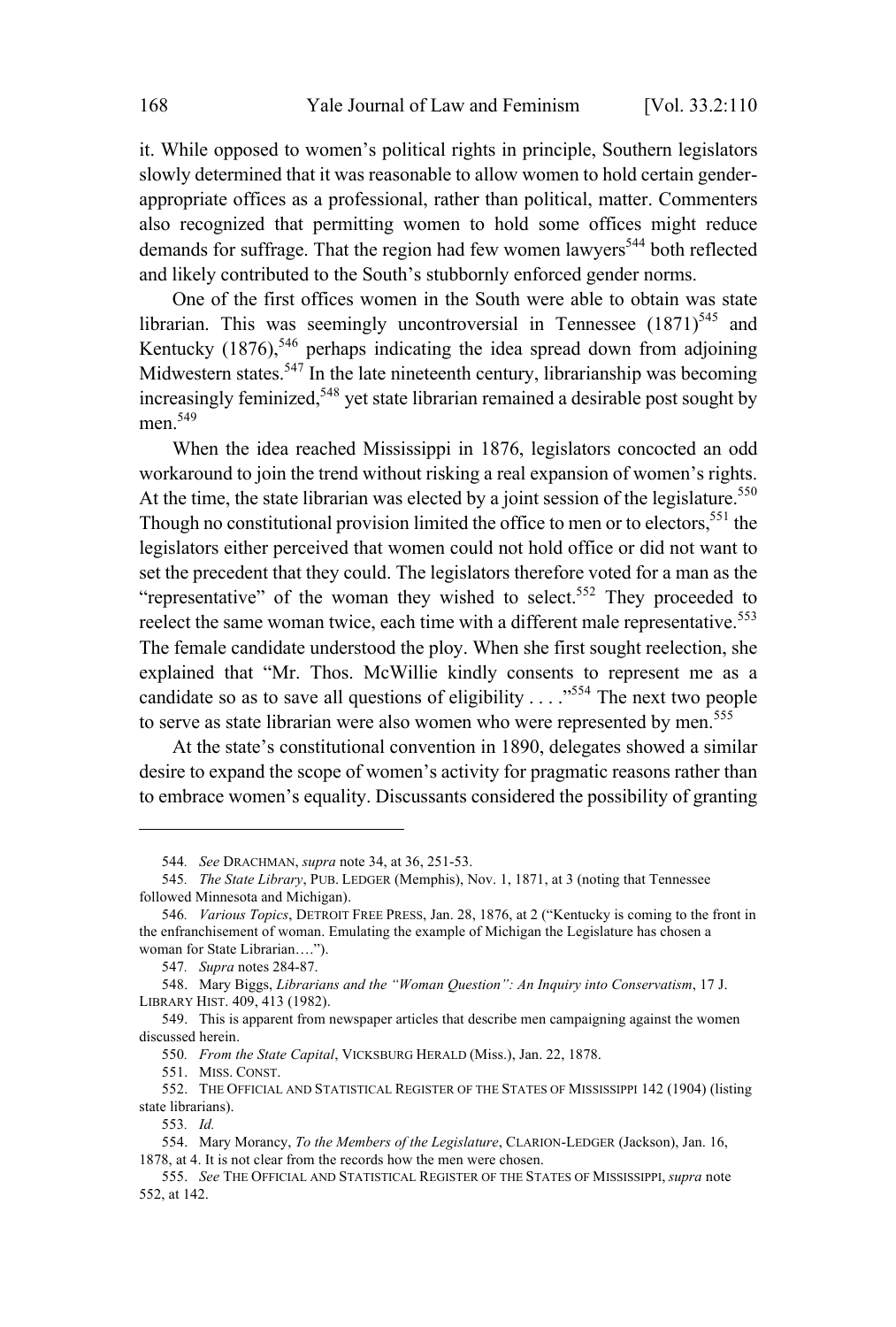it. While opposed to women's political rights in principle, Southern legislators slowly determined that it was reasonable to allow women to hold certain gender-appropriate offices as a professional, rather than political, matter. Commenters also recognized that permitting women to hold some offices might reduce demands for suffrage. That the region had few women lawyers[544] both reflected and likely contributed to the South's stubbornly enforced gender norms.

One of the first offices women in the South were able to obtain was state librarian. This was seemingly uncontroversial in Tennessee (1871)[545] and Kentucky (1876),[546] perhaps indicating the idea spread down from adjoining Midwestern states.[547] In the late nineteenth century, librarianship was becoming increasingly feminized,[548] yet state librarian remained a desirable post sought by men.[549]

When the idea reached Mississippi in 1876, legislators concocted an odd workaround to join the trend without risking a real expansion of women's rights. At the time, the state librarian was elected by a joint session of the legislature.[550] Though no constitutional provision limited the office to men or to electors,[551] the legislators either perceived that women could not hold office or did not want to set the precedent that they could. The legislators therefore voted for a man as the "representative" of the woman they wished to select.[552] They proceeded to reelect the same woman twice, each time with a different male representative.[553] The female candidate understood the ploy. When she first sought reelection, she explained that "Mr. Thos. McWillie kindly consents to represent me as a candidate so as to save all questions of eligibility . . . ."[554] The next two people to serve as state librarian were also women who were represented by men.[555]

At the state's constitutional convention in 1890, delegates showed a similar desire to expand the scope of women's activity for pragmatic reasons rather than to embrace women's equality. Discussants considered the possibility of granting

---

544. *See* DRACHMAN, *supra* note 34, at 36, 251-53.

545. *The State Library*, PUB. LEDGER (Memphis), Nov. 1, 1871, at 3 (noting that Tennessee followed Minnesota and Michigan).

546. *Various Topics*, DETROIT FREE PRESS, Jan. 28, 1876, at 2 ("Kentucky is coming to the front in the enfranchisement of woman. Emulating the example of Michigan the Legislature has chosen a woman for State Librarian….").

547. *Supra* notes 284-87.

548. Mary Biggs, *Librarians and the "Woman Question": An Inquiry into Conservatism*, 17 J. LIBRARY HIST. 409, 413 (1982).

549. This is apparent from newspaper articles that describe men campaigning against the women discussed herein.

550. *From the State Capital*, VICKSBURG HERALD (Miss.), Jan. 22, 1878.

551. MISS. CONST.

552. THE OFFICIAL AND STATISTICAL REGISTER OF THE STATES OF MISSISSIPPI 142 (1904) (listing state librarians).

553. *Id.*

554. Mary Morancy, *To the Members of the Legislature*, CLARION-LEDGER (Jackson), Jan. 16, 1878, at 4. It is not clear from the records how the men were chosen.

555. *See* THE OFFICIAL AND STATISTICAL REGISTER OF THE STATES OF MISSISSIPPI, *supra* note 552, at 142.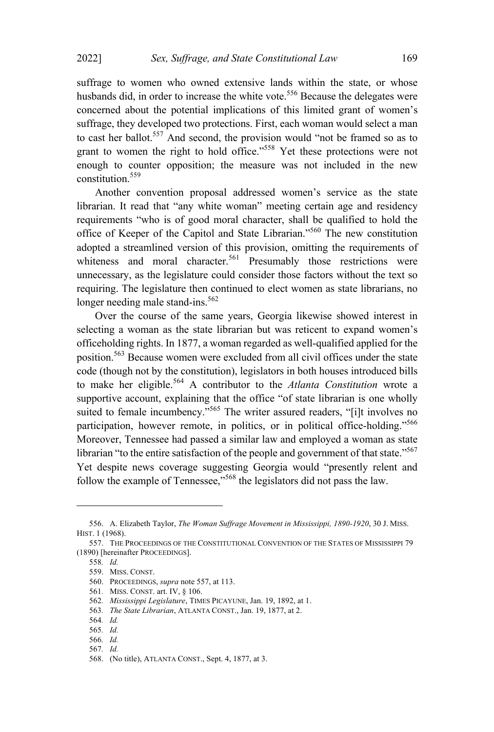suffrage to women who owned extensive lands within the state, or whose husbands did, in order to increase the white vote.[556] Because the delegates were concerned about the potential implications of this limited grant of women's suffrage, they developed two protections. First, each woman would select a man to cast her ballot.[557] And second, the provision would "not be framed so as to grant to women the right to hold office."[558] Yet these protections were not enough to counter opposition; the measure was not included in the new constitution.[559]

Another convention proposal addressed women's service as the state librarian. It read that "any white woman" meeting certain age and residency requirements "who is of good moral character, shall be qualified to hold the office of Keeper of the Capitol and State Librarian."[560] The new constitution adopted a streamlined version of this provision, omitting the requirements of whiteness and moral character.[561] Presumably those restrictions were unnecessary, as the legislature could consider those factors without the text so requiring. The legislature then continued to elect women as state librarians, no longer needing male stand-ins.[562]

Over the course of the same years, Georgia likewise showed interest in selecting a woman as the state librarian but was reticent to expand women's officeholding rights. In 1877, a woman regarded as well-qualified applied for the position.[563] Because women were excluded from all civil offices under the state code (though not by the constitution), legislators in both houses introduced bills to make her eligible.[564] A contributor to the *Atlanta Constitution* wrote a supportive account, explaining that the office "of state librarian is one wholly suited to female incumbency."[565] The writer assured readers, "[i]t involves no participation, however remote, in politics, or in political office-holding."[566] Moreover, Tennessee had passed a similar law and employed a woman as state librarian "to the entire satisfaction of the people and government of that state."[567] Yet despite news coverage suggesting Georgia would "presently relent and follow the example of Tennessee,"[568] the legislators did not pass the law.

---

556. A. Elizabeth Taylor, *The Woman Suffrage Movement in Mississippi, 1890-1920*, 30 J. MISS. HIST. 1 (1968).

557. THE PROCEEDINGS OF THE CONSTITUTIONAL CONVENTION OF THE STATES OF MISSISSIPPI 79 (1890) [hereinafter PROCEEDINGS].

558. *Id.*

559. MISS. CONST.

560. PROCEEDINGS, *supra* note 557, at 113.

561. MISS. CONST. art. IV, § 106.

562. *Mississippi Legislature*, TIMES PICAYUNE, Jan. 19, 1892, at 1.

563. *The State Librarian*, ATLANTA CONST., Jan. 19, 1877, at 2.

564. *Id.*

565. *Id.*

566. *Id.*

567. *Id.*

568. (No title), ATLANTA CONST., Sept. 4, 1877, at 3.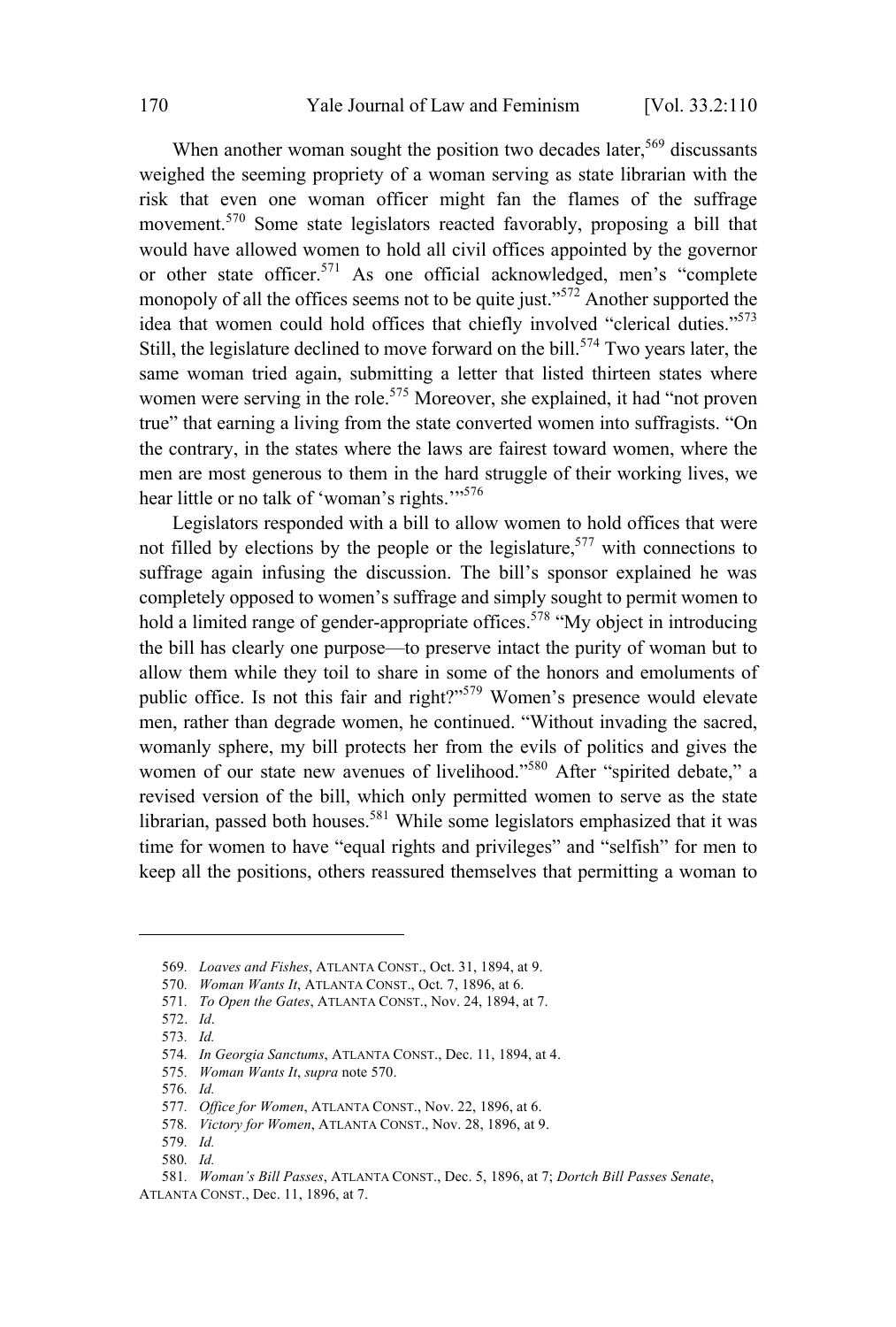When another woman sought the position two decades later,[569] discussants weighed the seeming propriety of a woman serving as state librarian with the risk that even one woman officer might fan the flames of the suffrage movement.[570] Some state legislators reacted favorably, proposing a bill that would have allowed women to hold all civil offices appointed by the governor or other state officer.[571] As one official acknowledged, men's "complete monopoly of all the offices seems not to be quite just."[572] Another supported the idea that women could hold offices that chiefly involved "clerical duties."[573] Still, the legislature declined to move forward on the bill.[574] Two years later, the same woman tried again, submitting a letter that listed thirteen states where women were serving in the role.[575] Moreover, she explained, it had "not proven true" that earning a living from the state converted women into suffragists. "On the contrary, in the states where the laws are fairest toward women, where the men are most generous to them in the hard struggle of their working lives, we hear little or no talk of 'woman's rights.'"[576]

Legislators responded with a bill to allow women to hold offices that were not filled by elections by the people or the legislature,[577] with connections to suffrage again infusing the discussion. The bill's sponsor explained he was completely opposed to women's suffrage and simply sought to permit women to hold a limited range of gender-appropriate offices.[578] "My object in introducing the bill has clearly one purpose—to preserve intact the purity of woman but to allow them while they toil to share in some of the honors and emoluments of public office. Is not this fair and right?"[579] Women's presence would elevate men, rather than degrade women, he continued. "Without invading the sacred, womanly sphere, my bill protects her from the evils of politics and gives the women of our state new avenues of livelihood."[580] After "spirited debate," a revised version of the bill, which only permitted women to serve as the state librarian, passed both houses.[581] While some legislators emphasized that it was time for women to have "equal rights and privileges" and "selfish" for men to keep all the positions, others reassured themselves that permitting a woman to

---

569. *Loaves and Fishes*, ATLANTA CONST., Oct. 31, 1894, at 9.

570. *Woman Wants It*, ATLANTA CONST., Oct. 7, 1896, at 6.

571. *To Open the Gates*, ATLANTA CONST., Nov. 24, 1894, at 7.

572. *Id*.

573. *Id.*

574. *In Georgia Sanctums*, ATLANTA CONST., Dec. 11, 1894, at 4.

575. *Woman Wants It*, *supra* note 570.

576. *Id.*

577. *Office for Women*, ATLANTA CONST., Nov. 22, 1896, at 6.

578. *Victory for Women*, ATLANTA CONST., Nov. 28, 1896, at 9.

579. *Id.*

580. *Id.*

581. *Woman's Bill Passes*, ATLANTA CONST., Dec. 5, 1896, at 7; *Dortch Bill Passes Senate*, ATLANTA CONST., Dec. 11, 1896, at 7.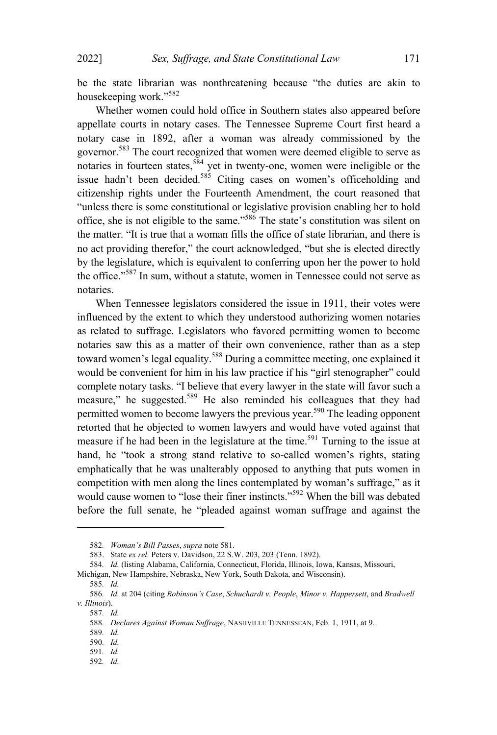be the state librarian was nonthreatening because "the duties are akin to housekeeping work."[582]

Whether women could hold office in Southern states also appeared before appellate courts in notary cases. The Tennessee Supreme Court first heard a notary case in 1892, after a woman was already commissioned by the governor.[583] The court recognized that women were deemed eligible to serve as notaries in fourteen states,[584] yet in twenty-one, women were ineligible or the issue hadn't been decided.[585] Citing cases on women's officeholding and citizenship rights under the Fourteenth Amendment, the court reasoned that "unless there is some constitutional or legislative provision enabling her to hold office, she is not eligible to the same."[586] The state's constitution was silent on the matter. "It is true that a woman fills the office of state librarian, and there is no act providing therefor," the court acknowledged, "but she is elected directly by the legislature, which is equivalent to conferring upon her the power to hold the office."[587] In sum, without a statute, women in Tennessee could not serve as notaries.

When Tennessee legislators considered the issue in 1911, their votes were influenced by the extent to which they understood authorizing women notaries as related to suffrage. Legislators who favored permitting women to become notaries saw this as a matter of their own convenience, rather than as a step toward women's legal equality.[588] During a committee meeting, one explained it would be convenient for him in his law practice if his "girl stenographer" could complete notary tasks. "I believe that every lawyer in the state will favor such a measure," he suggested.[589] He also reminded his colleagues that they had permitted women to become lawyers the previous year.[590] The leading opponent retorted that he objected to women lawyers and would have voted against that measure if he had been in the legislature at the time.[591] Turning to the issue at hand, he "took a strong stand relative to so-called women's rights, stating emphatically that he was unalterably opposed to anything that puts women in competition with men along the lines contemplated by woman's suffrage," as it would cause women to "lose their finer instincts."[592] When the bill was debated before the full senate, he "pleaded against woman suffrage and against the

---

582. *Woman's Bill Passes*, *supra* note 581.

583. State *ex rel.* Peters v. Davidson, 22 S.W. 203, 203 (Tenn. 1892).

584. *Id.* (listing Alabama, California, Connecticut, Florida, Illinois, Iowa, Kansas, Missouri, Michigan, New Hampshire, Nebraska, New York, South Dakota, and Wisconsin).

585. *Id.*

586. *Id.* at 204 (citing *Robinson's Case*, *Schuchardt v. People*, *Minor v. Happersett*, and *Bradwell v. Illinois*).

587. *Id.*

588. *Declares Against Woman Suffrage*, NASHVILLE TENNESSEAN, Feb. 1, 1911, at 9.

589. *Id.*

590. *Id.*

591. *Id.*

592. *Id.*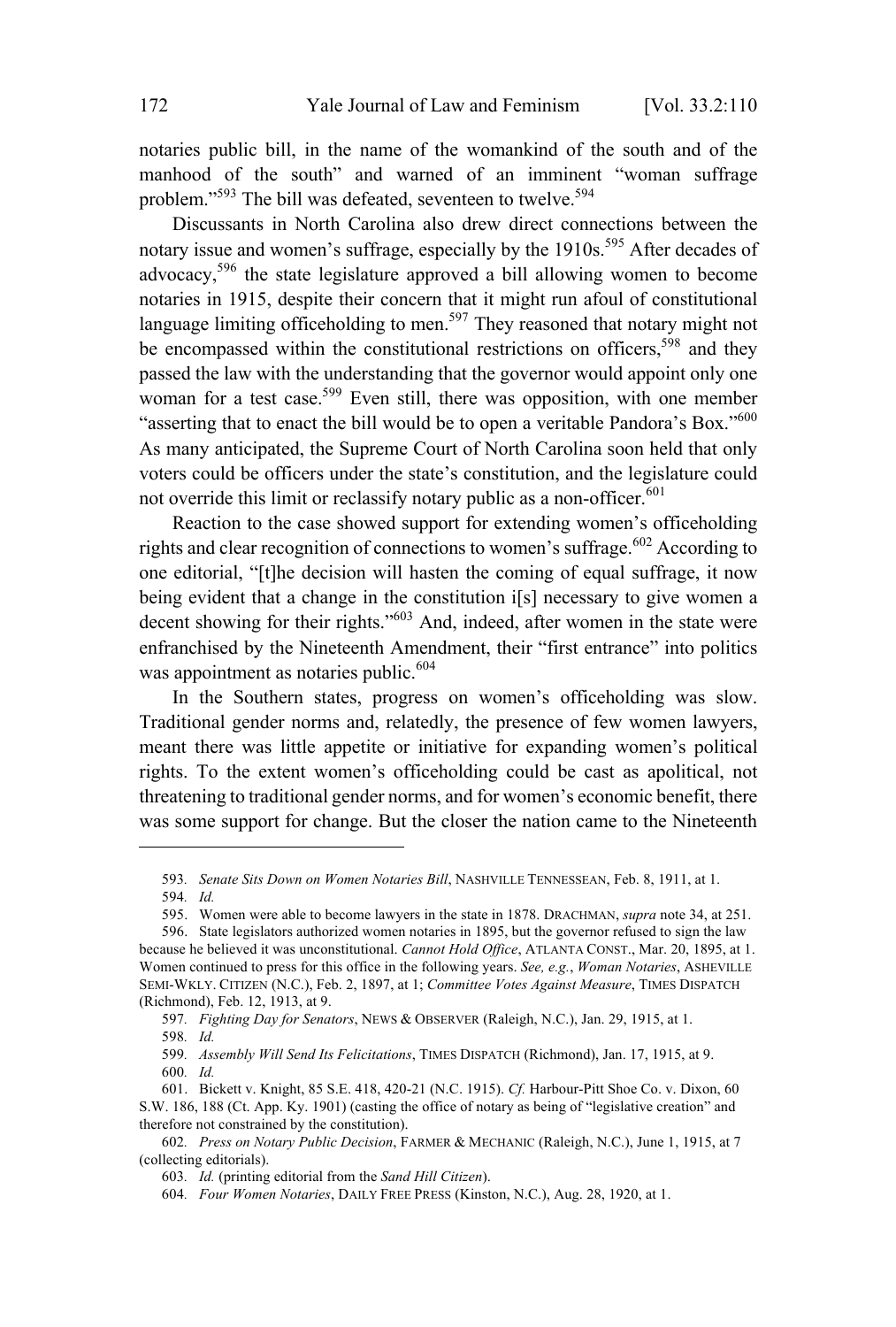notaries public bill, in the name of the womankind of the south and of the manhood of the south" and warned of an imminent "woman suffrage problem."[593] The bill was defeated, seventeen to twelve.[594]

Discussants in North Carolina also drew direct connections between the notary issue and women's suffrage, especially by the 1910s.[595] After decades of advocacy,[596] the state legislature approved a bill allowing women to become notaries in 1915, despite their concern that it might run afoul of constitutional language limiting officeholding to men.[597] They reasoned that notary might not be encompassed within the constitutional restrictions on officers,[598] and they passed the law with the understanding that the governor would appoint only one woman for a test case.[599] Even still, there was opposition, with one member "asserting that to enact the bill would be to open a veritable Pandora's Box."[600] As many anticipated, the Supreme Court of North Carolina soon held that only voters could be officers under the state's constitution, and the legislature could not override this limit or reclassify notary public as a non-officer.[601]

Reaction to the case showed support for extending women's officeholding rights and clear recognition of connections to women's suffrage.[602] According to one editorial, "[t]he decision will hasten the coming of equal suffrage, it now being evident that a change in the constitution i[s] necessary to give women a decent showing for their rights."[603] And, indeed, after women in the state were enfranchised by the Nineteenth Amendment, their "first entrance" into politics was appointment as notaries public.[604]

In the Southern states, progress on women's officeholding was slow. Traditional gender norms and, relatedly, the presence of few women lawyers, meant there was little appetite or initiative for expanding women's political rights. To the extent women's officeholding could be cast as apolitical, not threatening to traditional gender norms, and for women's economic benefit, there was some support for change. But the closer the nation came to the Nineteenth

---

593. *Senate Sits Down on Women Notaries Bill*, NASHVILLE TENNESSEAN, Feb. 8, 1911, at 1.

594. *Id.*

595. Women were able to become lawyers in the state in 1878. DRACHMAN, *supra* note 34, at 251.

596. State legislators authorized women notaries in 1895, but the governor refused to sign the law because he believed it was unconstitutional. *Cannot Hold Office*, ATLANTA CONST., Mar. 20, 1895, at 1. Women continued to press for this office in the following years. *See, e.g.*, *Woman Notaries*, ASHEVILLE SEMI-WKLY. CITIZEN (N.C.), Feb. 2, 1897, at 1; *Committee Votes Against Measure*, TIMES DISPATCH (Richmond), Feb. 12, 1913, at 9.

597. *Fighting Day for Senators*, NEWS & OBSERVER (Raleigh, N.C.), Jan. 29, 1915, at 1.

598. *Id.*

599. *Assembly Will Send Its Felicitations*, TIMES DISPATCH (Richmond), Jan. 17, 1915, at 9.

600. *Id.*

601. Bickett v. Knight, 85 S.E. 418, 420-21 (N.C. 1915). *Cf.* Harbour-Pitt Shoe Co. v. Dixon, 60 S.W. 186, 188 (Ct. App. Ky. 1901) (casting the office of notary as being of "legislative creation" and therefore not constrained by the constitution).

602. *Press on Notary Public Decision*, FARMER & MECHANIC (Raleigh, N.C.), June 1, 1915, at 7 (collecting editorials).

603. *Id.* (printing editorial from the *Sand Hill Citizen*).

604. *Four Women Notaries*, DAILY FREE PRESS (Kinston, N.C.), Aug. 28, 1920, at 1.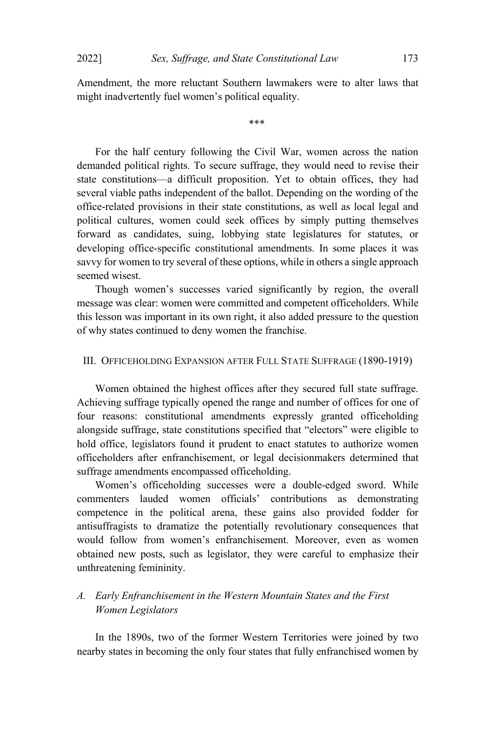Amendment, the more reluctant Southern lawmakers were to alter laws that might inadvertently fuel women's political equality.

***

For the half century following the Civil War, women across the nation demanded political rights. To secure suffrage, they would need to revise their state constitutions—a difficult proposition. Yet to obtain offices, they had several viable paths independent of the ballot. Depending on the wording of the office-related provisions in their state constitutions, as well as local legal and political cultures, women could seek offices by simply putting themselves forward as candidates, suing, lobbying state legislatures for statutes, or developing office-specific constitutional amendments. In some places it was savvy for women to try several of these options, while in others a single approach seemed wisest.

Though women's successes varied significantly by region, the overall message was clear: women were committed and competent officeholders. While this lesson was important in its own right, it also added pressure to the question of why states continued to deny women the franchise.

## III. Officeholding Expansion after Full State Suffrage (1890-1919)

Women obtained the highest offices after they secured full state suffrage. Achieving suffrage typically opened the range and number of offices for one of four reasons: constitutional amendments expressly granted officeholding alongside suffrage, state constitutions specified that "electors" were eligible to hold office, legislators found it prudent to enact statutes to authorize women officeholders after enfranchisement, or legal decisionmakers determined that suffrage amendments encompassed officeholding.

Women's officeholding successes were a double-edged sword. While commenters lauded women officials' contributions as demonstrating competence in the political arena, these gains also provided fodder for antisuffragists to dramatize the potentially revolutionary consequences that would follow from women's enfranchisement. Moreover, even as women obtained new posts, such as legislator, they were careful to emphasize their unthreatening femininity.

### A. *Early Enfranchisement in the Western Mountain States and the First Women Legislators*

In the 1890s, two of the former Western Territories were joined by two nearby states in becoming the only four states that fully enfranchised women by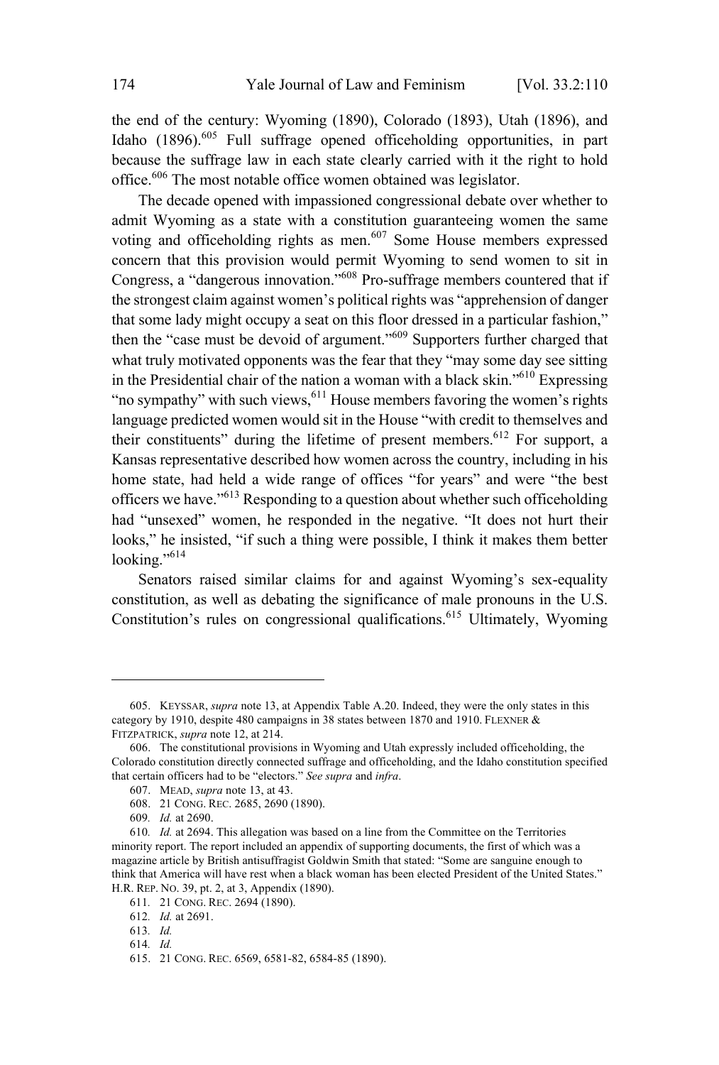the end of the century: Wyoming (1890), Colorado (1893), Utah (1896), and Idaho (1896).[605] Full suffrage opened officeholding opportunities, in part because the suffrage law in each state clearly carried with it the right to hold office.[606] The most notable office women obtained was legislator.

The decade opened with impassioned congressional debate over whether to admit Wyoming as a state with a constitution guaranteeing women the same voting and officeholding rights as men.[607] Some House members expressed concern that this provision would permit Wyoming to send women to sit in Congress, a "dangerous innovation."[608] Pro-suffrage members countered that if the strongest claim against women's political rights was "apprehension of danger that some lady might occupy a seat on this floor dressed in a particular fashion," then the "case must be devoid of argument."[609] Supporters further charged that what truly motivated opponents was the fear that they "may some day see sitting in the Presidential chair of the nation a woman with a black skin."[610] Expressing "no sympathy" with such views,[611] House members favoring the women's rights language predicted women would sit in the House "with credit to themselves and their constituents" during the lifetime of present members.[612] For support, a Kansas representative described how women across the country, including in his home state, had held a wide range of offices "for years" and were "the best officers we have."[613] Responding to a question about whether such officeholding had "unsexed" women, he responded in the negative. "It does not hurt their looks," he insisted, "if such a thing were possible, I think it makes them better looking."[614]

Senators raised similar claims for and against Wyoming's sex-equality constitution, as well as debating the significance of male pronouns in the U.S. Constitution's rules on congressional qualifications.[615] Ultimately, Wyoming

---

605. KEYSSAR, *supra* note 13, at Appendix Table A.20. Indeed, they were the only states in this category by 1910, despite 480 campaigns in 38 states between 1870 and 1910. FLEXNER & FITZPATRICK, *supra* note 12, at 214.

606. The constitutional provisions in Wyoming and Utah expressly included officeholding, the Colorado constitution directly connected suffrage and officeholding, and the Idaho constitution specified that certain officers had to be "electors." *See supra* and *infra*.

607. MEAD, *supra* note 13, at 43.

608. 21 CONG. REC. 2685, 2690 (1890).

609. *Id.* at 2690.

610. *Id.* at 2694. This allegation was based on a line from the Committee on the Territories minority report. The report included an appendix of supporting documents, the first of which was a magazine article by British antisuffragist Goldwin Smith that stated: "Some are sanguine enough to think that America will have rest when a black woman has been elected President of the United States." H.R. REP. NO. 39, pt. 2, at 3, Appendix (1890).

611. 21 CONG. REC. 2694 (1890).

612. *Id.* at 2691.

613. *Id.*

614. *Id.*

615. 21 CONG. REC. 6569, 6581-82, 6584-85 (1890).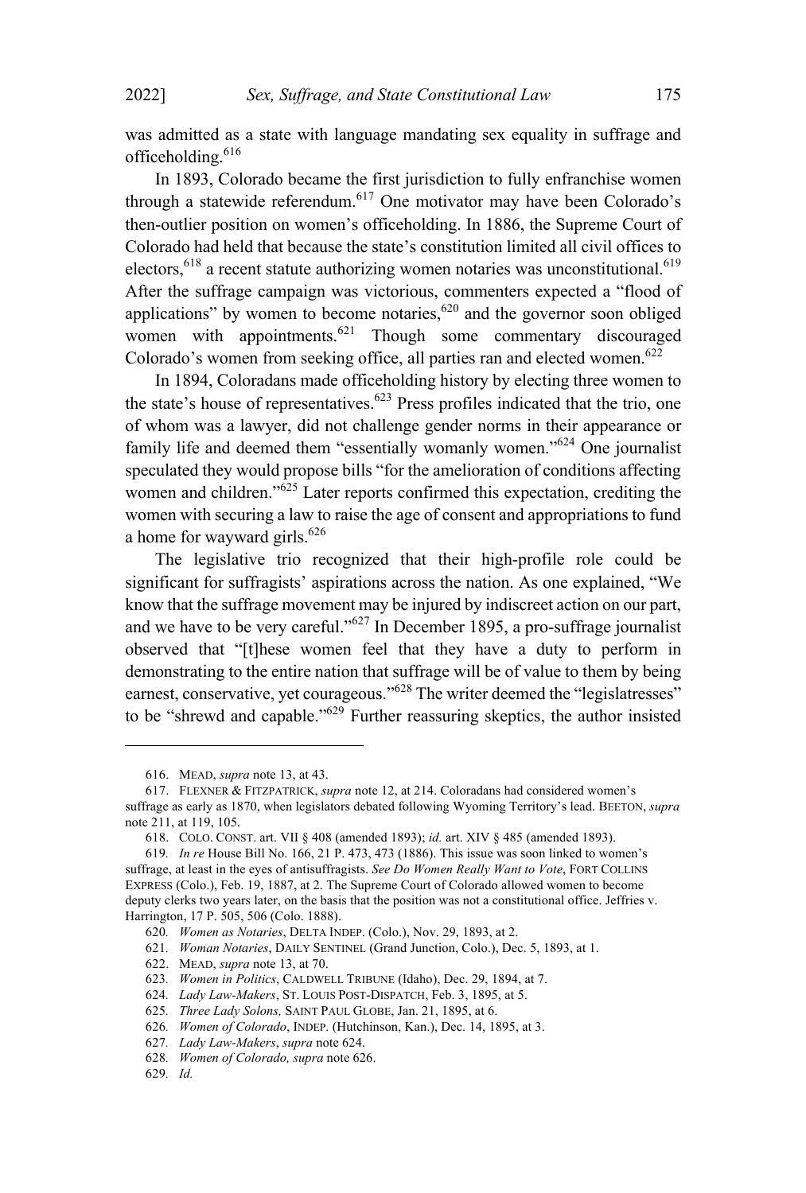was admitted as a state with language mandating sex equality in suffrage and officeholding.[616]

In 1893, Colorado became the first jurisdiction to fully enfranchise women through a statewide referendum.[617] One motivator may have been Colorado's then-outlier position on women's officeholding. In 1886, the Supreme Court of Colorado had held that because the state's constitution limited all civil offices to electors,[618] a recent statute authorizing women notaries was unconstitutional.[619] After the suffrage campaign was victorious, commenters expected a "flood of applications" by women to become notaries,[620] and the governor soon obliged women with appointments.[621] Though some commentary discouraged Colorado's women from seeking office, all parties ran and elected women.[622]

In 1894, Coloradans made officeholding history by electing three women to the state's house of representatives.[623] Press profiles indicated that the trio, one of whom was a lawyer, did not challenge gender norms in their appearance or family life and deemed them "essentially womanly women."[624] One journalist speculated they would propose bills "for the amelioration of conditions affecting women and children."[625] Later reports confirmed this expectation, crediting the women with securing a law to raise the age of consent and appropriations to fund a home for wayward girls.[626]

The legislative trio recognized that their high-profile role could be significant for suffragists' aspirations across the nation. As one explained, "We know that the suffrage movement may be injured by indiscreet action on our part, and we have to be very careful."[627] In December 1895, a pro-suffrage journalist observed that "[t]hese women feel that they have a duty to perform in demonstrating to the entire nation that suffrage will be of value to them by being earnest, conservative, yet courageous."[628] The writer deemed the "legislatresses" to be "shrewd and capable."[629] Further reassuring skeptics, the author insisted

---

616. MEAD, *supra* note 13, at 43.

617. FLEXNER & FITZPATRICK, *supra* note 12, at 214. Coloradans had considered women's suffrage as early as 1870, when legislators debated following Wyoming Territory's lead. BEETON, *supra* note 211, at 119, 105.

618. COLO. CONST. art. VII § 408 (amended 1893); *id.* art. XIV § 485 (amended 1893).

619. *In re* House Bill No. 166, 21 P. 473, 473 (1886). This issue was soon linked to women's suffrage, at least in the eyes of antisuffragists. *See Do Women Really Want to Vote*, FORT COLLINS EXPRESS (Colo.), Feb. 19, 1887, at 2. The Supreme Court of Colorado allowed women to become deputy clerks two years later, on the basis that the position was not a constitutional office. Jeffries v. Harrington, 17 P. 505, 506 (Colo. 1888).

620. *Women as Notaries*, DELTA INDEP. (Colo.), Nov. 29, 1893, at 2.

621. *Woman Notaries*, DAILY SENTINEL (Grand Junction, Colo.), Dec. 5, 1893, at 1.

622. MEAD, *supra* note 13, at 70.

623. *Women in Politics*, CALDWELL TRIBUNE (Idaho), Dec. 29, 1894, at 7.

624. *Lady Law-Makers*, ST. LOUIS POST-DISPATCH, Feb. 3, 1895, at 5.

625. *Three Lady Solons,* SAINT PAUL GLOBE, Jan. 21, 1895, at 6.

626. *Women of Colorado*, INDEP. (Hutchinson, Kan.), Dec. 14, 1895, at 3.

627. *Lady Law-Makers*, *supra* note 624.

628. *Women of Colorado, supra* note 626.

629. *Id.*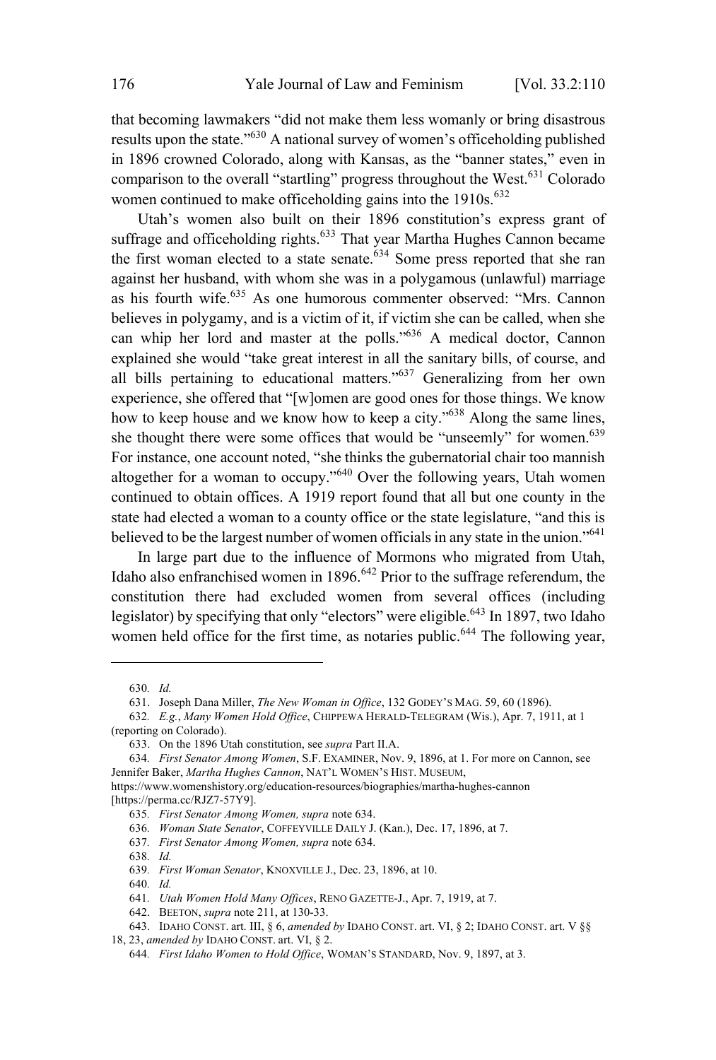that becoming lawmakers "did not make them less womanly or bring disastrous results upon the state."[630] A national survey of women's officeholding published in 1896 crowned Colorado, along with Kansas, as the "banner states," even in comparison to the overall "startling" progress throughout the West.[631] Colorado women continued to make officeholding gains into the 1910s.[632]

Utah's women also built on their 1896 constitution's express grant of suffrage and officeholding rights.[633] That year Martha Hughes Cannon became the first woman elected to a state senate.[634] Some press reported that she ran against her husband, with whom she was in a polygamous (unlawful) marriage as his fourth wife.[635] As one humorous commenter observed: "Mrs. Cannon believes in polygamy, and is a victim of it, if victim she can be called, when she can whip her lord and master at the polls."[636] A medical doctor, Cannon explained she would "take great interest in all the sanitary bills, of course, and all bills pertaining to educational matters."[637] Generalizing from her own experience, she offered that "[w]omen are good ones for those things. We know how to keep house and we know how to keep a city."[638] Along the same lines, she thought there were some offices that would be "unseemly" for women.[639] For instance, one account noted, "she thinks the gubernatorial chair too mannish altogether for a woman to occupy."[640] Over the following years, Utah women continued to obtain offices. A 1919 report found that all but one county in the state had elected a woman to a county office or the state legislature, "and this is believed to be the largest number of women officials in any state in the union."[641]

In large part due to the influence of Mormons who migrated from Utah, Idaho also enfranchised women in 1896.[642] Prior to the suffrage referendum, the constitution there had excluded women from several offices (including legislator) by specifying that only "electors" were eligible.[643] In 1897, two Idaho women held office for the first time, as notaries public.[644] The following year,

---

630. *Id.*

631. Joseph Dana Miller, *The New Woman in Office*, 132 GODEY'S MAG. 59, 60 (1896).

632. *E.g.*, *Many Women Hold Office*, CHIPPEWA HERALD-TELEGRAM (Wis.), Apr. 7, 1911, at 1 (reporting on Colorado).

633. On the 1896 Utah constitution, see *supra* Part II.A.

634. *First Senator Among Women*, S.F. EXAMINER, Nov. 9, 1896, at 1. For more on Cannon, see Jennifer Baker, *Martha Hughes Cannon*, NAT'L WOMEN'S HIST. MUSEUM, https://www.womenshistory.org/education-resources/biographies/martha-hughes-cannon [https://perma.cc/RJZ7-57Y9].

635. *First Senator Among Women, supra* note 634.

636. *Woman State Senator*, COFFEYVILLE DAILY J. (Kan.), Dec. 17, 1896, at 7.

637. *First Senator Among Women, supra* note 634.

638. *Id.*

639. *First Woman Senator*, KNOXVILLE J., Dec. 23, 1896, at 10.

640. *Id.*

641. *Utah Women Hold Many Offices*, RENO GAZETTE-J., Apr. 7, 1919, at 7.

642. BEETON, *supra* note 211, at 130-33.

643. IDAHO CONST. art. III, § 6, *amended by* IDAHO CONST. art. VI, § 2; IDAHO CONST. art. V §§ 18, 23, *amended by* IDAHO CONST. art. VI, § 2.

644. *First Idaho Women to Hold Office*, WOMAN'S STANDARD, Nov. 9, 1897, at 3.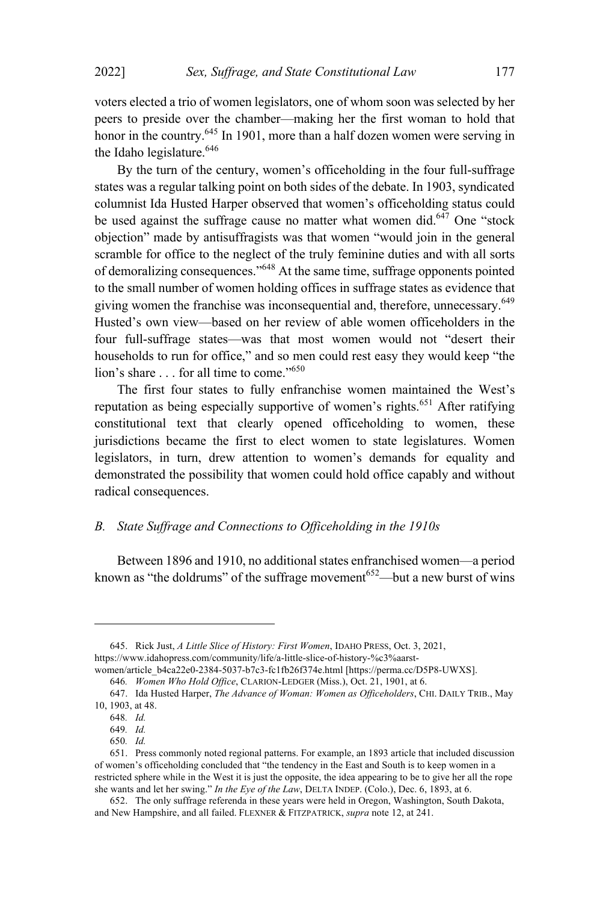voters elected a trio of women legislators, one of whom soon was selected by her peers to preside over the chamber—making her the first woman to hold that honor in the country.[645] In 1901, more than a half dozen women were serving in the Idaho legislature.[646]

By the turn of the century, women's officeholding in the four full-suffrage states was a regular talking point on both sides of the debate. In 1903, syndicated columnist Ida Husted Harper observed that women's officeholding status could be used against the suffrage cause no matter what women did.[647] One "stock objection" made by antisuffragists was that women "would join in the general scramble for office to the neglect of the truly feminine duties and with all sorts of demoralizing consequences."[648] At the same time, suffrage opponents pointed to the small number of women holding offices in suffrage states as evidence that giving women the franchise was inconsequential and, therefore, unnecessary.[649] Husted's own view—based on her review of able women officeholders in the four full-suffrage states—was that most women would not "desert their households to run for office," and so men could rest easy they would keep "the lion's share . . . for all time to come."[650]

The first four states to fully enfranchise women maintained the West's reputation as being especially supportive of women's rights.[651] After ratifying constitutional text that clearly opened officeholding to women, these jurisdictions became the first to elect women to state legislatures. Women legislators, in turn, drew attention to women's demands for equality and demonstrated the possibility that women could hold office capably and without radical consequences.

### *B. State Suffrage and Connections to Officeholding in the 1910s*

Between 1896 and 1910, no additional states enfranchised women—a period known as "the doldrums" of the suffrage movement[652]—but a new burst of wins

---

645. Rick Just, *A Little Slice of History: First Women*, IDAHO PRESS, Oct. 3, 2021, https://www.idahopress.com/community/life/a-little-slice-of-history-%c3%aarst-women/article_b4ca22e0-2384-5037-b7c3-fc1fb26f374e.html [https://perma.cc/D5P8-UWXS].

646. *Women Who Hold Office*, CLARION-LEDGER (Miss.), Oct. 21, 1901, at 6.

647. Ida Husted Harper, *The Advance of Woman: Women as Officeholders*, CHI. DAILY TRIB., May 10, 1903, at 48.

648. *Id.*

649. *Id.*

650. *Id.*

651. Press commonly noted regional patterns. For example, an 1893 article that included discussion of women's officeholding concluded that "the tendency in the East and South is to keep women in a restricted sphere while in the West it is just the opposite, the idea appearing to be to give her all the rope she wants and let her swing." *In the Eye of the Law*, DELTA INDEP. (Colo.), Dec. 6, 1893, at 6.

652. The only suffrage referenda in these years were held in Oregon, Washington, South Dakota, and New Hampshire, and all failed. FLEXNER & FITZPATRICK, *supra* note 12, at 241.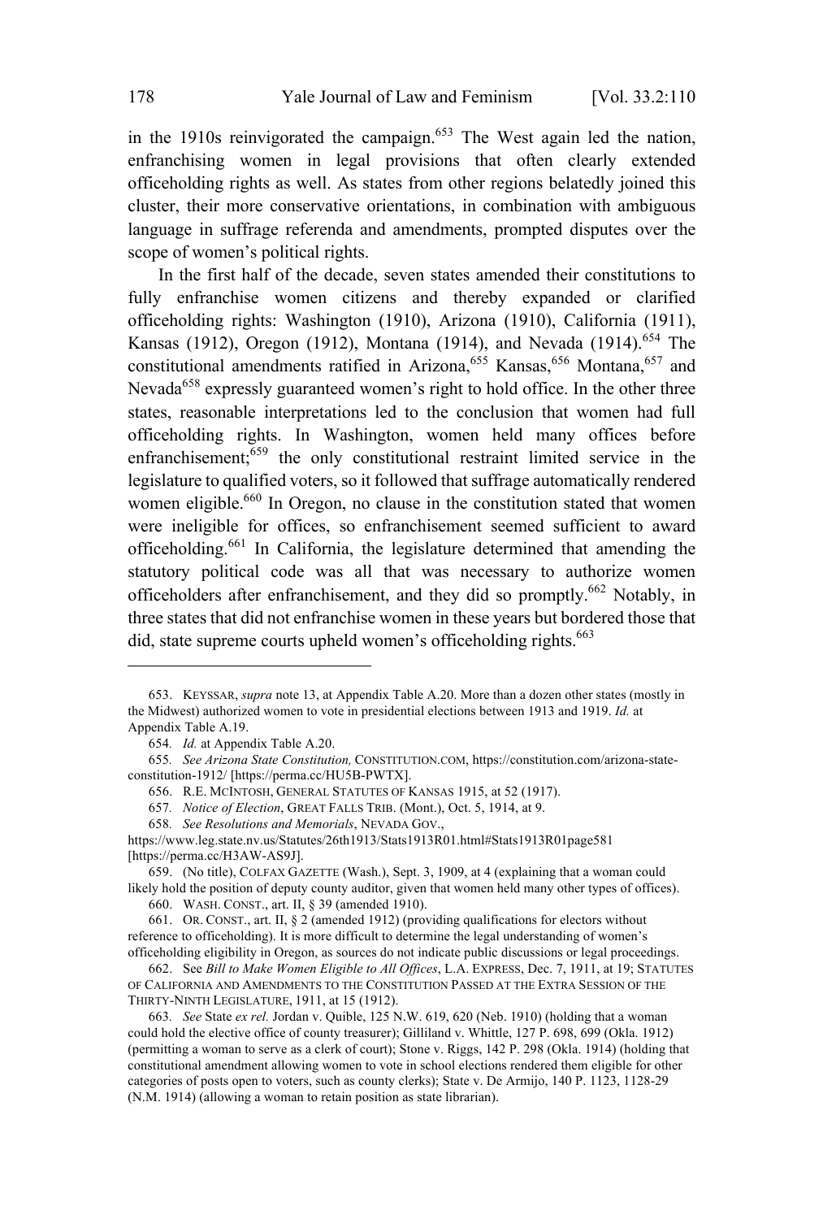in the 1910s reinvigorated the campaign.[653] The West again led the nation, enfranchising women in legal provisions that often clearly extended officeholding rights as well. As states from other regions belatedly joined this cluster, their more conservative orientations, in combination with ambiguous language in suffrage referenda and amendments, prompted disputes over the scope of women's political rights.

In the first half of the decade, seven states amended their constitutions to fully enfranchise women citizens and thereby expanded or clarified officeholding rights: Washington (1910), Arizona (1910), California (1911), Kansas (1912), Oregon (1912), Montana (1914), and Nevada (1914).[654] The constitutional amendments ratified in Arizona,[655] Kansas,[656] Montana,[657] and Nevada[658] expressly guaranteed women's right to hold office. In the other three states, reasonable interpretations led to the conclusion that women had full officeholding rights. In Washington, women held many offices before enfranchisement;[659] the only constitutional restraint limited service in the legislature to qualified voters, so it followed that suffrage automatically rendered women eligible.[660] In Oregon, no clause in the constitution stated that women were ineligible for offices, so enfranchisement seemed sufficient to award officeholding.[661] In California, the legislature determined that amending the statutory political code was all that was necessary to authorize women officeholders after enfranchisement, and they did so promptly.[662] Notably, in three states that did not enfranchise women in these years but bordered those that did, state supreme courts upheld women's officeholding rights.[663]

---

653. KEYSSAR, *supra* note 13, at Appendix Table A.20. More than a dozen other states (mostly in the Midwest) authorized women to vote in presidential elections between 1913 and 1919. *Id.* at Appendix Table A.19.

654. *Id.* at Appendix Table A.20.

655. *See Arizona State Constitution,* CONSTITUTION.COM, https://constitution.com/arizona-state-constitution-1912/ [https://perma.cc/HU5B-PWTX].

656. R.E. MCINTOSH, GENERAL STATUTES OF KANSAS 1915, at 52 (1917).

657. *Notice of Election*, GREAT FALLS TRIB. (Mont.), Oct. 5, 1914, at 9.

658. *See Resolutions and Memorials*, NEVADA GOV., https://www.leg.state.nv.us/Statutes/26th1913/Stats1913R01.html#Stats1913R01page581 [https://perma.cc/H3AW-AS9J].

659. (No title), COLFAX GAZETTE (Wash.), Sept. 3, 1909, at 4 (explaining that a woman could likely hold the position of deputy county auditor, given that women held many other types of offices).

660. WASH. CONST., art. II, § 39 (amended 1910).

661. OR. CONST., art. II, § 2 (amended 1912) (providing qualifications for electors without reference to officeholding). It is more difficult to determine the legal understanding of women's officeholding eligibility in Oregon, as sources do not indicate public discussions or legal proceedings.

662. See *Bill to Make Women Eligible to All Offices*, L.A. EXPRESS, Dec. 7, 1911, at 19; STATUTES OF CALIFORNIA AND AMENDMENTS TO THE CONSTITUTION PASSED AT THE EXTRA SESSION OF THE THIRTY-NINTH LEGISLATURE, 1911, at 15 (1912).

663. *See* State *ex rel.* Jordan v. Quible, 125 N.W. 619, 620 (Neb. 1910) (holding that a woman could hold the elective office of county treasurer); Gilliland v. Whittle, 127 P. 698, 699 (Okla. 1912) (permitting a woman to serve as a clerk of court); Stone v. Riggs, 142 P. 298 (Okla. 1914) (holding that constitutional amendment allowing women to vote in school elections rendered them eligible for other categories of posts open to voters, such as county clerks); State v. De Armijo, 140 P. 1123, 1128-29 (N.M. 1914) (allowing a woman to retain position as state librarian).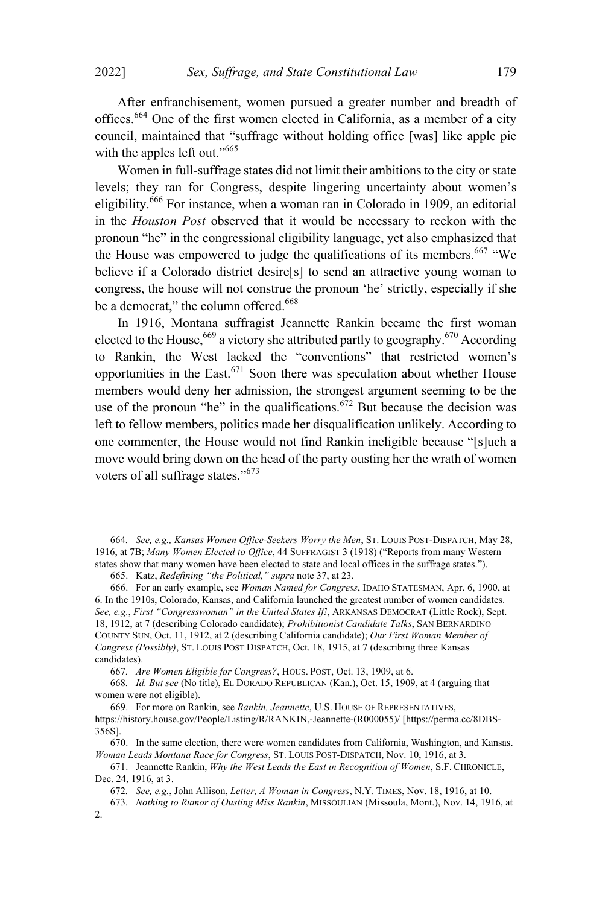After enfranchisement, women pursued a greater number and breadth of offices.[664] One of the first women elected in California, as a member of a city council, maintained that "suffrage without holding office [was] like apple pie with the apples left out."[665]

Women in full-suffrage states did not limit their ambitions to the city or state levels; they ran for Congress, despite lingering uncertainty about women's eligibility.[666] For instance, when a woman ran in Colorado in 1909, an editorial in the *Houston Post* observed that it would be necessary to reckon with the pronoun "he" in the congressional eligibility language, yet also emphasized that the House was empowered to judge the qualifications of its members.[667] "We believe if a Colorado district desire[s] to send an attractive young woman to congress, the house will not construe the pronoun 'he' strictly, especially if she be a democrat," the column offered.[668]

In 1916, Montana suffragist Jeannette Rankin became the first woman elected to the House,[669] a victory she attributed partly to geography.[670] According to Rankin, the West lacked the "conventions" that restricted women's opportunities in the East.[671] Soon there was speculation about whether House members would deny her admission, the strongest argument seeming to be the use of the pronoun "he" in the qualifications.[672] But because the decision was left to fellow members, politics made her disqualification unlikely. According to one commenter, the House would not find Rankin ineligible because "[s]uch a move would bring down on the head of the party ousting her the wrath of women voters of all suffrage states."[673]

---

664. *See, e.g., Kansas Women Office-Seekers Worry the Men*, ST. LOUIS POST-DISPATCH, May 28, 1916, at 7B; *Many Women Elected to Office*, 44 SUFFRAGIST 3 (1918) ("Reports from many Western states show that many women have been elected to state and local offices in the suffrage states.").

665. Katz, *Redefining "the Political," supra* note 37, at 23.

666. For an early example, see *Woman Named for Congress*, IDAHO STATESMAN, Apr. 6, 1900, at 6. In the 1910s, Colorado, Kansas, and California launched the greatest number of women candidates. *See, e.g.*, *First "Congresswoman" in the United States If!*, ARKANSAS DEMOCRAT (Little Rock), Sept. 18, 1912, at 7 (describing Colorado candidate); *Prohibitionist Candidate Talks*, SAN BERNARDINO COUNTY SUN, Oct. 11, 1912, at 2 (describing California candidate); *Our First Woman Member of Congress (Possibly)*, ST. LOUIS POST DISPATCH, Oct. 18, 1915, at 7 (describing three Kansas candidates).

667. *Are Women Eligible for Congress?*, HOUS. POST, Oct. 13, 1909, at 6.

668. *Id. But see* (No title), EL DORADO REPUBLICAN (Kan.), Oct. 15, 1909, at 4 (arguing that women were not eligible).

669. For more on Rankin, see *Rankin, Jeannette*, U.S. HOUSE OF REPRESENTATIVES, https://history.house.gov/People/Listing/R/RANKIN,-Jeannette-(R000055)/ [https://perma.cc/8DBS-356S].

670. In the same election, there were women candidates from California, Washington, and Kansas. *Woman Leads Montana Race for Congress*, ST. LOUIS POST-DISPATCH, Nov. 10, 1916, at 3.

671. Jeannette Rankin, *Why the West Leads the East in Recognition of Women*, S.F. CHRONICLE, Dec. 24, 1916, at 3.

672. *See, e.g.*, John Allison, *Letter, A Woman in Congress*, N.Y. TIMES, Nov. 18, 1916, at 10.

673. *Nothing to Rumor of Ousting Miss Rankin*, MISSOULIAN (Missoula, Mont.), Nov. 14, 1916, at 2.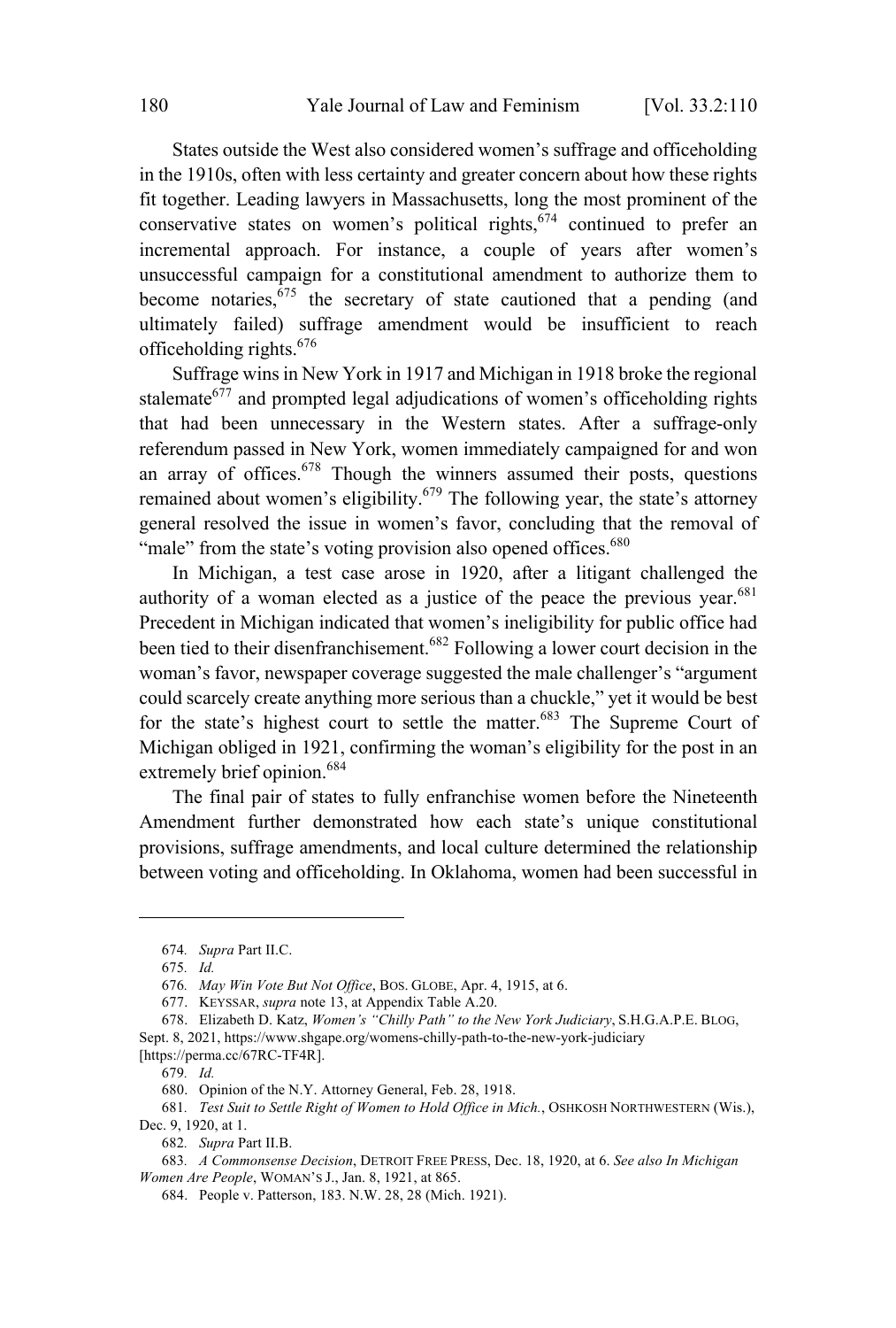States outside the West also considered women's suffrage and officeholding in the 1910s, often with less certainty and greater concern about how these rights fit together. Leading lawyers in Massachusetts, long the most prominent of the conservative states on women's political rights,[674] continued to prefer an incremental approach. For instance, a couple of years after women's unsuccessful campaign for a constitutional amendment to authorize them to become notaries,[675] the secretary of state cautioned that a pending (and ultimately failed) suffrage amendment would be insufficient to reach officeholding rights.[676]

Suffrage wins in New York in 1917 and Michigan in 1918 broke the regional stalemate[677] and prompted legal adjudications of women's officeholding rights that had been unnecessary in the Western states. After a suffrage-only referendum passed in New York, women immediately campaigned for and won an array of offices.[678] Though the winners assumed their posts, questions remained about women's eligibility.[679] The following year, the state's attorney general resolved the issue in women's favor, concluding that the removal of "male" from the state's voting provision also opened offices.[680]

In Michigan, a test case arose in 1920, after a litigant challenged the authority of a woman elected as a justice of the peace the previous year.[681] Precedent in Michigan indicated that women's ineligibility for public office had been tied to their disenfranchisement.[682] Following a lower court decision in the woman's favor, newspaper coverage suggested the male challenger's "argument could scarcely create anything more serious than a chuckle," yet it would be best for the state's highest court to settle the matter.[683] The Supreme Court of Michigan obliged in 1921, confirming the woman's eligibility for the post in an extremely brief opinion.[684]

The final pair of states to fully enfranchise women before the Nineteenth Amendment further demonstrated how each state's unique constitutional provisions, suffrage amendments, and local culture determined the relationship between voting and officeholding. In Oklahoma, women had been successful in

---

674. *Supra* Part II.C.

675. *Id.*

676. *May Win Vote But Not Office*, BOS. GLOBE, Apr. 4, 1915, at 6.

677. KEYSSAR, *supra* note 13, at Appendix Table A.20.

678. Elizabeth D. Katz, *Women's "Chilly Path" to the New York Judiciary*, S.H.G.A.P.E. BLOG, Sept. 8, 2021, https://www.shgape.org/womens-chilly-path-to-the-new-york-judiciary [https://perma.cc/67RC-TF4R].

679. *Id.*

680. Opinion of the N.Y. Attorney General, Feb. 28, 1918.

681. *Test Suit to Settle Right of Women to Hold Office in Mich.*, OSHKOSH NORTHWESTERN (Wis.), Dec. 9, 1920, at 1.

682. *Supra* Part II.B.

683. *A Commonsense Decision*, DETROIT FREE PRESS, Dec. 18, 1920, at 6. *See also In Michigan Women Are People*, WOMAN'S J., Jan. 8, 1921, at 865.

684. People v. Patterson, 183. N.W. 28, 28 (Mich. 1921).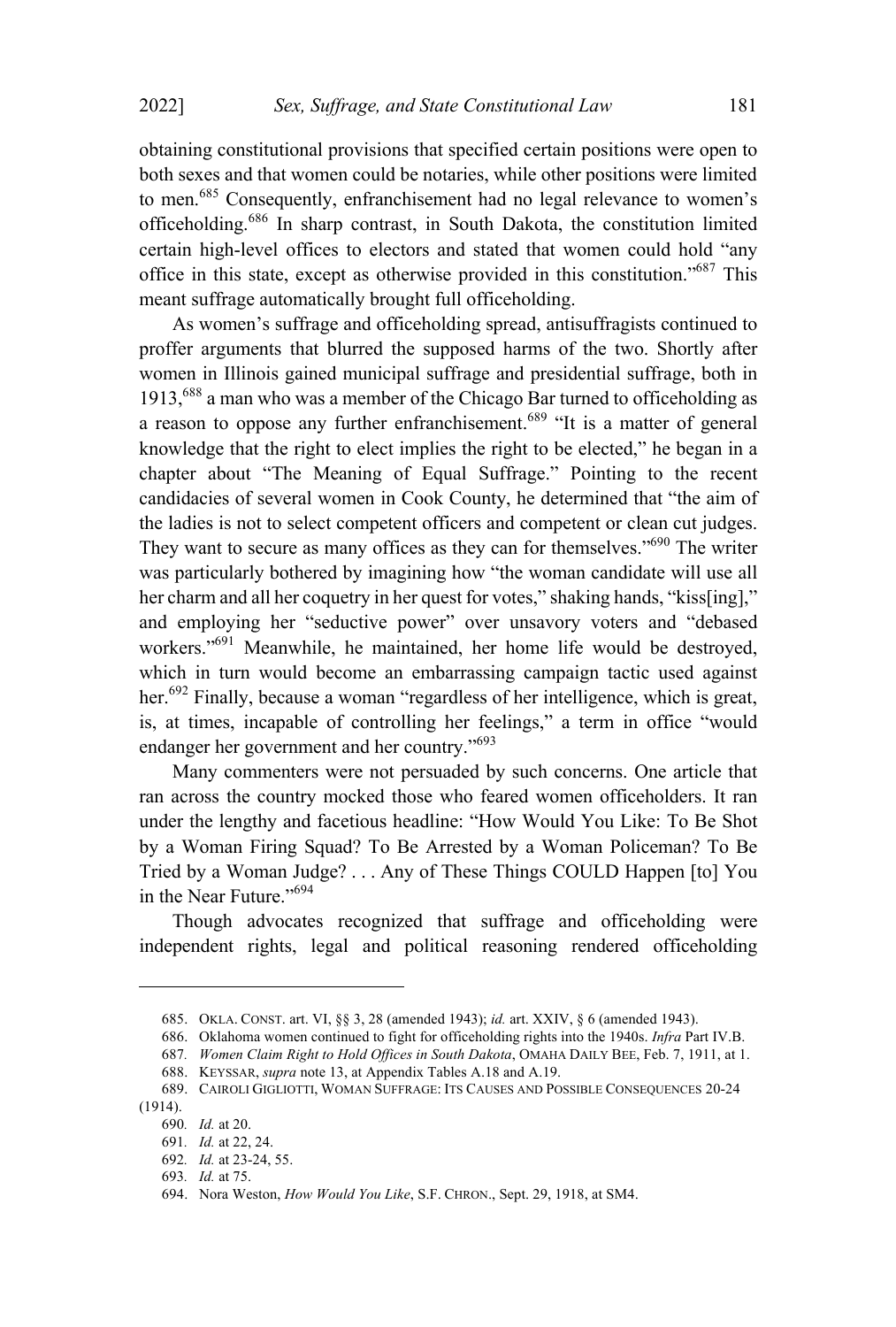obtaining constitutional provisions that specified certain positions were open to both sexes and that women could be notaries, while other positions were limited to men.[685] Consequently, enfranchisement had no legal relevance to women's officeholding.[686] In sharp contrast, in South Dakota, the constitution limited certain high-level offices to electors and stated that women could hold "any office in this state, except as otherwise provided in this constitution."[687] This meant suffrage automatically brought full officeholding.

As women's suffrage and officeholding spread, antisuffragists continued to proffer arguments that blurred the supposed harms of the two. Shortly after women in Illinois gained municipal suffrage and presidential suffrage, both in 1913,[688] a man who was a member of the Chicago Bar turned to officeholding as a reason to oppose any further enfranchisement.[689] "It is a matter of general knowledge that the right to elect implies the right to be elected," he began in a chapter about "The Meaning of Equal Suffrage." Pointing to the recent candidacies of several women in Cook County, he determined that "the aim of the ladies is not to select competent officers and competent or clean cut judges. They want to secure as many offices as they can for themselves."[690] The writer was particularly bothered by imagining how "the woman candidate will use all her charm and all her coquetry in her quest for votes," shaking hands, "kiss[ing]," and employing her "seductive power" over unsavory voters and "debased workers."[691] Meanwhile, he maintained, her home life would be destroyed, which in turn would become an embarrassing campaign tactic used against her.[692] Finally, because a woman "regardless of her intelligence, which is great, is, at times, incapable of controlling her feelings," a term in office "would endanger her government and her country."[693]

Many commenters were not persuaded by such concerns. One article that ran across the country mocked those who feared women officeholders. It ran under the lengthy and facetious headline: "How Would You Like: To Be Shot by a Woman Firing Squad? To Be Arrested by a Woman Policeman? To Be Tried by a Woman Judge? . . . Any of These Things COULD Happen [to] You in the Near Future."[694]

Though advocates recognized that suffrage and officeholding were independent rights, legal and political reasoning rendered officeholding

---

685. OKLA. CONST. art. VI, §§ 3, 28 (amended 1943); *id.* art. XXIV, § 6 (amended 1943).

686. Oklahoma women continued to fight for officeholding rights into the 1940s. *Infra* Part IV.B.

687. *Women Claim Right to Hold Offices in South Dakota*, OMAHA DAILY BEE, Feb. 7, 1911, at 1.

688. KEYSSAR, *supra* note 13, at Appendix Tables A.18 and A.19.

689. CAIROLI GIGLIOTTI, WOMAN SUFFRAGE: ITS CAUSES AND POSSIBLE CONSEQUENCES 20-24 (1914).

690. *Id.* at 20.

691. *Id.* at 22, 24.

692. *Id.* at 23-24, 55.

693. *Id.* at 75.

694. Nora Weston, *How Would You Like*, S.F. CHRON., Sept. 29, 1918, at SM4.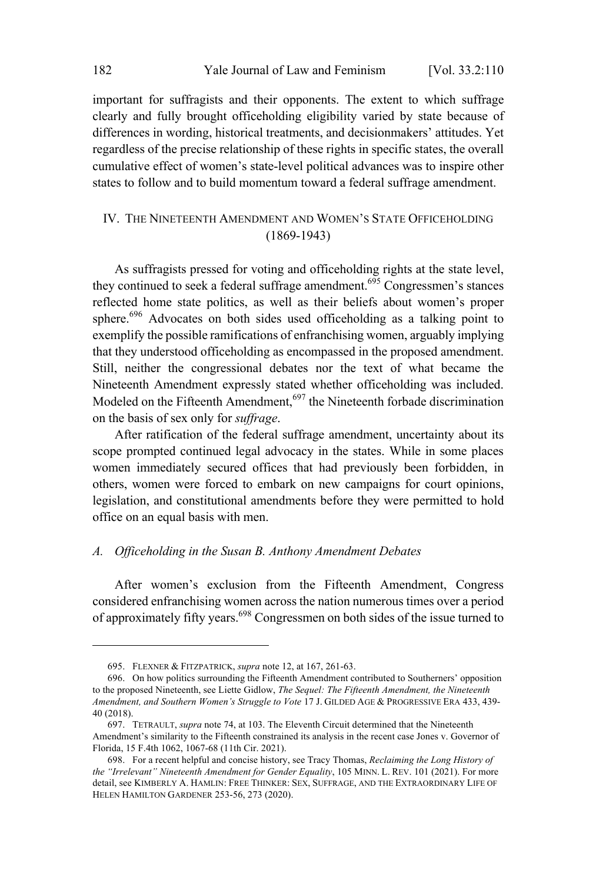important for suffragists and their opponents. The extent to which suffrage clearly and fully brought officeholding eligibility varied by state because of differences in wording, historical treatments, and decisionmakers' attitudes. Yet regardless of the precise relationship of these rights in specific states, the overall cumulative effect of women's state-level political advances was to inspire other states to follow and to build momentum toward a federal suffrage amendment.

## IV. The Nineteenth Amendment and Women's State Officeholding (1869-1943)

As suffragists pressed for voting and officeholding rights at the state level, they continued to seek a federal suffrage amendment.[695] Congressmen's stances reflected home state politics, as well as their beliefs about women's proper sphere.[696] Advocates on both sides used officeholding as a talking point to exemplify the possible ramifications of enfranchising women, arguably implying that they understood officeholding as encompassed in the proposed amendment. Still, neither the congressional debates nor the text of what became the Nineteenth Amendment expressly stated whether officeholding was included. Modeled on the Fifteenth Amendment,[697] the Nineteenth forbade discrimination on the basis of sex only for *suffrage*.

After ratification of the federal suffrage amendment, uncertainty about its scope prompted continued legal advocacy in the states. While in some places women immediately secured offices that had previously been forbidden, in others, women were forced to embark on new campaigns for court opinions, legislation, and constitutional amendments before they were permitted to hold office on an equal basis with men.

### *A. Officeholding in the Susan B. Anthony Amendment Debates*

After women's exclusion from the Fifteenth Amendment, Congress considered enfranchising women across the nation numerous times over a period of approximately fifty years.[698] Congressmen on both sides of the issue turned to

---

695. Flexner & Fitzpatrick, *supra* note 12, at 167, 261-63.

696. On how politics surrounding the Fifteenth Amendment contributed to Southerners' opposition to the proposed Nineteenth, see Liette Gidlow, *The Sequel: The Fifteenth Amendment, the Nineteenth Amendment, and Southern Women's Struggle to Vote* 17 J. Gilded Age & Progressive Era 433, 439-40 (2018).

697. Tetrault, *supra* note 74, at 103. The Eleventh Circuit determined that the Nineteenth Amendment's similarity to the Fifteenth constrained its analysis in the recent case Jones v. Governor of Florida, 15 F.4th 1062, 1067-68 (11th Cir. 2021).

698. For a recent helpful and concise history, see Tracy Thomas, *Reclaiming the Long History of the "Irrelevant" Nineteenth Amendment for Gender Equality*, 105 Minn. L. Rev. 101 (2021). For more detail, see Kimberly A. Hamlin: Free Thinker: Sex, Suffrage, and the Extraordinary Life of Helen Hamilton Gardener 253-56, 273 (2020).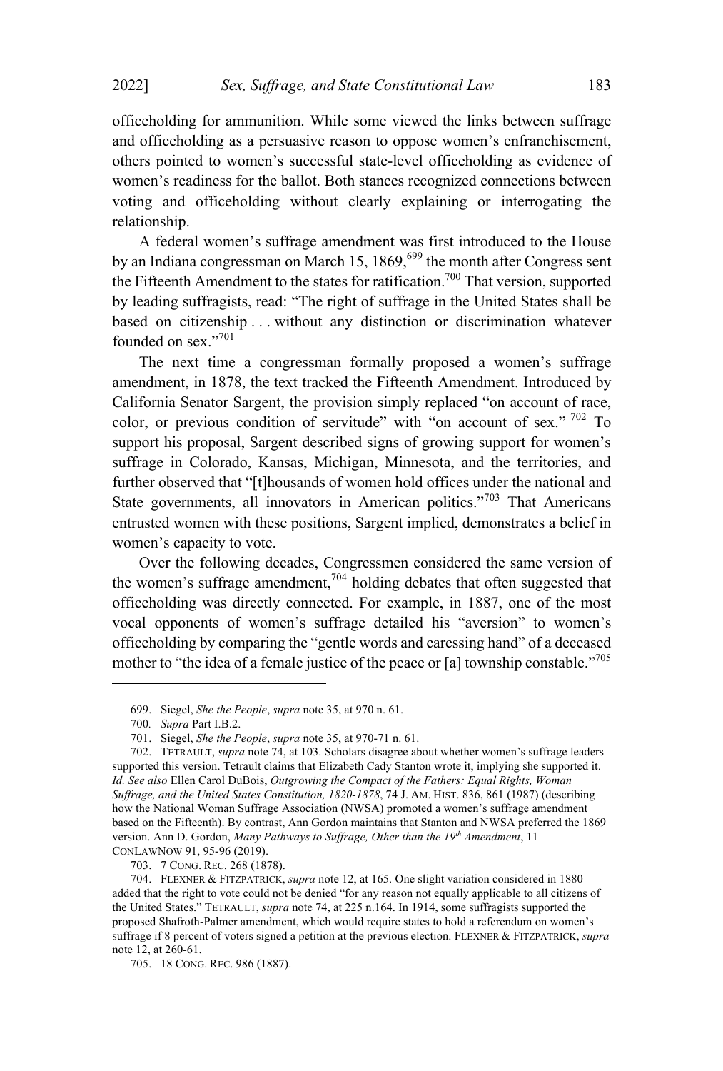officeholding for ammunition. While some viewed the links between suffrage and officeholding as a persuasive reason to oppose women's enfranchisement, others pointed to women's successful state-level officeholding as evidence of women's readiness for the ballot. Both stances recognized connections between voting and officeholding without clearly explaining or interrogating the relationship.

A federal women's suffrage amendment was first introduced to the House by an Indiana congressman on March 15, 1869,[699] the month after Congress sent the Fifteenth Amendment to the states for ratification.[700] That version, supported by leading suffragists, read: "The right of suffrage in the United States shall be based on citizenship . . . without any distinction or discrimination whatever founded on sex."[701]

The next time a congressman formally proposed a women's suffrage amendment, in 1878, the text tracked the Fifteenth Amendment. Introduced by California Senator Sargent, the provision simply replaced "on account of race, color, or previous condition of servitude" with "on account of sex." [702] To support his proposal, Sargent described signs of growing support for women's suffrage in Colorado, Kansas, Michigan, Minnesota, and the territories, and further observed that "[t]housands of women hold offices under the national and State governments, all innovators in American politics."[703] That Americans entrusted women with these positions, Sargent implied, demonstrates a belief in women's capacity to vote.

Over the following decades, Congressmen considered the same version of the women's suffrage amendment,[704] holding debates that often suggested that officeholding was directly connected. For example, in 1887, one of the most vocal opponents of women's suffrage detailed his "aversion" to women's officeholding by comparing the "gentle words and caressing hand" of a deceased mother to "the idea of a female justice of the peace or [a] township constable."[705]

---

699. Siegel, *She the People*, *supra* note 35, at 970 n. 61.

700. *Supra* Part I.B.2.

701. Siegel, *She the People*, *supra* note 35, at 970-71 n. 61.

702. TETRAULT, *supra* note 74, at 103. Scholars disagree about whether women's suffrage leaders supported this version. Tetrault claims that Elizabeth Cady Stanton wrote it, implying she supported it. *Id. See also* Ellen Carol DuBois, *Outgrowing the Compact of the Fathers: Equal Rights, Woman Suffrage, and the United States Constitution, 1820-1878*, 74 J. AM. HIST. 836, 861 (1987) (describing how the National Woman Suffrage Association (NWSA) promoted a women's suffrage amendment based on the Fifteenth). By contrast, Ann Gordon maintains that Stanton and NWSA preferred the 1869 version. Ann D. Gordon, *Many Pathways to Suffrage, Other than the 19th Amendment*, 11 CONLAWNOW 91, 95-96 (2019).

703. 7 CONG. REC. 268 (1878).

704. FLEXNER & FITZPATRICK, *supra* note 12, at 165. One slight variation considered in 1880 added that the right to vote could not be denied "for any reason not equally applicable to all citizens of the United States." TETRAULT, *supra* note 74, at 225 n.164. In 1914, some suffragists supported the proposed Shafroth-Palmer amendment, which would require states to hold a referendum on women's suffrage if 8 percent of voters signed a petition at the previous election. FLEXNER & FITZPATRICK, *supra* note 12, at 260-61.

705. 18 CONG. REC. 986 (1887).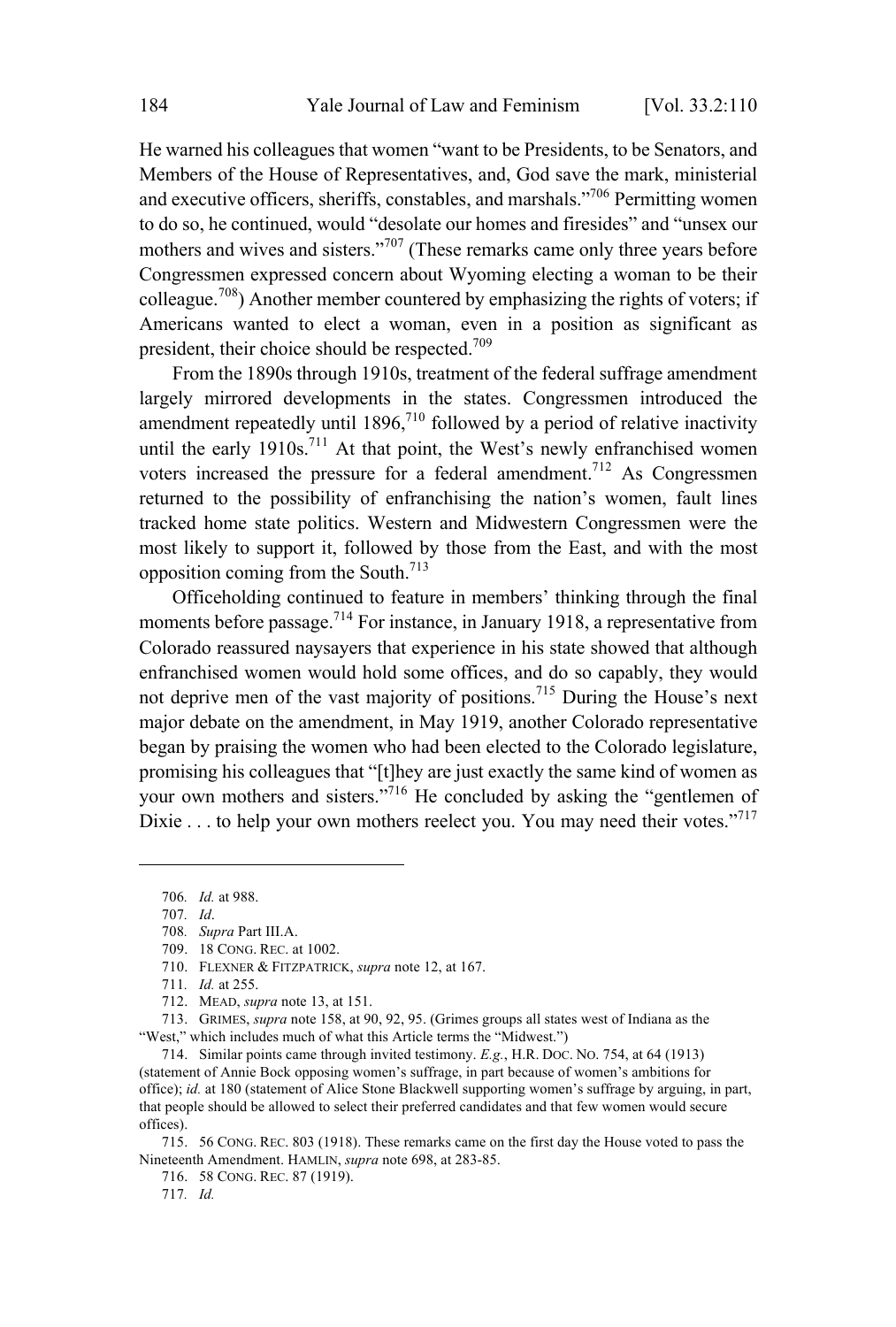He warned his colleagues that women "want to be Presidents, to be Senators, and Members of the House of Representatives, and, God save the mark, ministerial and executive officers, sheriffs, constables, and marshals."[706] Permitting women to do so, he continued, would "desolate our homes and firesides" and "unsex our mothers and wives and sisters."[707] (These remarks came only three years before Congressmen expressed concern about Wyoming electing a woman to be their colleague.[708]) Another member countered by emphasizing the rights of voters; if Americans wanted to elect a woman, even in a position as significant as president, their choice should be respected.[709]

From the 1890s through 1910s, treatment of the federal suffrage amendment largely mirrored developments in the states. Congressmen introduced the amendment repeatedly until 1896,[710] followed by a period of relative inactivity until the early 1910s.[711] At that point, the West's newly enfranchised women voters increased the pressure for a federal amendment.[712] As Congressmen returned to the possibility of enfranchising the nation's women, fault lines tracked home state politics. Western and Midwestern Congressmen were the most likely to support it, followed by those from the East, and with the most opposition coming from the South.[713]

Officeholding continued to feature in members' thinking through the final moments before passage.[714] For instance, in January 1918, a representative from Colorado reassured naysayers that experience in his state showed that although enfranchised women would hold some offices, and do so capably, they would not deprive men of the vast majority of positions.[715] During the House's next major debate on the amendment, in May 1919, another Colorado representative began by praising the women who had been elected to the Colorado legislature, promising his colleagues that "[t]hey are just exactly the same kind of women as your own mothers and sisters."[716] He concluded by asking the "gentlemen of Dixie . . . to help your own mothers reelect you. You may need their votes."[717]

---

706. *Id.* at 988.

707. *Id*.

708. *Supra* Part III.A.

709. 18 CONG. REC. at 1002.

710. FLEXNER & FITZPATRICK, *supra* note 12, at 167.

711. *Id.* at 255.

712. MEAD, *supra* note 13, at 151.

713. GRIMES, *supra* note 158, at 90, 92, 95. (Grimes groups all states west of Indiana as the "West," which includes much of what this Article terms the "Midwest.")

714. Similar points came through invited testimony. *E.g.*, H.R. DOC. NO. 754, at 64 (1913) (statement of Annie Bock opposing women's suffrage, in part because of women's ambitions for office); *id.* at 180 (statement of Alice Stone Blackwell supporting women's suffrage by arguing, in part, that people should be allowed to select their preferred candidates and that few women would secure offices).

715. 56 CONG. REC. 803 (1918). These remarks came on the first day the House voted to pass the Nineteenth Amendment. HAMLIN, *supra* note 698, at 283-85.

716. 58 CONG. REC. 87 (1919).

717. *Id.*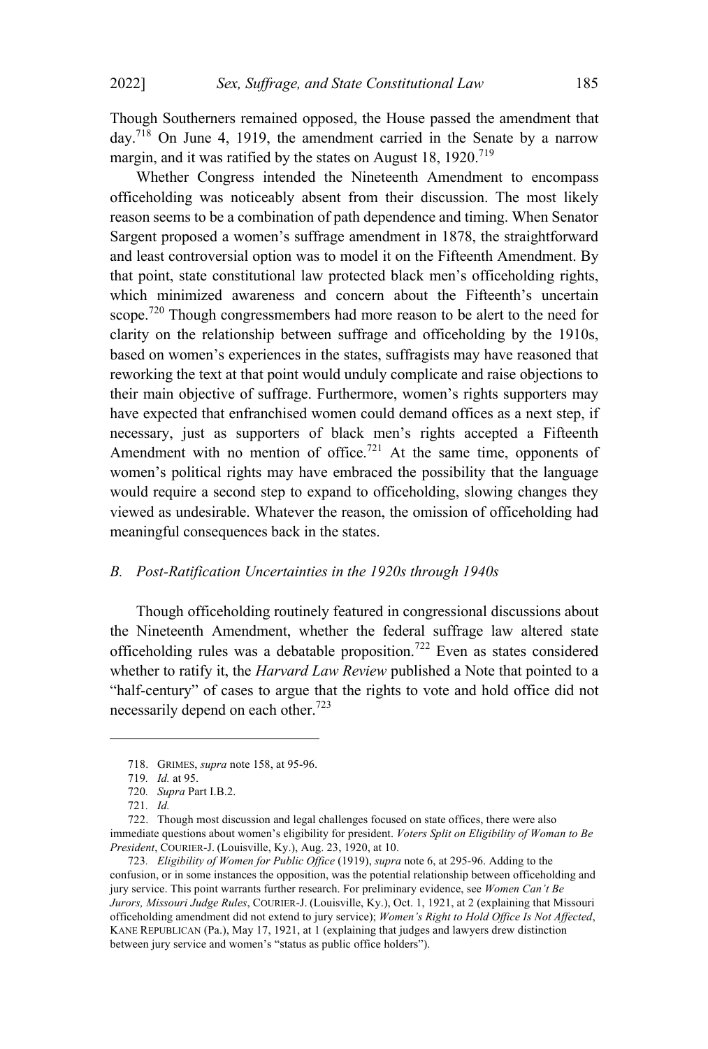Though Southerners remained opposed, the House passed the amendment that day.[718] On June 4, 1919, the amendment carried in the Senate by a narrow margin, and it was ratified by the states on August 18, 1920.[719]

Whether Congress intended the Nineteenth Amendment to encompass officeholding was noticeably absent from their discussion. The most likely reason seems to be a combination of path dependence and timing. When Senator Sargent proposed a women's suffrage amendment in 1878, the straightforward and least controversial option was to model it on the Fifteenth Amendment. By that point, state constitutional law protected black men's officeholding rights, which minimized awareness and concern about the Fifteenth's uncertain scope.[720] Though congressmembers had more reason to be alert to the need for clarity on the relationship between suffrage and officeholding by the 1910s, based on women's experiences in the states, suffragists may have reasoned that reworking the text at that point would unduly complicate and raise objections to their main objective of suffrage. Furthermore, women's rights supporters may have expected that enfranchised women could demand offices as a next step, if necessary, just as supporters of black men's rights accepted a Fifteenth Amendment with no mention of office.[721] At the same time, opponents of women's political rights may have embraced the possibility that the language would require a second step to expand to officeholding, slowing changes they viewed as undesirable. Whatever the reason, the omission of officeholding had meaningful consequences back in the states.

### *B. Post-Ratification Uncertainties in the 1920s through 1940s*

Though officeholding routinely featured in congressional discussions about the Nineteenth Amendment, whether the federal suffrage law altered state officeholding rules was a debatable proposition.[722] Even as states considered whether to ratify it, the *Harvard Law Review* published a Note that pointed to a "half-century" of cases to argue that the rights to vote and hold office did not necessarily depend on each other.[723]

---

718. GRIMES, *supra* note 158, at 95-96.

719. *Id.* at 95.

720. *Supra* Part I.B.2.

721. *Id.*

722. Though most discussion and legal challenges focused on state offices, there were also immediate questions about women's eligibility for president. *Voters Split on Eligibility of Woman to Be President*, COURIER-J. (Louisville, Ky.), Aug. 23, 1920, at 10.

723. *Eligibility of Women for Public Office* (1919), *supra* note 6, at 295-96. Adding to the confusion, or in some instances the opposition, was the potential relationship between officeholding and jury service. This point warrants further research. For preliminary evidence, see *Women Can't Be Jurors, Missouri Judge Rules*, COURIER-J. (Louisville, Ky.), Oct. 1, 1921, at 2 (explaining that Missouri officeholding amendment did not extend to jury service); *Women's Right to Hold Office Is Not Affected*, KANE REPUBLICAN (Pa.), May 17, 1921, at 1 (explaining that judges and lawyers drew distinction between jury service and women's "status as public office holders").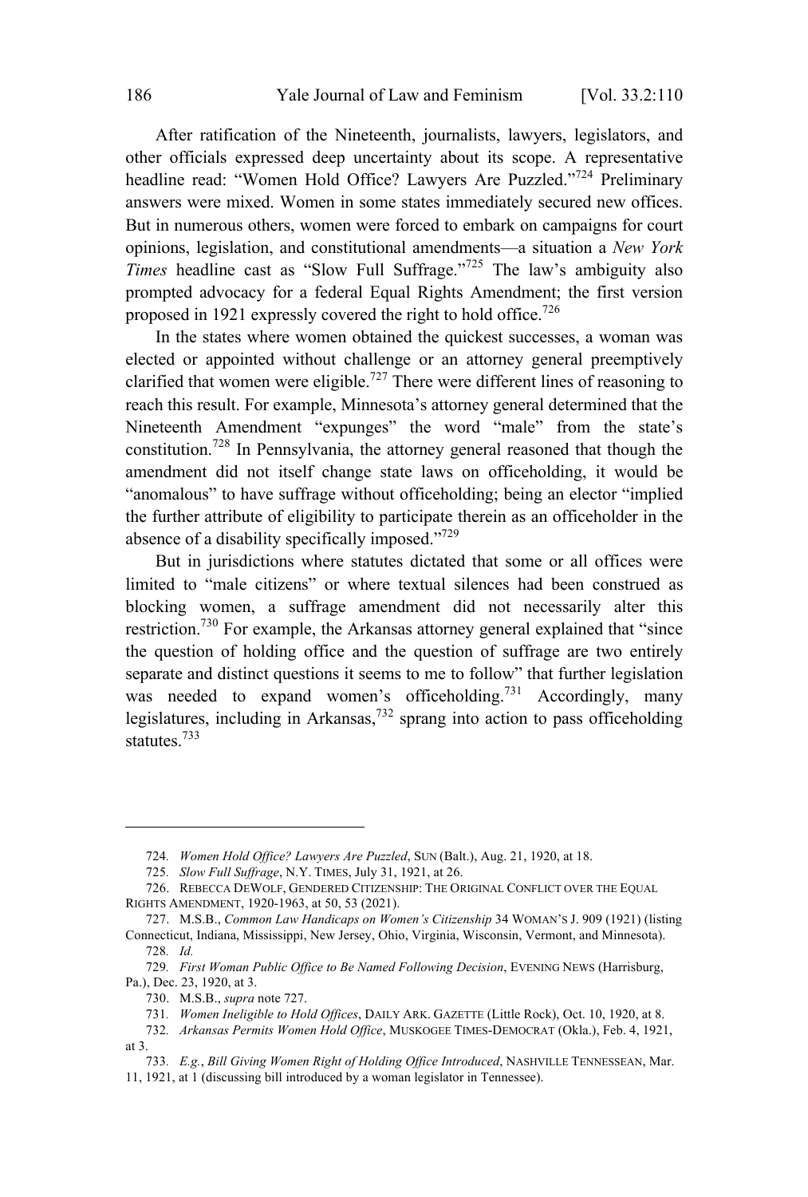After ratification of the Nineteenth, journalists, lawyers, legislators, and other officials expressed deep uncertainty about its scope. A representative headline read: "Women Hold Office? Lawyers Are Puzzled."[724] Preliminary answers were mixed. Women in some states immediately secured new offices. But in numerous others, women were forced to embark on campaigns for court opinions, legislation, and constitutional amendments—a situation a *New York Times* headline cast as "Slow Full Suffrage."[725] The law's ambiguity also prompted advocacy for a federal Equal Rights Amendment; the first version proposed in 1921 expressly covered the right to hold office.[726]

In the states where women obtained the quickest successes, a woman was elected or appointed without challenge or an attorney general preemptively clarified that women were eligible.[727] There were different lines of reasoning to reach this result. For example, Minnesota's attorney general determined that the Nineteenth Amendment "expunges" the word "male" from the state's constitution.[728] In Pennsylvania, the attorney general reasoned that though the amendment did not itself change state laws on officeholding, it would be "anomalous" to have suffrage without officeholding; being an elector "implied the further attribute of eligibility to participate therein as an officeholder in the absence of a disability specifically imposed."[729]

But in jurisdictions where statutes dictated that some or all offices were limited to "male citizens" or where textual silences had been construed as blocking women, a suffrage amendment did not necessarily alter this restriction.[730] For example, the Arkansas attorney general explained that "since the question of holding office and the question of suffrage are two entirely separate and distinct questions it seems to me to follow" that further legislation was needed to expand women's officeholding.[731] Accordingly, many legislatures, including in Arkansas,[732] sprang into action to pass officeholding statutes.[733]

---

724. *Women Hold Office? Lawyers Are Puzzled*, SUN (Balt.), Aug. 21, 1920, at 18.

725. *Slow Full Suffrage*, N.Y. TIMES, July 31, 1921, at 26.

726. REBECCA DEWOLF, GENDERED CITIZENSHIP: THE ORIGINAL CONFLICT OVER THE EQUAL RIGHTS AMENDMENT, 1920-1963, at 50, 53 (2021).

727. M.S.B., *Common Law Handicaps on Women's Citizenship* 34 WOMAN'S J. 909 (1921) (listing Connecticut, Indiana, Mississippi, New Jersey, Ohio, Virginia, Wisconsin, Vermont, and Minnesota).

728. *Id.*

729. *First Woman Public Office to Be Named Following Decision*, EVENING NEWS (Harrisburg, Pa.), Dec. 23, 1920, at 3.

730. M.S.B., *supra* note 727.

731. *Women Ineligible to Hold Offices*, DAILY ARK. GAZETTE (Little Rock), Oct. 10, 1920, at 8.

732. *Arkansas Permits Women Hold Office*, MUSKOGEE TIMES-DEMOCRAT (Okla.), Feb. 4, 1921, at 3.

733. *E.g.*, *Bill Giving Women Right of Holding Office Introduced*, NASHVILLE TENNESSEAN, Mar. 11, 1921, at 1 (discussing bill introduced by a woman legislator in Tennessee).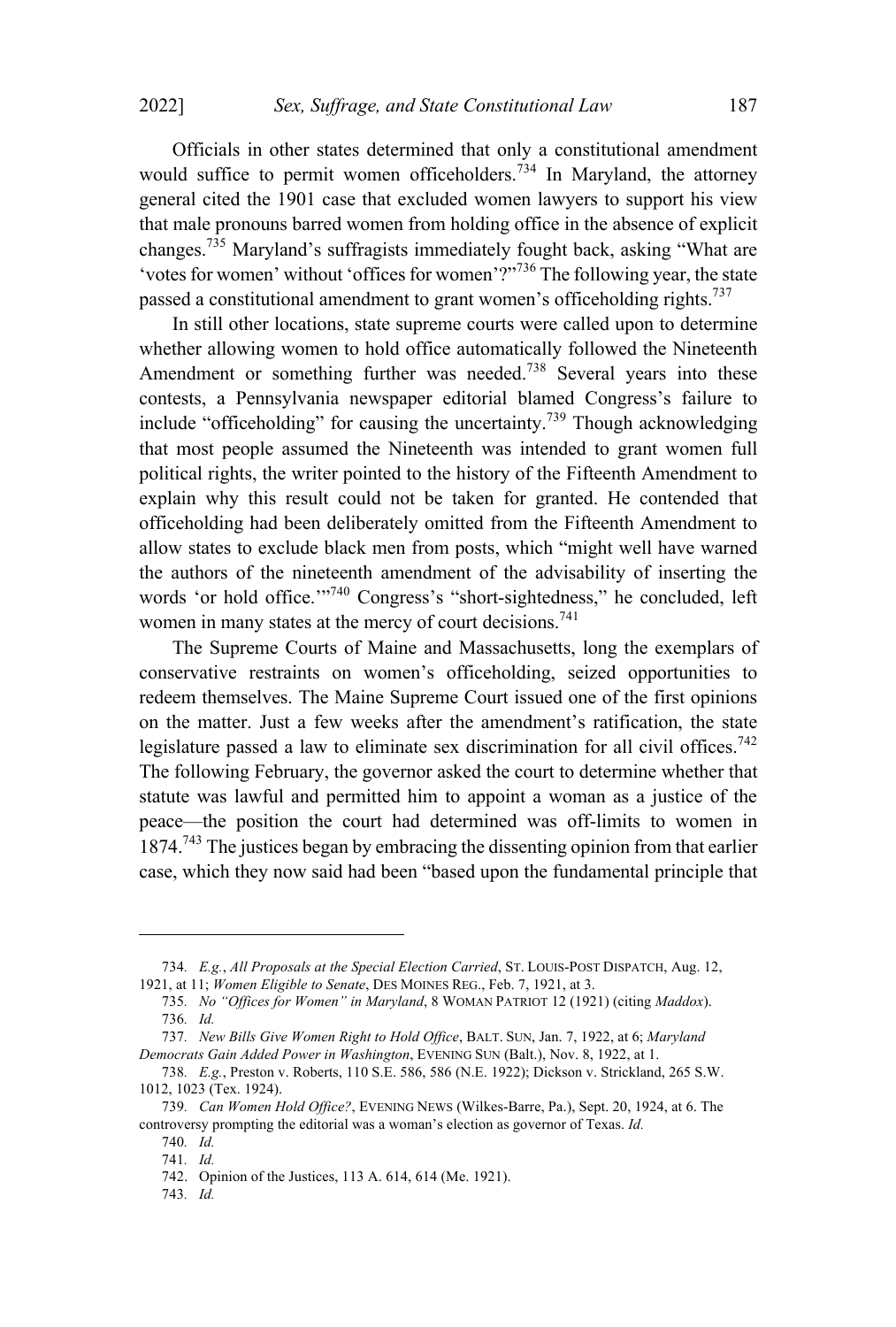Officials in other states determined that only a constitutional amendment would suffice to permit women officeholders.[734] In Maryland, the attorney general cited the 1901 case that excluded women lawyers to support his view that male pronouns barred women from holding office in the absence of explicit changes.[735] Maryland's suffragists immediately fought back, asking "What are 'votes for women' without 'offices for women'?"[736] The following year, the state passed a constitutional amendment to grant women's officeholding rights.[737]

In still other locations, state supreme courts were called upon to determine whether allowing women to hold office automatically followed the Nineteenth Amendment or something further was needed.[738] Several years into these contests, a Pennsylvania newspaper editorial blamed Congress's failure to include "officeholding" for causing the uncertainty.[739] Though acknowledging that most people assumed the Nineteenth was intended to grant women full political rights, the writer pointed to the history of the Fifteenth Amendment to explain why this result could not be taken for granted. He contended that officeholding had been deliberately omitted from the Fifteenth Amendment to allow states to exclude black men from posts, which "might well have warned the authors of the nineteenth amendment of the advisability of inserting the words 'or hold office.'"[740] Congress's "short-sightedness," he concluded, left women in many states at the mercy of court decisions.[741]

The Supreme Courts of Maine and Massachusetts, long the exemplars of conservative restraints on women's officeholding, seized opportunities to redeem themselves. The Maine Supreme Court issued one of the first opinions on the matter. Just a few weeks after the amendment's ratification, the state legislature passed a law to eliminate sex discrimination for all civil offices.[742] The following February, the governor asked the court to determine whether that statute was lawful and permitted him to appoint a woman as a justice of the peace—the position the court had determined was off-limits to women in 1874.[743] The justices began by embracing the dissenting opinion from that earlier case, which they now said had been "based upon the fundamental principle that

---

734. *E.g.*, *All Proposals at the Special Election Carried*, ST. LOUIS-POST DISPATCH, Aug. 12, 1921, at 11; *Women Eligible to Senate*, DES MOINES REG., Feb. 7, 1921, at 3.

735. *No "Offices for Women" in Maryland*, 8 WOMAN PATRIOT 12 (1921) (citing *Maddox*).

736. *Id.*

737. *New Bills Give Women Right to Hold Office*, BALT. SUN, Jan. 7, 1922, at 6; *Maryland Democrats Gain Added Power in Washington*, EVENING SUN (Balt.), Nov. 8, 1922, at 1.

738. *E.g.*, Preston v. Roberts, 110 S.E. 586, 586 (N.E. 1922); Dickson v. Strickland, 265 S.W. 1012, 1023 (Tex. 1924).

739. *Can Women Hold Office?*, EVENING NEWS (Wilkes-Barre, Pa.), Sept. 20, 1924, at 6. The controversy prompting the editorial was a woman's election as governor of Texas. *Id.*

740. *Id.*

741. *Id.*

742. Opinion of the Justices, 113 A. 614, 614 (Me. 1921).

743. *Id.*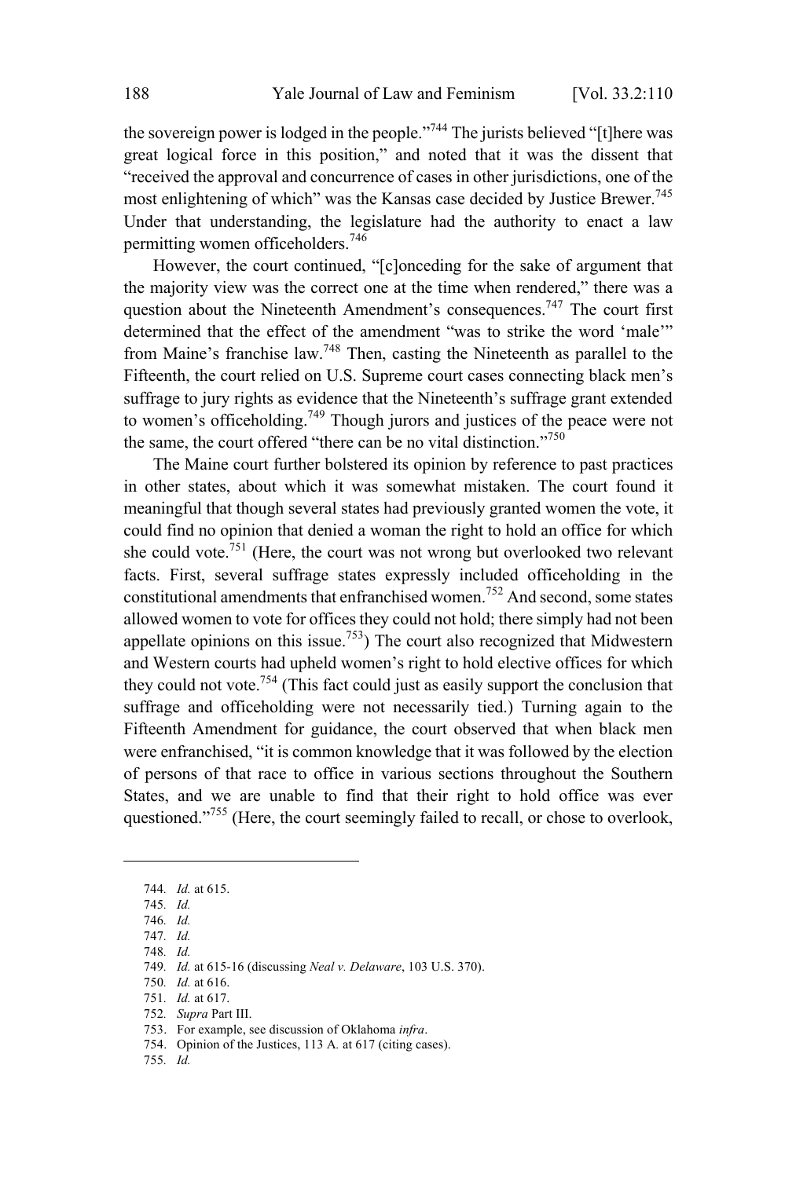the sovereign power is lodged in the people."[744] The jurists believed "[t]here was great logical force in this position," and noted that it was the dissent that "received the approval and concurrence of cases in other jurisdictions, one of the most enlightening of which" was the Kansas case decided by Justice Brewer.[745] Under that understanding, the legislature had the authority to enact a law permitting women officeholders.[746]

However, the court continued, "[c]onceding for the sake of argument that the majority view was the correct one at the time when rendered," there was a question about the Nineteenth Amendment's consequences.[747] The court first determined that the effect of the amendment "was to strike the word 'male'" from Maine's franchise law.[748] Then, casting the Nineteenth as parallel to the Fifteenth, the court relied on U.S. Supreme court cases connecting black men's suffrage to jury rights as evidence that the Nineteenth's suffrage grant extended to women's officeholding.[749] Though jurors and justices of the peace were not the same, the court offered "there can be no vital distinction."[750]

The Maine court further bolstered its opinion by reference to past practices in other states, about which it was somewhat mistaken. The court found it meaningful that though several states had previously granted women the vote, it could find no opinion that denied a woman the right to hold an office for which she could vote.[751] (Here, the court was not wrong but overlooked two relevant facts. First, several suffrage states expressly included officeholding in the constitutional amendments that enfranchised women.[752] And second, some states allowed women to vote for offices they could not hold; there simply had not been appellate opinions on this issue.[753]) The court also recognized that Midwestern and Western courts had upheld women's right to hold elective offices for which they could not vote.[754] (This fact could just as easily support the conclusion that suffrage and officeholding were not necessarily tied.) Turning again to the Fifteenth Amendment for guidance, the court observed that when black men were enfranchised, "it is common knowledge that it was followed by the election of persons of that race to office in various sections throughout the Southern States, and we are unable to find that their right to hold office was ever questioned."[755] (Here, the court seemingly failed to recall, or chose to overlook,

---

744. *Id.* at 615.

745. *Id.*

746. *Id.*

747. *Id.*

748. *Id.*

749. *Id.* at 615-16 (discussing *Neal v. Delaware*, 103 U.S. 370).

750. *Id.* at 616.

751. *Id.* at 617.

752. *Supra* Part III.

753. For example, see discussion of Oklahoma *infra*.

754. Opinion of the Justices, 113 A. at 617 (citing cases).

755. *Id.*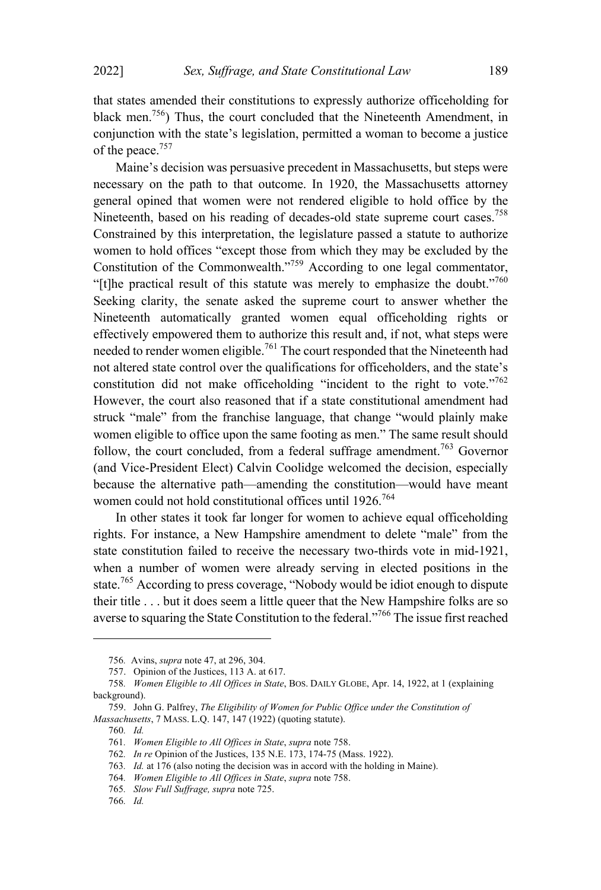that states amended their constitutions to expressly authorize officeholding for black men.[756]) Thus, the court concluded that the Nineteenth Amendment, in conjunction with the state's legislation, permitted a woman to become a justice of the peace.[757]

Maine's decision was persuasive precedent in Massachusetts, but steps were necessary on the path to that outcome. In 1920, the Massachusetts attorney general opined that women were not rendered eligible to hold office by the Nineteenth, based on his reading of decades-old state supreme court cases.[758] Constrained by this interpretation, the legislature passed a statute to authorize women to hold offices "except those from which they may be excluded by the Constitution of the Commonwealth."[759] According to one legal commentator, "[t]he practical result of this statute was merely to emphasize the doubt."[760] Seeking clarity, the senate asked the supreme court to answer whether the Nineteenth automatically granted women equal officeholding rights or effectively empowered them to authorize this result and, if not, what steps were needed to render women eligible.[761] The court responded that the Nineteenth had not altered state control over the qualifications for officeholders, and the state's constitution did not make officeholding "incident to the right to vote."[762] However, the court also reasoned that if a state constitutional amendment had struck "male" from the franchise language, that change "would plainly make women eligible to office upon the same footing as men." The same result should follow, the court concluded, from a federal suffrage amendment.[763] Governor (and Vice-President Elect) Calvin Coolidge welcomed the decision, especially because the alternative path—amending the constitution—would have meant women could not hold constitutional offices until 1926.[764]

In other states it took far longer for women to achieve equal officeholding rights. For instance, a New Hampshire amendment to delete "male" from the state constitution failed to receive the necessary two-thirds vote in mid-1921, when a number of women were already serving in elected positions in the state.[765] According to press coverage, "Nobody would be idiot enough to dispute their title . . . but it does seem a little queer that the New Hampshire folks are so averse to squaring the State Constitution to the federal."[766] The issue first reached

---

756. Avins, *supra* note 47, at 296, 304.

757. Opinion of the Justices, 113 A. at 617.

758. *Women Eligible to All Offices in State*, BOS. DAILY GLOBE, Apr. 14, 1922, at 1 (explaining background).

759. John G. Palfrey, *The Eligibility of Women for Public Office under the Constitution of Massachusetts*, 7 MASS. L.Q. 147, 147 (1922) (quoting statute).

760. *Id.*

761. *Women Eligible to All Offices in State*, *supra* note 758.

762. *In re* Opinion of the Justices, 135 N.E. 173, 174-75 (Mass. 1922).

763. *Id.* at 176 (also noting the decision was in accord with the holding in Maine).

764. *Women Eligible to All Offices in State*, *supra* note 758.

765. *Slow Full Suffrage, supra* note 725.

766. *Id.*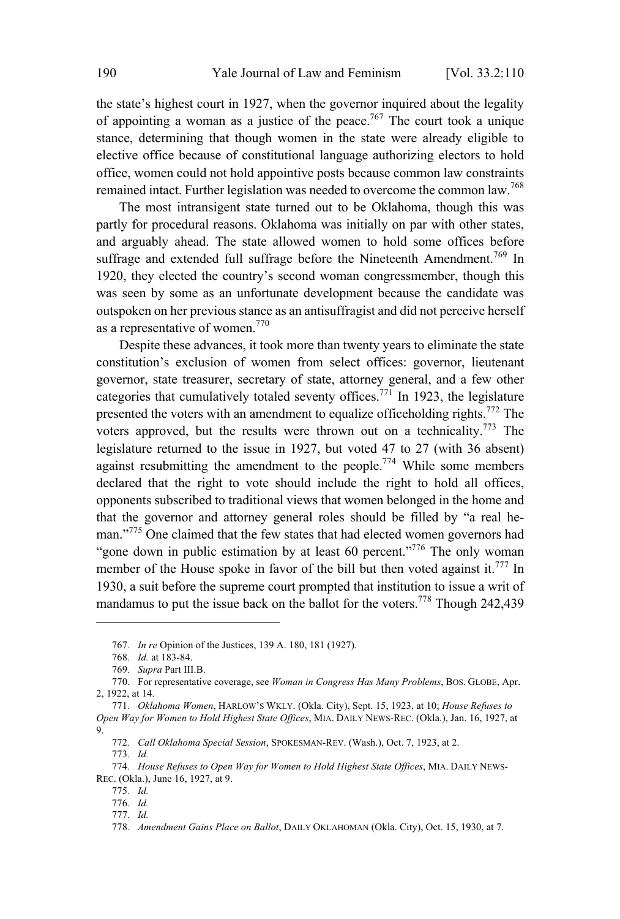the state's highest court in 1927, when the governor inquired about the legality of appointing a woman as a justice of the peace.[767] The court took a unique stance, determining that though women in the state were already eligible to elective office because of constitutional language authorizing electors to hold office, women could not hold appointive posts because common law constraints remained intact. Further legislation was needed to overcome the common law.[768]

The most intransigent state turned out to be Oklahoma, though this was partly for procedural reasons. Oklahoma was initially on par with other states, and arguably ahead. The state allowed women to hold some offices before suffrage and extended full suffrage before the Nineteenth Amendment.[769] In 1920, they elected the country's second woman congressmember, though this was seen by some as an unfortunate development because the candidate was outspoken on her previous stance as an antisuffragist and did not perceive herself as a representative of women.[770]

Despite these advances, it took more than twenty years to eliminate the state constitution's exclusion of women from select offices: governor, lieutenant governor, state treasurer, secretary of state, attorney general, and a few other categories that cumulatively totaled seventy offices.[771] In 1923, the legislature presented the voters with an amendment to equalize officeholding rights.[772] The voters approved, but the results were thrown out on a technicality.[773] The legislature returned to the issue in 1927, but voted 47 to 27 (with 36 absent) against resubmitting the amendment to the people.[774] While some members declared that the right to vote should include the right to hold all offices, opponents subscribed to traditional views that women belonged in the home and that the governor and attorney general roles should be filled by "a real he-man."[775] One claimed that the few states that had elected women governors had "gone down in public estimation by at least 60 percent."[776] The only woman member of the House spoke in favor of the bill but then voted against it.[777] In 1930, a suit before the supreme court prompted that institution to issue a writ of mandamus to put the issue back on the ballot for the voters.[778] Though 242,439

---

767. *In re* Opinion of the Justices, 139 A. 180, 181 (1927).

768. *Id.* at 183-84.

769. *Supra* Part III.B.

770. For representative coverage, see *Woman in Congress Has Many Problems*, BOS. GLOBE, Apr. 2, 1922, at 14.

771. *Oklahoma Women*, HARLOW'S WKLY. (Okla. City), Sept. 15, 1923, at 10; *House Refuses to Open Way for Women to Hold Highest State Offices*, MIA. DAILY NEWS-REC. (Okla.), Jan. 16, 1927, at 9.

772. *Call Oklahoma Special Session*, SPOKESMAN-REV. (Wash.), Oct. 7, 1923, at 2.

773. *Id.*

774. *House Refuses to Open Way for Women to Hold Highest State Offices*, MIA. DAILY NEWS-REC. (Okla.), June 16, 1927, at 9.

775. *Id.*

776. *Id.*

777. *Id.*

778. *Amendment Gains Place on Ballot*, DAILY OKLAHOMAN (Okla. City), Oct. 15, 1930, at 7.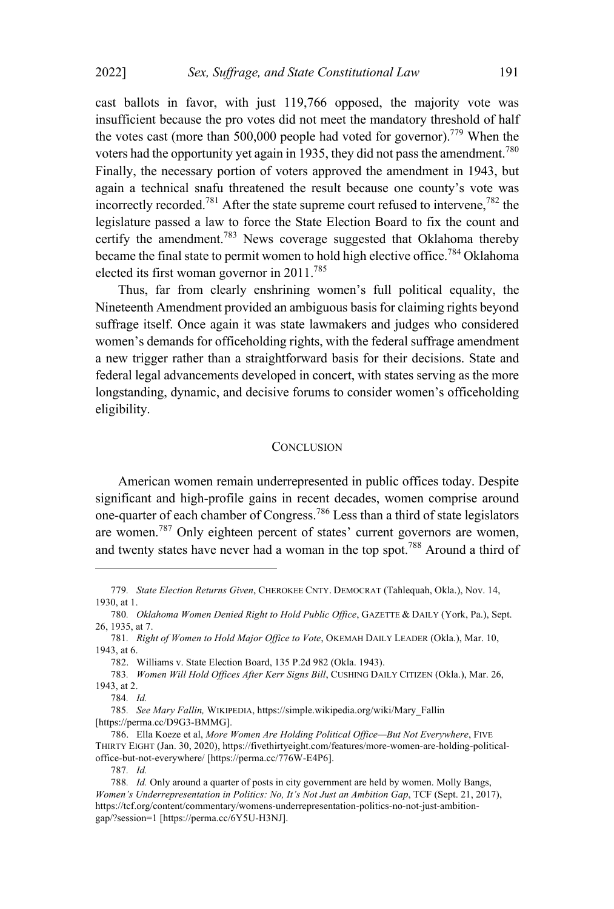cast ballots in favor, with just 119,766 opposed, the majority vote was insufficient because the pro votes did not meet the mandatory threshold of half the votes cast (more than 500,000 people had voted for governor).[779] When the voters had the opportunity yet again in 1935, they did not pass the amendment.[780] Finally, the necessary portion of voters approved the amendment in 1943, but again a technical snafu threatened the result because one county's vote was incorrectly recorded.[781] After the state supreme court refused to intervene,[782] the legislature passed a law to force the State Election Board to fix the count and certify the amendment.[783] News coverage suggested that Oklahoma thereby became the final state to permit women to hold high elective office.[784] Oklahoma elected its first woman governor in 2011.[785]

Thus, far from clearly enshrining women's full political equality, the Nineteenth Amendment provided an ambiguous basis for claiming rights beyond suffrage itself. Once again it was state lawmakers and judges who considered women's demands for officeholding rights, with the federal suffrage amendment a new trigger rather than a straightforward basis for their decisions. State and federal legal advancements developed in concert, with states serving as the more longstanding, dynamic, and decisive forums to consider women's officeholding eligibility.

## CONCLUSION

American women remain underrepresented in public offices today. Despite significant and high-profile gains in recent decades, women comprise around one-quarter of each chamber of Congress.[786] Less than a third of state legislators are women.[787] Only eighteen percent of states' current governors are women, and twenty states have never had a woman in the top spot.[788] Around a third of

---

779. *State Election Returns Given*, CHEROKEE CNTY. DEMOCRAT (Tahlequah, Okla.), Nov. 14, 1930, at 1.

780. *Oklahoma Women Denied Right to Hold Public Office*, GAZETTE & DAILY (York, Pa.), Sept. 26, 1935, at 7.

781. *Right of Women to Hold Major Office to Vote*, OKEMAH DAILY LEADER (Okla.), Mar. 10, 1943, at 6.

782. Williams v. State Election Board, 135 P.2d 982 (Okla. 1943).

783. *Women Will Hold Offices After Kerr Signs Bill*, CUSHING DAILY CITIZEN (Okla.), Mar. 26, 1943, at 2.

784. *Id.*

785. *See Mary Fallin,* WIKIPEDIA, https://simple.wikipedia.org/wiki/Mary_Fallin [https://perma.cc/D9G3-BMMG].

786. Ella Koeze et al, *More Women Are Holding Political Office—But Not Everywhere*, FIVE THIRTY EIGHT (Jan. 30, 2020), https://fivethirtyeight.com/features/more-women-are-holding-political-office-but-not-everywhere/ [https://perma.cc/776W-E4P6].

787. *Id.*

788. *Id.* Only around a quarter of posts in city government are held by women. Molly Bangs, *Women's Underrepresentation in Politics: No, It's Not Just an Ambition Gap*, TCF (Sept. 21, 2017), https://tcf.org/content/commentary/womens-underrepresentation-politics-no-not-just-ambition-gap/?session=1 [https://perma.cc/6Y5U-H3NJ].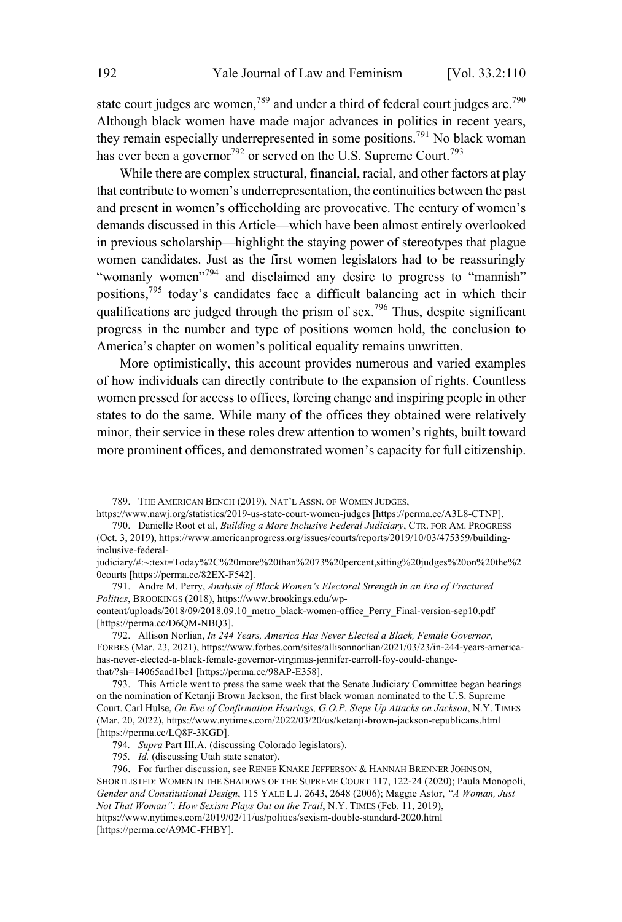state court judges are women,[789] and under a third of federal court judges are.[790] Although black women have made major advances in politics in recent years, they remain especially underrepresented in some positions.[791] No black woman has ever been a governor[792] or served on the U.S. Supreme Court.[793]

While there are complex structural, financial, racial, and other factors at play that contribute to women's underrepresentation, the continuities between the past and present in women's officeholding are provocative. The century of women's demands discussed in this Article—which have been almost entirely overlooked in previous scholarship—highlight the staying power of stereotypes that plague women candidates. Just as the first women legislators had to be reassuringly "womanly women"[794] and disclaimed any desire to progress to "mannish" positions,[795] today's candidates face a difficult balancing act in which their qualifications are judged through the prism of sex.[796] Thus, despite significant progress in the number and type of positions women hold, the conclusion to America's chapter on women's political equality remains unwritten.

More optimistically, this account provides numerous and varied examples of how individuals can directly contribute to the expansion of rights. Countless women pressed for access to offices, forcing change and inspiring people in other states to do the same. While many of the offices they obtained were relatively minor, their service in these roles drew attention to women's rights, built toward more prominent offices, and demonstrated women's capacity for full citizenship.

---

789. THE AMERICAN BENCH (2019), NAT'L ASSN. OF WOMEN JUDGES, https://www.nawj.org/statistics/2019-us-state-court-women-judges [https://perma.cc/A3L8-CTNP].

790. Danielle Root et al, *Building a More Inclusive Federal Judiciary*, CTR. FOR AM. PROGRESS (Oct. 3, 2019), https://www.americanprogress.org/issues/courts/reports/2019/10/03/475359/building-inclusive-federal-judiciary/#:~:text=Today%2C%20more%20than%2073%20percent,sitting%20judges%20on%20the%20courts [https://perma.cc/82EX-F542].

791. Andre M. Perry, *Analysis of Black Women's Electoral Strength in an Era of Fractured Politics*, BROOKINGS (2018), https://www.brookings.edu/wp-content/uploads/2018/09/2018.09.10_metro_black-women-office_Perry_Final-version-sep10.pdf [https://perma.cc/D6QM-NBQ3].

792. Allison Norlian, *In 244 Years, America Has Never Elected a Black, Female Governor*, FORBES (Mar. 23, 2021), https://www.forbes.com/sites/allisonnorlian/2021/03/23/in-244-years-america-has-never-elected-a-black-female-governor-virginias-jennifer-carroll-foy-could-change-that/?sh=14065aad1bc1 [https://perma.cc/98AP-E358].

793. This Article went to press the same week that the Senate Judiciary Committee began hearings on the nomination of Ketanji Brown Jackson, the first black woman nominated to the U.S. Supreme Court. Carl Hulse, *On Eve of Confirmation Hearings, G.O.P. Steps Up Attacks on Jackson*, N.Y. TIMES (Mar. 20, 2022), https://www.nytimes.com/2022/03/20/us/ketanji-brown-jackson-republicans.html [https://perma.cc/LQ8F-3KGD].

794. *Supra* Part III.A. (discussing Colorado legislators).

795. *Id.* (discussing Utah state senator).

796. For further discussion, see RENEE KNAKE JEFFERSON & HANNAH BRENNER JOHNSON, SHORTLISTED: WOMEN IN THE SHADOWS OF THE SUPREME COURT 117, 122-24 (2020); Paula Monopoli, *Gender and Constitutional Design*, 115 YALE L.J. 2643, 2648 (2006); Maggie Astor, *"A Woman, Just Not That Woman": How Sexism Plays Out on the Trail*, N.Y. TIMES (Feb. 11, 2019), https://www.nytimes.com/2019/02/11/us/politics/sexism-double-standard-2020.html [https://perma.cc/A9MC-FHBY].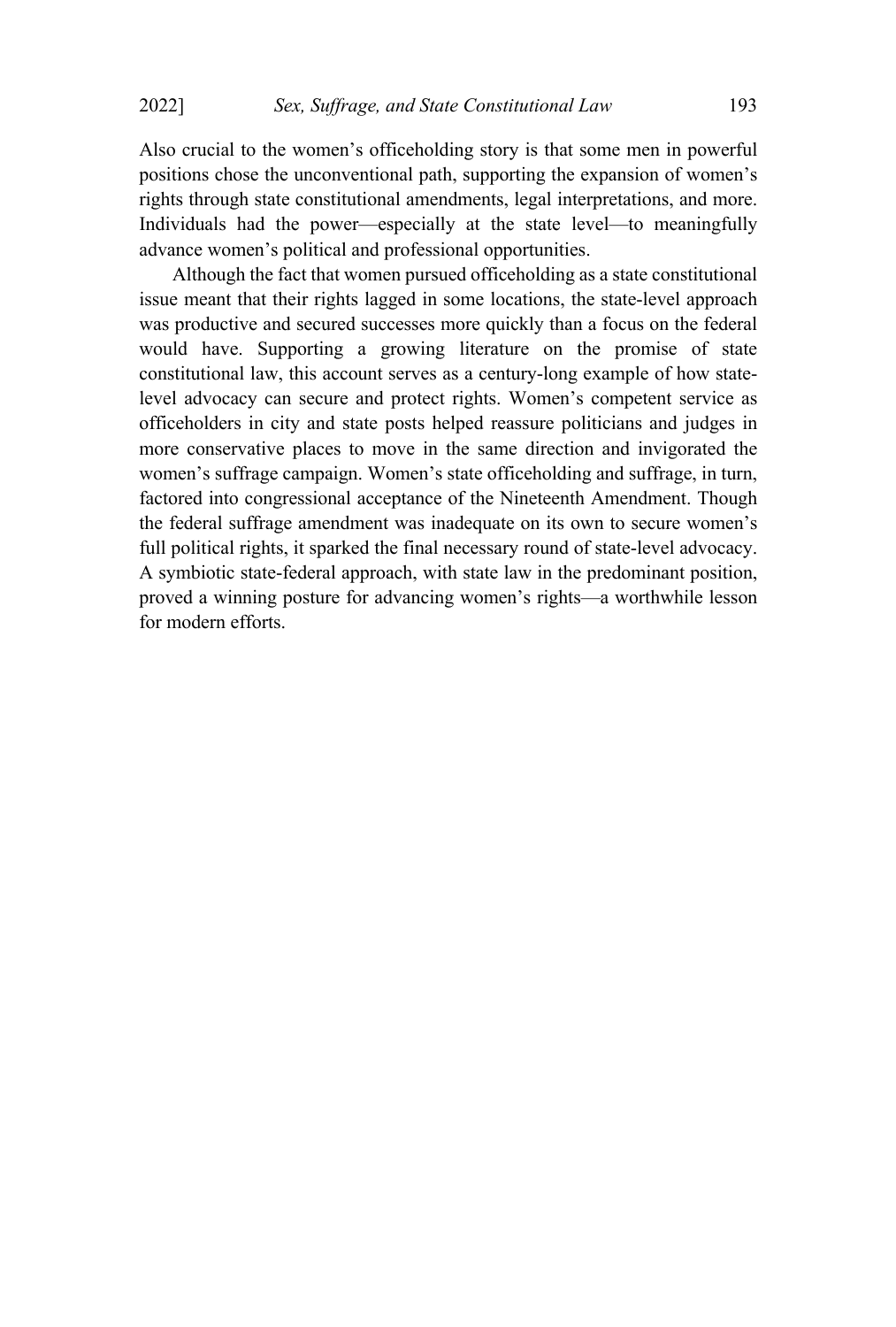Also crucial to the women's officeholding story is that some men in powerful positions chose the unconventional path, supporting the expansion of women's rights through state constitutional amendments, legal interpretations, and more. Individuals had the power—especially at the state level—to meaningfully advance women's political and professional opportunities.

Although the fact that women pursued officeholding as a state constitutional issue meant that their rights lagged in some locations, the state-level approach was productive and secured successes more quickly than a focus on the federal would have. Supporting a growing literature on the promise of state constitutional law, this account serves as a century-long example of how state-level advocacy can secure and protect rights. Women's competent service as officeholders in city and state posts helped reassure politicians and judges in more conservative places to move in the same direction and invigorated the women's suffrage campaign. Women's state officeholding and suffrage, in turn, factored into congressional acceptance of the Nineteenth Amendment. Though the federal suffrage amendment was inadequate on its own to secure women's full political rights, it sparked the final necessary round of state-level advocacy. A symbiotic state-federal approach, with state law in the predominant position, proved a winning posture for advancing women's rights—a worthwhile lesson for modern efforts.